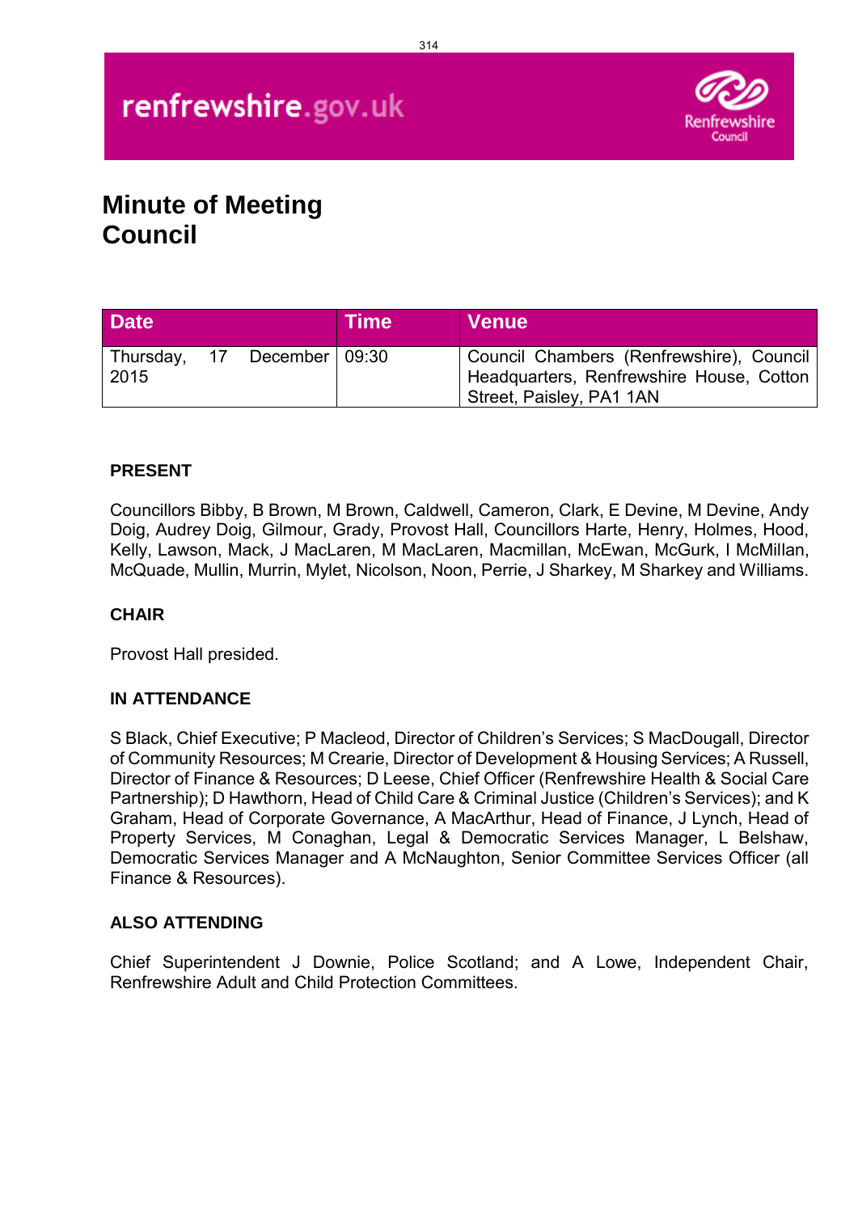renfrewshire.gov.uk

Renfrewshire Council

# Minute of Meeting
# Council

| Date | Time | Venue |
|---|---|---|
| Thursday, 17 December 2015 | 09:30 | Council Chambers (Renfrewshire), Council Headquarters, Renfrewshire House, Cotton Street, Paisley, PA1 1AN |

### PRESENT

Councillors Bibby, B Brown, M Brown, Caldwell, Cameron, Clark, E Devine, M Devine, Andy Doig, Audrey Doig, Gilmour, Grady, Provost Hall, Councillors Harte, Henry, Holmes, Hood, Kelly, Lawson, Mack, J MacLaren, M MacLaren, Macmillan, McEwan, McGurk, I McMillan, McQuade, Mullin, Murrin, Mylet, Nicolson, Noon, Perrie, J Sharkey, M Sharkey and Williams.

### CHAIR

Provost Hall presided.

### IN ATTENDANCE

S Black, Chief Executive; P Macleod, Director of Children's Services; S MacDougall, Director of Community Resources; M Crearie, Director of Development & Housing Services; A Russell, Director of Finance & Resources; D Leese, Chief Officer (Renfrewshire Health & Social Care Partnership); D Hawthorn, Head of Child Care & Criminal Justice (Children's Services); and K Graham, Head of Corporate Governance, A MacArthur, Head of Finance, J Lynch, Head of Property Services, M Conaghan, Legal & Democratic Services Manager, L Belshaw, Democratic Services Manager and A McNaughton, Senior Committee Services Officer (all Finance & Resources).

### ALSO ATTENDING

Chief Superintendent J Downie, Police Scotland; and A Lowe, Independent Chair, Renfrewshire Adult and Child Protection Committees.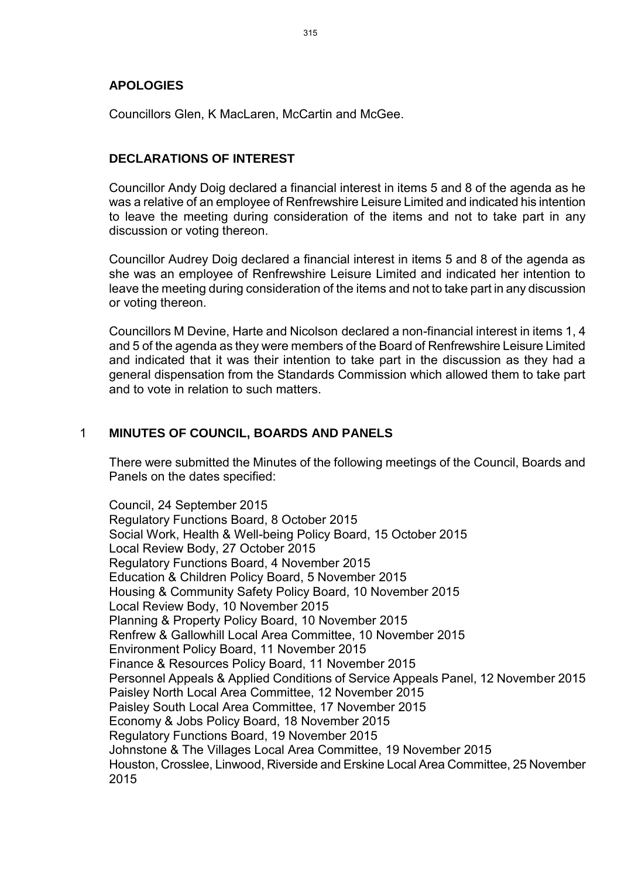## APOLOGIES

Councillors Glen, K MacLaren, McCartin and McGee.

## DECLARATIONS OF INTEREST

Councillor Andy Doig declared a financial interest in items 5 and 8 of the agenda as he was a relative of an employee of Renfrewshire Leisure Limited and indicated his intention to leave the meeting during consideration of the items and not to take part in any discussion or voting thereon.

Councillor Audrey Doig declared a financial interest in items 5 and 8 of the agenda as she was an employee of Renfrewshire Leisure Limited and indicated her intention to leave the meeting during consideration of the items and not to take part in any discussion or voting thereon.

Councillors M Devine, Harte and Nicolson declared a non-financial interest in items 1, 4 and 5 of the agenda as they were members of the Board of Renfrewshire Leisure Limited and indicated that it was their intention to take part in the discussion as they had a general dispensation from the Standards Commission which allowed them to take part and to vote in relation to such matters.

## 1 MINUTES OF COUNCIL, BOARDS AND PANELS

There were submitted the Minutes of the following meetings of the Council, Boards and Panels on the dates specified:

Council, 24 September 2015
Regulatory Functions Board, 8 October 2015
Social Work, Health & Well-being Policy Board, 15 October 2015
Local Review Body, 27 October 2015
Regulatory Functions Board, 4 November 2015
Education & Children Policy Board, 5 November 2015
Housing & Community Safety Policy Board, 10 November 2015
Local Review Body, 10 November 2015
Planning & Property Policy Board, 10 November 2015
Renfrew & Gallowhill Local Area Committee, 10 November 2015
Environment Policy Board, 11 November 2015
Finance & Resources Policy Board, 11 November 2015
Personnel Appeals & Applied Conditions of Service Appeals Panel, 12 November 2015
Paisley North Local Area Committee, 12 November 2015
Paisley South Local Area Committee, 17 November 2015
Economy & Jobs Policy Board, 18 November 2015
Regulatory Functions Board, 19 November 2015
Johnstone & The Villages Local Area Committee, 19 November 2015
Houston, Crosslee, Linwood, Riverside and Erskine Local Area Committee, 25 November 2015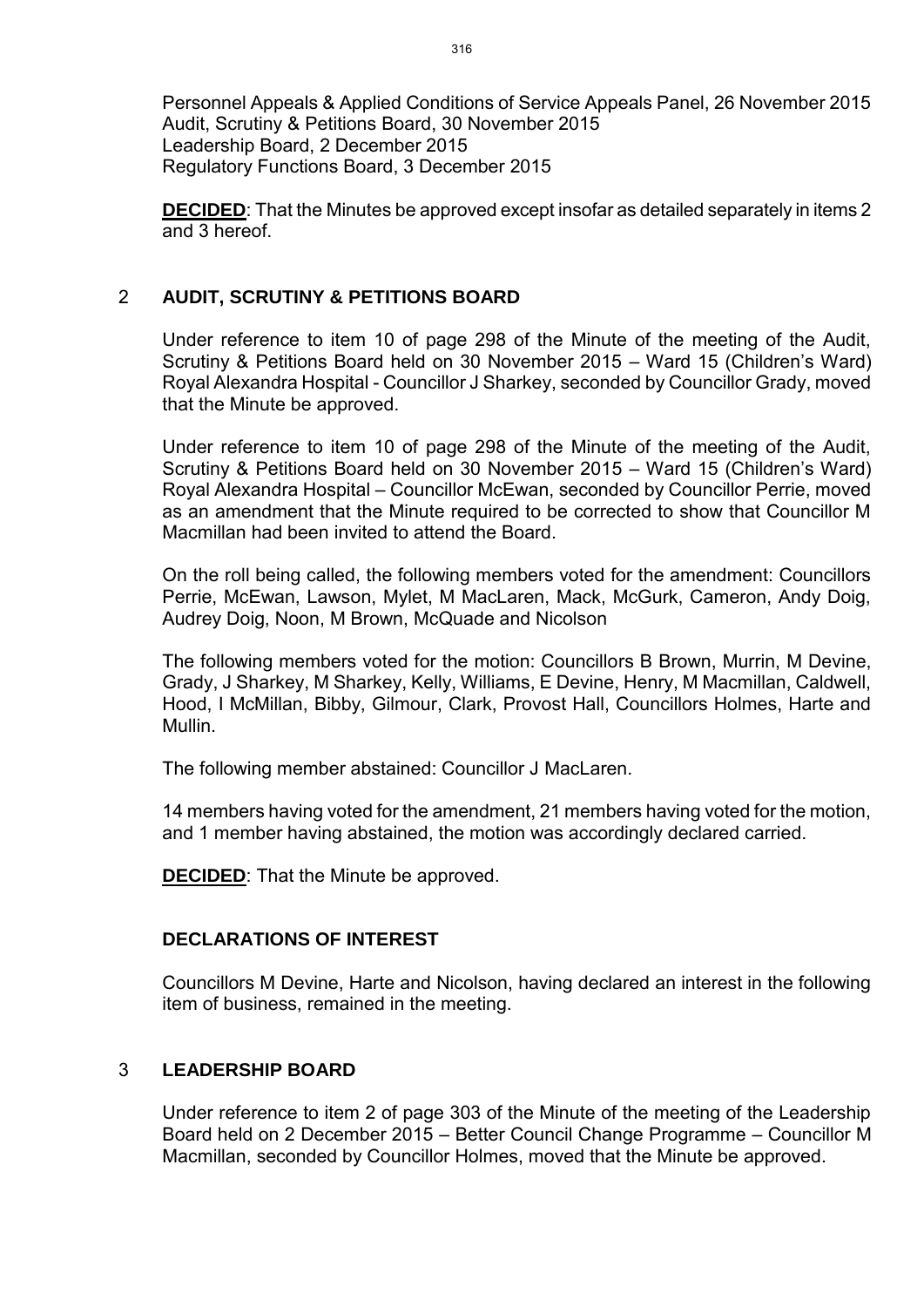Personnel Appeals & Applied Conditions of Service Appeals Panel, 26 November 2015
Audit, Scrutiny & Petitions Board, 30 November 2015
Leadership Board, 2 December 2015
Regulatory Functions Board, 3 December 2015

**DECIDED**: That the Minutes be approved except insofar as detailed separately in items 2 and 3 hereof.

## 2 AUDIT, SCRUTINY & PETITIONS BOARD

Under reference to item 10 of page 298 of the Minute of the meeting of the Audit, Scrutiny & Petitions Board held on 30 November 2015 – Ward 15 (Children's Ward) Royal Alexandra Hospital - Councillor J Sharkey, seconded by Councillor Grady, moved that the Minute be approved.

Under reference to item 10 of page 298 of the Minute of the meeting of the Audit, Scrutiny & Petitions Board held on 30 November 2015 – Ward 15 (Children's Ward) Royal Alexandra Hospital – Councillor McEwan, seconded by Councillor Perrie, moved as an amendment that the Minute required to be corrected to show that Councillor M Macmillan had been invited to attend the Board.

On the roll being called, the following members voted for the amendment: Councillors Perrie, McEwan, Lawson, Mylet, M MacLaren, Mack, McGurk, Cameron, Andy Doig, Audrey Doig, Noon, M Brown, McQuade and Nicolson

The following members voted for the motion: Councillors B Brown, Murrin, M Devine, Grady, J Sharkey, M Sharkey, Kelly, Williams, E Devine, Henry, M Macmillan, Caldwell, Hood, I McMillan, Bibby, Gilmour, Clark, Provost Hall, Councillors Holmes, Harte and Mullin.

The following member abstained: Councillor J MacLaren.

14 members having voted for the amendment, 21 members having voted for the motion, and 1 member having abstained, the motion was accordingly declared carried.

**DECIDED**: That the Minute be approved.

## DECLARATIONS OF INTEREST

Councillors M Devine, Harte and Nicolson, having declared an interest in the following item of business, remained in the meeting.

## 3 LEADERSHIP BOARD

Under reference to item 2 of page 303 of the Minute of the meeting of the Leadership Board held on 2 December 2015 – Better Council Change Programme – Councillor M Macmillan, seconded by Councillor Holmes, moved that the Minute be approved.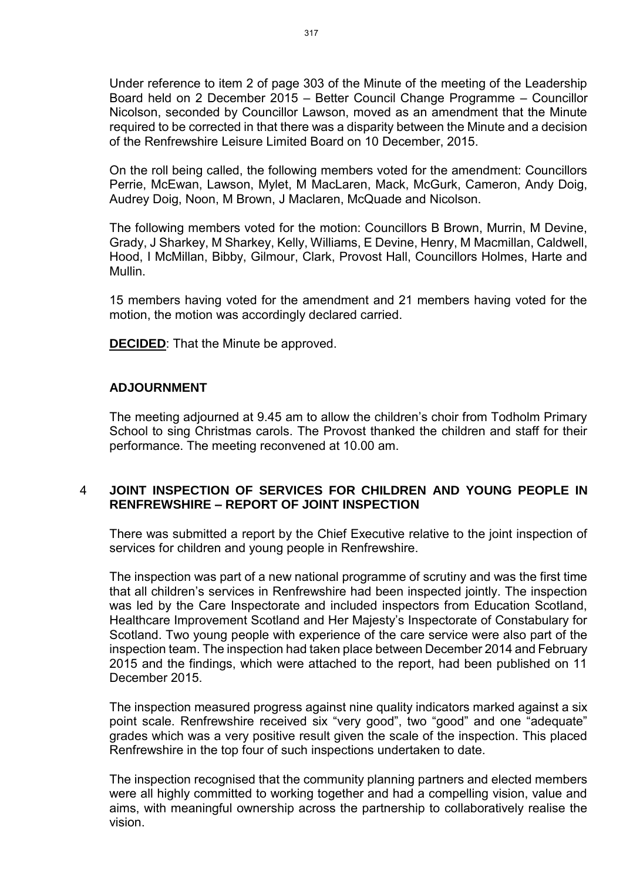Under reference to item 2 of page 303 of the Minute of the meeting of the Leadership Board held on 2 December 2015 – Better Council Change Programme – Councillor Nicolson, seconded by Councillor Lawson, moved as an amendment that the Minute required to be corrected in that there was a disparity between the Minute and a decision of the Renfrewshire Leisure Limited Board on 10 December, 2015.

On the roll being called, the following members voted for the amendment: Councillors Perrie, McEwan, Lawson, Mylet, M MacLaren, Mack, McGurk, Cameron, Andy Doig, Audrey Doig, Noon, M Brown, J Maclaren, McQuade and Nicolson.

The following members voted for the motion: Councillors B Brown, Murrin, M Devine, Grady, J Sharkey, M Sharkey, Kelly, Williams, E Devine, Henry, M Macmillan, Caldwell, Hood, I McMillan, Bibby, Gilmour, Clark, Provost Hall, Councillors Holmes, Harte and Mullin.

15 members having voted for the amendment and 21 members having voted for the motion, the motion was accordingly declared carried.

**DECIDED**: That the Minute be approved.

## ADJOURNMENT

The meeting adjourned at 9.45 am to allow the children's choir from Todholm Primary School to sing Christmas carols. The Provost thanked the children and staff for their performance. The meeting reconvened at 10.00 am.

## 4 JOINT INSPECTION OF SERVICES FOR CHILDREN AND YOUNG PEOPLE IN RENFREWSHIRE – REPORT OF JOINT INSPECTION

There was submitted a report by the Chief Executive relative to the joint inspection of services for children and young people in Renfrewshire.

The inspection was part of a new national programme of scrutiny and was the first time that all children's services in Renfrewshire had been inspected jointly. The inspection was led by the Care Inspectorate and included inspectors from Education Scotland, Healthcare Improvement Scotland and Her Majesty's Inspectorate of Constabulary for Scotland. Two young people with experience of the care service were also part of the inspection team. The inspection had taken place between December 2014 and February 2015 and the findings, which were attached to the report, had been published on 11 December 2015.

The inspection measured progress against nine quality indicators marked against a six point scale. Renfrewshire received six "very good", two "good" and one "adequate" grades which was a very positive result given the scale of the inspection. This placed Renfrewshire in the top four of such inspections undertaken to date.

The inspection recognised that the community planning partners and elected members were all highly committed to working together and had a compelling vision, value and aims, with meaningful ownership across the partnership to collaboratively realise the vision.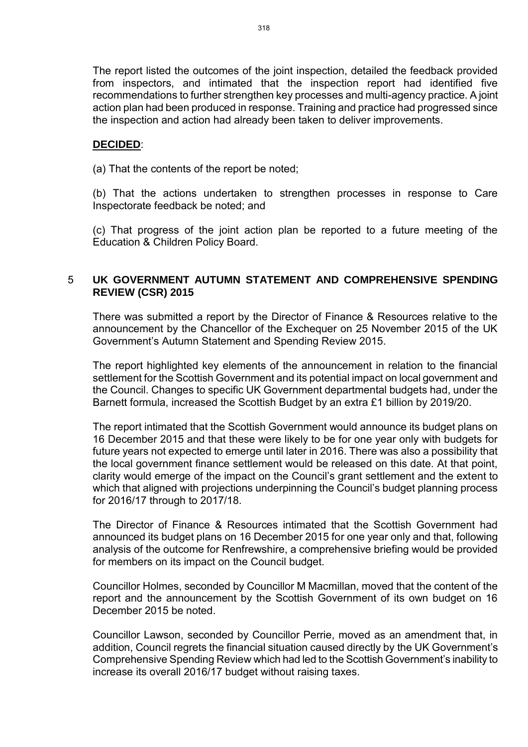The report listed the outcomes of the joint inspection, detailed the feedback provided from inspectors, and intimated that the inspection report had identified five recommendations to further strengthen key processes and multi-agency practice. A joint action plan had been produced in response. Training and practice had progressed since the inspection and action had already been taken to deliver improvements.

**DECIDED**:

(a) That the contents of the report be noted;

(b) That the actions undertaken to strengthen processes in response to Care Inspectorate feedback be noted; and

(c) That progress of the joint action plan be reported to a future meeting of the Education & Children Policy Board.

## 5 UK GOVERNMENT AUTUMN STATEMENT AND COMPREHENSIVE SPENDING REVIEW (CSR) 2015

There was submitted a report by the Director of Finance & Resources relative to the announcement by the Chancellor of the Exchequer on 25 November 2015 of the UK Government's Autumn Statement and Spending Review 2015.

The report highlighted key elements of the announcement in relation to the financial settlement for the Scottish Government and its potential impact on local government and the Council. Changes to specific UK Government departmental budgets had, under the Barnett formula, increased the Scottish Budget by an extra £1 billion by 2019/20.

The report intimated that the Scottish Government would announce its budget plans on 16 December 2015 and that these were likely to be for one year only with budgets for future years not expected to emerge until later in 2016. There was also a possibility that the local government finance settlement would be released on this date. At that point, clarity would emerge of the impact on the Council's grant settlement and the extent to which that aligned with projections underpinning the Council's budget planning process for 2016/17 through to 2017/18.

The Director of Finance & Resources intimated that the Scottish Government had announced its budget plans on 16 December 2015 for one year only and that, following analysis of the outcome for Renfrewshire, a comprehensive briefing would be provided for members on its impact on the Council budget.

Councillor Holmes, seconded by Councillor M Macmillan, moved that the content of the report and the announcement by the Scottish Government of its own budget on 16 December 2015 be noted.

Councillor Lawson, seconded by Councillor Perrie, moved as an amendment that, in addition, Council regrets the financial situation caused directly by the UK Government's Comprehensive Spending Review which had led to the Scottish Government's inability to increase its overall 2016/17 budget without raising taxes.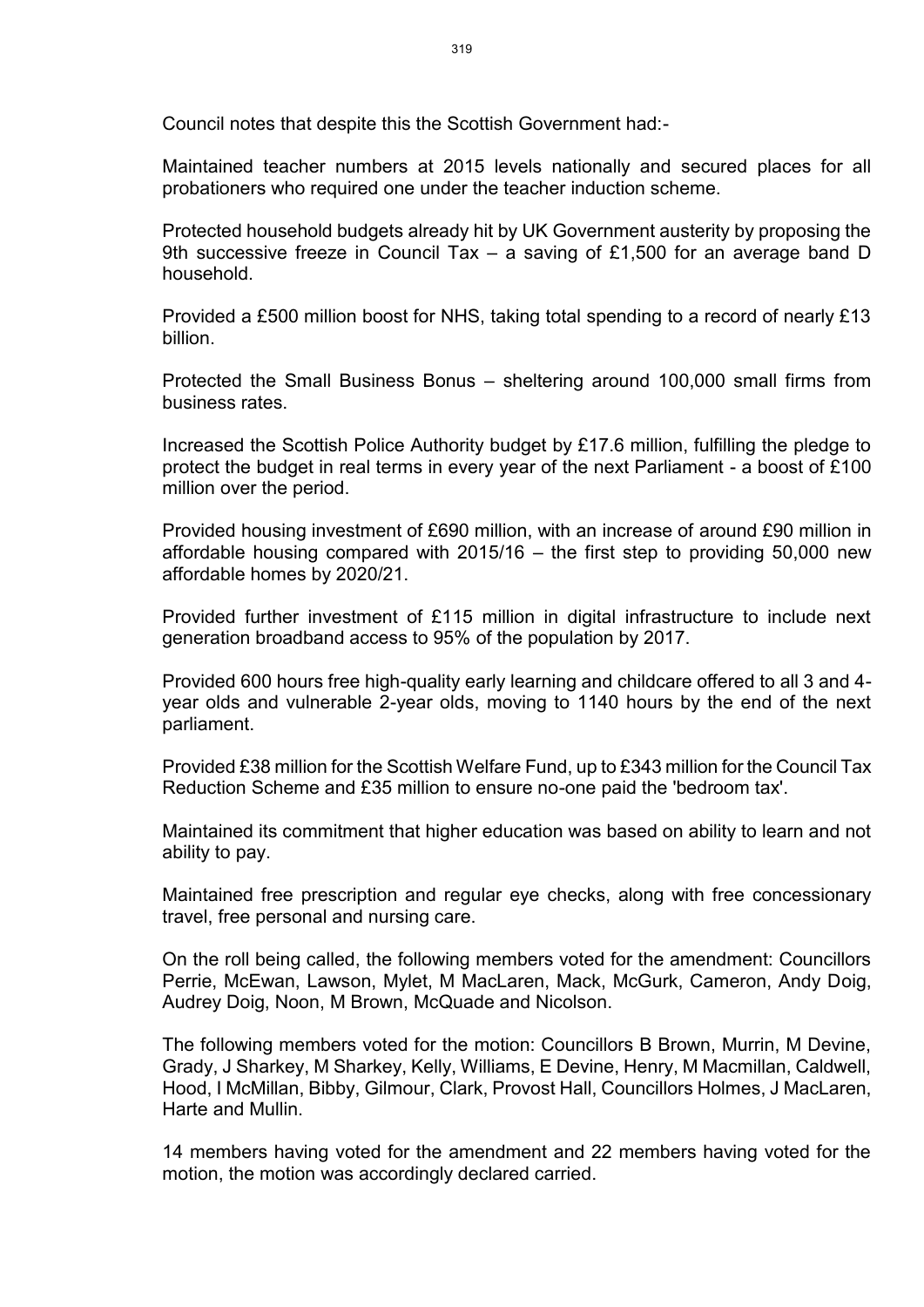Council notes that despite this the Scottish Government had:-

Maintained teacher numbers at 2015 levels nationally and secured places for all probationers who required one under the teacher induction scheme.

Protected household budgets already hit by UK Government austerity by proposing the 9th successive freeze in Council Tax – a saving of £1,500 for an average band D household.

Provided a £500 million boost for NHS, taking total spending to a record of nearly £13 billion.

Protected the Small Business Bonus – sheltering around 100,000 small firms from business rates.

Increased the Scottish Police Authority budget by £17.6 million, fulfilling the pledge to protect the budget in real terms in every year of the next Parliament - a boost of £100 million over the period.

Provided housing investment of £690 million, with an increase of around £90 million in affordable housing compared with 2015/16 – the first step to providing 50,000 new affordable homes by 2020/21.

Provided further investment of £115 million in digital infrastructure to include next generation broadband access to 95% of the population by 2017.

Provided 600 hours free high-quality early learning and childcare offered to all 3 and 4-year olds and vulnerable 2-year olds, moving to 1140 hours by the end of the next parliament.

Provided £38 million for the Scottish Welfare Fund, up to £343 million for the Council Tax Reduction Scheme and £35 million to ensure no-one paid the 'bedroom tax'.

Maintained its commitment that higher education was based on ability to learn and not ability to pay.

Maintained free prescription and regular eye checks, along with free concessionary travel, free personal and nursing care.

On the roll being called, the following members voted for the amendment: Councillors Perrie, McEwan, Lawson, Mylet, M MacLaren, Mack, McGurk, Cameron, Andy Doig, Audrey Doig, Noon, M Brown, McQuade and Nicolson.

The following members voted for the motion: Councillors B Brown, Murrin, M Devine, Grady, J Sharkey, M Sharkey, Kelly, Williams, E Devine, Henry, M Macmillan, Caldwell, Hood, I McMillan, Bibby, Gilmour, Clark, Provost Hall, Councillors Holmes, J MacLaren, Harte and Mullin.

14 members having voted for the amendment and 22 members having voted for the motion, the motion was accordingly declared carried.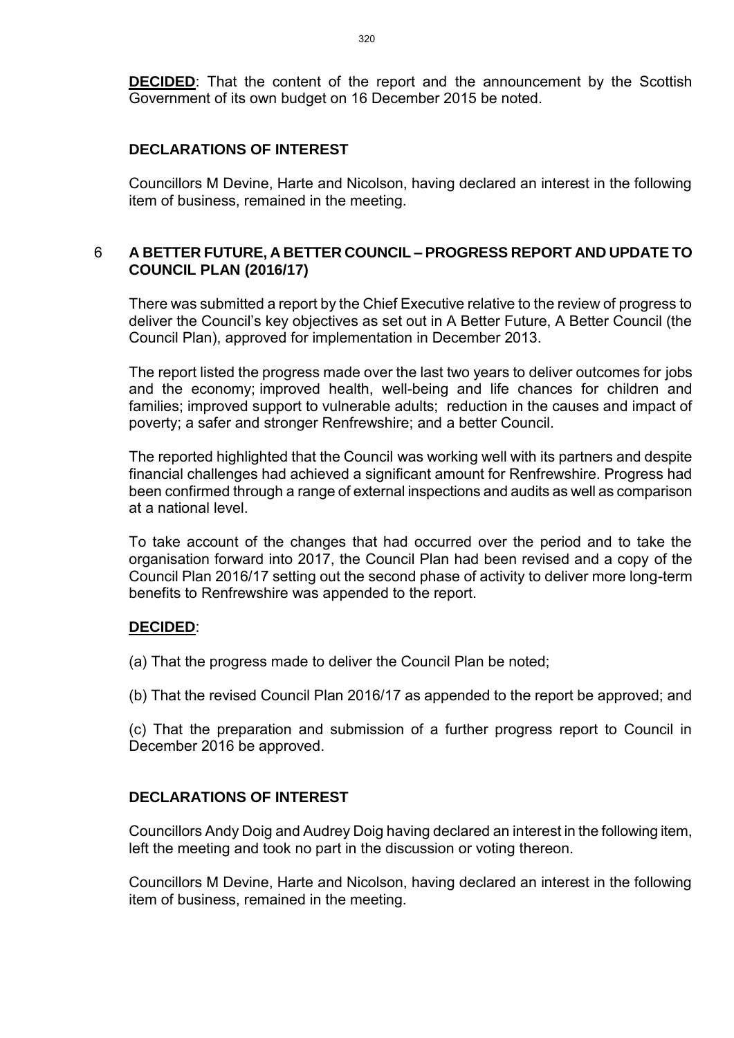**DECIDED**: That the content of the report and the announcement by the Scottish Government of its own budget on 16 December 2015 be noted.

## DECLARATIONS OF INTEREST

Councillors M Devine, Harte and Nicolson, having declared an interest in the following item of business, remained in the meeting.

## 6 A BETTER FUTURE, A BETTER COUNCIL – PROGRESS REPORT AND UPDATE TO COUNCIL PLAN (2016/17)

There was submitted a report by the Chief Executive relative to the review of progress to deliver the Council's key objectives as set out in A Better Future, A Better Council (the Council Plan), approved for implementation in December 2013.

The report listed the progress made over the last two years to deliver outcomes for jobs and the economy; improved health, well-being and life chances for children and families; improved support to vulnerable adults; reduction in the causes and impact of poverty; a safer and stronger Renfrewshire; and a better Council.

The reported highlighted that the Council was working well with its partners and despite financial challenges had achieved a significant amount for Renfrewshire. Progress had been confirmed through a range of external inspections and audits as well as comparison at a national level.

To take account of the changes that had occurred over the period and to take the organisation forward into 2017, the Council Plan had been revised and a copy of the Council Plan 2016/17 setting out the second phase of activity to deliver more long-term benefits to Renfrewshire was appended to the report.

**DECIDED**:

(a) That the progress made to deliver the Council Plan be noted;

(b) That the revised Council Plan 2016/17 as appended to the report be approved; and

(c) That the preparation and submission of a further progress report to Council in December 2016 be approved.

## DECLARATIONS OF INTEREST

Councillors Andy Doig and Audrey Doig having declared an interest in the following item, left the meeting and took no part in the discussion or voting thereon.

Councillors M Devine, Harte and Nicolson, having declared an interest in the following item of business, remained in the meeting.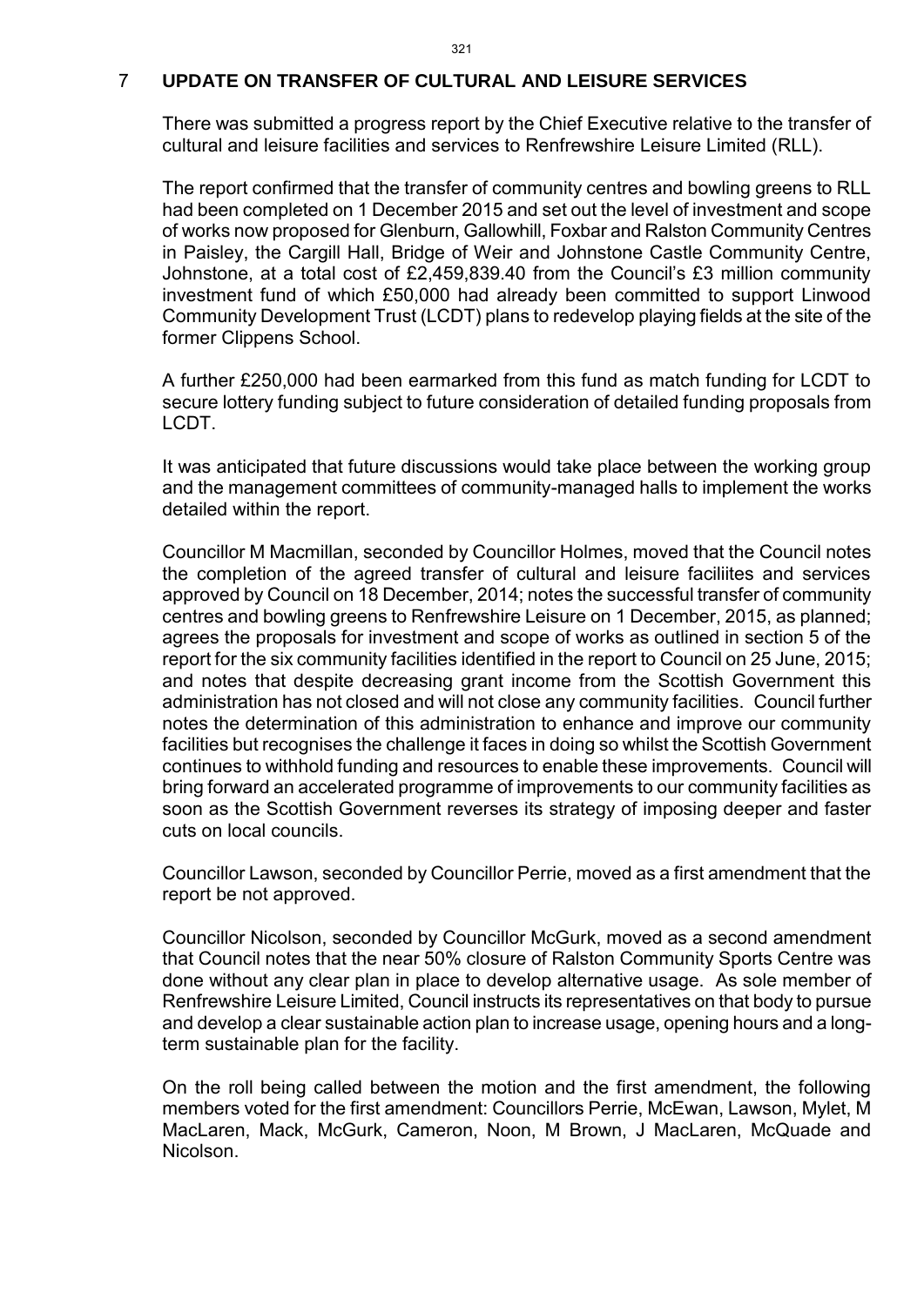## 7 UPDATE ON TRANSFER OF CULTURAL AND LEISURE SERVICES

There was submitted a progress report by the Chief Executive relative to the transfer of cultural and leisure facilities and services to Renfrewshire Leisure Limited (RLL).

The report confirmed that the transfer of community centres and bowling greens to RLL had been completed on 1 December 2015 and set out the level of investment and scope of works now proposed for Glenburn, Gallowhill, Foxbar and Ralston Community Centres in Paisley, the Cargill Hall, Bridge of Weir and Johnstone Castle Community Centre, Johnstone, at a total cost of £2,459,839.40 from the Council's £3 million community investment fund of which £50,000 had already been committed to support Linwood Community Development Trust (LCDT) plans to redevelop playing fields at the site of the former Clippens School.

A further £250,000 had been earmarked from this fund as match funding for LCDT to secure lottery funding subject to future consideration of detailed funding proposals from LCDT.

It was anticipated that future discussions would take place between the working group and the management committees of community-managed halls to implement the works detailed within the report.

Councillor M Macmillan, seconded by Councillor Holmes, moved that the Council notes the completion of the agreed transfer of cultural and leisure faciliites and services approved by Council on 18 December, 2014; notes the successful transfer of community centres and bowling greens to Renfrewshire Leisure on 1 December, 2015, as planned; agrees the proposals for investment and scope of works as outlined in section 5 of the report for the six community facilities identified in the report to Council on 25 June, 2015; and notes that despite decreasing grant income from the Scottish Government this administration has not closed and will not close any community facilities. Council further notes the determination of this administration to enhance and improve our community facilities but recognises the challenge it faces in doing so whilst the Scottish Government continues to withhold funding and resources to enable these improvements. Council will bring forward an accelerated programme of improvements to our community facilities as soon as the Scottish Government reverses its strategy of imposing deeper and faster cuts on local councils.

Councillor Lawson, seconded by Councillor Perrie, moved as a first amendment that the report be not approved.

Councillor Nicolson, seconded by Councillor McGurk, moved as a second amendment that Council notes that the near 50% closure of Ralston Community Sports Centre was done without any clear plan in place to develop alternative usage. As sole member of Renfrewshire Leisure Limited, Council instructs its representatives on that body to pursue and develop a clear sustainable action plan to increase usage, opening hours and a long-term sustainable plan for the facility.

On the roll being called between the motion and the first amendment, the following members voted for the first amendment: Councillors Perrie, McEwan, Lawson, Mylet, M MacLaren, Mack, McGurk, Cameron, Noon, M Brown, J MacLaren, McQuade and Nicolson.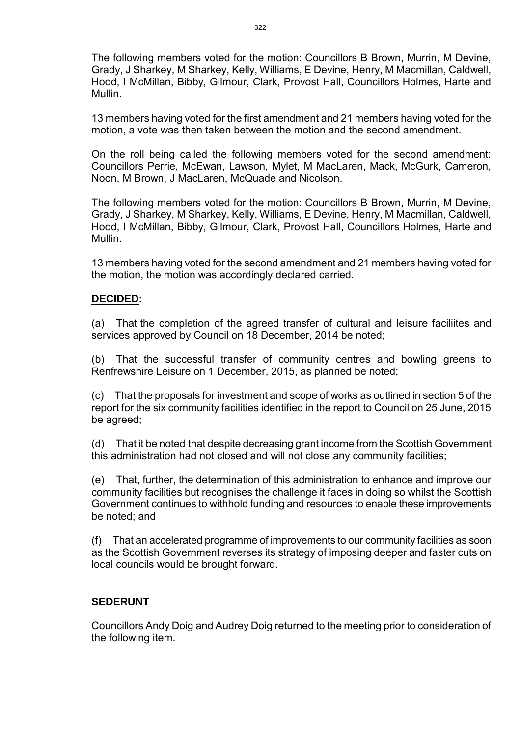The following members voted for the motion: Councillors B Brown, Murrin, M Devine, Grady, J Sharkey, M Sharkey, Kelly, Williams, E Devine, Henry, M Macmillan, Caldwell, Hood, I McMillan, Bibby, Gilmour, Clark, Provost Hall, Councillors Holmes, Harte and Mullin.

13 members having voted for the first amendment and 21 members having voted for the motion, a vote was then taken between the motion and the second amendment.

On the roll being called the following members voted for the second amendment: Councillors Perrie, McEwan, Lawson, Mylet, M MacLaren, Mack, McGurk, Cameron, Noon, M Brown, J MacLaren, McQuade and Nicolson.

The following members voted for the motion: Councillors B Brown, Murrin, M Devine, Grady, J Sharkey, M Sharkey, Kelly, Williams, E Devine, Henry, M Macmillan, Caldwell, Hood, I McMillan, Bibby, Gilmour, Clark, Provost Hall, Councillors Holmes, Harte and Mullin.

13 members having voted for the second amendment and 21 members having voted for the motion, the motion was accordingly declared carried.

**DECIDED:**

(a) That the completion of the agreed transfer of cultural and leisure faciliites and services approved by Council on 18 December, 2014 be noted;

(b) That the successful transfer of community centres and bowling greens to Renfrewshire Leisure on 1 December, 2015, as planned be noted;

(c) That the proposals for investment and scope of works as outlined in section 5 of the report for the six community facilities identified in the report to Council on 25 June, 2015 be agreed;

(d) That it be noted that despite decreasing grant income from the Scottish Government this administration had not closed and will not close any community facilities;

(e) That, further, the determination of this administration to enhance and improve our community facilities but recognises the challenge it faces in doing so whilst the Scottish Government continues to withhold funding and resources to enable these improvements be noted; and

(f) That an accelerated programme of improvements to our community facilities as soon as the Scottish Government reverses its strategy of imposing deeper and faster cuts on local councils would be brought forward.

**SEDERUNT**

Councillors Andy Doig and Audrey Doig returned to the meeting prior to consideration of the following item.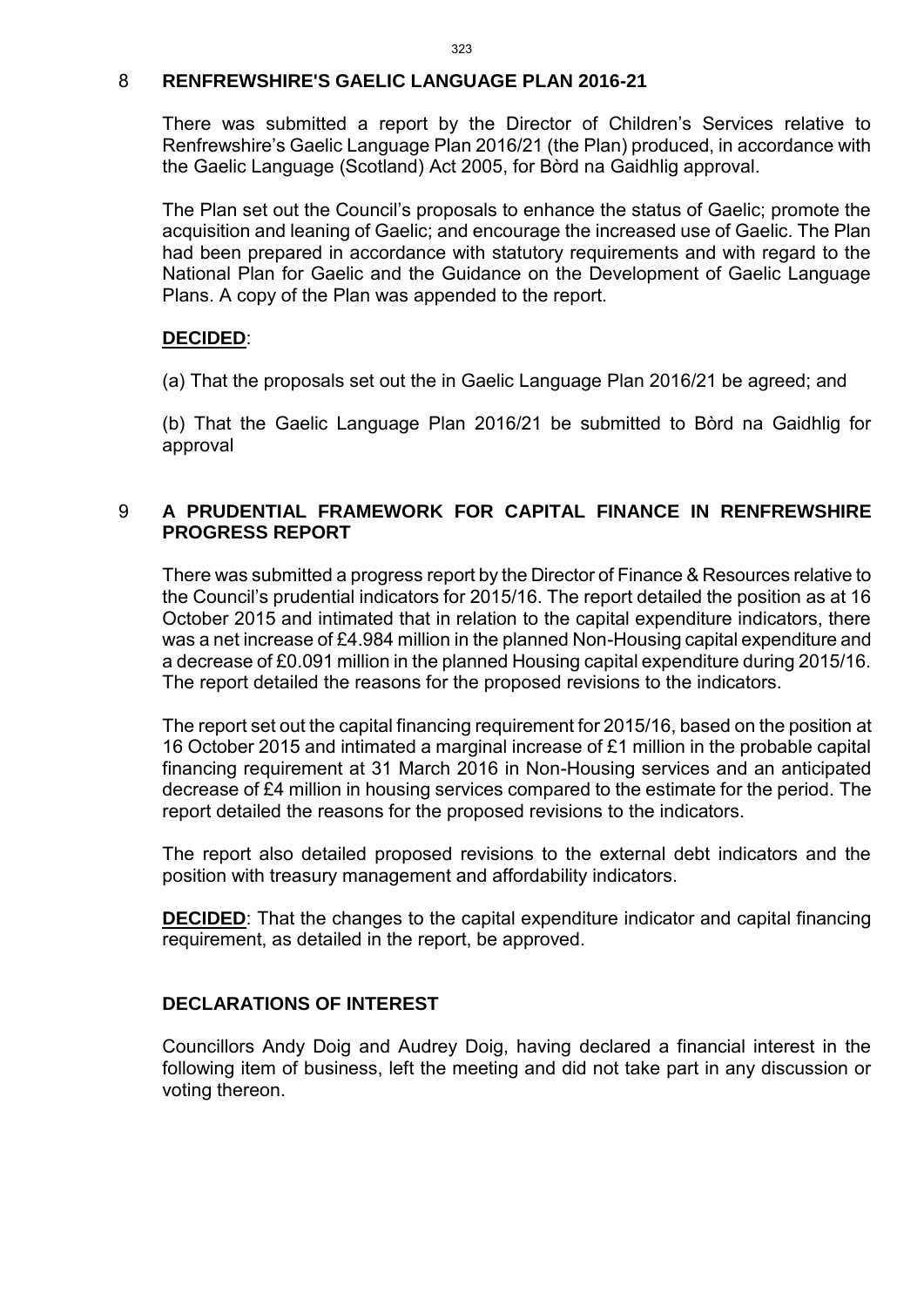## 8 RENFREWSHIRE'S GAELIC LANGUAGE PLAN 2016-21

There was submitted a report by the Director of Children's Services relative to Renfrewshire's Gaelic Language Plan 2016/21 (the Plan) produced, in accordance with the Gaelic Language (Scotland) Act 2005, for Bòrd na Gaidhlig approval.

The Plan set out the Council's proposals to enhance the status of Gaelic; promote the acquisition and leaning of Gaelic; and encourage the increased use of Gaelic. The Plan had been prepared in accordance with statutory requirements and with regard to the National Plan for Gaelic and the Guidance on the Development of Gaelic Language Plans. A copy of the Plan was appended to the report.

**DECIDED**:

(a) That the proposals set out the in Gaelic Language Plan 2016/21 be agreed; and

(b) That the Gaelic Language Plan 2016/21 be submitted to Bòrd na Gaidhlig for approval

## 9 A PRUDENTIAL FRAMEWORK FOR CAPITAL FINANCE IN RENFREWSHIRE PROGRESS REPORT

There was submitted a progress report by the Director of Finance & Resources relative to the Council's prudential indicators for 2015/16. The report detailed the position as at 16 October 2015 and intimated that in relation to the capital expenditure indicators, there was a net increase of £4.984 million in the planned Non-Housing capital expenditure and a decrease of £0.091 million in the planned Housing capital expenditure during 2015/16. The report detailed the reasons for the proposed revisions to the indicators.

The report set out the capital financing requirement for 2015/16, based on the position at 16 October 2015 and intimated a marginal increase of £1 million in the probable capital financing requirement at 31 March 2016 in Non-Housing services and an anticipated decrease of £4 million in housing services compared to the estimate for the period. The report detailed the reasons for the proposed revisions to the indicators.

The report also detailed proposed revisions to the external debt indicators and the position with treasury management and affordability indicators.

**DECIDED**: That the changes to the capital expenditure indicator and capital financing requirement, as detailed in the report, be approved.

## DECLARATIONS OF INTEREST

Councillors Andy Doig and Audrey Doig, having declared a financial interest in the following item of business, left the meeting and did not take part in any discussion or voting thereon.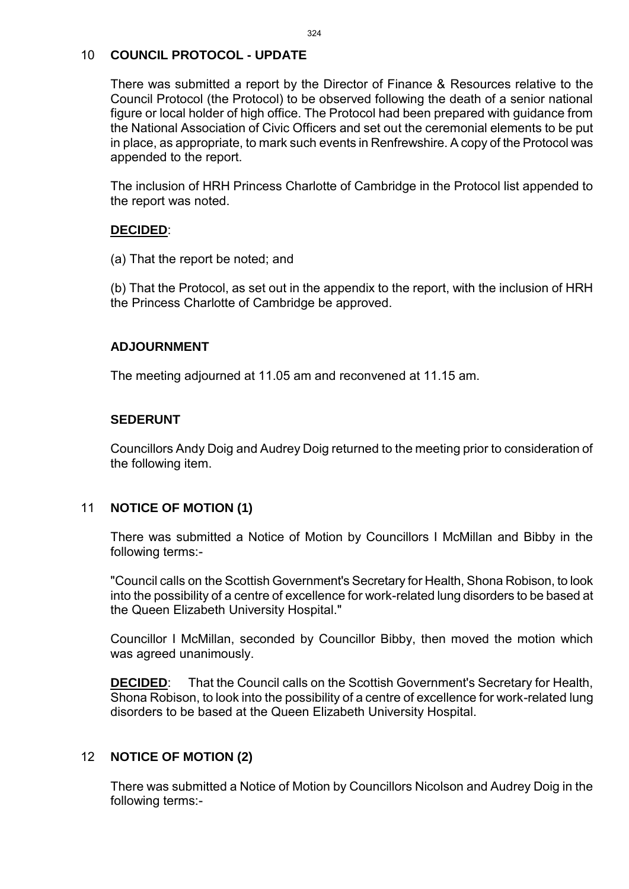## 10 COUNCIL PROTOCOL - UPDATE

There was submitted a report by the Director of Finance & Resources relative to the Council Protocol (the Protocol) to be observed following the death of a senior national figure or local holder of high office. The Protocol had been prepared with guidance from the National Association of Civic Officers and set out the ceremonial elements to be put in place, as appropriate, to mark such events in Renfrewshire. A copy of the Protocol was appended to the report.

The inclusion of HRH Princess Charlotte of Cambridge in the Protocol list appended to the report was noted.

**DECIDED**:

(a) That the report be noted; and

(b) That the Protocol, as set out in the appendix to the report, with the inclusion of HRH the Princess Charlotte of Cambridge be approved.

### ADJOURNMENT

The meeting adjourned at 11.05 am and reconvened at 11.15 am.

### SEDERUNT

Councillors Andy Doig and Audrey Doig returned to the meeting prior to consideration of the following item.

## 11 NOTICE OF MOTION (1)

There was submitted a Notice of Motion by Councillors I McMillan and Bibby in the following terms:-

"Council calls on the Scottish Government's Secretary for Health, Shona Robison, to look into the possibility of a centre of excellence for work-related lung disorders to be based at the Queen Elizabeth University Hospital."

Councillor I McMillan, seconded by Councillor Bibby, then moved the motion which was agreed unanimously.

**DECIDED**: That the Council calls on the Scottish Government's Secretary for Health, Shona Robison, to look into the possibility of a centre of excellence for work-related lung disorders to be based at the Queen Elizabeth University Hospital.

## 12 NOTICE OF MOTION (2)

There was submitted a Notice of Motion by Councillors Nicolson and Audrey Doig in the following terms:-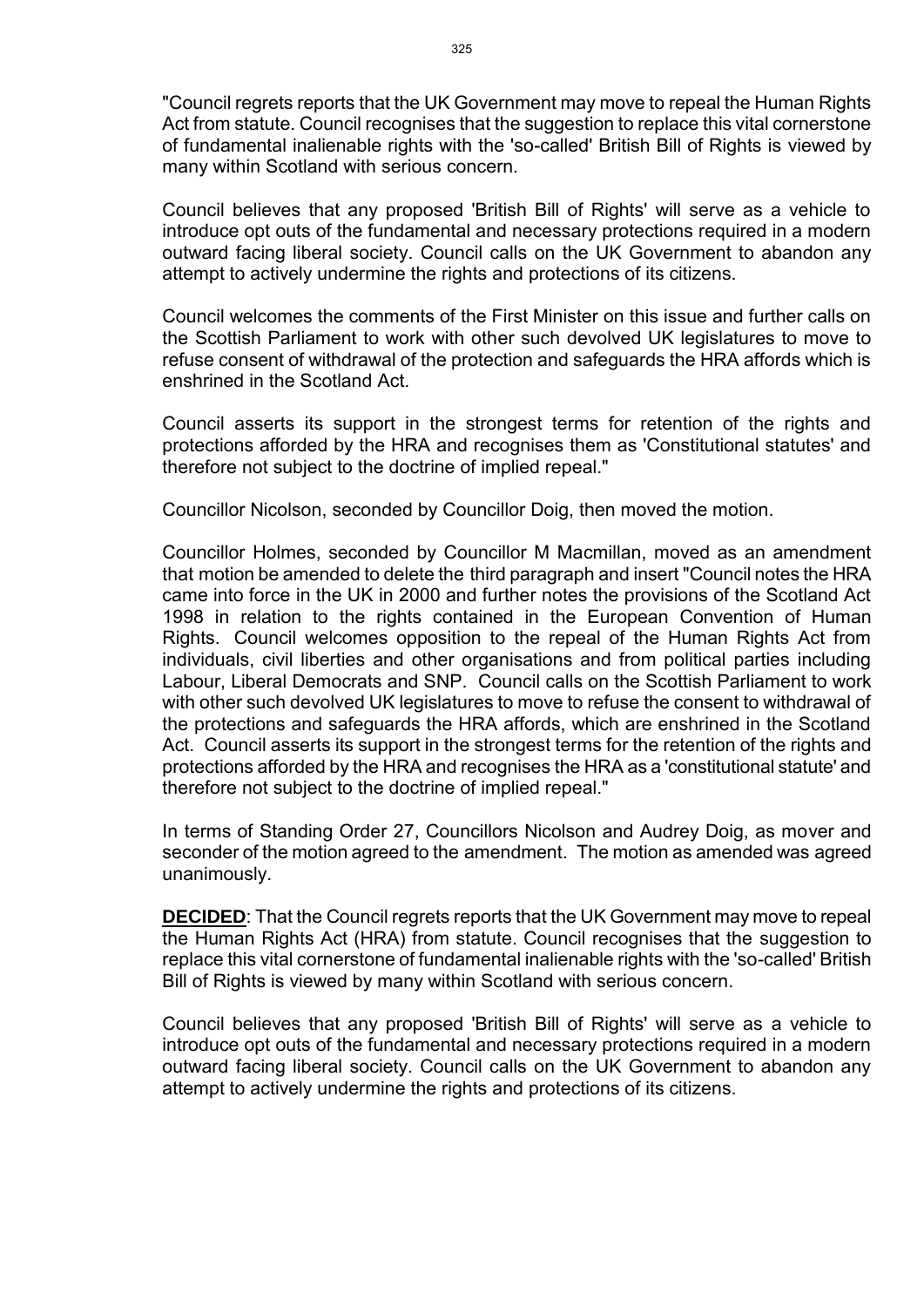"Council regrets reports that the UK Government may move to repeal the Human Rights Act from statute. Council recognises that the suggestion to replace this vital cornerstone of fundamental inalienable rights with the 'so-called' British Bill of Rights is viewed by many within Scotland with serious concern.

Council believes that any proposed 'British Bill of Rights' will serve as a vehicle to introduce opt outs of the fundamental and necessary protections required in a modern outward facing liberal society. Council calls on the UK Government to abandon any attempt to actively undermine the rights and protections of its citizens.

Council welcomes the comments of the First Minister on this issue and further calls on the Scottish Parliament to work with other such devolved UK legislatures to move to refuse consent of withdrawal of the protection and safeguards the HRA affords which is enshrined in the Scotland Act.

Council asserts its support in the strongest terms for retention of the rights and protections afforded by the HRA and recognises them as 'Constitutional statutes' and therefore not subject to the doctrine of implied repeal."

Councillor Nicolson, seconded by Councillor Doig, then moved the motion.

Councillor Holmes, seconded by Councillor M Macmillan, moved as an amendment that motion be amended to delete the third paragraph and insert "Council notes the HRA came into force in the UK in 2000 and further notes the provisions of the Scotland Act 1998 in relation to the rights contained in the European Convention of Human Rights. Council welcomes opposition to the repeal of the Human Rights Act from individuals, civil liberties and other organisations and from political parties including Labour, Liberal Democrats and SNP. Council calls on the Scottish Parliament to work with other such devolved UK legislatures to move to refuse the consent to withdrawal of the protections and safeguards the HRA affords, which are enshrined in the Scotland Act. Council asserts its support in the strongest terms for the retention of the rights and protections afforded by the HRA and recognises the HRA as a 'constitutional statute' and therefore not subject to the doctrine of implied repeal."

In terms of Standing Order 27, Councillors Nicolson and Audrey Doig, as mover and seconder of the motion agreed to the amendment. The motion as amended was agreed unanimously.

**DECIDED**: That the Council regrets reports that the UK Government may move to repeal the Human Rights Act (HRA) from statute. Council recognises that the suggestion to replace this vital cornerstone of fundamental inalienable rights with the 'so-called' British Bill of Rights is viewed by many within Scotland with serious concern.

Council believes that any proposed 'British Bill of Rights' will serve as a vehicle to introduce opt outs of the fundamental and necessary protections required in a modern outward facing liberal society. Council calls on the UK Government to abandon any attempt to actively undermine the rights and protections of its citizens.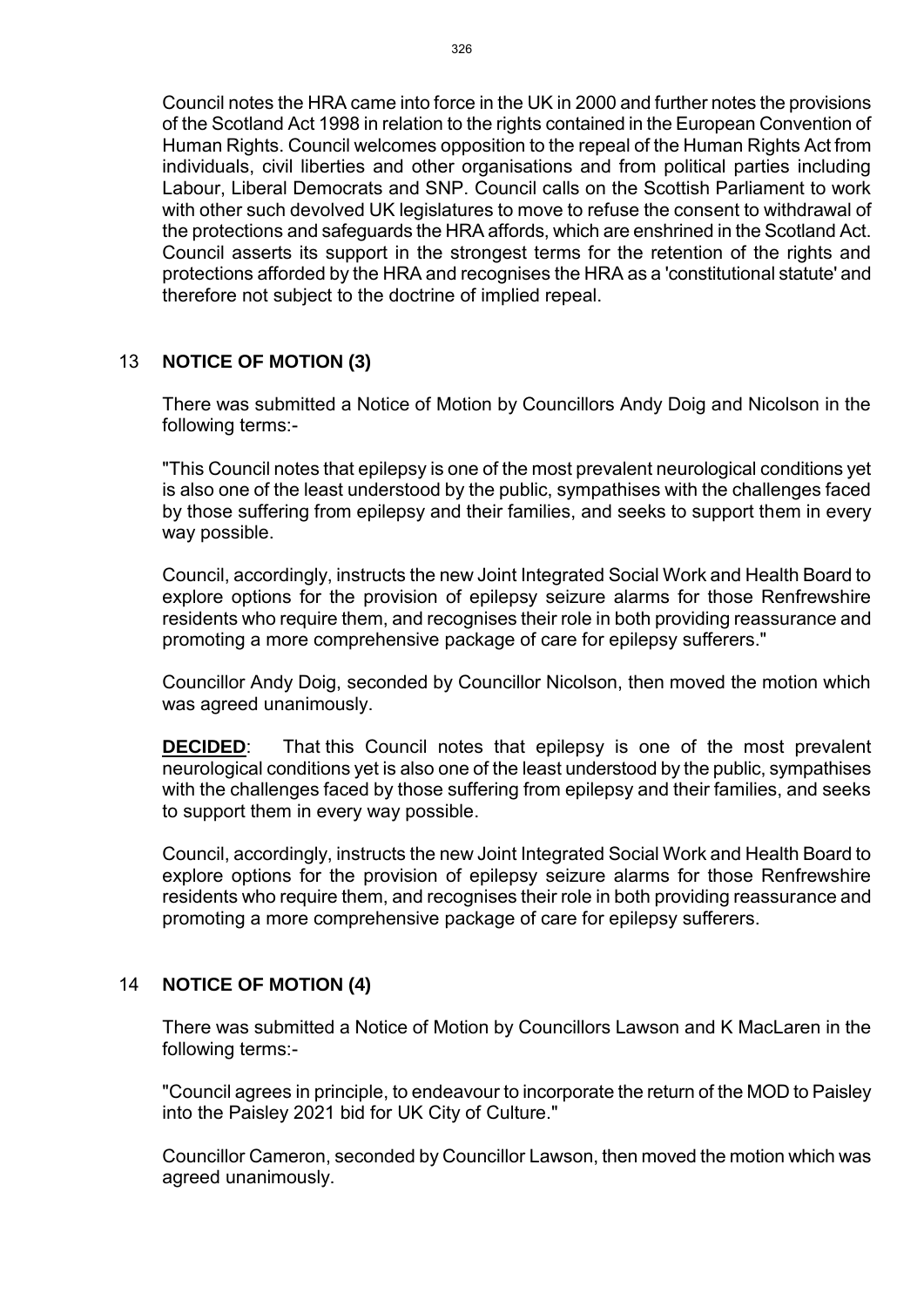Council notes the HRA came into force in the UK in 2000 and further notes the provisions of the Scotland Act 1998 in relation to the rights contained in the European Convention of Human Rights. Council welcomes opposition to the repeal of the Human Rights Act from individuals, civil liberties and other organisations and from political parties including Labour, Liberal Democrats and SNP. Council calls on the Scottish Parliament to work with other such devolved UK legislatures to move to refuse the consent to withdrawal of the protections and safeguards the HRA affords, which are enshrined in the Scotland Act. Council asserts its support in the strongest terms for the retention of the rights and protections afforded by the HRA and recognises the HRA as a 'constitutional statute' and therefore not subject to the doctrine of implied repeal.

## 13 NOTICE OF MOTION (3)

There was submitted a Notice of Motion by Councillors Andy Doig and Nicolson in the following terms:-

"This Council notes that epilepsy is one of the most prevalent neurological conditions yet is also one of the least understood by the public, sympathises with the challenges faced by those suffering from epilepsy and their families, and seeks to support them in every way possible.

Council, accordingly, instructs the new Joint Integrated Social Work and Health Board to explore options for the provision of epilepsy seizure alarms for those Renfrewshire residents who require them, and recognises their role in both providing reassurance and promoting a more comprehensive package of care for epilepsy sufferers."

Councillor Andy Doig, seconded by Councillor Nicolson, then moved the motion which was agreed unanimously.

**DECIDED**: That this Council notes that epilepsy is one of the most prevalent neurological conditions yet is also one of the least understood by the public, sympathises with the challenges faced by those suffering from epilepsy and their families, and seeks to support them in every way possible.

Council, accordingly, instructs the new Joint Integrated Social Work and Health Board to explore options for the provision of epilepsy seizure alarms for those Renfrewshire residents who require them, and recognises their role in both providing reassurance and promoting a more comprehensive package of care for epilepsy sufferers.

## 14 NOTICE OF MOTION (4)

There was submitted a Notice of Motion by Councillors Lawson and K MacLaren in the following terms:-

"Council agrees in principle, to endeavour to incorporate the return of the MOD to Paisley into the Paisley 2021 bid for UK City of Culture."

Councillor Cameron, seconded by Councillor Lawson, then moved the motion which was agreed unanimously.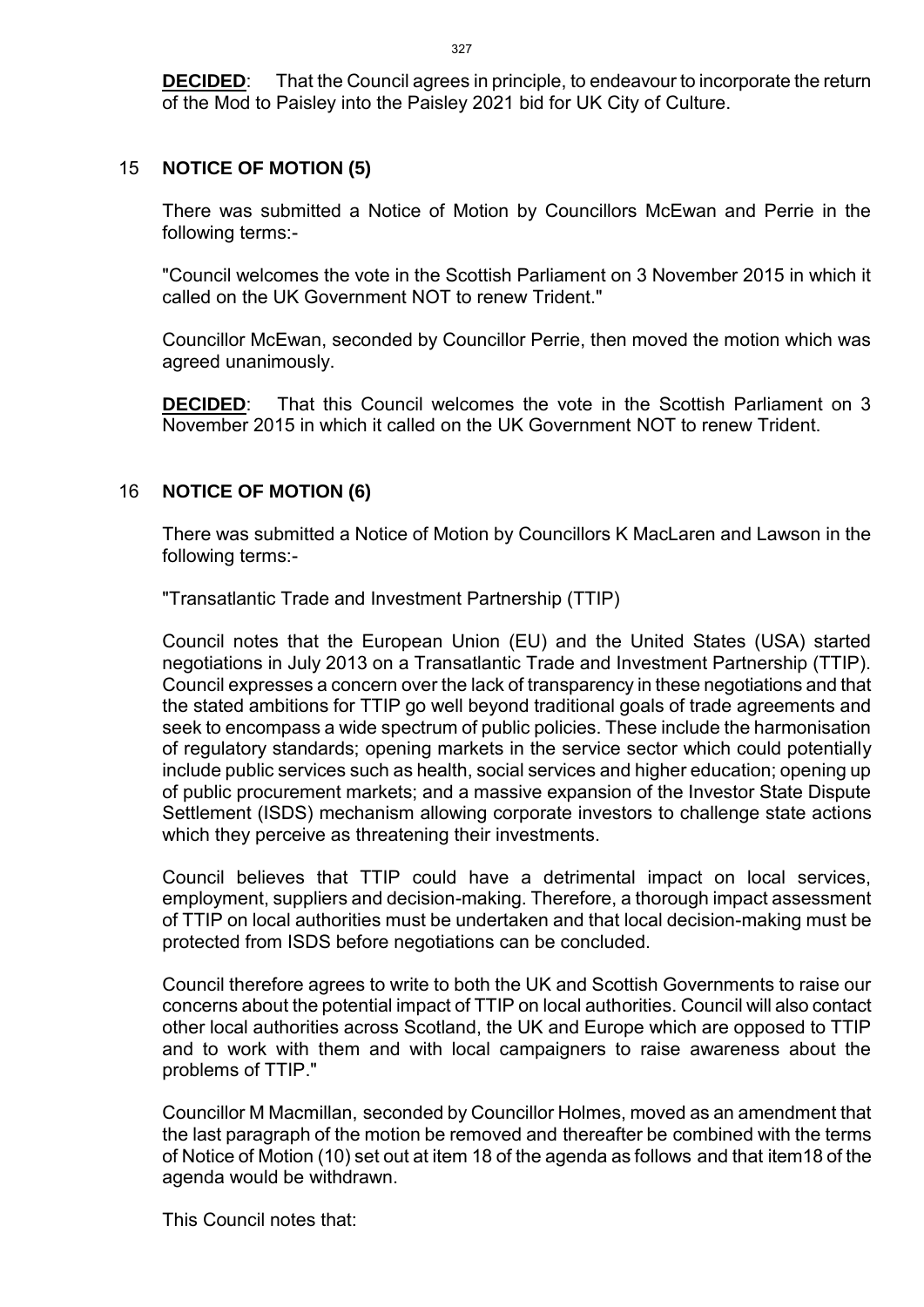**DECIDED**: That the Council agrees in principle, to endeavour to incorporate the return of the Mod to Paisley into the Paisley 2021 bid for UK City of Culture.

## 15 NOTICE OF MOTION (5)

There was submitted a Notice of Motion by Councillors McEwan and Perrie in the following terms:-

"Council welcomes the vote in the Scottish Parliament on 3 November 2015 in which it called on the UK Government NOT to renew Trident."

Councillor McEwan, seconded by Councillor Perrie, then moved the motion which was agreed unanimously.

**DECIDED**: That this Council welcomes the vote in the Scottish Parliament on 3 November 2015 in which it called on the UK Government NOT to renew Trident.

## 16 NOTICE OF MOTION (6)

There was submitted a Notice of Motion by Councillors K MacLaren and Lawson in the following terms:-

"Transatlantic Trade and Investment Partnership (TTIP)

Council notes that the European Union (EU) and the United States (USA) started negotiations in July 2013 on a Transatlantic Trade and Investment Partnership (TTIP). Council expresses a concern over the lack of transparency in these negotiations and that the stated ambitions for TTIP go well beyond traditional goals of trade agreements and seek to encompass a wide spectrum of public policies. These include the harmonisation of regulatory standards; opening markets in the service sector which could potentially include public services such as health, social services and higher education; opening up of public procurement markets; and a massive expansion of the Investor State Dispute Settlement (ISDS) mechanism allowing corporate investors to challenge state actions which they perceive as threatening their investments.

Council believes that TTIP could have a detrimental impact on local services, employment, suppliers and decision-making. Therefore, a thorough impact assessment of TTIP on local authorities must be undertaken and that local decision-making must be protected from ISDS before negotiations can be concluded.

Council therefore agrees to write to both the UK and Scottish Governments to raise our concerns about the potential impact of TTIP on local authorities. Council will also contact other local authorities across Scotland, the UK and Europe which are opposed to TTIP and to work with them and with local campaigners to raise awareness about the problems of TTIP."

Councillor M Macmillan, seconded by Councillor Holmes, moved as an amendment that the last paragraph of the motion be removed and thereafter be combined with the terms of Notice of Motion (10) set out at item 18 of the agenda as follows and that item18 of the agenda would be withdrawn.

This Council notes that: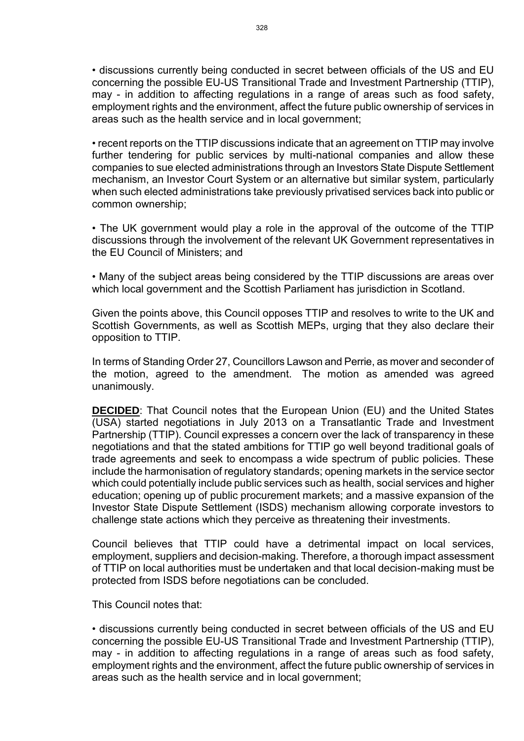• discussions currently being conducted in secret between officials of the US and EU concerning the possible EU-US Transitional Trade and Investment Partnership (TTIP), may - in addition to affecting regulations in a range of areas such as food safety, employment rights and the environment, affect the future public ownership of services in areas such as the health service and in local government;

• recent reports on the TTIP discussions indicate that an agreement on TTIP may involve further tendering for public services by multi-national companies and allow these companies to sue elected administrations through an Investors State Dispute Settlement mechanism, an Investor Court System or an alternative but similar system, particularly when such elected administrations take previously privatised services back into public or common ownership;

• The UK government would play a role in the approval of the outcome of the TTIP discussions through the involvement of the relevant UK Government representatives in the EU Council of Ministers; and

• Many of the subject areas being considered by the TTIP discussions are areas over which local government and the Scottish Parliament has jurisdiction in Scotland.

Given the points above, this Council opposes TTIP and resolves to write to the UK and Scottish Governments, as well as Scottish MEPs, urging that they also declare their opposition to TTIP.

In terms of Standing Order 27, Councillors Lawson and Perrie, as mover and seconder of the motion, agreed to the amendment. The motion as amended was agreed unanimously.

**DECIDED**: That Council notes that the European Union (EU) and the United States (USA) started negotiations in July 2013 on a Transatlantic Trade and Investment Partnership (TTIP). Council expresses a concern over the lack of transparency in these negotiations and that the stated ambitions for TTIP go well beyond traditional goals of trade agreements and seek to encompass a wide spectrum of public policies. These include the harmonisation of regulatory standards; opening markets in the service sector which could potentially include public services such as health, social services and higher education; opening up of public procurement markets; and a massive expansion of the Investor State Dispute Settlement (ISDS) mechanism allowing corporate investors to challenge state actions which they perceive as threatening their investments.

Council believes that TTIP could have a detrimental impact on local services, employment, suppliers and decision-making. Therefore, a thorough impact assessment of TTIP on local authorities must be undertaken and that local decision-making must be protected from ISDS before negotiations can be concluded.

This Council notes that:

• discussions currently being conducted in secret between officials of the US and EU concerning the possible EU-US Transitional Trade and Investment Partnership (TTIP), may - in addition to affecting regulations in a range of areas such as food safety, employment rights and the environment, affect the future public ownership of services in areas such as the health service and in local government;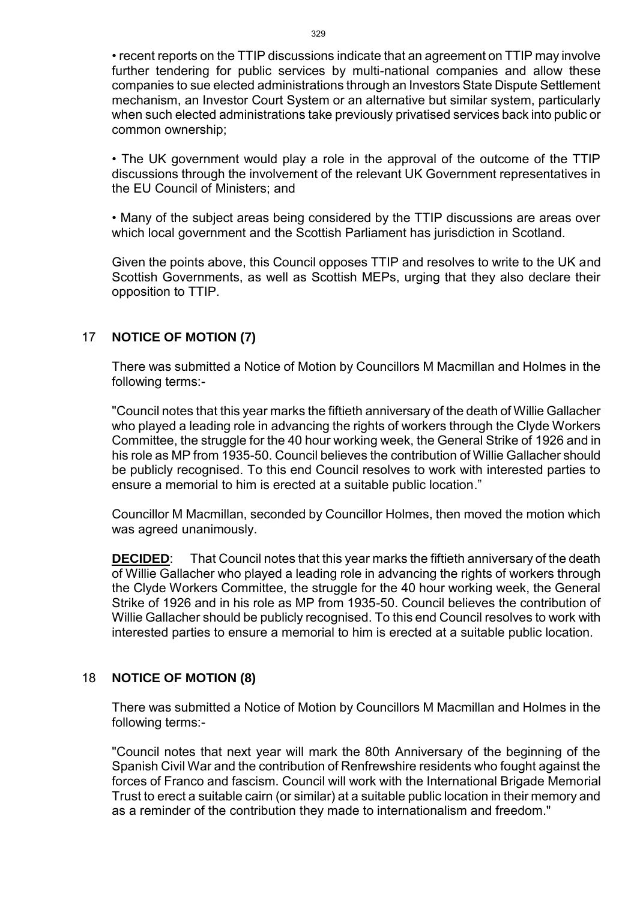- recent reports on the TTIP discussions indicate that an agreement on TTIP may involve further tendering for public services by multi-national companies and allow these companies to sue elected administrations through an Investors State Dispute Settlement mechanism, an Investor Court System or an alternative but similar system, particularly when such elected administrations take previously privatised services back into public or common ownership;

- The UK government would play a role in the approval of the outcome of the TTIP discussions through the involvement of the relevant UK Government representatives in the EU Council of Ministers; and

- Many of the subject areas being considered by the TTIP discussions are areas over which local government and the Scottish Parliament has jurisdiction in Scotland.

Given the points above, this Council opposes TTIP and resolves to write to the UK and Scottish Governments, as well as Scottish MEPs, urging that they also declare their opposition to TTIP.

## 17 NOTICE OF MOTION (7)

There was submitted a Notice of Motion by Councillors M Macmillan and Holmes in the following terms:-

"Council notes that this year marks the fiftieth anniversary of the death of Willie Gallacher who played a leading role in advancing the rights of workers through the Clyde Workers Committee, the struggle for the 40 hour working week, the General Strike of 1926 and in his role as MP from 1935-50. Council believes the contribution of Willie Gallacher should be publicly recognised. To this end Council resolves to work with interested parties to ensure a memorial to him is erected at a suitable public location."

Councillor M Macmillan, seconded by Councillor Holmes, then moved the motion which was agreed unanimously.

**DECIDED**: That Council notes that this year marks the fiftieth anniversary of the death of Willie Gallacher who played a leading role in advancing the rights of workers through the Clyde Workers Committee, the struggle for the 40 hour working week, the General Strike of 1926 and in his role as MP from 1935-50. Council believes the contribution of Willie Gallacher should be publicly recognised. To this end Council resolves to work with interested parties to ensure a memorial to him is erected at a suitable public location.

## 18 NOTICE OF MOTION (8)

There was submitted a Notice of Motion by Councillors M Macmillan and Holmes in the following terms:-

"Council notes that next year will mark the 80th Anniversary of the beginning of the Spanish Civil War and the contribution of Renfrewshire residents who fought against the forces of Franco and fascism. Council will work with the International Brigade Memorial Trust to erect a suitable cairn (or similar) at a suitable public location in their memory and as a reminder of the contribution they made to internationalism and freedom."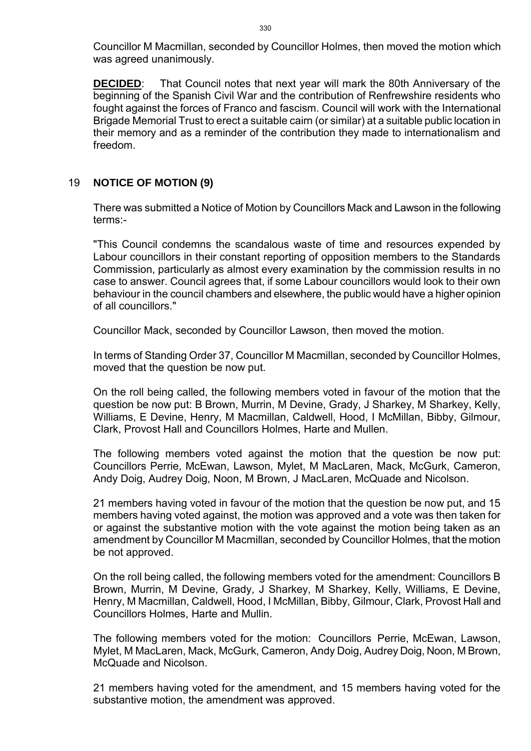Councillor M Macmillan, seconded by Councillor Holmes, then moved the motion which was agreed unanimously.

**DECIDED**: That Council notes that next year will mark the 80th Anniversary of the beginning of the Spanish Civil War and the contribution of Renfrewshire residents who fought against the forces of Franco and fascism. Council will work with the International Brigade Memorial Trust to erect a suitable cairn (or similar) at a suitable public location in their memory and as a reminder of the contribution they made to internationalism and freedom.

## 19 NOTICE OF MOTION (9)

There was submitted a Notice of Motion by Councillors Mack and Lawson in the following terms:-

"This Council condemns the scandalous waste of time and resources expended by Labour councillors in their constant reporting of opposition members to the Standards Commission, particularly as almost every examination by the commission results in no case to answer. Council agrees that, if some Labour councillors would look to their own behaviour in the council chambers and elsewhere, the public would have a higher opinion of all councillors."

Councillor Mack, seconded by Councillor Lawson, then moved the motion.

In terms of Standing Order 37, Councillor M Macmillan, seconded by Councillor Holmes, moved that the question be now put.

On the roll being called, the following members voted in favour of the motion that the question be now put: B Brown, Murrin, M Devine, Grady, J Sharkey, M Sharkey, Kelly, Williams, E Devine, Henry, M Macmillan, Caldwell, Hood, I McMillan, Bibby, Gilmour, Clark, Provost Hall and Councillors Holmes, Harte and Mullen.

The following members voted against the motion that the question be now put: Councillors Perrie, McEwan, Lawson, Mylet, M MacLaren, Mack, McGurk, Cameron, Andy Doig, Audrey Doig, Noon, M Brown, J MacLaren, McQuade and Nicolson.

21 members having voted in favour of the motion that the question be now put, and 15 members having voted against, the motion was approved and a vote was then taken for or against the substantive motion with the vote against the motion being taken as an amendment by Councillor M Macmillan, seconded by Councillor Holmes, that the motion be not approved.

On the roll being called, the following members voted for the amendment: Councillors B Brown, Murrin, M Devine, Grady, J Sharkey, M Sharkey, Kelly, Williams, E Devine, Henry, M Macmillan, Caldwell, Hood, I McMillan, Bibby, Gilmour, Clark, Provost Hall and Councillors Holmes, Harte and Mullin.

The following members voted for the motion: Councillors Perrie, McEwan, Lawson, Mylet, M MacLaren, Mack, McGurk, Cameron, Andy Doig, Audrey Doig, Noon, M Brown, McQuade and Nicolson.

21 members having voted for the amendment, and 15 members having voted for the substantive motion, the amendment was approved.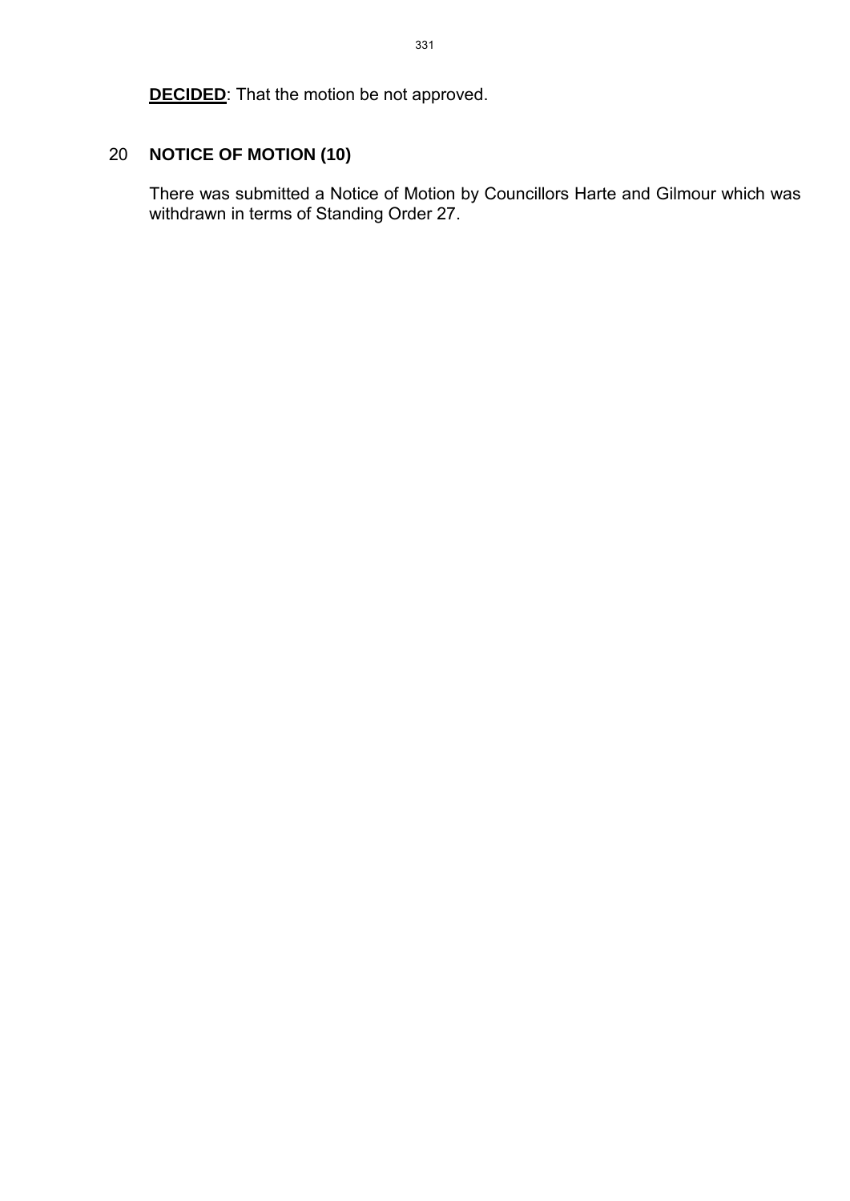**DECIDED**: That the motion be not approved.

## 20 NOTICE OF MOTION (10)

There was submitted a Notice of Motion by Councillors Harte and Gilmour which was withdrawn in terms of Standing Order 27.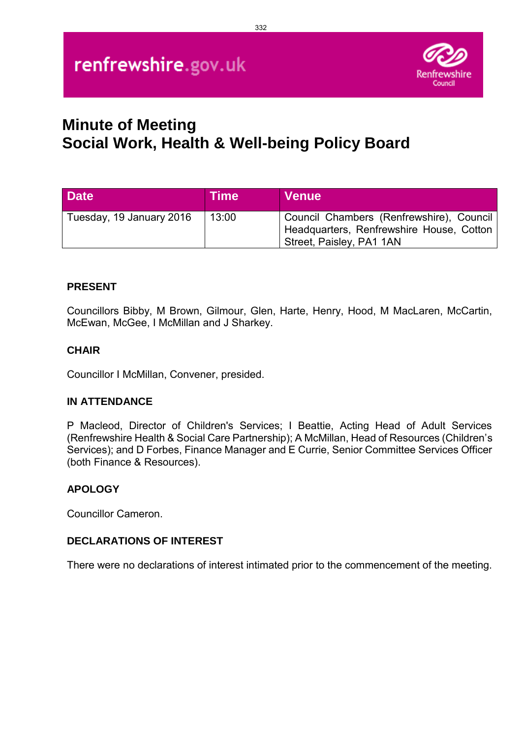renfrewshire.gov.uk

# Minute of Meeting
# Social Work, Health & Well-being Policy Board

| Date | Time | Venue |
| --- | --- | --- |
| Tuesday, 19 January 2016 | 13:00 | Council Chambers (Renfrewshire), Council Headquarters, Renfrewshire House, Cotton Street, Paisley, PA1 1AN |

**PRESENT**

Councillors Bibby, M Brown, Gilmour, Glen, Harte, Henry, Hood, M MacLaren, McCartin, McEwan, McGee, I McMillan and J Sharkey.

**CHAIR**

Councillor I McMillan, Convener, presided.

**IN ATTENDANCE**

P Macleod, Director of Children's Services; I Beattie, Acting Head of Adult Services (Renfrewshire Health & Social Care Partnership); A McMillan, Head of Resources (Children's Services); and D Forbes, Finance Manager and E Currie, Senior Committee Services Officer (both Finance & Resources).

**APOLOGY**

Councillor Cameron.

**DECLARATIONS OF INTEREST**

There were no declarations of interest intimated prior to the commencement of the meeting.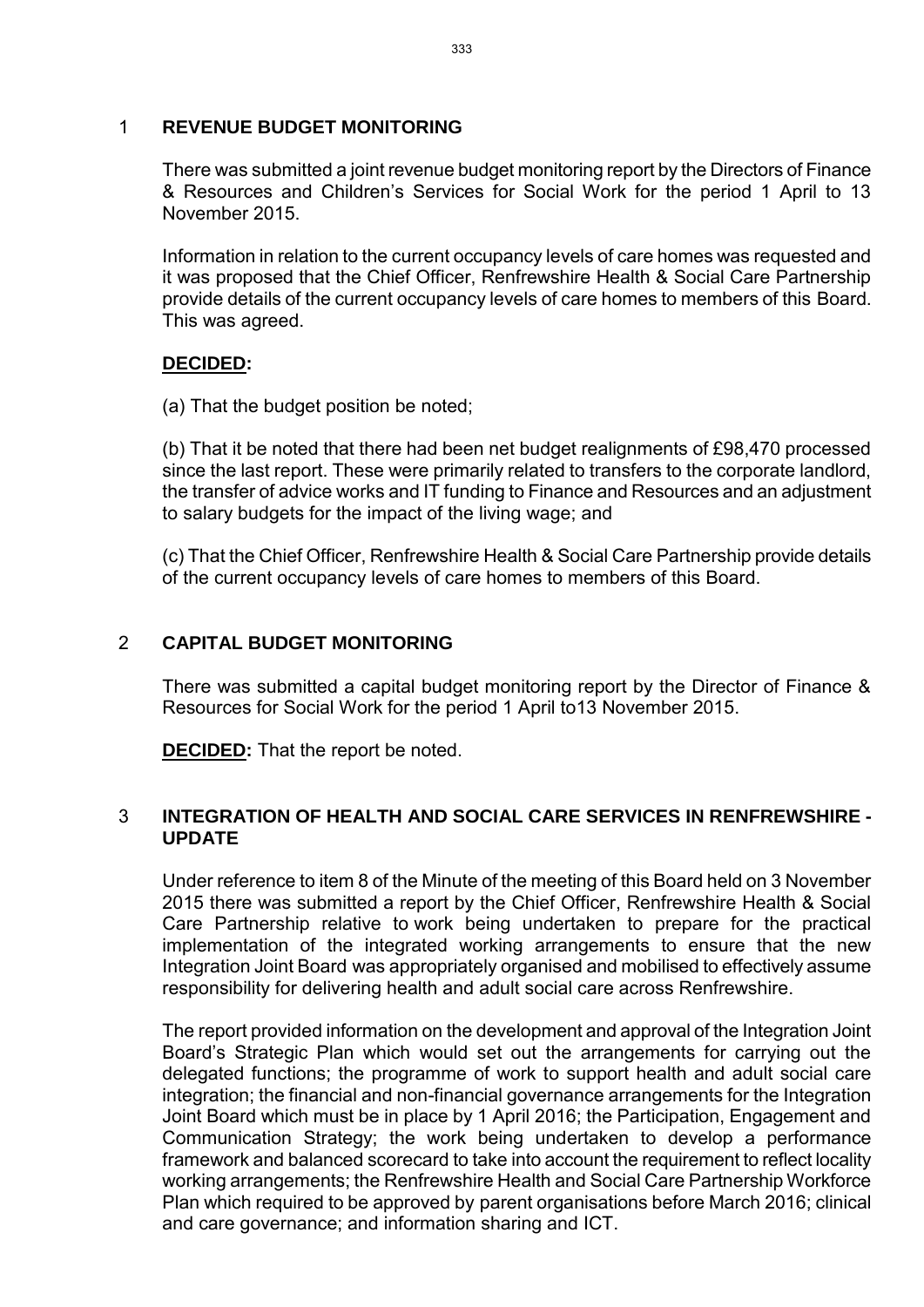## 1 REVENUE BUDGET MONITORING

There was submitted a joint revenue budget monitoring report by the Directors of Finance & Resources and Children's Services for Social Work for the period 1 April to 13 November 2015.

Information in relation to the current occupancy levels of care homes was requested and it was proposed that the Chief Officer, Renfrewshire Health & Social Care Partnership provide details of the current occupancy levels of care homes to members of this Board. This was agreed.

**DECIDED:**

(a) That the budget position be noted;

(b) That it be noted that there had been net budget realignments of £98,470 processed since the last report. These were primarily related to transfers to the corporate landlord, the transfer of advice works and IT funding to Finance and Resources and an adjustment to salary budgets for the impact of the living wage; and

(c) That the Chief Officer, Renfrewshire Health & Social Care Partnership provide details of the current occupancy levels of care homes to members of this Board.

## 2 CAPITAL BUDGET MONITORING

There was submitted a capital budget monitoring report by the Director of Finance & Resources for Social Work for the period 1 April to13 November 2015.

**DECIDED:** That the report be noted.

## 3 INTEGRATION OF HEALTH AND SOCIAL CARE SERVICES IN RENFREWSHIRE - UPDATE

Under reference to item 8 of the Minute of the meeting of this Board held on 3 November 2015 there was submitted a report by the Chief Officer, Renfrewshire Health & Social Care Partnership relative to work being undertaken to prepare for the practical implementation of the integrated working arrangements to ensure that the new Integration Joint Board was appropriately organised and mobilised to effectively assume responsibility for delivering health and adult social care across Renfrewshire.

The report provided information on the development and approval of the Integration Joint Board's Strategic Plan which would set out the arrangements for carrying out the delegated functions; the programme of work to support health and adult social care integration; the financial and non-financial governance arrangements for the Integration Joint Board which must be in place by 1 April 2016; the Participation, Engagement and Communication Strategy; the work being undertaken to develop a performance framework and balanced scorecard to take into account the requirement to reflect locality working arrangements; the Renfrewshire Health and Social Care Partnership Workforce Plan which required to be approved by parent organisations before March 2016; clinical and care governance; and information sharing and ICT.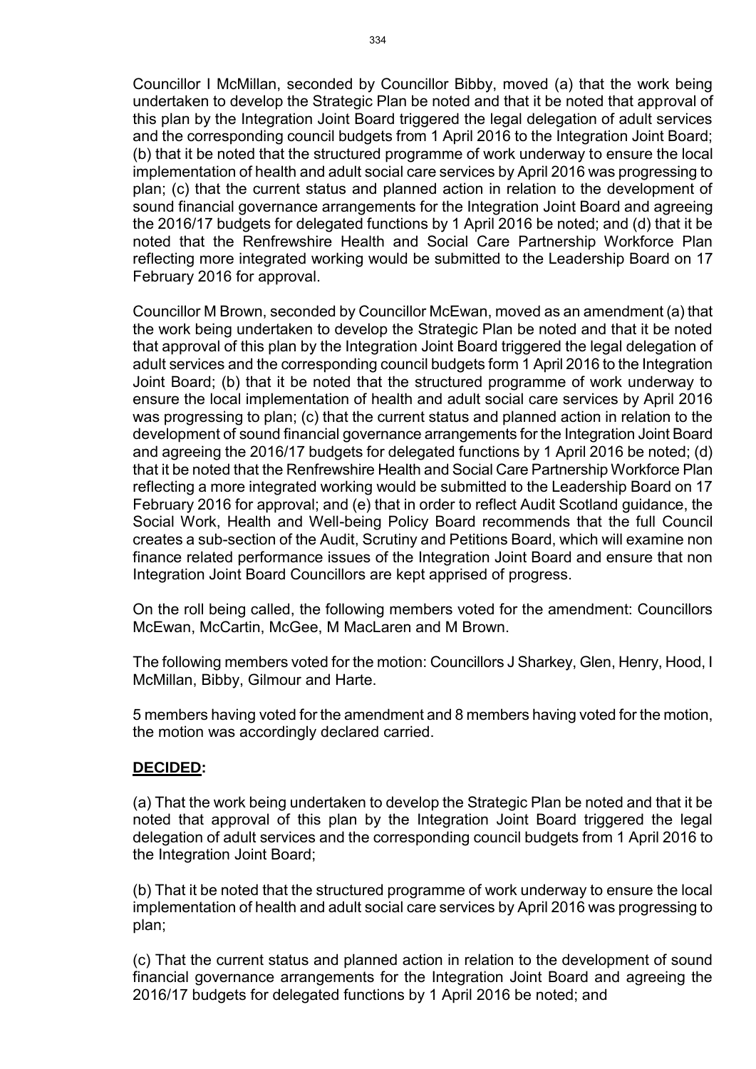Councillor I McMillan, seconded by Councillor Bibby, moved (a) that the work being undertaken to develop the Strategic Plan be noted and that it be noted that approval of this plan by the Integration Joint Board triggered the legal delegation of adult services and the corresponding council budgets from 1 April 2016 to the Integration Joint Board; (b) that it be noted that the structured programme of work underway to ensure the local implementation of health and adult social care services by April 2016 was progressing to plan; (c) that the current status and planned action in relation to the development of sound financial governance arrangements for the Integration Joint Board and agreeing the 2016/17 budgets for delegated functions by 1 April 2016 be noted; and (d) that it be noted that the Renfrewshire Health and Social Care Partnership Workforce Plan reflecting more integrated working would be submitted to the Leadership Board on 17 February 2016 for approval.

Councillor M Brown, seconded by Councillor McEwan, moved as an amendment (a) that the work being undertaken to develop the Strategic Plan be noted and that it be noted that approval of this plan by the Integration Joint Board triggered the legal delegation of adult services and the corresponding council budgets form 1 April 2016 to the Integration Joint Board; (b) that it be noted that the structured programme of work underway to ensure the local implementation of health and adult social care services by April 2016 was progressing to plan; (c) that the current status and planned action in relation to the development of sound financial governance arrangements for the Integration Joint Board and agreeing the 2016/17 budgets for delegated functions by 1 April 2016 be noted; (d) that it be noted that the Renfrewshire Health and Social Care Partnership Workforce Plan reflecting a more integrated working would be submitted to the Leadership Board on 17 February 2016 for approval; and (e) that in order to reflect Audit Scotland guidance, the Social Work, Health and Well-being Policy Board recommends that the full Council creates a sub-section of the Audit, Scrutiny and Petitions Board, which will examine non finance related performance issues of the Integration Joint Board and ensure that non Integration Joint Board Councillors are kept apprised of progress.

On the roll being called, the following members voted for the amendment: Councillors McEwan, McCartin, McGee, M MacLaren and M Brown.

The following members voted for the motion: Councillors J Sharkey, Glen, Henry, Hood, I McMillan, Bibby, Gilmour and Harte.

5 members having voted for the amendment and 8 members having voted for the motion, the motion was accordingly declared carried.

**DECIDED:**

(a) That the work being undertaken to develop the Strategic Plan be noted and that it be noted that approval of this plan by the Integration Joint Board triggered the legal delegation of adult services and the corresponding council budgets from 1 April 2016 to the Integration Joint Board;

(b) That it be noted that the structured programme of work underway to ensure the local implementation of health and adult social care services by April 2016 was progressing to plan;

(c) That the current status and planned action in relation to the development of sound financial governance arrangements for the Integration Joint Board and agreeing the 2016/17 budgets for delegated functions by 1 April 2016 be noted; and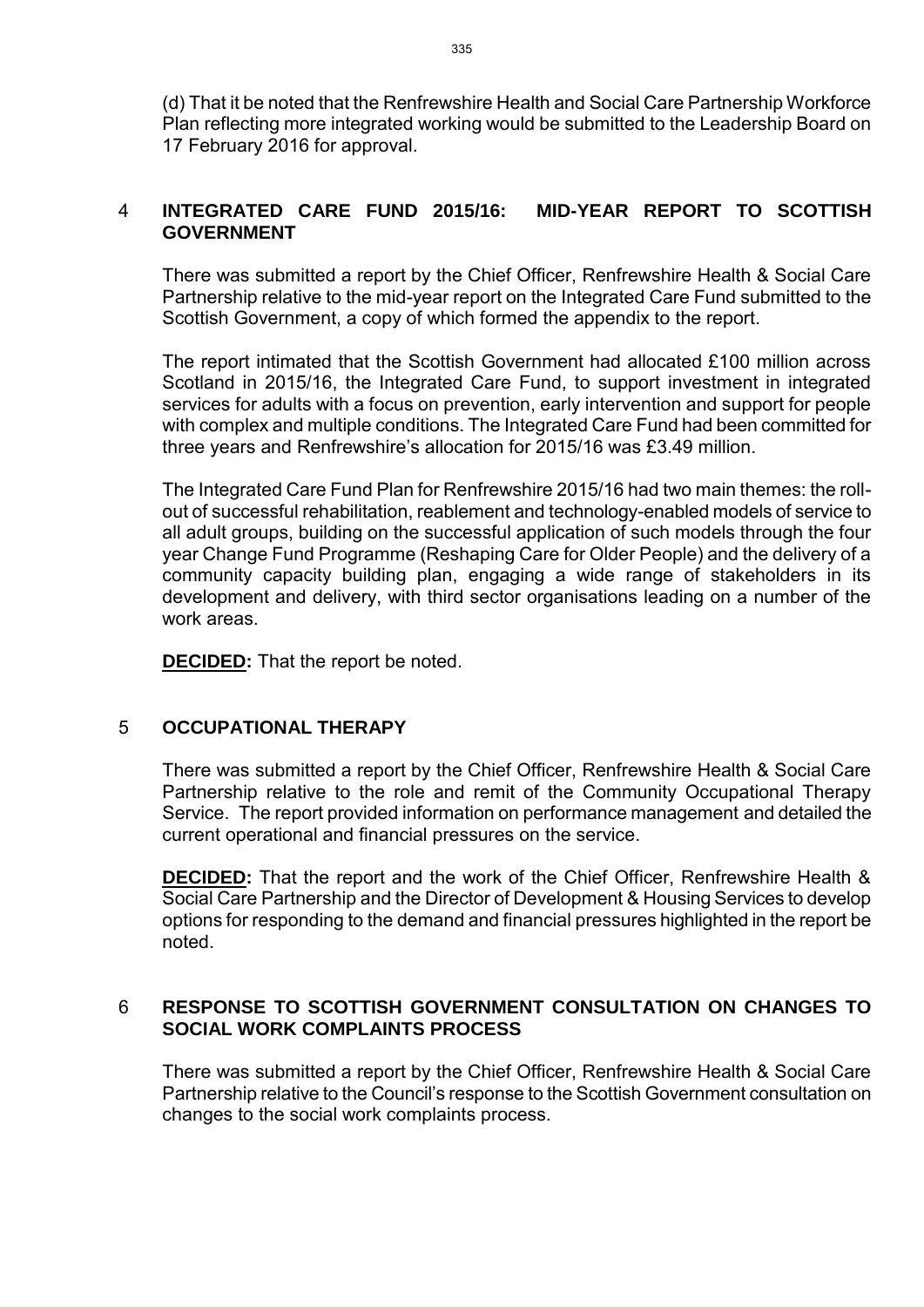(d) That it be noted that the Renfrewshire Health and Social Care Partnership Workforce Plan reflecting more integrated working would be submitted to the Leadership Board on 17 February 2016 for approval.

## 4 INTEGRATED CARE FUND 2015/16: MID-YEAR REPORT TO SCOTTISH GOVERNMENT

There was submitted a report by the Chief Officer, Renfrewshire Health & Social Care Partnership relative to the mid-year report on the Integrated Care Fund submitted to the Scottish Government, a copy of which formed the appendix to the report.

The report intimated that the Scottish Government had allocated £100 million across Scotland in 2015/16, the Integrated Care Fund, to support investment in integrated services for adults with a focus on prevention, early intervention and support for people with complex and multiple conditions. The Integrated Care Fund had been committed for three years and Renfrewshire's allocation for 2015/16 was £3.49 million.

The Integrated Care Fund Plan for Renfrewshire 2015/16 had two main themes: the roll-out of successful rehabilitation, reablement and technology-enabled models of service to all adult groups, building on the successful application of such models through the four year Change Fund Programme (Reshaping Care for Older People) and the delivery of a community capacity building plan, engaging a wide range of stakeholders in its development and delivery, with third sector organisations leading on a number of the work areas.

**DECIDED:** That the report be noted.

## 5 OCCUPATIONAL THERAPY

There was submitted a report by the Chief Officer, Renfrewshire Health & Social Care Partnership relative to the role and remit of the Community Occupational Therapy Service. The report provided information on performance management and detailed the current operational and financial pressures on the service.

**DECIDED:** That the report and the work of the Chief Officer, Renfrewshire Health & Social Care Partnership and the Director of Development & Housing Services to develop options for responding to the demand and financial pressures highlighted in the report be noted.

## 6 RESPONSE TO SCOTTISH GOVERNMENT CONSULTATION ON CHANGES TO SOCIAL WORK COMPLAINTS PROCESS

There was submitted a report by the Chief Officer, Renfrewshire Health & Social Care Partnership relative to the Council's response to the Scottish Government consultation on changes to the social work complaints process.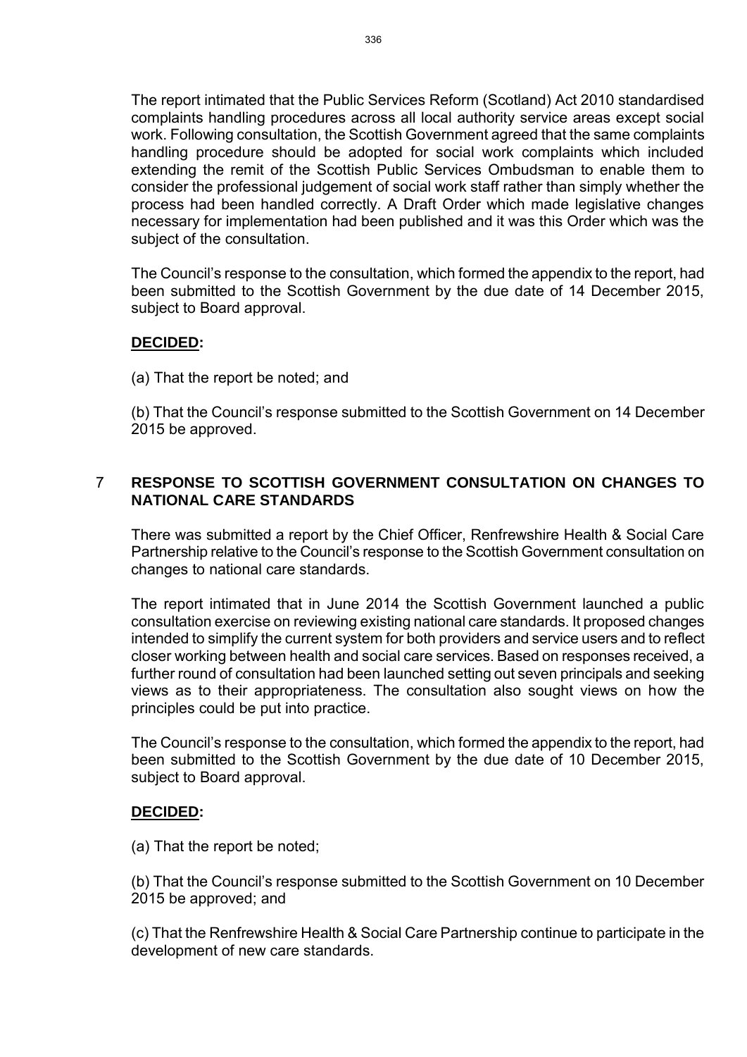The report intimated that the Public Services Reform (Scotland) Act 2010 standardised complaints handling procedures across all local authority service areas except social work. Following consultation, the Scottish Government agreed that the same complaints handling procedure should be adopted for social work complaints which included extending the remit of the Scottish Public Services Ombudsman to enable them to consider the professional judgement of social work staff rather than simply whether the process had been handled correctly. A Draft Order which made legislative changes necessary for implementation had been published and it was this Order which was the subject of the consultation.

The Council's response to the consultation, which formed the appendix to the report, had been submitted to the Scottish Government by the due date of 14 December 2015, subject to Board approval.

**DECIDED:**

(a) That the report be noted; and

(b) That the Council's response submitted to the Scottish Government on 14 December 2015 be approved.

## 7 RESPONSE TO SCOTTISH GOVERNMENT CONSULTATION ON CHANGES TO NATIONAL CARE STANDARDS

There was submitted a report by the Chief Officer, Renfrewshire Health & Social Care Partnership relative to the Council's response to the Scottish Government consultation on changes to national care standards.

The report intimated that in June 2014 the Scottish Government launched a public consultation exercise on reviewing existing national care standards. It proposed changes intended to simplify the current system for both providers and service users and to reflect closer working between health and social care services. Based on responses received, a further round of consultation had been launched setting out seven principals and seeking views as to their appropriateness. The consultation also sought views on how the principles could be put into practice.

The Council's response to the consultation, which formed the appendix to the report, had been submitted to the Scottish Government by the due date of 10 December 2015, subject to Board approval.

**DECIDED:**

(a) That the report be noted;

(b) That the Council's response submitted to the Scottish Government on 10 December 2015 be approved; and

(c) That the Renfrewshire Health & Social Care Partnership continue to participate in the development of new care standards.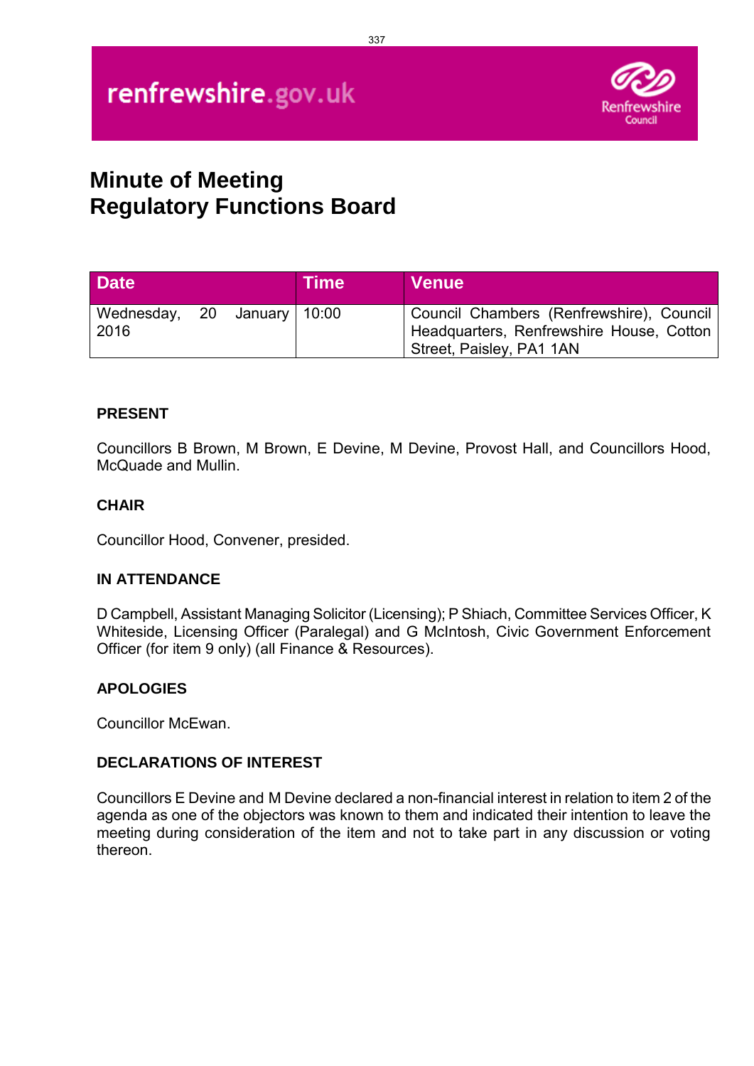renfrewshire.gov.uk

# Minute of Meeting
# Regulatory Functions Board

| Date | Time | Venue |
|---|---|---|
| Wednesday, 20 January 2016 | 10:00 | Council Chambers (Renfrewshire), Council Headquarters, Renfrewshire House, Cotton Street, Paisley, PA1 1AN |

**PRESENT**

Councillors B Brown, M Brown, E Devine, M Devine, Provost Hall, and Councillors Hood, McQuade and Mullin.

**CHAIR**

Councillor Hood, Convener, presided.

**IN ATTENDANCE**

D Campbell, Assistant Managing Solicitor (Licensing); P Shiach, Committee Services Officer, K Whiteside, Licensing Officer (Paralegal) and G McIntosh, Civic Government Enforcement Officer (for item 9 only) (all Finance & Resources).

**APOLOGIES**

Councillor McEwan.

**DECLARATIONS OF INTEREST**

Councillors E Devine and M Devine declared a non-financial interest in relation to item 2 of the agenda as one of the objectors was known to them and indicated their intention to leave the meeting during consideration of the item and not to take part in any discussion or voting thereon.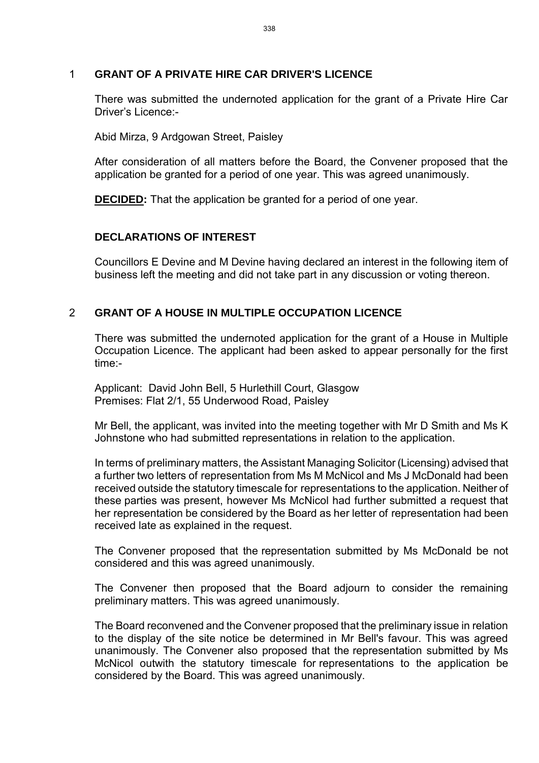## 1 GRANT OF A PRIVATE HIRE CAR DRIVER'S LICENCE

There was submitted the undernoted application for the grant of a Private Hire Car Driver's Licence:-

Abid Mirza, 9 Ardgowan Street, Paisley

After consideration of all matters before the Board, the Convener proposed that the application be granted for a period of one year. This was agreed unanimously.

**DECIDED:** That the application be granted for a period of one year.

## DECLARATIONS OF INTEREST

Councillors E Devine and M Devine having declared an interest in the following item of business left the meeting and did not take part in any discussion or voting thereon.

## 2 GRANT OF A HOUSE IN MULTIPLE OCCUPATION LICENCE

There was submitted the undernoted application for the grant of a House in Multiple Occupation Licence. The applicant had been asked to appear personally for the first time:-

Applicant: David John Bell, 5 Hurlethill Court, Glasgow
Premises: Flat 2/1, 55 Underwood Road, Paisley

Mr Bell, the applicant, was invited into the meeting together with Mr D Smith and Ms K Johnstone who had submitted representations in relation to the application.

In terms of preliminary matters, the Assistant Managing Solicitor (Licensing) advised that a further two letters of representation from Ms M McNicol and Ms J McDonald had been received outside the statutory timescale for representations to the application. Neither of these parties was present, however Ms McNicol had further submitted a request that her representation be considered by the Board as her letter of representation had been received late as explained in the request.

The Convener proposed that the representation submitted by Ms McDonald be not considered and this was agreed unanimously.

The Convener then proposed that the Board adjourn to consider the remaining preliminary matters. This was agreed unanimously.

The Board reconvened and the Convener proposed that the preliminary issue in relation to the display of the site notice be determined in Mr Bell's favour. This was agreed unanimously. The Convener also proposed that the representation submitted by Ms McNicol outwith the statutory timescale for representations to the application be considered by the Board. This was agreed unanimously.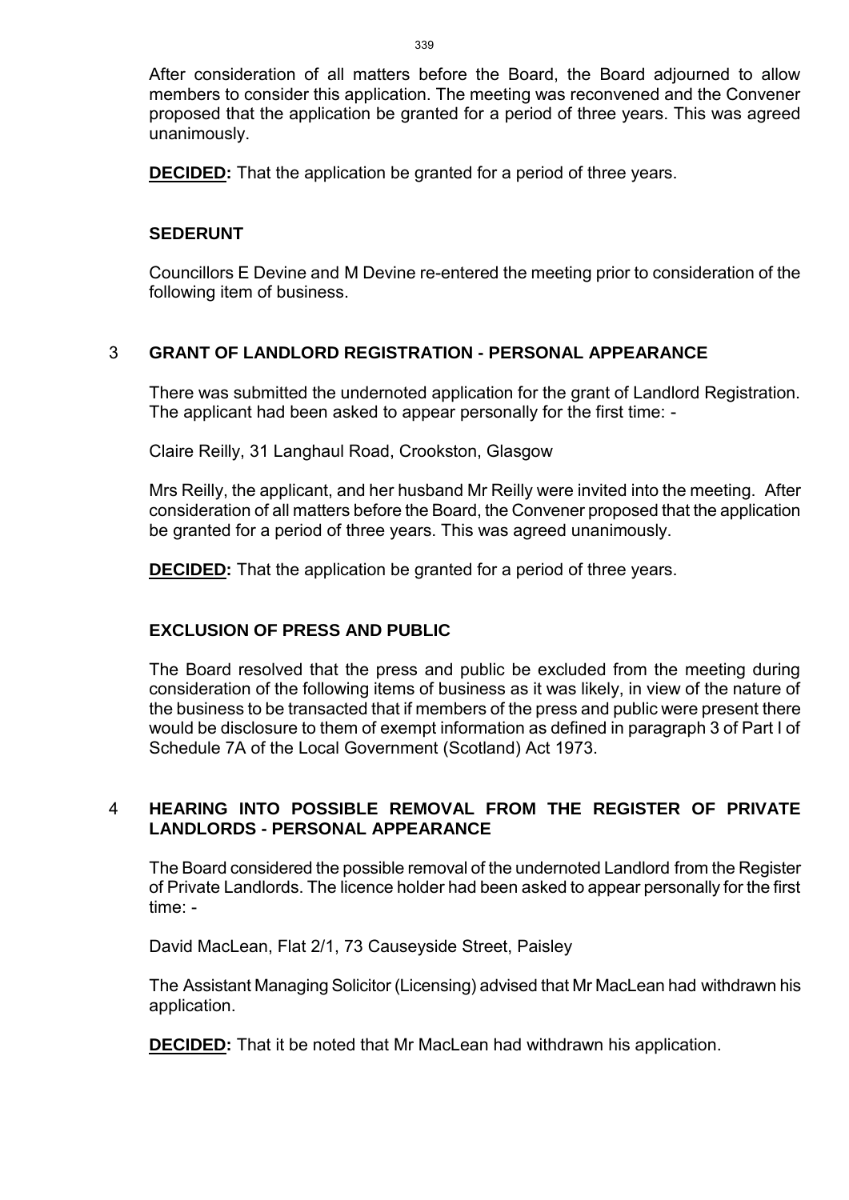After consideration of all matters before the Board, the Board adjourned to allow members to consider this application. The meeting was reconvened and the Convener proposed that the application be granted for a period of three years. This was agreed unanimously.

**DECIDED:** That the application be granted for a period of three years.

## SEDERUNT

Councillors E Devine and M Devine re-entered the meeting prior to consideration of the following item of business.

## 3 GRANT OF LANDLORD REGISTRATION - PERSONAL APPEARANCE

There was submitted the undernoted application for the grant of Landlord Registration. The applicant had been asked to appear personally for the first time: -

Claire Reilly, 31 Langhaul Road, Crookston, Glasgow

Mrs Reilly, the applicant, and her husband Mr Reilly were invited into the meeting. After consideration of all matters before the Board, the Convener proposed that the application be granted for a period of three years. This was agreed unanimously.

**DECIDED:** That the application be granted for a period of three years.

## EXCLUSION OF PRESS AND PUBLIC

The Board resolved that the press and public be excluded from the meeting during consideration of the following items of business as it was likely, in view of the nature of the business to be transacted that if members of the press and public were present there would be disclosure to them of exempt information as defined in paragraph 3 of Part I of Schedule 7A of the Local Government (Scotland) Act 1973.

## 4 HEARING INTO POSSIBLE REMOVAL FROM THE REGISTER OF PRIVATE LANDLORDS - PERSONAL APPEARANCE

The Board considered the possible removal of the undernoted Landlord from the Register of Private Landlords. The licence holder had been asked to appear personally for the first time: -

David MacLean, Flat 2/1, 73 Causeyside Street, Paisley

The Assistant Managing Solicitor (Licensing) advised that Mr MacLean had withdrawn his application.

**DECIDED:** That it be noted that Mr MacLean had withdrawn his application.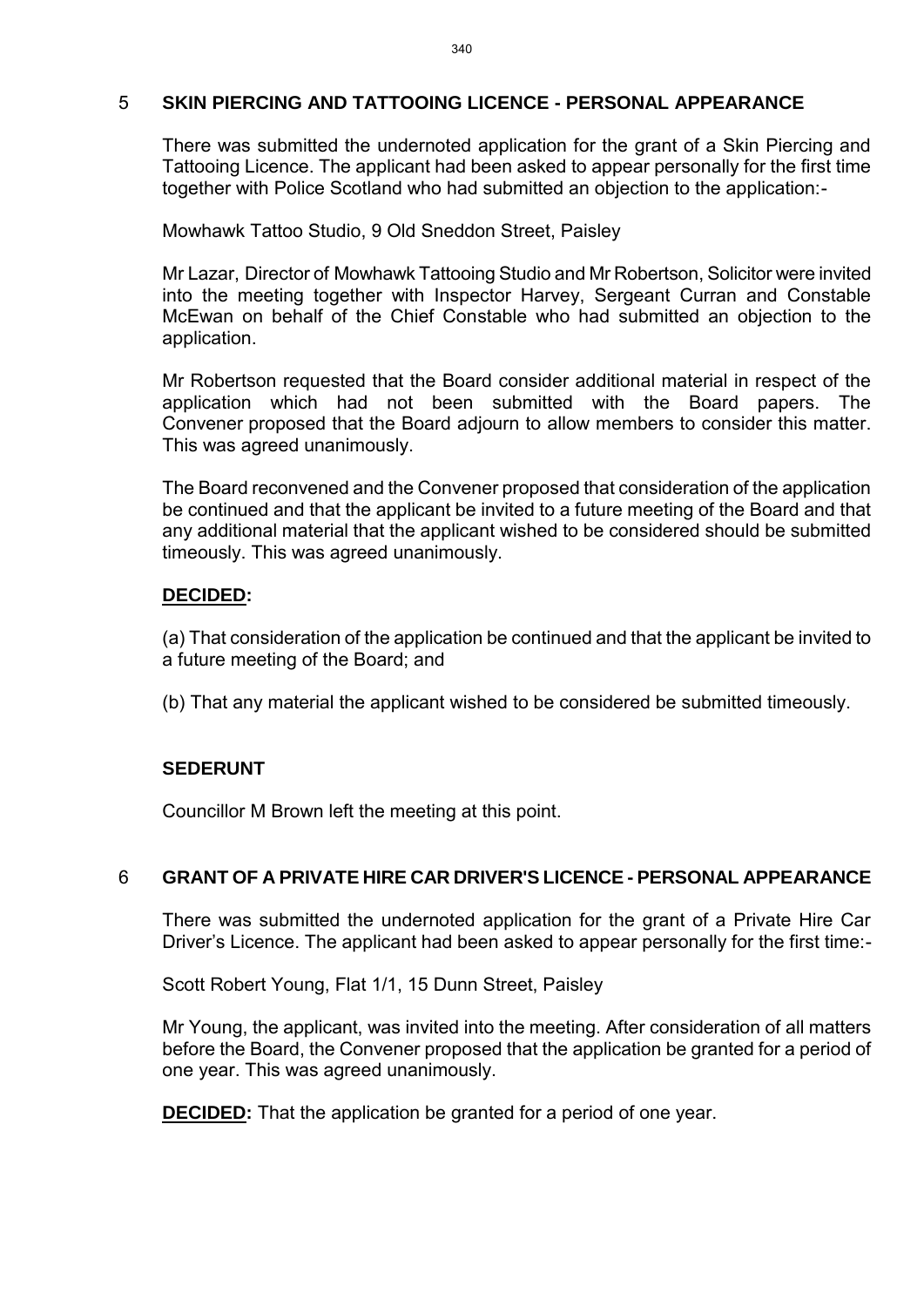## 5 SKIN PIERCING AND TATTOOING LICENCE - PERSONAL APPEARANCE

There was submitted the undernoted application for the grant of a Skin Piercing and Tattooing Licence. The applicant had been asked to appear personally for the first time together with Police Scotland who had submitted an objection to the application:-

Mowhawk Tattoo Studio, 9 Old Sneddon Street, Paisley

Mr Lazar, Director of Mowhawk Tattooing Studio and Mr Robertson, Solicitor were invited into the meeting together with Inspector Harvey, Sergeant Curran and Constable McEwan on behalf of the Chief Constable who had submitted an objection to the application.

Mr Robertson requested that the Board consider additional material in respect of the application which had not been submitted with the Board papers. The Convener proposed that the Board adjourn to allow members to consider this matter. This was agreed unanimously.

The Board reconvened and the Convener proposed that consideration of the application be continued and that the applicant be invited to a future meeting of the Board and that any additional material that the applicant wished to be considered should be submitted timeously. This was agreed unanimously.

**DECIDED:**

(a) That consideration of the application be continued and that the applicant be invited to a future meeting of the Board; and

(b) That any material the applicant wished to be considered be submitted timeously.

**SEDERUNT**

Councillor M Brown left the meeting at this point.

## 6 GRANT OF A PRIVATE HIRE CAR DRIVER'S LICENCE - PERSONAL APPEARANCE

There was submitted the undernoted application for the grant of a Private Hire Car Driver's Licence. The applicant had been asked to appear personally for the first time:-

Scott Robert Young, Flat 1/1, 15 Dunn Street, Paisley

Mr Young, the applicant, was invited into the meeting. After consideration of all matters before the Board, the Convener proposed that the application be granted for a period of one year. This was agreed unanimously.

**DECIDED:** That the application be granted for a period of one year.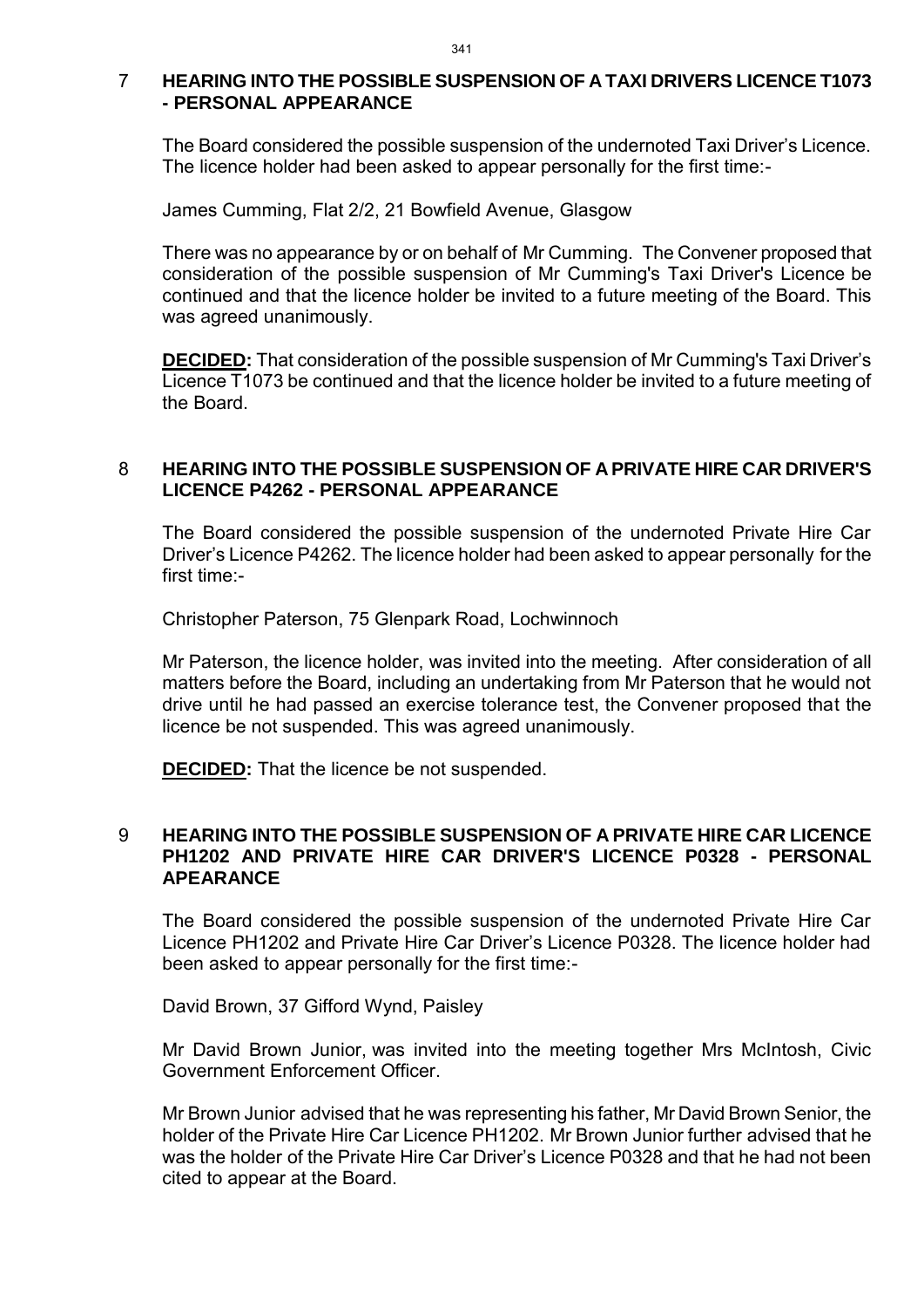## 7 HEARING INTO THE POSSIBLE SUSPENSION OF A TAXI DRIVERS LICENCE T1073 - PERSONAL APPEARANCE

The Board considered the possible suspension of the undernoted Taxi Driver's Licence. The licence holder had been asked to appear personally for the first time:-

James Cumming, Flat 2/2, 21 Bowfield Avenue, Glasgow

There was no appearance by or on behalf of Mr Cumming. The Convener proposed that consideration of the possible suspension of Mr Cumming's Taxi Driver's Licence be continued and that the licence holder be invited to a future meeting of the Board. This was agreed unanimously.

**DECIDED:** That consideration of the possible suspension of Mr Cumming's Taxi Driver's Licence T1073 be continued and that the licence holder be invited to a future meeting of the Board.

## 8 HEARING INTO THE POSSIBLE SUSPENSION OF A PRIVATE HIRE CAR DRIVER'S LICENCE P4262 - PERSONAL APPEARANCE

The Board considered the possible suspension of the undernoted Private Hire Car Driver's Licence P4262. The licence holder had been asked to appear personally for the first time:-

Christopher Paterson, 75 Glenpark Road, Lochwinnoch

Mr Paterson, the licence holder, was invited into the meeting. After consideration of all matters before the Board, including an undertaking from Mr Paterson that he would not drive until he had passed an exercise tolerance test, the Convener proposed that the licence be not suspended. This was agreed unanimously.

**DECIDED:** That the licence be not suspended.

## 9 HEARING INTO THE POSSIBLE SUSPENSION OF A PRIVATE HIRE CAR LICENCE PH1202 AND PRIVATE HIRE CAR DRIVER'S LICENCE P0328 - PERSONAL APEARANCE

The Board considered the possible suspension of the undernoted Private Hire Car Licence PH1202 and Private Hire Car Driver's Licence P0328. The licence holder had been asked to appear personally for the first time:-

David Brown, 37 Gifford Wynd, Paisley

Mr David Brown Junior, was invited into the meeting together Mrs McIntosh, Civic Government Enforcement Officer.

Mr Brown Junior advised that he was representing his father, Mr David Brown Senior, the holder of the Private Hire Car Licence PH1202. Mr Brown Junior further advised that he was the holder of the Private Hire Car Driver's Licence P0328 and that he had not been cited to appear at the Board.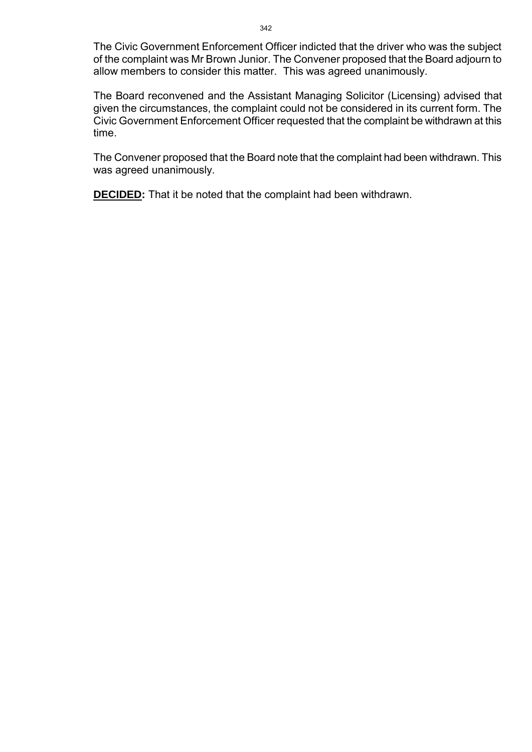The Civic Government Enforcement Officer indicted that the driver who was the subject of the complaint was Mr Brown Junior. The Convener proposed that the Board adjourn to allow members to consider this matter. This was agreed unanimously.

The Board reconvened and the Assistant Managing Solicitor (Licensing) advised that given the circumstances, the complaint could not be considered in its current form. The Civic Government Enforcement Officer requested that the complaint be withdrawn at this time.

The Convener proposed that the Board note that the complaint had been withdrawn. This was agreed unanimously.

**DECIDED:** That it be noted that the complaint had been withdrawn.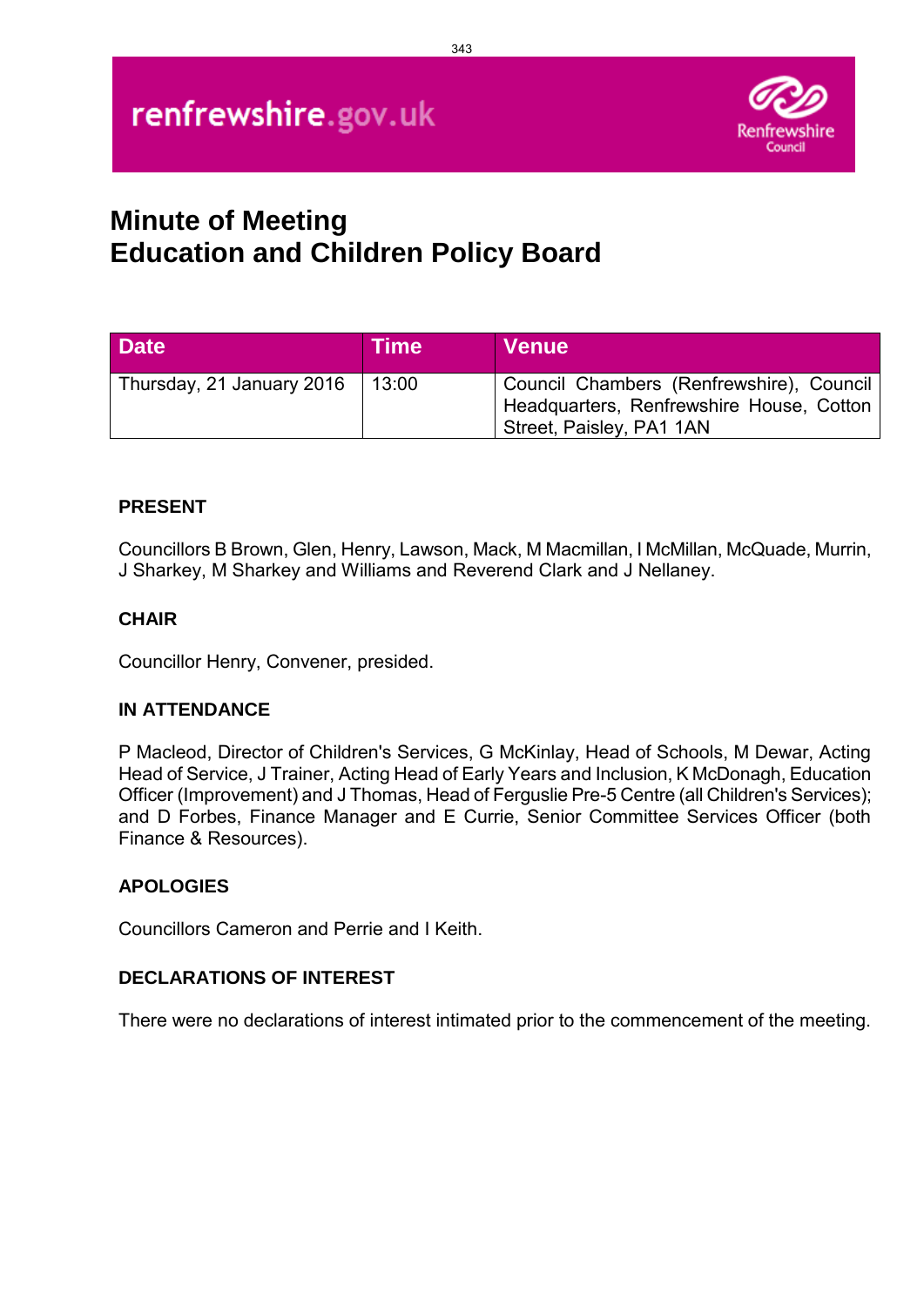renfrewshire.gov.uk

Renfrewshire Council

# Minute of Meeting
# Education and Children Policy Board

| Date | Time | Venue |
|---|---|---|
| Thursday, 21 January 2016 | 13:00 | Council Chambers (Renfrewshire), Council Headquarters, Renfrewshire House, Cotton Street, Paisley, PA1 1AN |

**PRESENT**

Councillors B Brown, Glen, Henry, Lawson, Mack, M Macmillan, I McMillan, McQuade, Murrin, J Sharkey, M Sharkey and Williams and Reverend Clark and J Nellaney.

**CHAIR**

Councillor Henry, Convener, presided.

**IN ATTENDANCE**

P Macleod, Director of Children's Services, G McKinlay, Head of Schools, M Dewar, Acting Head of Service, J Trainer, Acting Head of Early Years and Inclusion, K McDonagh, Education Officer (Improvement) and J Thomas, Head of Ferguslie Pre-5 Centre (all Children's Services); and D Forbes, Finance Manager and E Currie, Senior Committee Services Officer (both Finance & Resources).

**APOLOGIES**

Councillors Cameron and Perrie and I Keith.

**DECLARATIONS OF INTEREST**

There were no declarations of interest intimated prior to the commencement of the meeting.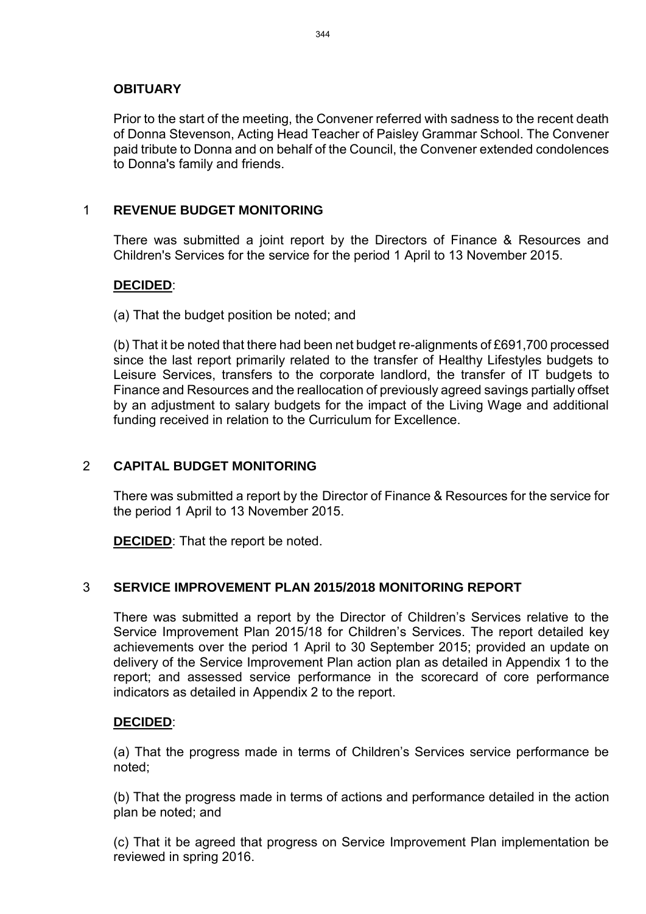## OBITUARY

Prior to the start of the meeting, the Convener referred with sadness to the recent death of Donna Stevenson, Acting Head Teacher of Paisley Grammar School. The Convener paid tribute to Donna and on behalf of the Council, the Convener extended condolences to Donna's family and friends.

## 1 REVENUE BUDGET MONITORING

There was submitted a joint report by the Directors of Finance & Resources and Children's Services for the service for the period 1 April to 13 November 2015.

**DECIDED**:

(a) That the budget position be noted; and

(b) That it be noted that there had been net budget re-alignments of £691,700 processed since the last report primarily related to the transfer of Healthy Lifestyles budgets to Leisure Services, transfers to the corporate landlord, the transfer of IT budgets to Finance and Resources and the reallocation of previously agreed savings partially offset by an adjustment to salary budgets for the impact of the Living Wage and additional funding received in relation to the Curriculum for Excellence.

## 2 CAPITAL BUDGET MONITORING

There was submitted a report by the Director of Finance & Resources for the service for the period 1 April to 13 November 2015.

**DECIDED**: That the report be noted.

## 3 SERVICE IMPROVEMENT PLAN 2015/2018 MONITORING REPORT

There was submitted a report by the Director of Children's Services relative to the Service Improvement Plan 2015/18 for Children's Services. The report detailed key achievements over the period 1 April to 30 September 2015; provided an update on delivery of the Service Improvement Plan action plan as detailed in Appendix 1 to the report; and assessed service performance in the scorecard of core performance indicators as detailed in Appendix 2 to the report.

**DECIDED**:

(a) That the progress made in terms of Children's Services service performance be noted;

(b) That the progress made in terms of actions and performance detailed in the action plan be noted; and

(c) That it be agreed that progress on Service Improvement Plan implementation be reviewed in spring 2016.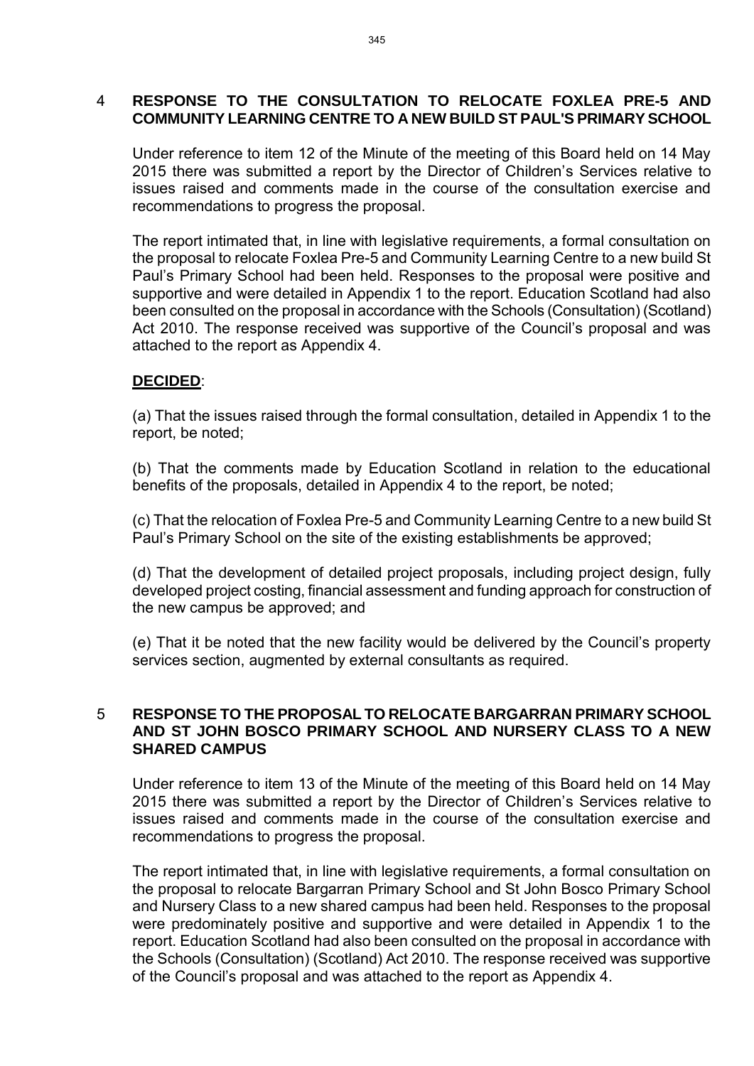## 4 RESPONSE TO THE CONSULTATION TO RELOCATE FOXLEA PRE-5 AND COMMUNITY LEARNING CENTRE TO A NEW BUILD ST PAUL'S PRIMARY SCHOOL

Under reference to item 12 of the Minute of the meeting of this Board held on 14 May 2015 there was submitted a report by the Director of Children's Services relative to issues raised and comments made in the course of the consultation exercise and recommendations to progress the proposal.

The report intimated that, in line with legislative requirements, a formal consultation on the proposal to relocate Foxlea Pre-5 and Community Learning Centre to a new build St Paul's Primary School had been held. Responses to the proposal were positive and supportive and were detailed in Appendix 1 to the report. Education Scotland had also been consulted on the proposal in accordance with the Schools (Consultation) (Scotland) Act 2010. The response received was supportive of the Council's proposal and was attached to the report as Appendix 4.

**DECIDED**:

(a) That the issues raised through the formal consultation, detailed in Appendix 1 to the report, be noted;

(b) That the comments made by Education Scotland in relation to the educational benefits of the proposals, detailed in Appendix 4 to the report, be noted;

(c) That the relocation of Foxlea Pre-5 and Community Learning Centre to a new build St Paul's Primary School on the site of the existing establishments be approved;

(d) That the development of detailed project proposals, including project design, fully developed project costing, financial assessment and funding approach for construction of the new campus be approved; and

(e) That it be noted that the new facility would be delivered by the Council's property services section, augmented by external consultants as required.

## 5 RESPONSE TO THE PROPOSAL TO RELOCATE BARGARRAN PRIMARY SCHOOL AND ST JOHN BOSCO PRIMARY SCHOOL AND NURSERY CLASS TO A NEW SHARED CAMPUS

Under reference to item 13 of the Minute of the meeting of this Board held on 14 May 2015 there was submitted a report by the Director of Children's Services relative to issues raised and comments made in the course of the consultation exercise and recommendations to progress the proposal.

The report intimated that, in line with legislative requirements, a formal consultation on the proposal to relocate Bargarran Primary School and St John Bosco Primary School and Nursery Class to a new shared campus had been held. Responses to the proposal were predominately positive and supportive and were detailed in Appendix 1 to the report. Education Scotland had also been consulted on the proposal in accordance with the Schools (Consultation) (Scotland) Act 2010. The response received was supportive of the Council's proposal and was attached to the report as Appendix 4.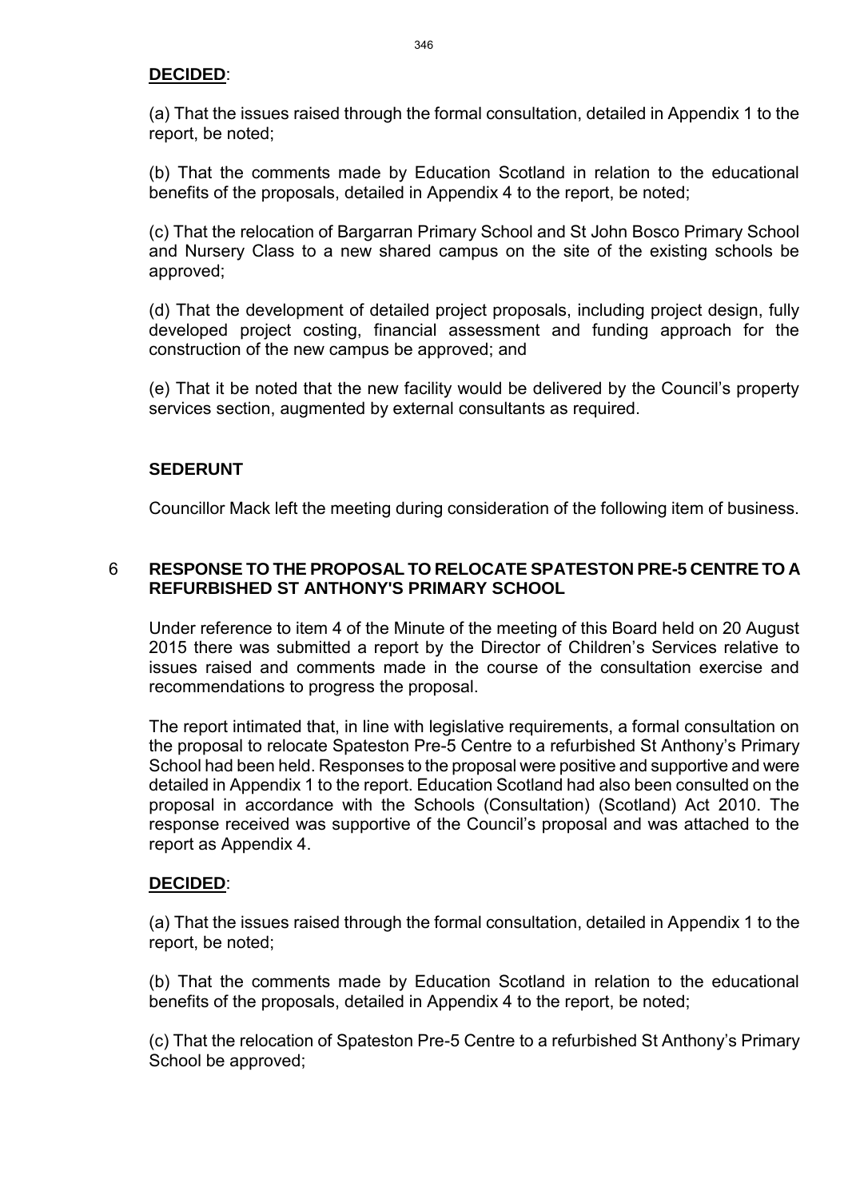**DECIDED**:

(a) That the issues raised through the formal consultation, detailed in Appendix 1 to the report, be noted;

(b) That the comments made by Education Scotland in relation to the educational benefits of the proposals, detailed in Appendix 4 to the report, be noted;

(c) That the relocation of Bargarran Primary School and St John Bosco Primary School and Nursery Class to a new shared campus on the site of the existing schools be approved;

(d) That the development of detailed project proposals, including project design, fully developed project costing, financial assessment and funding approach for the construction of the new campus be approved; and

(e) That it be noted that the new facility would be delivered by the Council's property services section, augmented by external consultants as required.

**SEDERUNT**

Councillor Mack left the meeting during consideration of the following item of business.

## 6 RESPONSE TO THE PROPOSAL TO RELOCATE SPATESTON PRE-5 CENTRE TO A REFURBISHED ST ANTHONY'S PRIMARY SCHOOL

Under reference to item 4 of the Minute of the meeting of this Board held on 20 August 2015 there was submitted a report by the Director of Children's Services relative to issues raised and comments made in the course of the consultation exercise and recommendations to progress the proposal.

The report intimated that, in line with legislative requirements, a formal consultation on the proposal to relocate Spateston Pre-5 Centre to a refurbished St Anthony's Primary School had been held. Responses to the proposal were positive and supportive and were detailed in Appendix 1 to the report. Education Scotland had also been consulted on the proposal in accordance with the Schools (Consultation) (Scotland) Act 2010. The response received was supportive of the Council's proposal and was attached to the report as Appendix 4.

**DECIDED**:

(a) That the issues raised through the formal consultation, detailed in Appendix 1 to the report, be noted;

(b) That the comments made by Education Scotland in relation to the educational benefits of the proposals, detailed in Appendix 4 to the report, be noted;

(c) That the relocation of Spateston Pre-5 Centre to a refurbished St Anthony's Primary School be approved;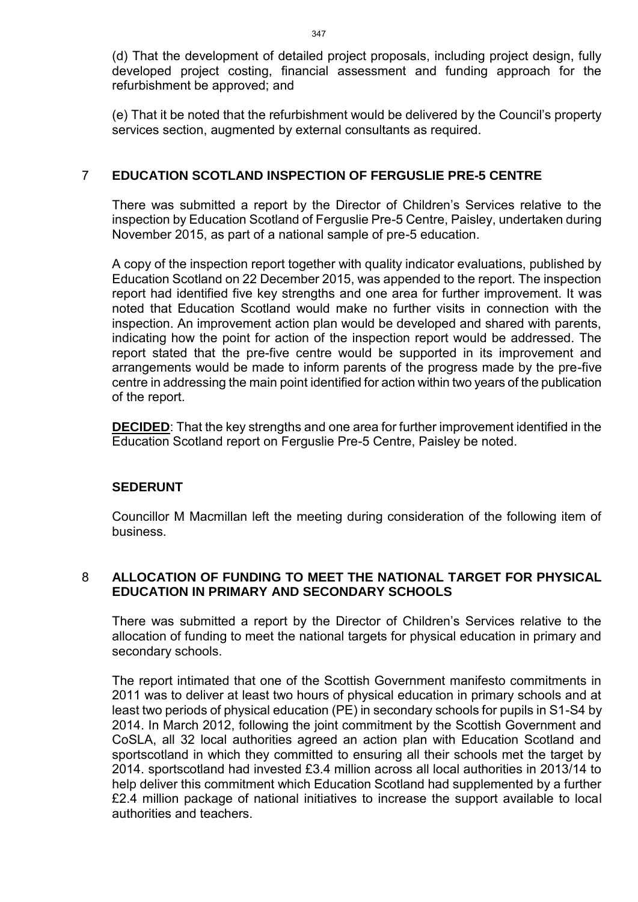(d) That the development of detailed project proposals, including project design, fully developed project costing, financial assessment and funding approach for the refurbishment be approved; and

(e) That it be noted that the refurbishment would be delivered by the Council's property services section, augmented by external consultants as required.

## 7 EDUCATION SCOTLAND INSPECTION OF FERGUSLIE PRE-5 CENTRE

There was submitted a report by the Director of Children's Services relative to the inspection by Education Scotland of Ferguslie Pre-5 Centre, Paisley, undertaken during November 2015, as part of a national sample of pre-5 education.

A copy of the inspection report together with quality indicator evaluations, published by Education Scotland on 22 December 2015, was appended to the report. The inspection report had identified five key strengths and one area for further improvement. It was noted that Education Scotland would make no further visits in connection with the inspection. An improvement action plan would be developed and shared with parents, indicating how the point for action of the inspection report would be addressed. The report stated that the pre-five centre would be supported in its improvement and arrangements would be made to inform parents of the progress made by the pre-five centre in addressing the main point identified for action within two years of the publication of the report.

**DECIDED**: That the key strengths and one area for further improvement identified in the Education Scotland report on Ferguslie Pre-5 Centre, Paisley be noted.

### SEDERUNT

Councillor M Macmillan left the meeting during consideration of the following item of business.

## 8 ALLOCATION OF FUNDING TO MEET THE NATIONAL TARGET FOR PHYSICAL EDUCATION IN PRIMARY AND SECONDARY SCHOOLS

There was submitted a report by the Director of Children's Services relative to the allocation of funding to meet the national targets for physical education in primary and secondary schools.

The report intimated that one of the Scottish Government manifesto commitments in 2011 was to deliver at least two hours of physical education in primary schools and at least two periods of physical education (PE) in secondary schools for pupils in S1-S4 by 2014. In March 2012, following the joint commitment by the Scottish Government and CoSLA, all 32 local authorities agreed an action plan with Education Scotland and sportscotland in which they committed to ensuring all their schools met the target by 2014. sportscotland had invested £3.4 million across all local authorities in 2013/14 to help deliver this commitment which Education Scotland had supplemented by a further £2.4 million package of national initiatives to increase the support available to local authorities and teachers.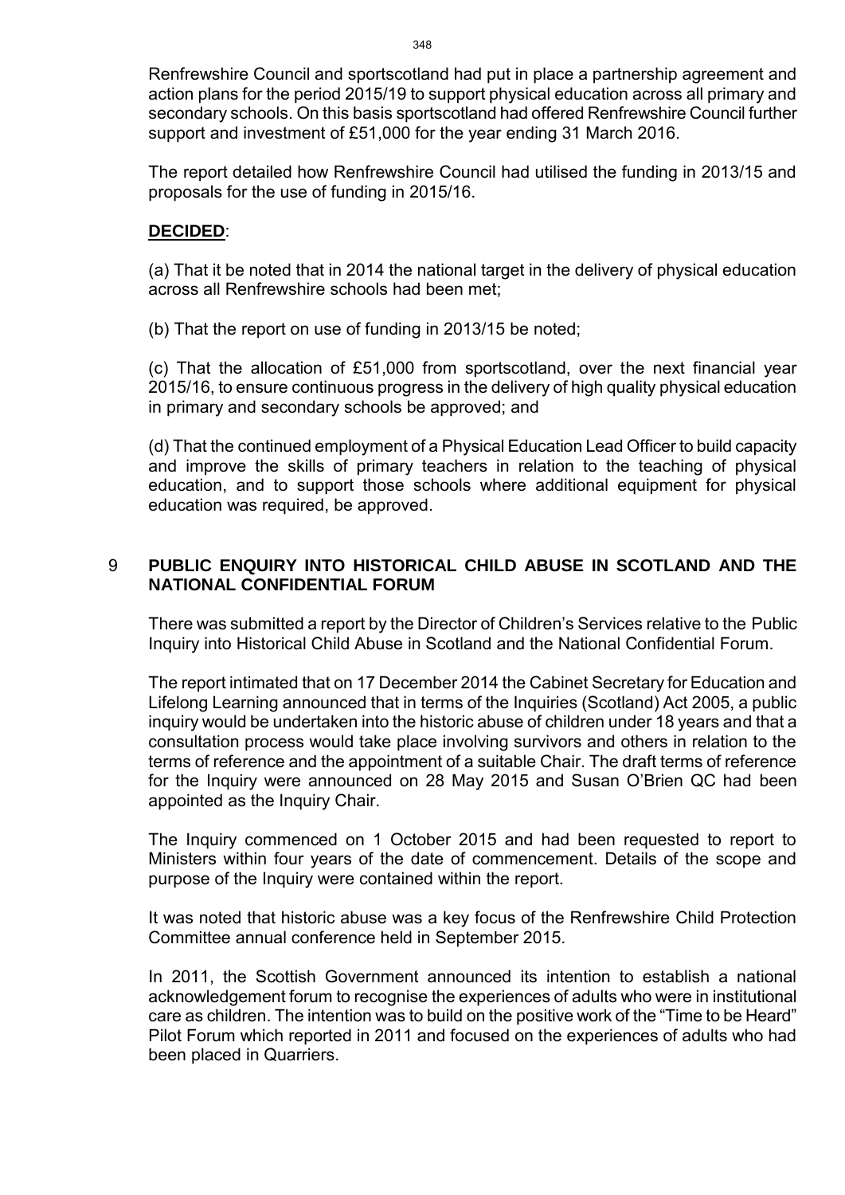Renfrewshire Council and sportscotland had put in place a partnership agreement and action plans for the period 2015/19 to support physical education across all primary and secondary schools. On this basis sportscotland had offered Renfrewshire Council further support and investment of £51,000 for the year ending 31 March 2016.

The report detailed how Renfrewshire Council had utilised the funding in 2013/15 and proposals for the use of funding in 2015/16.

**DECIDED**:

(a) That it be noted that in 2014 the national target in the delivery of physical education across all Renfrewshire schools had been met;

(b) That the report on use of funding in 2013/15 be noted;

(c) That the allocation of £51,000 from sportscotland, over the next financial year 2015/16, to ensure continuous progress in the delivery of high quality physical education in primary and secondary schools be approved; and

(d) That the continued employment of a Physical Education Lead Officer to build capacity and improve the skills of primary teachers in relation to the teaching of physical education, and to support those schools where additional equipment for physical education was required, be approved.

## 9 PUBLIC ENQUIRY INTO HISTORICAL CHILD ABUSE IN SCOTLAND AND THE NATIONAL CONFIDENTIAL FORUM

There was submitted a report by the Director of Children's Services relative to the Public Inquiry into Historical Child Abuse in Scotland and the National Confidential Forum.

The report intimated that on 17 December 2014 the Cabinet Secretary for Education and Lifelong Learning announced that in terms of the Inquiries (Scotland) Act 2005, a public inquiry would be undertaken into the historic abuse of children under 18 years and that a consultation process would take place involving survivors and others in relation to the terms of reference and the appointment of a suitable Chair. The draft terms of reference for the Inquiry were announced on 28 May 2015 and Susan O'Brien QC had been appointed as the Inquiry Chair.

The Inquiry commenced on 1 October 2015 and had been requested to report to Ministers within four years of the date of commencement. Details of the scope and purpose of the Inquiry were contained within the report.

It was noted that historic abuse was a key focus of the Renfrewshire Child Protection Committee annual conference held in September 2015.

In 2011, the Scottish Government announced its intention to establish a national acknowledgement forum to recognise the experiences of adults who were in institutional care as children. The intention was to build on the positive work of the "Time to be Heard" Pilot Forum which reported in 2011 and focused on the experiences of adults who had been placed in Quarriers.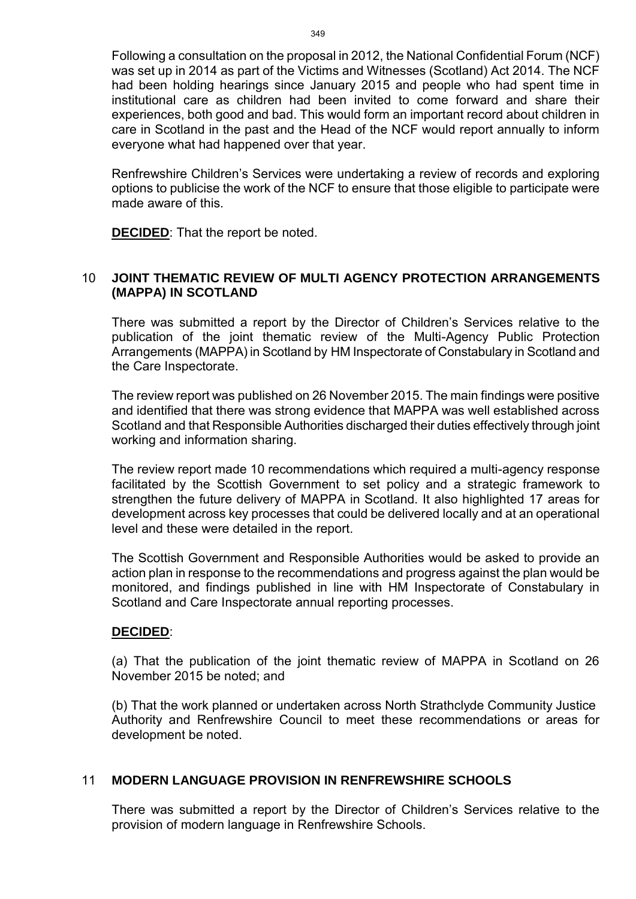Following a consultation on the proposal in 2012, the National Confidential Forum (NCF) was set up in 2014 as part of the Victims and Witnesses (Scotland) Act 2014. The NCF had been holding hearings since January 2015 and people who had spent time in institutional care as children had been invited to come forward and share their experiences, both good and bad. This would form an important record about children in care in Scotland in the past and the Head of the NCF would report annually to inform everyone what had happened over that year.

Renfrewshire Children's Services were undertaking a review of records and exploring options to publicise the work of the NCF to ensure that those eligible to participate were made aware of this.

**DECIDED**: That the report be noted.

## 10 JOINT THEMATIC REVIEW OF MULTI AGENCY PROTECTION ARRANGEMENTS (MAPPA) IN SCOTLAND

There was submitted a report by the Director of Children's Services relative to the publication of the joint thematic review of the Multi-Agency Public Protection Arrangements (MAPPA) in Scotland by HM Inspectorate of Constabulary in Scotland and the Care Inspectorate.

The review report was published on 26 November 2015. The main findings were positive and identified that there was strong evidence that MAPPA was well established across Scotland and that Responsible Authorities discharged their duties effectively through joint working and information sharing.

The review report made 10 recommendations which required a multi-agency response facilitated by the Scottish Government to set policy and a strategic framework to strengthen the future delivery of MAPPA in Scotland. It also highlighted 17 areas for development across key processes that could be delivered locally and at an operational level and these were detailed in the report.

The Scottish Government and Responsible Authorities would be asked to provide an action plan in response to the recommendations and progress against the plan would be monitored, and findings published in line with HM Inspectorate of Constabulary in Scotland and Care Inspectorate annual reporting processes.

**DECIDED**:

(a) That the publication of the joint thematic review of MAPPA in Scotland on 26 November 2015 be noted; and

(b) That the work planned or undertaken across North Strathclyde Community Justice Authority and Renfrewshire Council to meet these recommendations or areas for development be noted.

## 11 MODERN LANGUAGE PROVISION IN RENFREWSHIRE SCHOOLS

There was submitted a report by the Director of Children's Services relative to the provision of modern language in Renfrewshire Schools.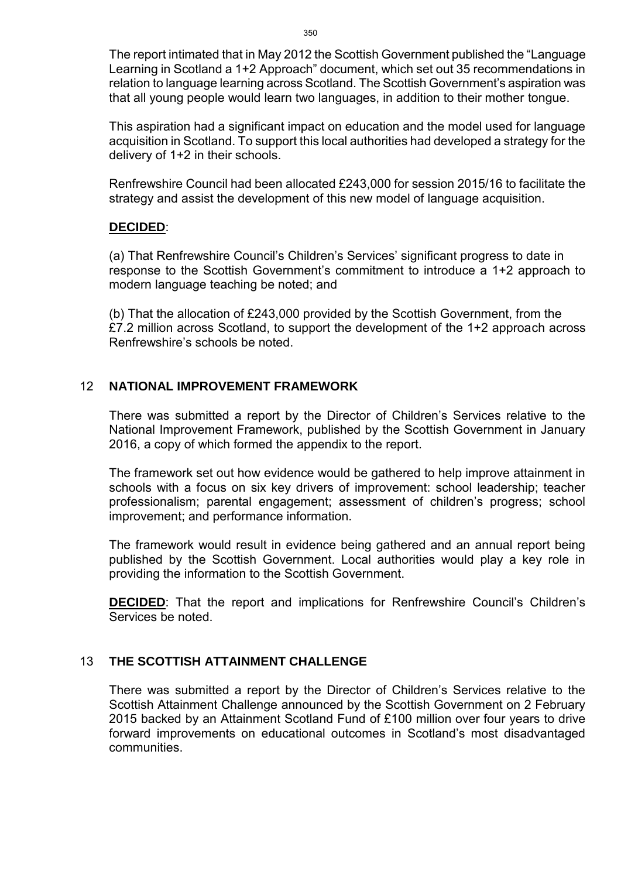The report intimated that in May 2012 the Scottish Government published the "Language Learning in Scotland a 1+2 Approach" document, which set out 35 recommendations in relation to language learning across Scotland. The Scottish Government's aspiration was that all young people would learn two languages, in addition to their mother tongue.

This aspiration had a significant impact on education and the model used for language acquisition in Scotland. To support this local authorities had developed a strategy for the delivery of 1+2 in their schools.

Renfrewshire Council had been allocated £243,000 for session 2015/16 to facilitate the strategy and assist the development of this new model of language acquisition.

**DECIDED**:

(a) That Renfrewshire Council's Children's Services' significant progress to date in response to the Scottish Government's commitment to introduce a 1+2 approach to modern language teaching be noted; and

(b) That the allocation of £243,000 provided by the Scottish Government, from the £7.2 million across Scotland, to support the development of the 1+2 approach across Renfrewshire's schools be noted.

## 12 NATIONAL IMPROVEMENT FRAMEWORK

There was submitted a report by the Director of Children's Services relative to the National Improvement Framework, published by the Scottish Government in January 2016, a copy of which formed the appendix to the report.

The framework set out how evidence would be gathered to help improve attainment in schools with a focus on six key drivers of improvement: school leadership; teacher professionalism; parental engagement; assessment of children's progress; school improvement; and performance information.

The framework would result in evidence being gathered and an annual report being published by the Scottish Government. Local authorities would play a key role in providing the information to the Scottish Government.

**DECIDED**: That the report and implications for Renfrewshire Council's Children's Services be noted.

## 13 THE SCOTTISH ATTAINMENT CHALLENGE

There was submitted a report by the Director of Children's Services relative to the Scottish Attainment Challenge announced by the Scottish Government on 2 February 2015 backed by an Attainment Scotland Fund of £100 million over four years to drive forward improvements on educational outcomes in Scotland's most disadvantaged communities.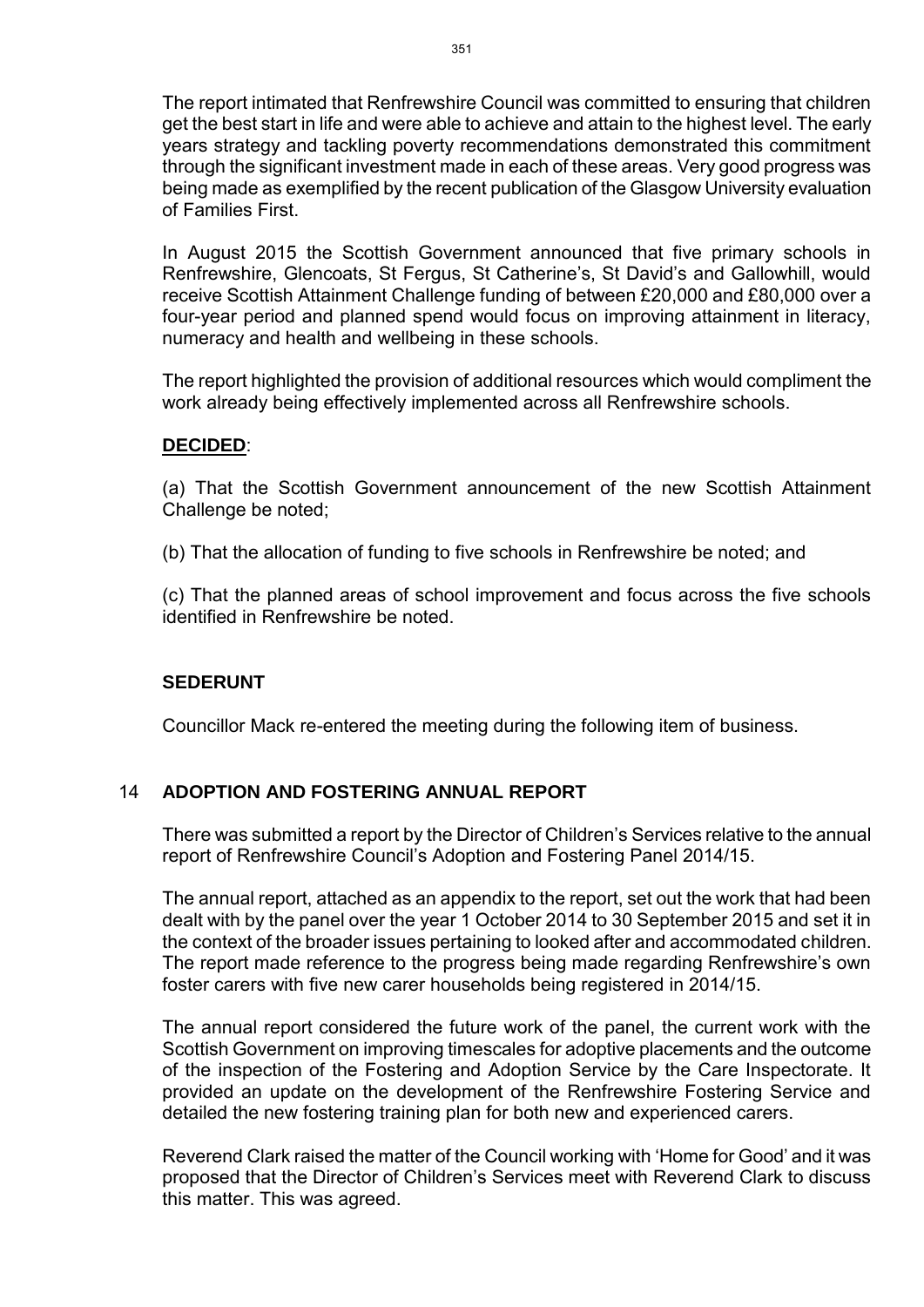The report intimated that Renfrewshire Council was committed to ensuring that children get the best start in life and were able to achieve and attain to the highest level. The early years strategy and tackling poverty recommendations demonstrated this commitment through the significant investment made in each of these areas. Very good progress was being made as exemplified by the recent publication of the Glasgow University evaluation of Families First.

In August 2015 the Scottish Government announced that five primary schools in Renfrewshire, Glencoats, St Fergus, St Catherine's, St David's and Gallowhill, would receive Scottish Attainment Challenge funding of between £20,000 and £80,000 over a four-year period and planned spend would focus on improving attainment in literacy, numeracy and health and wellbeing in these schools.

The report highlighted the provision of additional resources which would compliment the work already being effectively implemented across all Renfrewshire schools.

**DECIDED**:

(a) That the Scottish Government announcement of the new Scottish Attainment Challenge be noted;

(b) That the allocation of funding to five schools in Renfrewshire be noted; and

(c) That the planned areas of school improvement and focus across the five schools identified in Renfrewshire be noted.

**SEDERUNT**

Councillor Mack re-entered the meeting during the following item of business.

## 14 ADOPTION AND FOSTERING ANNUAL REPORT

There was submitted a report by the Director of Children's Services relative to the annual report of Renfrewshire Council's Adoption and Fostering Panel 2014/15.

The annual report, attached as an appendix to the report, set out the work that had been dealt with by the panel over the year 1 October 2014 to 30 September 2015 and set it in the context of the broader issues pertaining to looked after and accommodated children. The report made reference to the progress being made regarding Renfrewshire's own foster carers with five new carer households being registered in 2014/15.

The annual report considered the future work of the panel, the current work with the Scottish Government on improving timescales for adoptive placements and the outcome of the inspection of the Fostering and Adoption Service by the Care Inspectorate. It provided an update on the development of the Renfrewshire Fostering Service and detailed the new fostering training plan for both new and experienced carers.

Reverend Clark raised the matter of the Council working with 'Home for Good' and it was proposed that the Director of Children's Services meet with Reverend Clark to discuss this matter. This was agreed.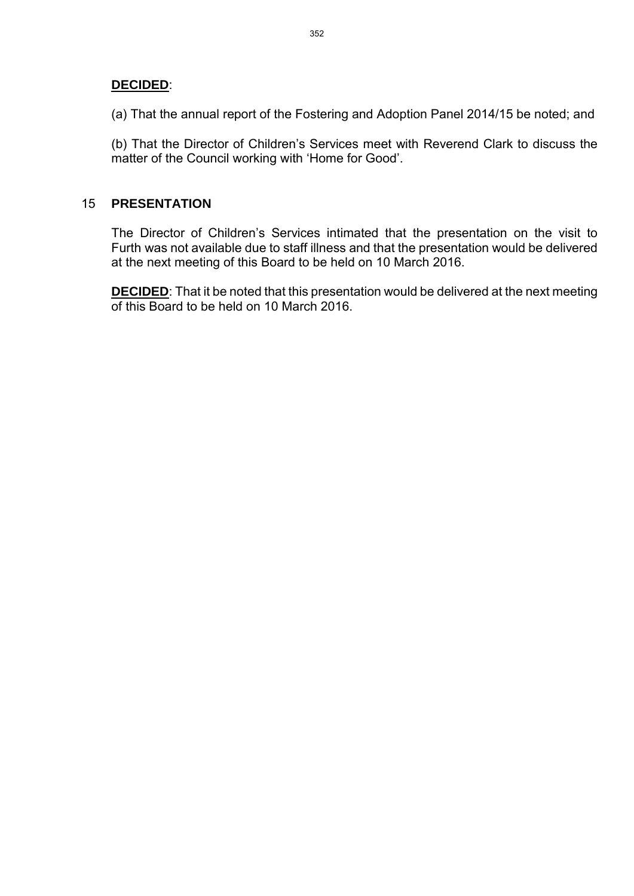**DECIDED**:

(a) That the annual report of the Fostering and Adoption Panel 2014/15 be noted; and

(b) That the Director of Children's Services meet with Reverend Clark to discuss the matter of the Council working with 'Home for Good'.

## 15 PRESENTATION

The Director of Children's Services intimated that the presentation on the visit to Furth was not available due to staff illness and that the presentation would be delivered at the next meeting of this Board to be held on 10 March 2016.

**DECIDED**: That it be noted that this presentation would be delivered at the next meeting of this Board to be held on 10 March 2016.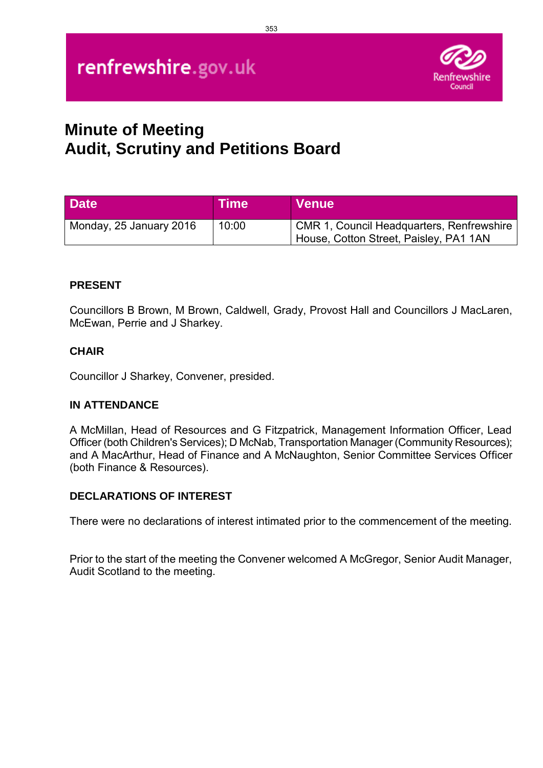renfrewshire.gov.uk

Renfrewshire Council

# Minute of Meeting
# Audit, Scrutiny and Petitions Board

| Date | Time | Venue |
| --- | --- | --- |
| Monday, 25 January 2016 | 10:00 | CMR 1, Council Headquarters, Renfrewshire House, Cotton Street, Paisley, PA1 1AN |

**PRESENT**

Councillors B Brown, M Brown, Caldwell, Grady, Provost Hall and Councillors J MacLaren, McEwan, Perrie and J Sharkey.

**CHAIR**

Councillor J Sharkey, Convener, presided.

**IN ATTENDANCE**

A McMillan, Head of Resources and G Fitzpatrick, Management Information Officer, Lead Officer (both Children's Services); D McNab, Transportation Manager (Community Resources); and A MacArthur, Head of Finance and A McNaughton, Senior Committee Services Officer (both Finance & Resources).

**DECLARATIONS OF INTEREST**

There were no declarations of interest intimated prior to the commencement of the meeting.

Prior to the start of the meeting the Convener welcomed A McGregor, Senior Audit Manager, Audit Scotland to the meeting.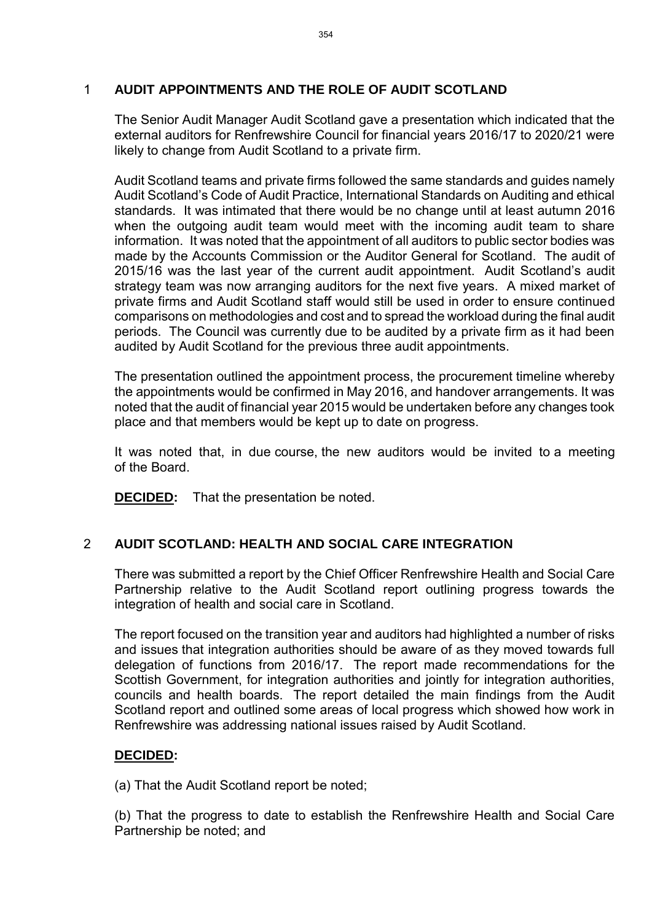## 1 AUDIT APPOINTMENTS AND THE ROLE OF AUDIT SCOTLAND

The Senior Audit Manager Audit Scotland gave a presentation which indicated that the external auditors for Renfrewshire Council for financial years 2016/17 to 2020/21 were likely to change from Audit Scotland to a private firm.

Audit Scotland teams and private firms followed the same standards and guides namely Audit Scotland's Code of Audit Practice, International Standards on Auditing and ethical standards. It was intimated that there would be no change until at least autumn 2016 when the outgoing audit team would meet with the incoming audit team to share information. It was noted that the appointment of all auditors to public sector bodies was made by the Accounts Commission or the Auditor General for Scotland. The audit of 2015/16 was the last year of the current audit appointment. Audit Scotland's audit strategy team was now arranging auditors for the next five years. A mixed market of private firms and Audit Scotland staff would still be used in order to ensure continued comparisons on methodologies and cost and to spread the workload during the final audit periods. The Council was currently due to be audited by a private firm as it had been audited by Audit Scotland for the previous three audit appointments.

The presentation outlined the appointment process, the procurement timeline whereby the appointments would be confirmed in May 2016, and handover arrangements. It was noted that the audit of financial year 2015 would be undertaken before any changes took place and that members would be kept up to date on progress.

It was noted that, in due course, the new auditors would be invited to a meeting of the Board.

**DECIDED:** That the presentation be noted.

## 2 AUDIT SCOTLAND: HEALTH AND SOCIAL CARE INTEGRATION

There was submitted a report by the Chief Officer Renfrewshire Health and Social Care Partnership relative to the Audit Scotland report outlining progress towards the integration of health and social care in Scotland.

The report focused on the transition year and auditors had highlighted a number of risks and issues that integration authorities should be aware of as they moved towards full delegation of functions from 2016/17. The report made recommendations for the Scottish Government, for integration authorities and jointly for integration authorities, councils and health boards. The report detailed the main findings from the Audit Scotland report and outlined some areas of local progress which showed how work in Renfrewshire was addressing national issues raised by Audit Scotland.

**DECIDED:**

(a) That the Audit Scotland report be noted;

(b) That the progress to date to establish the Renfrewshire Health and Social Care Partnership be noted; and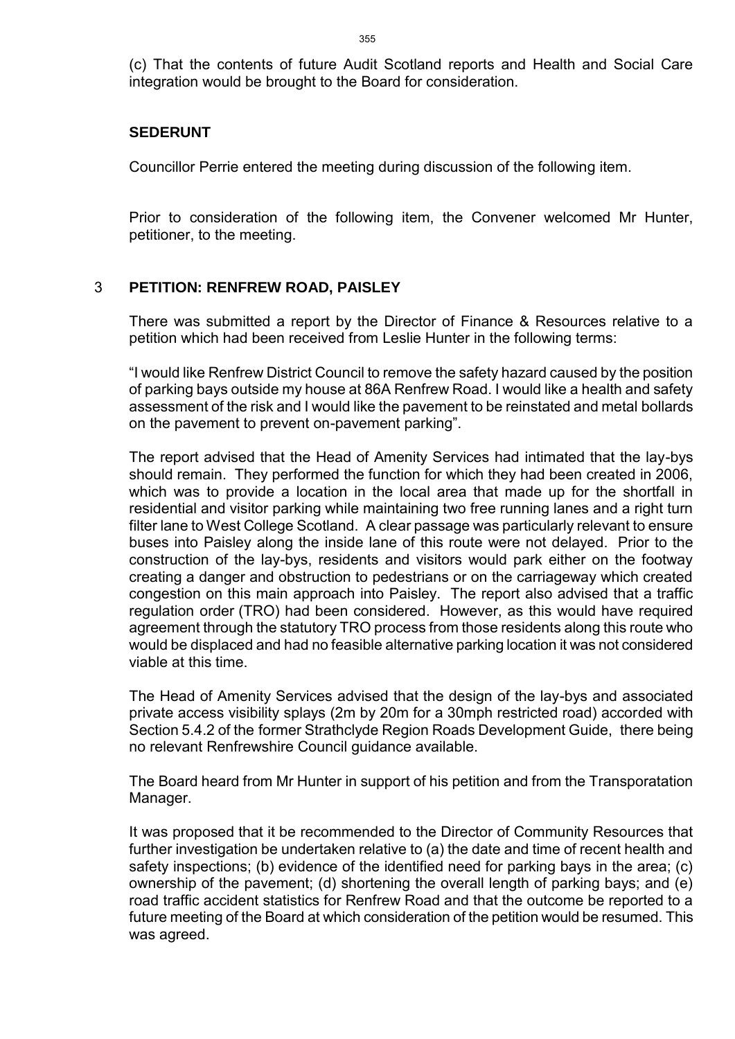(c) That the contents of future Audit Scotland reports and Health and Social Care integration would be brought to the Board for consideration.

**SEDERUNT**

Councillor Perrie entered the meeting during discussion of the following item.

Prior to consideration of the following item, the Convener welcomed Mr Hunter, petitioner, to the meeting.

## 3 PETITION: RENFREW ROAD, PAISLEY

There was submitted a report by the Director of Finance & Resources relative to a petition which had been received from Leslie Hunter in the following terms:

"I would like Renfrew District Council to remove the safety hazard caused by the position of parking bays outside my house at 86A Renfrew Road. I would like a health and safety assessment of the risk and I would like the pavement to be reinstated and metal bollards on the pavement to prevent on-pavement parking".

The report advised that the Head of Amenity Services had intimated that the lay-bys should remain. They performed the function for which they had been created in 2006, which was to provide a location in the local area that made up for the shortfall in residential and visitor parking while maintaining two free running lanes and a right turn filter lane to West College Scotland. A clear passage was particularly relevant to ensure buses into Paisley along the inside lane of this route were not delayed. Prior to the construction of the lay-bys, residents and visitors would park either on the footway creating a danger and obstruction to pedestrians or on the carriageway which created congestion on this main approach into Paisley. The report also advised that a traffic regulation order (TRO) had been considered. However, as this would have required agreement through the statutory TRO process from those residents along this route who would be displaced and had no feasible alternative parking location it was not considered viable at this time.

The Head of Amenity Services advised that the design of the lay-bys and associated private access visibility splays (2m by 20m for a 30mph restricted road) accorded with Section 5.4.2 of the former Strathclyde Region Roads Development Guide, there being no relevant Renfrewshire Council guidance available.

The Board heard from Mr Hunter in support of his petition and from the Transporatation Manager.

It was proposed that it be recommended to the Director of Community Resources that further investigation be undertaken relative to (a) the date and time of recent health and safety inspections; (b) evidence of the identified need for parking bays in the area; (c) ownership of the pavement; (d) shortening the overall length of parking bays; and (e) road traffic accident statistics for Renfrew Road and that the outcome be reported to a future meeting of the Board at which consideration of the petition would be resumed. This was agreed.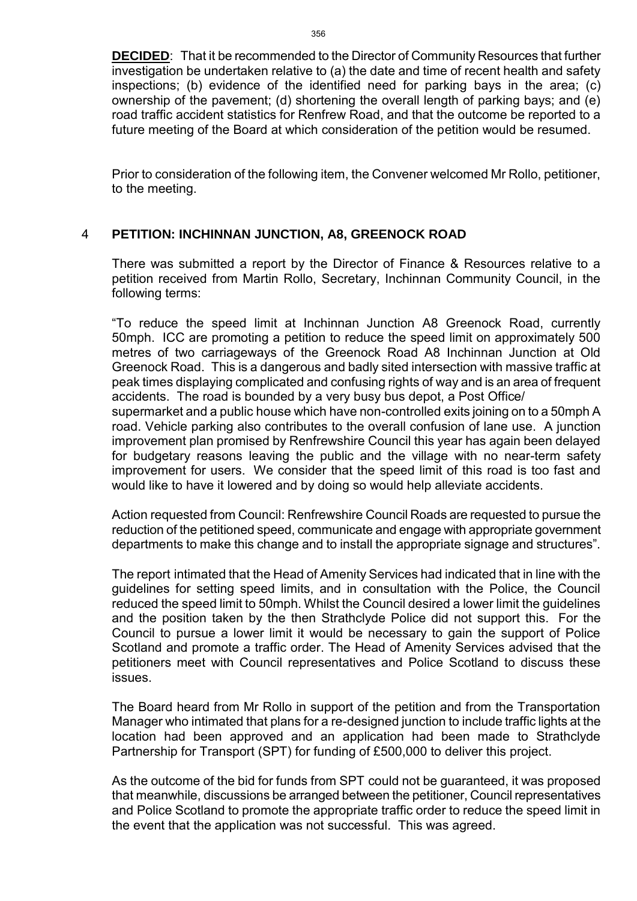**DECIDED**: That it be recommended to the Director of Community Resources that further investigation be undertaken relative to (a) the date and time of recent health and safety inspections; (b) evidence of the identified need for parking bays in the area; (c) ownership of the pavement; (d) shortening the overall length of parking bays; and (e) road traffic accident statistics for Renfrew Road, and that the outcome be reported to a future meeting of the Board at which consideration of the petition would be resumed.

Prior to consideration of the following item, the Convener welcomed Mr Rollo, petitioner, to the meeting.

## 4 PETITION: INCHINNAN JUNCTION, A8, GREENOCK ROAD

There was submitted a report by the Director of Finance & Resources relative to a petition received from Martin Rollo, Secretary, Inchinnan Community Council, in the following terms:

"To reduce the speed limit at Inchinnan Junction A8 Greenock Road, currently 50mph. ICC are promoting a petition to reduce the speed limit on approximately 500 metres of two carriageways of the Greenock Road A8 Inchinnan Junction at Old Greenock Road. This is a dangerous and badly sited intersection with massive traffic at peak times displaying complicated and confusing rights of way and is an area of frequent accidents. The road is bounded by a very busy bus depot, a Post Office/ supermarket and a public house which have non-controlled exits joining on to a 50mph A road. Vehicle parking also contributes to the overall confusion of lane use. A junction improvement plan promised by Renfrewshire Council this year has again been delayed for budgetary reasons leaving the public and the village with no near-term safety improvement for users. We consider that the speed limit of this road is too fast and would like to have it lowered and by doing so would help alleviate accidents.

Action requested from Council: Renfrewshire Council Roads are requested to pursue the reduction of the petitioned speed, communicate and engage with appropriate government departments to make this change and to install the appropriate signage and structures".

The report intimated that the Head of Amenity Services had indicated that in line with the guidelines for setting speed limits, and in consultation with the Police, the Council reduced the speed limit to 50mph. Whilst the Council desired a lower limit the guidelines and the position taken by the then Strathclyde Police did not support this. For the Council to pursue a lower limit it would be necessary to gain the support of Police Scotland and promote a traffic order. The Head of Amenity Services advised that the petitioners meet with Council representatives and Police Scotland to discuss these issues.

The Board heard from Mr Rollo in support of the petition and from the Transportation Manager who intimated that plans for a re-designed junction to include traffic lights at the location had been approved and an application had been made to Strathclyde Partnership for Transport (SPT) for funding of £500,000 to deliver this project.

As the outcome of the bid for funds from SPT could not be guaranteed, it was proposed that meanwhile, discussions be arranged between the petitioner, Council representatives and Police Scotland to promote the appropriate traffic order to reduce the speed limit in the event that the application was not successful. This was agreed.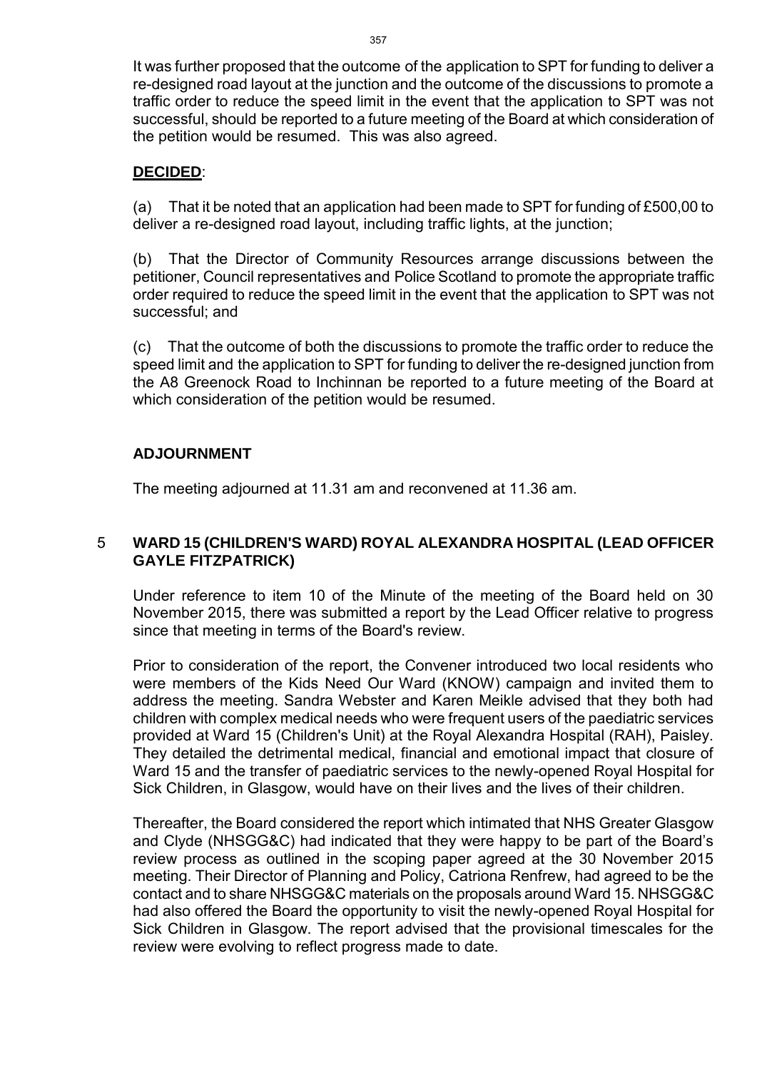It was further proposed that the outcome of the application to SPT for funding to deliver a re-designed road layout at the junction and the outcome of the discussions to promote a traffic order to reduce the speed limit in the event that the application to SPT was not successful, should be reported to a future meeting of the Board at which consideration of the petition would be resumed. This was also agreed.

**DECIDED**:

(a) That it be noted that an application had been made to SPT for funding of £500,00 to deliver a re-designed road layout, including traffic lights, at the junction;

(b) That the Director of Community Resources arrange discussions between the petitioner, Council representatives and Police Scotland to promote the appropriate traffic order required to reduce the speed limit in the event that the application to SPT was not successful; and

(c) That the outcome of both the discussions to promote the traffic order to reduce the speed limit and the application to SPT for funding to deliver the re-designed junction from the A8 Greenock Road to Inchinnan be reported to a future meeting of the Board at which consideration of the petition would be resumed.

**ADJOURNMENT**

The meeting adjourned at 11.31 am and reconvened at 11.36 am.

## 5 WARD 15 (CHILDREN'S WARD) ROYAL ALEXANDRA HOSPITAL (LEAD OFFICER GAYLE FITZPATRICK)

Under reference to item 10 of the Minute of the meeting of the Board held on 30 November 2015, there was submitted a report by the Lead Officer relative to progress since that meeting in terms of the Board's review.

Prior to consideration of the report, the Convener introduced two local residents who were members of the Kids Need Our Ward (KNOW) campaign and invited them to address the meeting. Sandra Webster and Karen Meikle advised that they both had children with complex medical needs who were frequent users of the paediatric services provided at Ward 15 (Children's Unit) at the Royal Alexandra Hospital (RAH), Paisley. They detailed the detrimental medical, financial and emotional impact that closure of Ward 15 and the transfer of paediatric services to the newly-opened Royal Hospital for Sick Children, in Glasgow, would have on their lives and the lives of their children.

Thereafter, the Board considered the report which intimated that NHS Greater Glasgow and Clyde (NHSGG&C) had indicated that they were happy to be part of the Board's review process as outlined in the scoping paper agreed at the 30 November 2015 meeting. Their Director of Planning and Policy, Catriona Renfrew, had agreed to be the contact and to share NHSGG&C materials on the proposals around Ward 15. NHSGG&C had also offered the Board the opportunity to visit the newly-opened Royal Hospital for Sick Children in Glasgow. The report advised that the provisional timescales for the review were evolving to reflect progress made to date.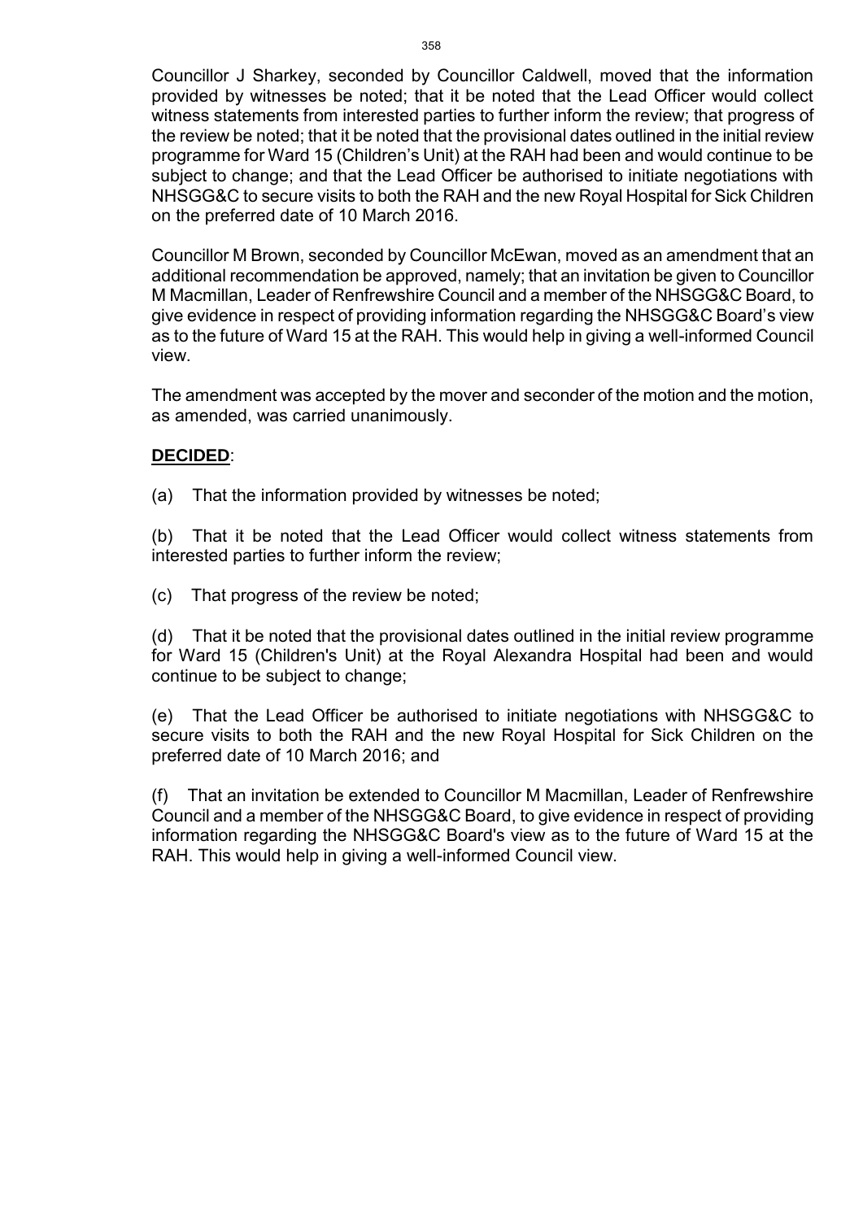Councillor J Sharkey, seconded by Councillor Caldwell, moved that the information provided by witnesses be noted; that it be noted that the Lead Officer would collect witness statements from interested parties to further inform the review; that progress of the review be noted; that it be noted that the provisional dates outlined in the initial review programme for Ward 15 (Children's Unit) at the RAH had been and would continue to be subject to change; and that the Lead Officer be authorised to initiate negotiations with NHSGG&C to secure visits to both the RAH and the new Royal Hospital for Sick Children on the preferred date of 10 March 2016.

Councillor M Brown, seconded by Councillor McEwan, moved as an amendment that an additional recommendation be approved, namely; that an invitation be given to Councillor M Macmillan, Leader of Renfrewshire Council and a member of the NHSGG&C Board, to give evidence in respect of providing information regarding the NHSGG&C Board's view as to the future of Ward 15 at the RAH. This would help in giving a well-informed Council view.

The amendment was accepted by the mover and seconder of the motion and the motion, as amended, was carried unanimously.

**DECIDED**:

(a) That the information provided by witnesses be noted;

(b) That it be noted that the Lead Officer would collect witness statements from interested parties to further inform the review;

(c) That progress of the review be noted;

(d) That it be noted that the provisional dates outlined in the initial review programme for Ward 15 (Children's Unit) at the Royal Alexandra Hospital had been and would continue to be subject to change;

(e) That the Lead Officer be authorised to initiate negotiations with NHSGG&C to secure visits to both the RAH and the new Royal Hospital for Sick Children on the preferred date of 10 March 2016; and

(f) That an invitation be extended to Councillor M Macmillan, Leader of Renfrewshire Council and a member of the NHSGG&C Board, to give evidence in respect of providing information regarding the NHSGG&C Board's view as to the future of Ward 15 at the RAH. This would help in giving a well-informed Council view.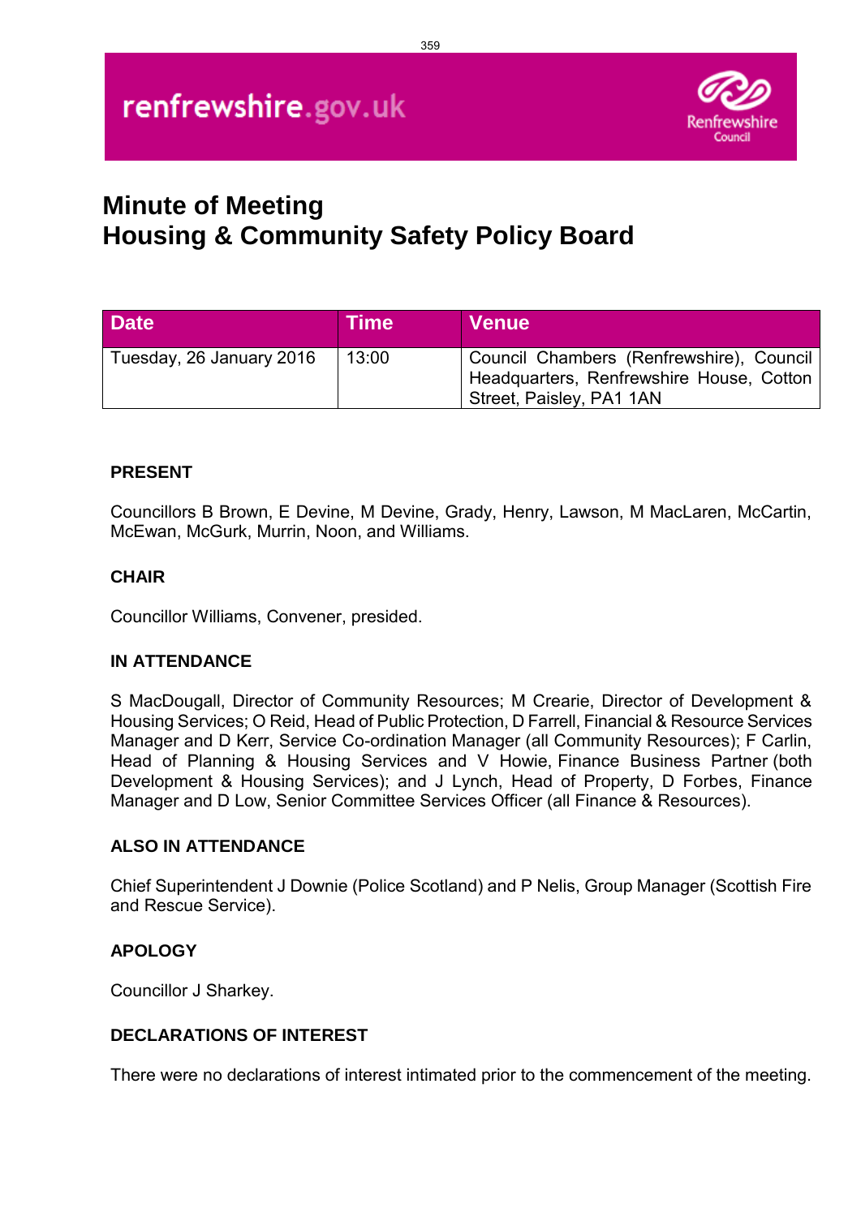renfrewshire.gov.uk

Renfrewshire Council

# Minute of Meeting
# Housing & Community Safety Policy Board

| Date | Time | Venue |
| --- | --- | --- |
| Tuesday, 26 January 2016 | 13:00 | Council Chambers (Renfrewshire), Council Headquarters, Renfrewshire House, Cotton Street, Paisley, PA1 1AN |

**PRESENT**

Councillors B Brown, E Devine, M Devine, Grady, Henry, Lawson, M MacLaren, McCartin, McEwan, McGurk, Murrin, Noon, and Williams.

**CHAIR**

Councillor Williams, Convener, presided.

**IN ATTENDANCE**

S MacDougall, Director of Community Resources; M Crearie, Director of Development & Housing Services; O Reid, Head of Public Protection, D Farrell, Financial & Resource Services Manager and D Kerr, Service Co-ordination Manager (all Community Resources); F Carlin, Head of Planning & Housing Services and V Howie, Finance Business Partner (both Development & Housing Services); and J Lynch, Head of Property, D Forbes, Finance Manager and D Low, Senior Committee Services Officer (all Finance & Resources).

**ALSO IN ATTENDANCE**

Chief Superintendent J Downie (Police Scotland) and P Nelis, Group Manager (Scottish Fire and Rescue Service).

**APOLOGY**

Councillor J Sharkey.

**DECLARATIONS OF INTEREST**

There were no declarations of interest intimated prior to the commencement of the meeting.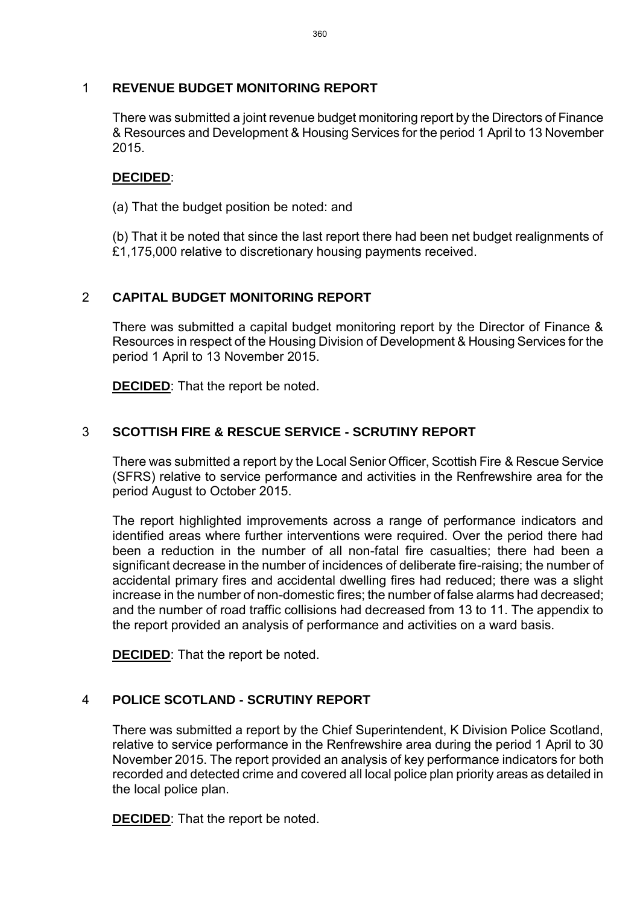## 1 REVENUE BUDGET MONITORING REPORT

There was submitted a joint revenue budget monitoring report by the Directors of Finance & Resources and Development & Housing Services for the period 1 April to 13 November 2015.

**DECIDED**:

(a) That the budget position be noted: and

(b) That it be noted that since the last report there had been net budget realignments of £1,175,000 relative to discretionary housing payments received.

## 2 CAPITAL BUDGET MONITORING REPORT

There was submitted a capital budget monitoring report by the Director of Finance & Resources in respect of the Housing Division of Development & Housing Services for the period 1 April to 13 November 2015.

**DECIDED**: That the report be noted.

## 3 SCOTTISH FIRE & RESCUE SERVICE - SCRUTINY REPORT

There was submitted a report by the Local Senior Officer, Scottish Fire & Rescue Service (SFRS) relative to service performance and activities in the Renfrewshire area for the period August to October 2015.

The report highlighted improvements across a range of performance indicators and identified areas where further interventions were required. Over the period there had been a reduction in the number of all non-fatal fire casualties; there had been a significant decrease in the number of incidences of deliberate fire-raising; the number of accidental primary fires and accidental dwelling fires had reduced; there was a slight increase in the number of non-domestic fires; the number of false alarms had decreased; and the number of road traffic collisions had decreased from 13 to 11. The appendix to the report provided an analysis of performance and activities on a ward basis.

**DECIDED**: That the report be noted.

## 4 POLICE SCOTLAND - SCRUTINY REPORT

There was submitted a report by the Chief Superintendent, K Division Police Scotland, relative to service performance in the Renfrewshire area during the period 1 April to 30 November 2015. The report provided an analysis of key performance indicators for both recorded and detected crime and covered all local police plan priority areas as detailed in the local police plan.

**DECIDED**: That the report be noted.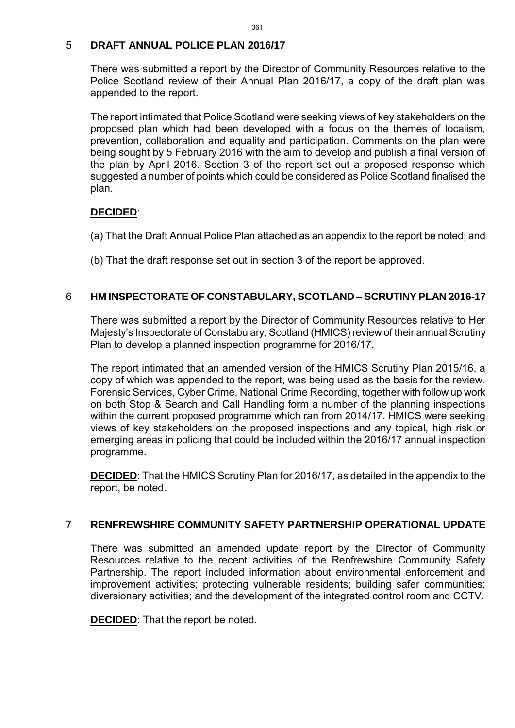## 5 DRAFT ANNUAL POLICE PLAN 2016/17

There was submitted a report by the Director of Community Resources relative to the Police Scotland review of their Annual Plan 2016/17, a copy of the draft plan was appended to the report.

The report intimated that Police Scotland were seeking views of key stakeholders on the proposed plan which had been developed with a focus on the themes of localism, prevention, collaboration and equality and participation. Comments on the plan were being sought by 5 February 2016 with the aim to develop and publish a final version of the plan by April 2016. Section 3 of the report set out a proposed response which suggested a number of points which could be considered as Police Scotland finalised the plan.

**DECIDED**:

(a) That the Draft Annual Police Plan attached as an appendix to the report be noted; and

(b) That the draft response set out in section 3 of the report be approved.

## 6 HM INSPECTORATE OF CONSTABULARY, SCOTLAND – SCRUTINY PLAN 2016-17

There was submitted a report by the Director of Community Resources relative to Her Majesty's Inspectorate of Constabulary, Scotland (HMICS) review of their annual Scrutiny Plan to develop a planned inspection programme for 2016/17.

The report intimated that an amended version of the HMICS Scrutiny Plan 2015/16, a copy of which was appended to the report, was being used as the basis for the review. Forensic Services, Cyber Crime, National Crime Recording, together with follow up work on both Stop & Search and Call Handling form a number of the planning inspections within the current proposed programme which ran from 2014/17. HMICS were seeking views of key stakeholders on the proposed inspections and any topical, high risk or emerging areas in policing that could be included within the 2016/17 annual inspection programme.

**DECIDED**: That the HMICS Scrutiny Plan for 2016/17, as detailed in the appendix to the report, be noted.

## 7 RENFREWSHIRE COMMUNITY SAFETY PARTNERSHIP OPERATIONAL UPDATE

There was submitted an amended update report by the Director of Community Resources relative to the recent activities of the Renfrewshire Community Safety Partnership. The report included information about environmental enforcement and improvement activities; protecting vulnerable residents; building safer communities; diversionary activities; and the development of the integrated control room and CCTV.

**DECIDED**: That the report be noted.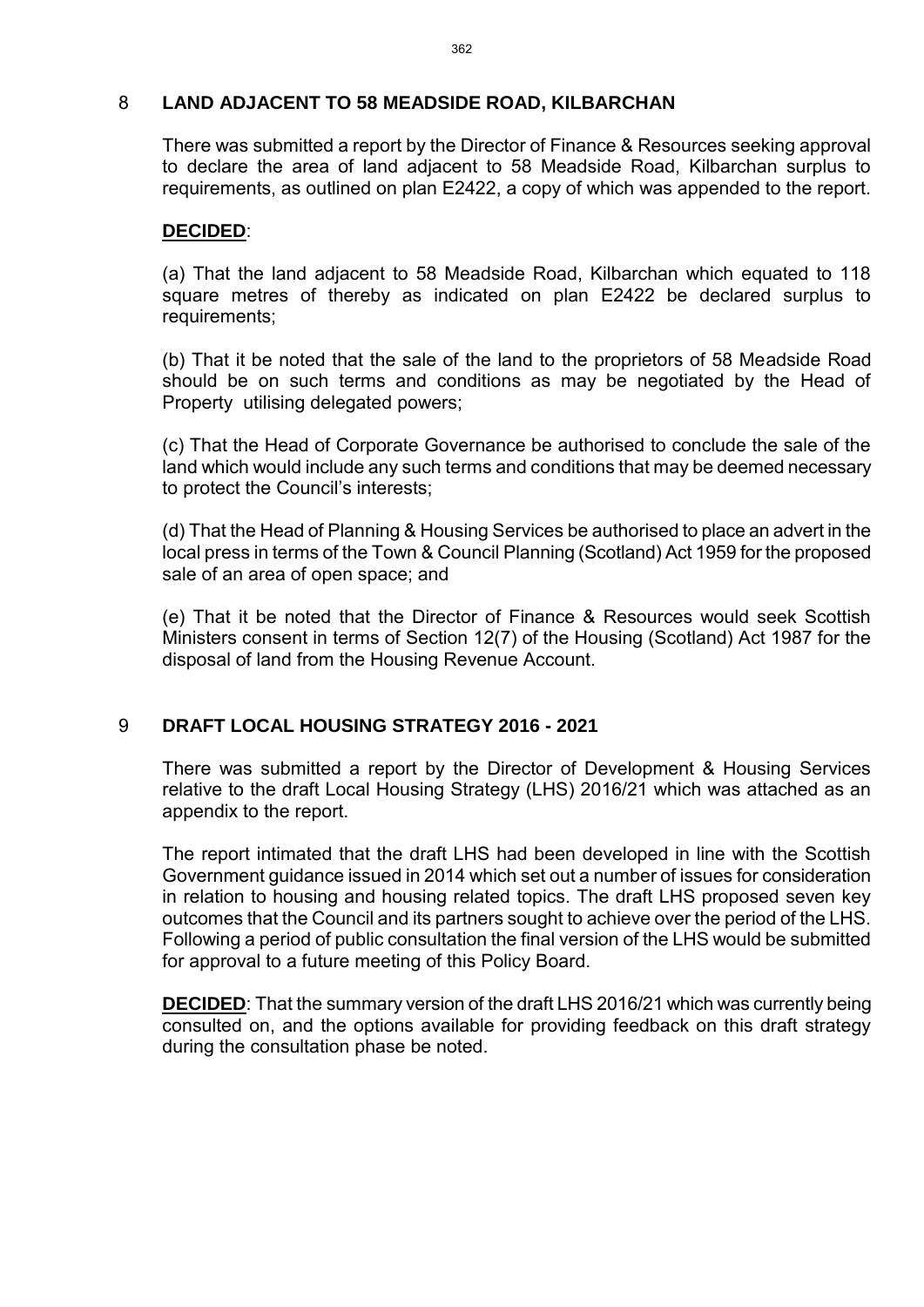## 8 LAND ADJACENT TO 58 MEADSIDE ROAD, KILBARCHAN

There was submitted a report by the Director of Finance & Resources seeking approval to declare the area of land adjacent to 58 Meadside Road, Kilbarchan surplus to requirements, as outlined on plan E2422, a copy of which was appended to the report.

**DECIDED**:

(a) That the land adjacent to 58 Meadside Road, Kilbarchan which equated to 118 square metres of thereby as indicated on plan E2422 be declared surplus to requirements;

(b) That it be noted that the sale of the land to the proprietors of 58 Meadside Road should be on such terms and conditions as may be negotiated by the Head of Property utilising delegated powers;

(c) That the Head of Corporate Governance be authorised to conclude the sale of the land which would include any such terms and conditions that may be deemed necessary to protect the Council's interests;

(d) That the Head of Planning & Housing Services be authorised to place an advert in the local press in terms of the Town & Council Planning (Scotland) Act 1959 for the proposed sale of an area of open space; and

(e) That it be noted that the Director of Finance & Resources would seek Scottish Ministers consent in terms of Section 12(7) of the Housing (Scotland) Act 1987 for the disposal of land from the Housing Revenue Account.

## 9 DRAFT LOCAL HOUSING STRATEGY 2016 - 2021

There was submitted a report by the Director of Development & Housing Services relative to the draft Local Housing Strategy (LHS) 2016/21 which was attached as an appendix to the report.

The report intimated that the draft LHS had been developed in line with the Scottish Government guidance issued in 2014 which set out a number of issues for consideration in relation to housing and housing related topics. The draft LHS proposed seven key outcomes that the Council and its partners sought to achieve over the period of the LHS. Following a period of public consultation the final version of the LHS would be submitted for approval to a future meeting of this Policy Board.

**DECIDED**: That the summary version of the draft LHS 2016/21 which was currently being consulted on, and the options available for providing feedback on this draft strategy during the consultation phase be noted.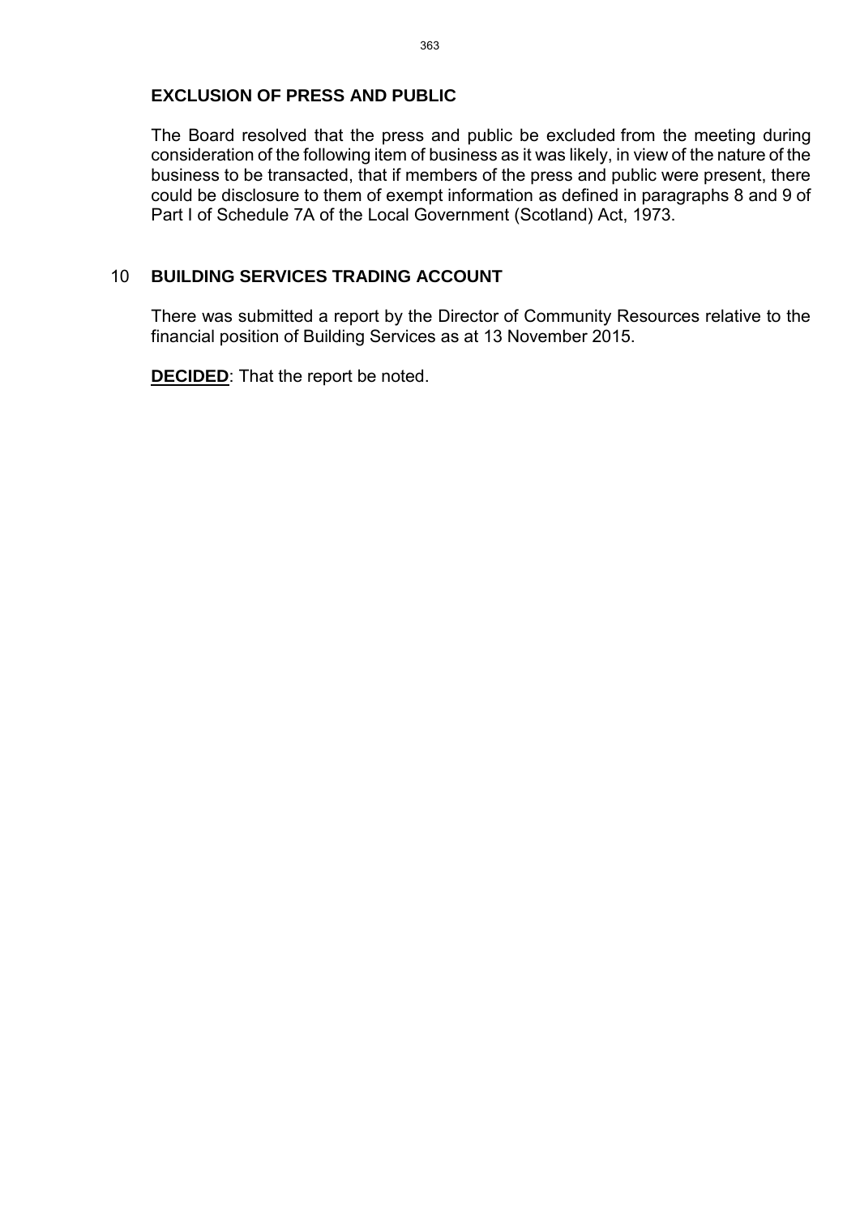**EXCLUSION OF PRESS AND PUBLIC**

The Board resolved that the press and public be excluded from the meeting during consideration of the following item of business as it was likely, in view of the nature of the business to be transacted, that if members of the press and public were present, there could be disclosure to them of exempt information as defined in paragraphs 8 and 9 of Part I of Schedule 7A of the Local Government (Scotland) Act, 1973.

10 **BUILDING SERVICES TRADING ACCOUNT**

There was submitted a report by the Director of Community Resources relative to the financial position of Building Services as at 13 November 2015.

**DECIDED**: That the report be noted.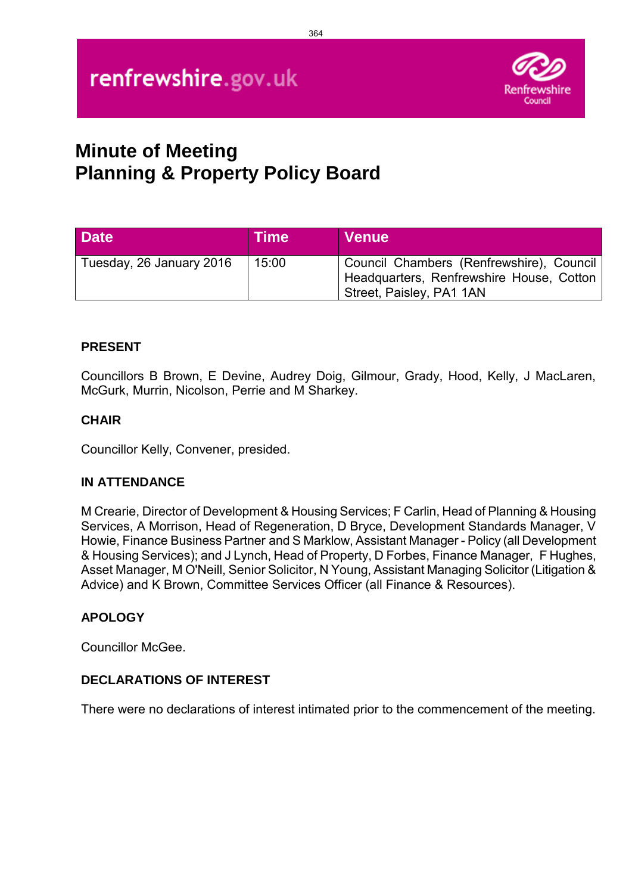renfrewshire.gov.uk

Renfrewshire Council

# Minute of Meeting
# Planning & Property Policy Board

| Date | Time | Venue |
|---|---|---|
| Tuesday, 26 January 2016 | 15:00 | Council Chambers (Renfrewshire), Council Headquarters, Renfrewshire House, Cotton Street, Paisley, PA1 1AN |

**PRESENT**

Councillors B Brown, E Devine, Audrey Doig, Gilmour, Grady, Hood, Kelly, J MacLaren, McGurk, Murrin, Nicolson, Perrie and M Sharkey.

**CHAIR**

Councillor Kelly, Convener, presided.

**IN ATTENDANCE**

M Crearie, Director of Development & Housing Services; F Carlin, Head of Planning & Housing Services, A Morrison, Head of Regeneration, D Bryce, Development Standards Manager, V Howie, Finance Business Partner and S Marklow, Assistant Manager - Policy (all Development & Housing Services); and J Lynch, Head of Property, D Forbes, Finance Manager, F Hughes, Asset Manager, M O'Neill, Senior Solicitor, N Young, Assistant Managing Solicitor (Litigation & Advice) and K Brown, Committee Services Officer (all Finance & Resources).

**APOLOGY**

Councillor McGee.

**DECLARATIONS OF INTEREST**

There were no declarations of interest intimated prior to the commencement of the meeting.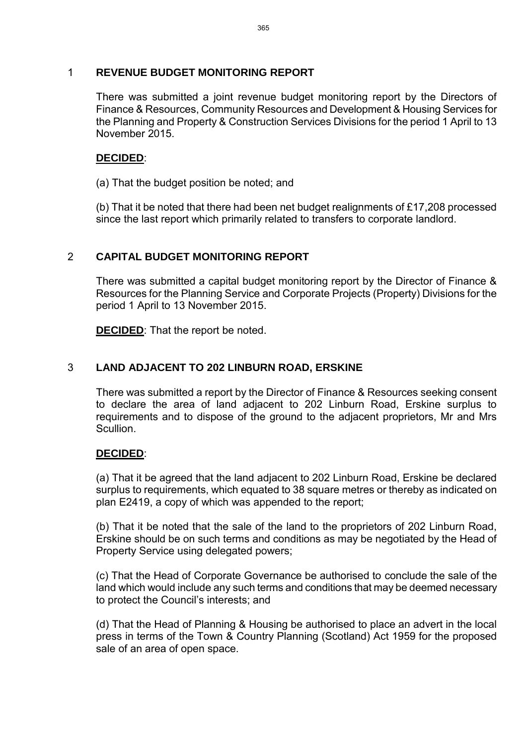## 1 REVENUE BUDGET MONITORING REPORT

There was submitted a joint revenue budget monitoring report by the Directors of Finance & Resources, Community Resources and Development & Housing Services for the Planning and Property & Construction Services Divisions for the period 1 April to 13 November 2015.

**DECIDED**:

(a) That the budget position be noted; and

(b) That it be noted that there had been net budget realignments of £17,208 processed since the last report which primarily related to transfers to corporate landlord.

## 2 CAPITAL BUDGET MONITORING REPORT

There was submitted a capital budget monitoring report by the Director of Finance & Resources for the Planning Service and Corporate Projects (Property) Divisions for the period 1 April to 13 November 2015.

**DECIDED**: That the report be noted.

## 3 LAND ADJACENT TO 202 LINBURN ROAD, ERSKINE

There was submitted a report by the Director of Finance & Resources seeking consent to declare the area of land adjacent to 202 Linburn Road, Erskine surplus to requirements and to dispose of the ground to the adjacent proprietors, Mr and Mrs Scullion.

**DECIDED**:

(a) That it be agreed that the land adjacent to 202 Linburn Road, Erskine be declared surplus to requirements, which equated to 38 square metres or thereby as indicated on plan E2419, a copy of which was appended to the report;

(b) That it be noted that the sale of the land to the proprietors of 202 Linburn Road, Erskine should be on such terms and conditions as may be negotiated by the Head of Property Service using delegated powers;

(c) That the Head of Corporate Governance be authorised to conclude the sale of the land which would include any such terms and conditions that may be deemed necessary to protect the Council's interests; and

(d) That the Head of Planning & Housing be authorised to place an advert in the local press in terms of the Town & Country Planning (Scotland) Act 1959 for the proposed sale of an area of open space.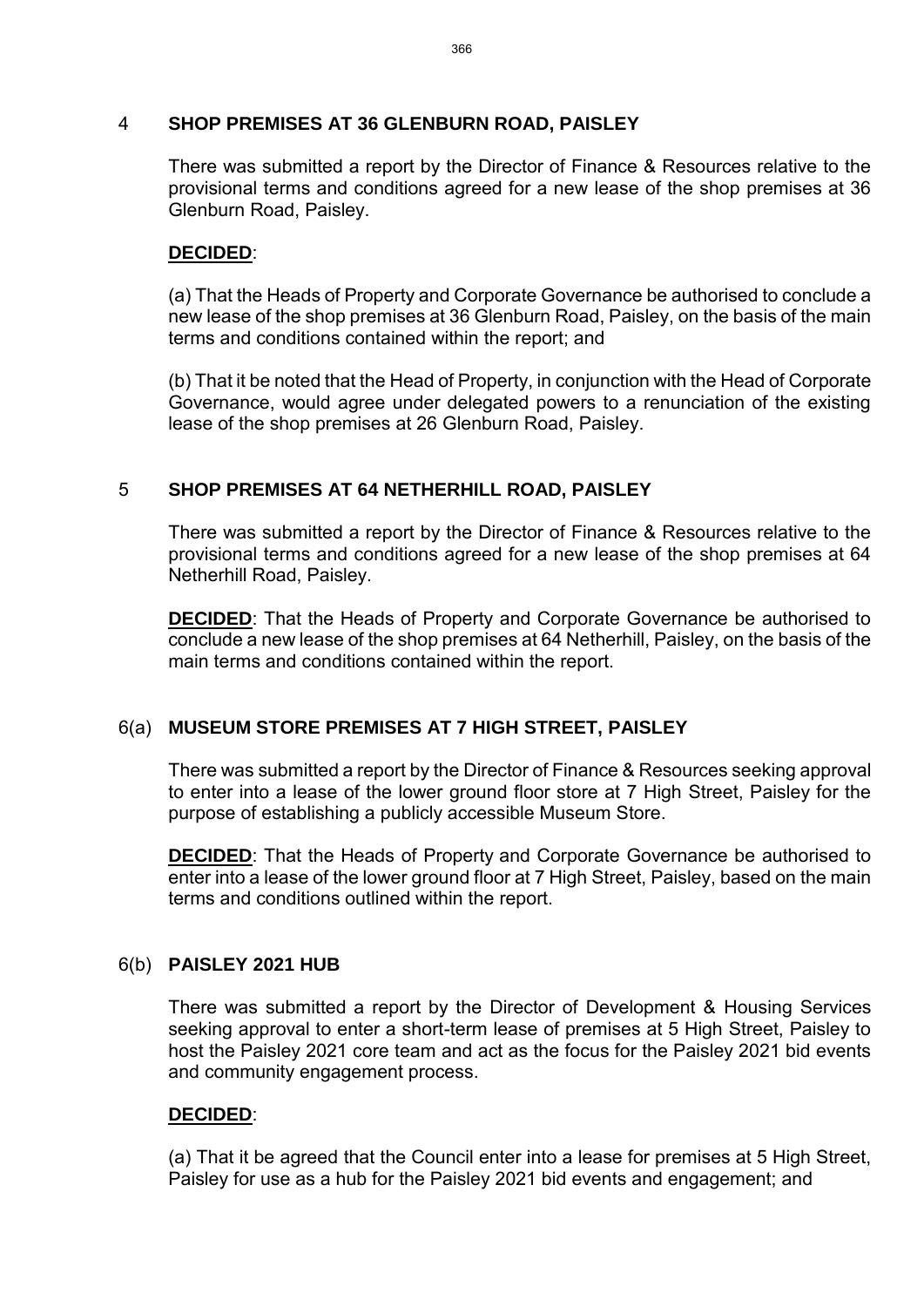## 4 SHOP PREMISES AT 36 GLENBURN ROAD, PAISLEY

There was submitted a report by the Director of Finance & Resources relative to the provisional terms and conditions agreed for a new lease of the shop premises at 36 Glenburn Road, Paisley.

**DECIDED**:

(a) That the Heads of Property and Corporate Governance be authorised to conclude a new lease of the shop premises at 36 Glenburn Road, Paisley, on the basis of the main terms and conditions contained within the report; and

(b) That it be noted that the Head of Property, in conjunction with the Head of Corporate Governance, would agree under delegated powers to a renunciation of the existing lease of the shop premises at 26 Glenburn Road, Paisley.

## 5 SHOP PREMISES AT 64 NETHERHILL ROAD, PAISLEY

There was submitted a report by the Director of Finance & Resources relative to the provisional terms and conditions agreed for a new lease of the shop premises at 64 Netherhill Road, Paisley.

**DECIDED**: That the Heads of Property and Corporate Governance be authorised to conclude a new lease of the shop premises at 64 Netherhill, Paisley, on the basis of the main terms and conditions contained within the report.

## 6(a) MUSEUM STORE PREMISES AT 7 HIGH STREET, PAISLEY

There was submitted a report by the Director of Finance & Resources seeking approval to enter into a lease of the lower ground floor store at 7 High Street, Paisley for the purpose of establishing a publicly accessible Museum Store.

**DECIDED**: That the Heads of Property and Corporate Governance be authorised to enter into a lease of the lower ground floor at 7 High Street, Paisley, based on the main terms and conditions outlined within the report.

## 6(b) PAISLEY 2021 HUB

There was submitted a report by the Director of Development & Housing Services seeking approval to enter a short-term lease of premises at 5 High Street, Paisley to host the Paisley 2021 core team and act as the focus for the Paisley 2021 bid events and community engagement process.

**DECIDED**:

(a) That it be agreed that the Council enter into a lease for premises at 5 High Street, Paisley for use as a hub for the Paisley 2021 bid events and engagement; and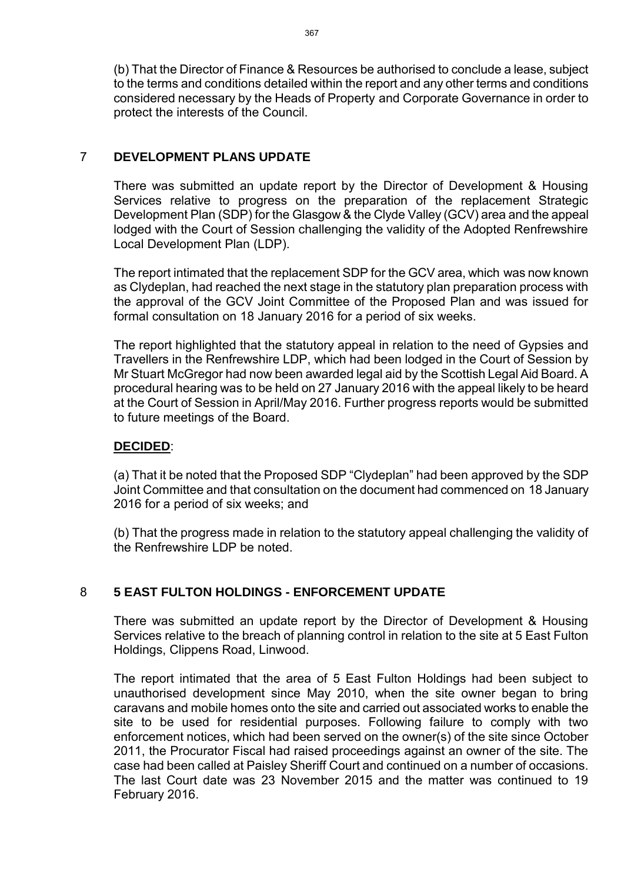(b) That the Director of Finance & Resources be authorised to conclude a lease, subject to the terms and conditions detailed within the report and any other terms and conditions considered necessary by the Heads of Property and Corporate Governance in order to protect the interests of the Council.

## 7 DEVELOPMENT PLANS UPDATE

There was submitted an update report by the Director of Development & Housing Services relative to progress on the preparation of the replacement Strategic Development Plan (SDP) for the Glasgow & the Clyde Valley (GCV) area and the appeal lodged with the Court of Session challenging the validity of the Adopted Renfrewshire Local Development Plan (LDP).

The report intimated that the replacement SDP for the GCV area, which was now known as Clydeplan, had reached the next stage in the statutory plan preparation process with the approval of the GCV Joint Committee of the Proposed Plan and was issued for formal consultation on 18 January 2016 for a period of six weeks.

The report highlighted that the statutory appeal in relation to the need of Gypsies and Travellers in the Renfrewshire LDP, which had been lodged in the Court of Session by Mr Stuart McGregor had now been awarded legal aid by the Scottish Legal Aid Board. A procedural hearing was to be held on 27 January 2016 with the appeal likely to be heard at the Court of Session in April/May 2016. Further progress reports would be submitted to future meetings of the Board.

**DECIDED**:

(a) That it be noted that the Proposed SDP "Clydeplan" had been approved by the SDP Joint Committee and that consultation on the document had commenced on 18 January 2016 for a period of six weeks; and

(b) That the progress made in relation to the statutory appeal challenging the validity of the Renfrewshire LDP be noted.

## 8 5 EAST FULTON HOLDINGS - ENFORCEMENT UPDATE

There was submitted an update report by the Director of Development & Housing Services relative to the breach of planning control in relation to the site at 5 East Fulton Holdings, Clippens Road, Linwood.

The report intimated that the area of 5 East Fulton Holdings had been subject to unauthorised development since May 2010, when the site owner began to bring caravans and mobile homes onto the site and carried out associated works to enable the site to be used for residential purposes. Following failure to comply with two enforcement notices, which had been served on the owner(s) of the site since October 2011, the Procurator Fiscal had raised proceedings against an owner of the site. The case had been called at Paisley Sheriff Court and continued on a number of occasions. The last Court date was 23 November 2015 and the matter was continued to 19 February 2016.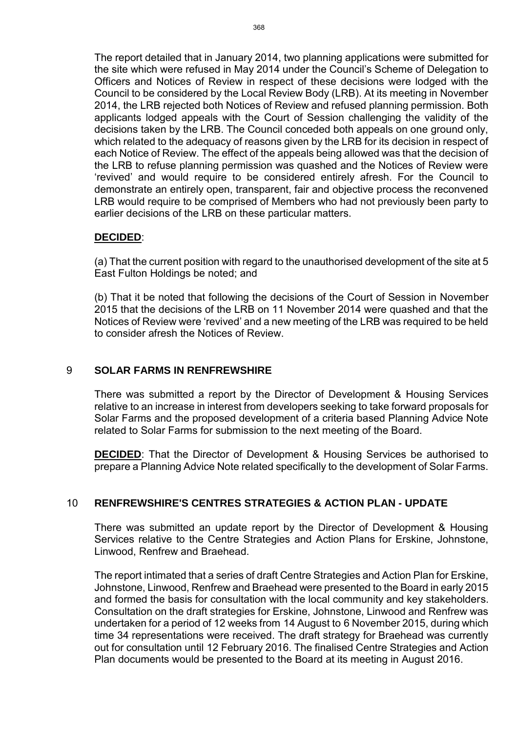The report detailed that in January 2014, two planning applications were submitted for the site which were refused in May 2014 under the Council's Scheme of Delegation to Officers and Notices of Review in respect of these decisions were lodged with the Council to be considered by the Local Review Body (LRB). At its meeting in November 2014, the LRB rejected both Notices of Review and refused planning permission. Both applicants lodged appeals with the Court of Session challenging the validity of the decisions taken by the LRB. The Council conceded both appeals on one ground only, which related to the adequacy of reasons given by the LRB for its decision in respect of each Notice of Review. The effect of the appeals being allowed was that the decision of the LRB to refuse planning permission was quashed and the Notices of Review were 'revived' and would require to be considered entirely afresh. For the Council to demonstrate an entirely open, transparent, fair and objective process the reconvened LRB would require to be comprised of Members who had not previously been party to earlier decisions of the LRB on these particular matters.

**DECIDED**:

(a) That the current position with regard to the unauthorised development of the site at 5 East Fulton Holdings be noted; and

(b) That it be noted that following the decisions of the Court of Session in November 2015 that the decisions of the LRB on 11 November 2014 were quashed and that the Notices of Review were 'revived' and a new meeting of the LRB was required to be held to consider afresh the Notices of Review.

## 9 SOLAR FARMS IN RENFREWSHIRE

There was submitted a report by the Director of Development & Housing Services relative to an increase in interest from developers seeking to take forward proposals for Solar Farms and the proposed development of a criteria based Planning Advice Note related to Solar Farms for submission to the next meeting of the Board.

**DECIDED**: That the Director of Development & Housing Services be authorised to prepare a Planning Advice Note related specifically to the development of Solar Farms.

## 10 RENFREWSHIRE'S CENTRES STRATEGIES & ACTION PLAN - UPDATE

There was submitted an update report by the Director of Development & Housing Services relative to the Centre Strategies and Action Plans for Erskine, Johnstone, Linwood, Renfrew and Braehead.

The report intimated that a series of draft Centre Strategies and Action Plan for Erskine, Johnstone, Linwood, Renfrew and Braehead were presented to the Board in early 2015 and formed the basis for consultation with the local community and key stakeholders. Consultation on the draft strategies for Erskine, Johnstone, Linwood and Renfrew was undertaken for a period of 12 weeks from 14 August to 6 November 2015, during which time 34 representations were received. The draft strategy for Braehead was currently out for consultation until 12 February 2016. The finalised Centre Strategies and Action Plan documents would be presented to the Board at its meeting in August 2016.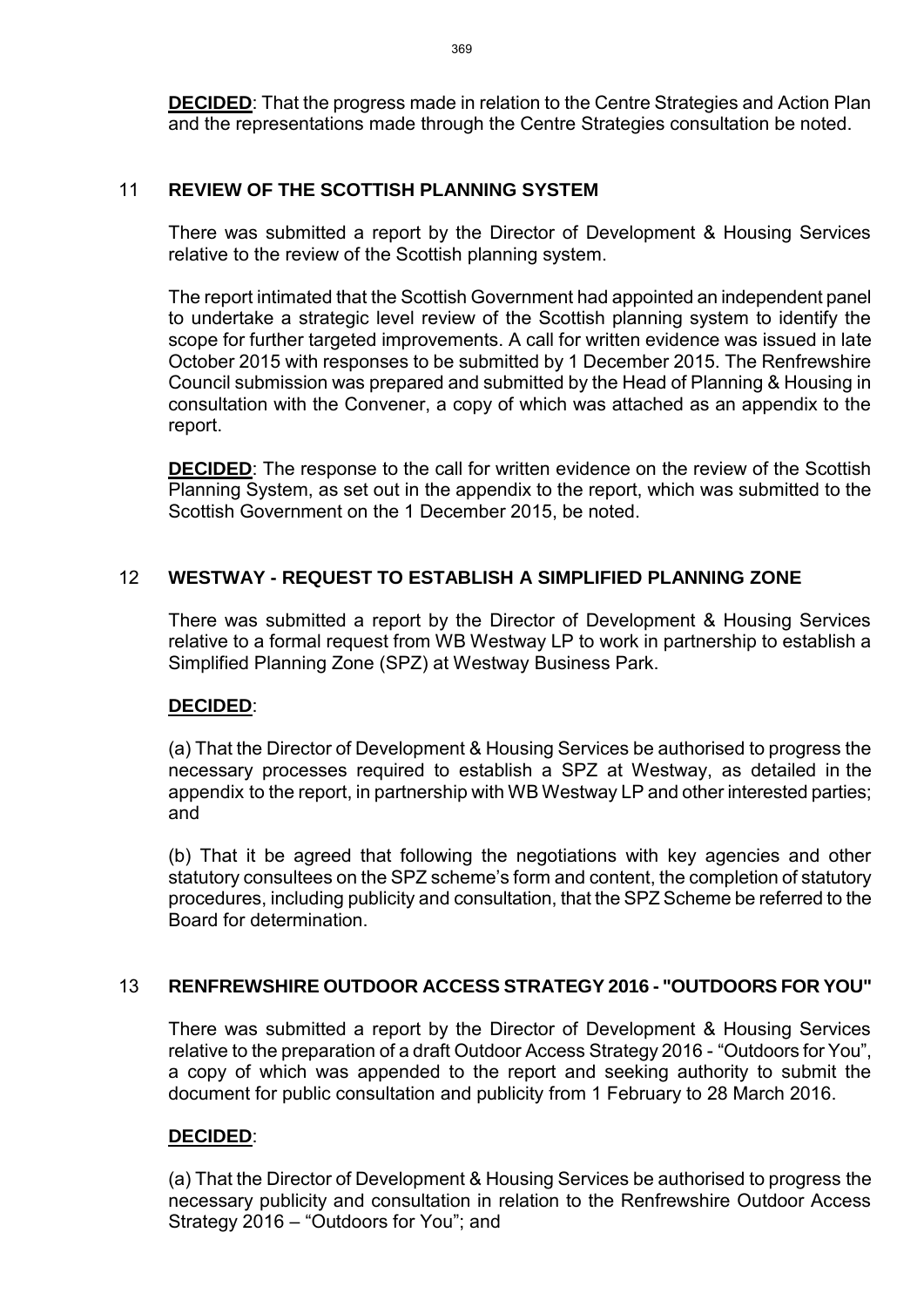**DECIDED**: That the progress made in relation to the Centre Strategies and Action Plan and the representations made through the Centre Strategies consultation be noted.

## 11 REVIEW OF THE SCOTTISH PLANNING SYSTEM

There was submitted a report by the Director of Development & Housing Services relative to the review of the Scottish planning system.

The report intimated that the Scottish Government had appointed an independent panel to undertake a strategic level review of the Scottish planning system to identify the scope for further targeted improvements. A call for written evidence was issued in late October 2015 with responses to be submitted by 1 December 2015. The Renfrewshire Council submission was prepared and submitted by the Head of Planning & Housing in consultation with the Convener, a copy of which was attached as an appendix to the report.

**DECIDED**: The response to the call for written evidence on the review of the Scottish Planning System, as set out in the appendix to the report, which was submitted to the Scottish Government on the 1 December 2015, be noted.

## 12 WESTWAY - REQUEST TO ESTABLISH A SIMPLIFIED PLANNING ZONE

There was submitted a report by the Director of Development & Housing Services relative to a formal request from WB Westway LP to work in partnership to establish a Simplified Planning Zone (SPZ) at Westway Business Park.

**DECIDED**:

(a) That the Director of Development & Housing Services be authorised to progress the necessary processes required to establish a SPZ at Westway, as detailed in the appendix to the report, in partnership with WB Westway LP and other interested parties; and

(b) That it be agreed that following the negotiations with key agencies and other statutory consultees on the SPZ scheme's form and content, the completion of statutory procedures, including publicity and consultation, that the SPZ Scheme be referred to the Board for determination.

## 13 RENFREWSHIRE OUTDOOR ACCESS STRATEGY 2016 - "OUTDOORS FOR YOU"

There was submitted a report by the Director of Development & Housing Services relative to the preparation of a draft Outdoor Access Strategy 2016 - "Outdoors for You", a copy of which was appended to the report and seeking authority to submit the document for public consultation and publicity from 1 February to 28 March 2016.

**DECIDED**:

(a) That the Director of Development & Housing Services be authorised to progress the necessary publicity and consultation in relation to the Renfrewshire Outdoor Access Strategy 2016 – "Outdoors for You"; and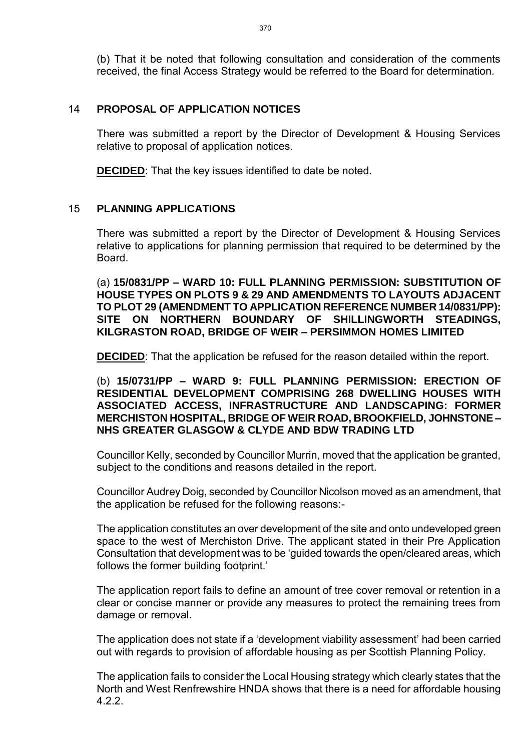(b) That it be noted that following consultation and consideration of the comments received, the final Access Strategy would be referred to the Board for determination.

## 14 PROPOSAL OF APPLICATION NOTICES

There was submitted a report by the Director of Development & Housing Services relative to proposal of application notices.

**DECIDED**: That the key issues identified to date be noted.

## 15 PLANNING APPLICATIONS

There was submitted a report by the Director of Development & Housing Services relative to applications for planning permission that required to be determined by the Board.

(a) **15/0831/PP – WARD 10: FULL PLANNING PERMISSION: SUBSTITUTION OF HOUSE TYPES ON PLOTS 9 & 29 AND AMENDMENTS TO LAYOUTS ADJACENT TO PLOT 29 (AMENDMENT TO APPLICATION REFERENCE NUMBER 14/0831/PP): SITE ON NORTHERN BOUNDARY OF SHILLINGWORTH STEADINGS, KILGRASTON ROAD, BRIDGE OF WEIR – PERSIMMON HOMES LIMITED**

**DECIDED**: That the application be refused for the reason detailed within the report.

(b) **15/0731/PP – WARD 9: FULL PLANNING PERMISSION: ERECTION OF RESIDENTIAL DEVELOPMENT COMPRISING 268 DWELLING HOUSES WITH ASSOCIATED ACCESS, INFRASTRUCTURE AND LANDSCAPING: FORMER MERCHISTON HOSPITAL, BRIDGE OF WEIR ROAD, BROOKFIELD, JOHNSTONE – NHS GREATER GLASGOW & CLYDE AND BDW TRADING LTD**

Councillor Kelly, seconded by Councillor Murrin, moved that the application be granted, subject to the conditions and reasons detailed in the report.

Councillor Audrey Doig, seconded by Councillor Nicolson moved as an amendment, that the application be refused for the following reasons:-

The application constitutes an over development of the site and onto undeveloped green space to the west of Merchiston Drive. The applicant stated in their Pre Application Consultation that development was to be 'guided towards the open/cleared areas, which follows the former building footprint.'

The application report fails to define an amount of tree cover removal or retention in a clear or concise manner or provide any measures to protect the remaining trees from damage or removal.

The application does not state if a 'development viability assessment' had been carried out with regards to provision of affordable housing as per Scottish Planning Policy.

The application fails to consider the Local Housing strategy which clearly states that the North and West Renfrewshire HNDA shows that there is a need for affordable housing 4.2.2.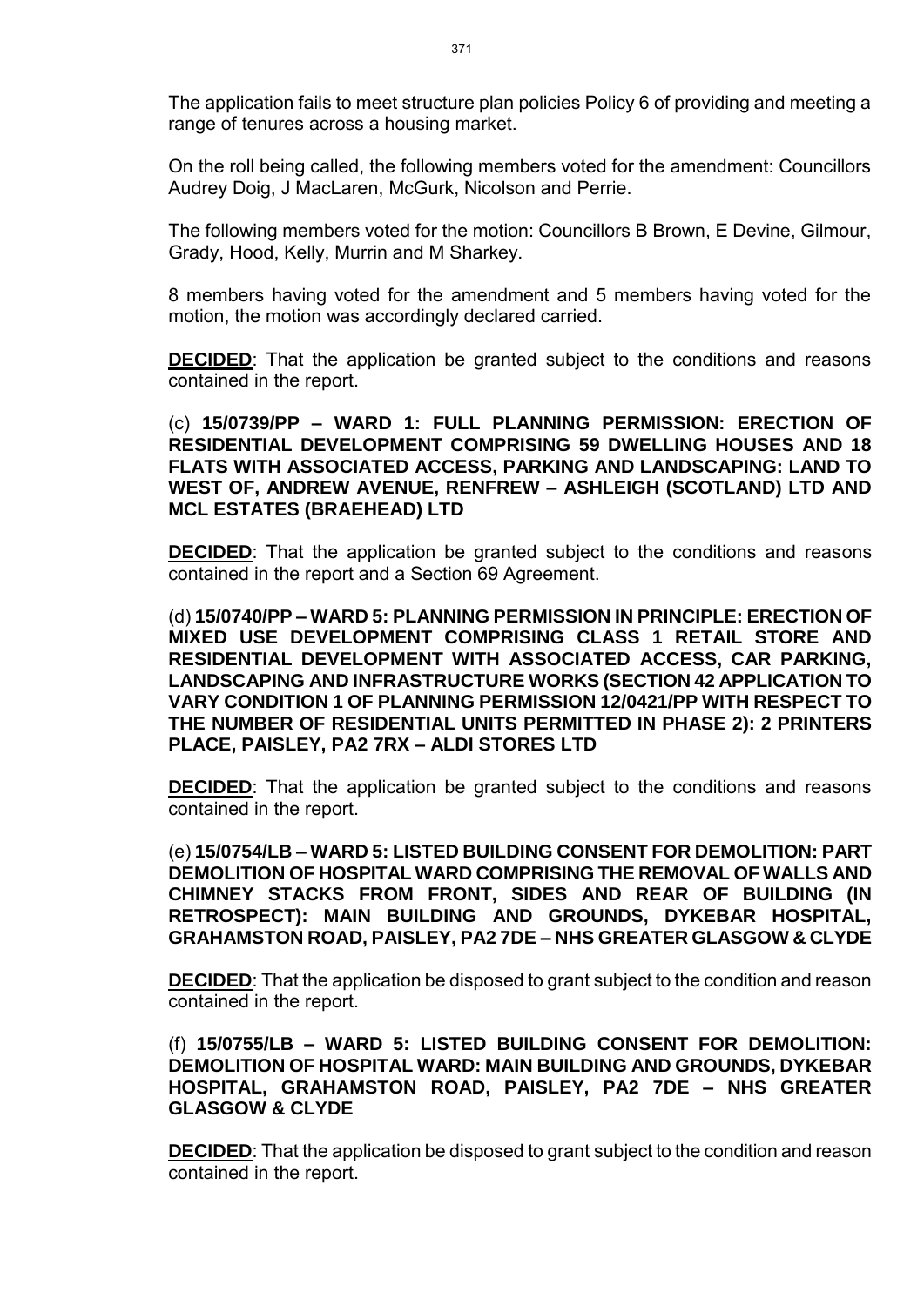The application fails to meet structure plan policies Policy 6 of providing and meeting a range of tenures across a housing market.

On the roll being called, the following members voted for the amendment: Councillors Audrey Doig, J MacLaren, McGurk, Nicolson and Perrie.

The following members voted for the motion: Councillors B Brown, E Devine, Gilmour, Grady, Hood, Kelly, Murrin and M Sharkey.

8 members having voted for the amendment and 5 members having voted for the motion, the motion was accordingly declared carried.

**DECIDED**: That the application be granted subject to the conditions and reasons contained in the report.

(c) **15/0739/PP – WARD 1: FULL PLANNING PERMISSION: ERECTION OF RESIDENTIAL DEVELOPMENT COMPRISING 59 DWELLING HOUSES AND 18 FLATS WITH ASSOCIATED ACCESS, PARKING AND LANDSCAPING: LAND TO WEST OF, ANDREW AVENUE, RENFREW – ASHLEIGH (SCOTLAND) LTD AND MCL ESTATES (BRAEHEAD) LTD**

**DECIDED**: That the application be granted subject to the conditions and reasons contained in the report and a Section 69 Agreement.

(d) **15/0740/PP – WARD 5: PLANNING PERMISSION IN PRINCIPLE: ERECTION OF MIXED USE DEVELOPMENT COMPRISING CLASS 1 RETAIL STORE AND RESIDENTIAL DEVELOPMENT WITH ASSOCIATED ACCESS, CAR PARKING, LANDSCAPING AND INFRASTRUCTURE WORKS (SECTION 42 APPLICATION TO VARY CONDITION 1 OF PLANNING PERMISSION 12/0421/PP WITH RESPECT TO THE NUMBER OF RESIDENTIAL UNITS PERMITTED IN PHASE 2): 2 PRINTERS PLACE, PAISLEY, PA2 7RX – ALDI STORES LTD**

**DECIDED**: That the application be granted subject to the conditions and reasons contained in the report.

(e) **15/0754/LB – WARD 5: LISTED BUILDING CONSENT FOR DEMOLITION: PART DEMOLITION OF HOSPITAL WARD COMPRISING THE REMOVAL OF WALLS AND CHIMNEY STACKS FROM FRONT, SIDES AND REAR OF BUILDING (IN RETROSPECT): MAIN BUILDING AND GROUNDS, DYKEBAR HOSPITAL, GRAHAMSTON ROAD, PAISLEY, PA2 7DE – NHS GREATER GLASGOW & CLYDE**

**DECIDED**: That the application be disposed to grant subject to the condition and reason contained in the report.

(f) **15/0755/LB – WARD 5: LISTED BUILDING CONSENT FOR DEMOLITION: DEMOLITION OF HOSPITAL WARD: MAIN BUILDING AND GROUNDS, DYKEBAR HOSPITAL, GRAHAMSTON ROAD, PAISLEY, PA2 7DE – NHS GREATER GLASGOW & CLYDE**

**DECIDED**: That the application be disposed to grant subject to the condition and reason contained in the report.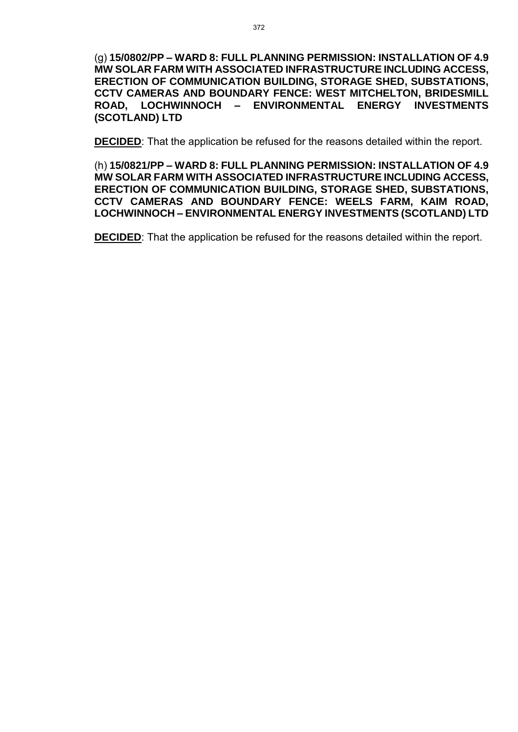(g) **15/0802/PP – WARD 8: FULL PLANNING PERMISSION: INSTALLATION OF 4.9 MW SOLAR FARM WITH ASSOCIATED INFRASTRUCTURE INCLUDING ACCESS, ERECTION OF COMMUNICATION BUILDING, STORAGE SHED, SUBSTATIONS, CCTV CAMERAS AND BOUNDARY FENCE: WEST MITCHELTON, BRIDESMILL ROAD, LOCHWINNOCH – ENVIRONMENTAL ENERGY INVESTMENTS (SCOTLAND) LTD**

**DECIDED**: That the application be refused for the reasons detailed within the report.

(h) **15/0821/PP – WARD 8: FULL PLANNING PERMISSION: INSTALLATION OF 4.9 MW SOLAR FARM WITH ASSOCIATED INFRASTRUCTURE INCLUDING ACCESS, ERECTION OF COMMUNICATION BUILDING, STORAGE SHED, SUBSTATIONS, CCTV CAMERAS AND BOUNDARY FENCE: WEELS FARM, KAIM ROAD, LOCHWINNOCH – ENVIRONMENTAL ENERGY INVESTMENTS (SCOTLAND) LTD**

**DECIDED**: That the application be refused for the reasons detailed within the report.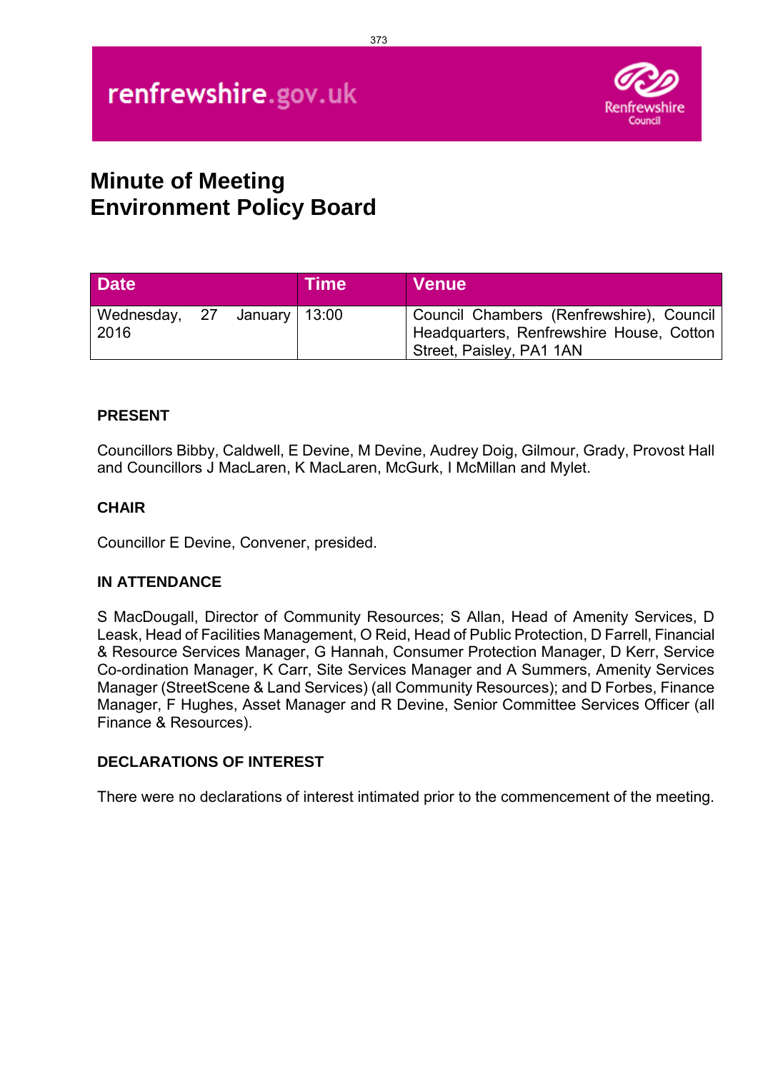renfrewshire.gov.uk

Renfrewshire Council

# Minute of Meeting
# Environment Policy Board

| Date | Time | Venue |
| --- | --- | --- |
| Wednesday, 27 January 2016 | 13:00 | Council Chambers (Renfrewshire), Council Headquarters, Renfrewshire House, Cotton Street, Paisley, PA1 1AN |

**PRESENT**

Councillors Bibby, Caldwell, E Devine, M Devine, Audrey Doig, Gilmour, Grady, Provost Hall and Councillors J MacLaren, K MacLaren, McGurk, I McMillan and Mylet.

**CHAIR**

Councillor E Devine, Convener, presided.

**IN ATTENDANCE**

S MacDougall, Director of Community Resources; S Allan, Head of Amenity Services, D Leask, Head of Facilities Management, O Reid, Head of Public Protection, D Farrell, Financial & Resource Services Manager, G Hannah, Consumer Protection Manager, D Kerr, Service Co-ordination Manager, K Carr, Site Services Manager and A Summers, Amenity Services Manager (StreetScene & Land Services) (all Community Resources); and D Forbes, Finance Manager, F Hughes, Asset Manager and R Devine, Senior Committee Services Officer (all Finance & Resources).

**DECLARATIONS OF INTEREST**

There were no declarations of interest intimated prior to the commencement of the meeting.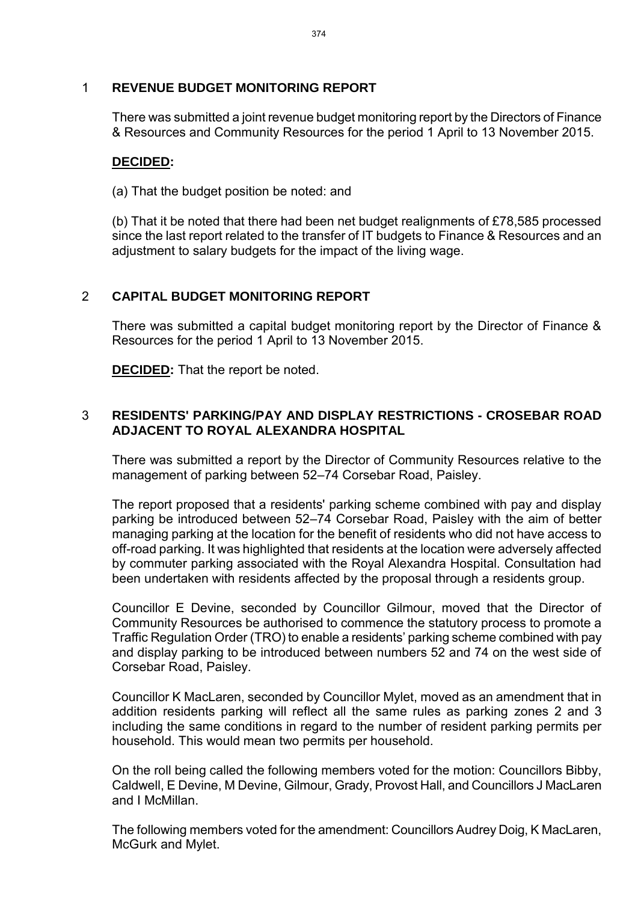## 1 REVENUE BUDGET MONITORING REPORT

There was submitted a joint revenue budget monitoring report by the Directors of Finance & Resources and Community Resources for the period 1 April to 13 November 2015.

**DECIDED:**

(a) That the budget position be noted: and

(b) That it be noted that there had been net budget realignments of £78,585 processed since the last report related to the transfer of IT budgets to Finance & Resources and an adjustment to salary budgets for the impact of the living wage.

## 2 CAPITAL BUDGET MONITORING REPORT

There was submitted a capital budget monitoring report by the Director of Finance & Resources for the period 1 April to 13 November 2015.

**DECIDED:** That the report be noted.

## 3 RESIDENTS' PARKING/PAY AND DISPLAY RESTRICTIONS - CROSEBAR ROAD ADJACENT TO ROYAL ALEXANDRA HOSPITAL

There was submitted a report by the Director of Community Resources relative to the management of parking between 52–74 Corsebar Road, Paisley.

The report proposed that a residents' parking scheme combined with pay and display parking be introduced between 52–74 Corsebar Road, Paisley with the aim of better managing parking at the location for the benefit of residents who did not have access to off-road parking. It was highlighted that residents at the location were adversely affected by commuter parking associated with the Royal Alexandra Hospital. Consultation had been undertaken with residents affected by the proposal through a residents group.

Councillor E Devine, seconded by Councillor Gilmour, moved that the Director of Community Resources be authorised to commence the statutory process to promote a Traffic Regulation Order (TRO) to enable a residents' parking scheme combined with pay and display parking to be introduced between numbers 52 and 74 on the west side of Corsebar Road, Paisley.

Councillor K MacLaren, seconded by Councillor Mylet, moved as an amendment that in addition residents parking will reflect all the same rules as parking zones 2 and 3 including the same conditions in regard to the number of resident parking permits per household. This would mean two permits per household.

On the roll being called the following members voted for the motion: Councillors Bibby, Caldwell, E Devine, M Devine, Gilmour, Grady, Provost Hall, and Councillors J MacLaren and I McMillan.

The following members voted for the amendment: Councillors Audrey Doig, K MacLaren, McGurk and Mylet.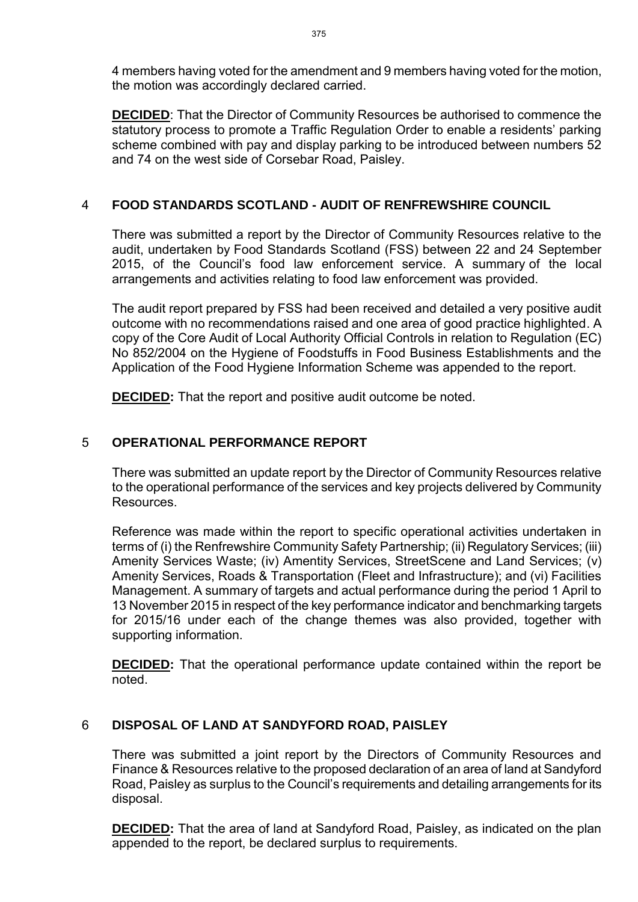4 members having voted for the amendment and 9 members having voted for the motion, the motion was accordingly declared carried.

**DECIDED**: That the Director of Community Resources be authorised to commence the statutory process to promote a Traffic Regulation Order to enable a residents' parking scheme combined with pay and display parking to be introduced between numbers 52 and 74 on the west side of Corsebar Road, Paisley.

## 4 FOOD STANDARDS SCOTLAND - AUDIT OF RENFREWSHIRE COUNCIL

There was submitted a report by the Director of Community Resources relative to the audit, undertaken by Food Standards Scotland (FSS) between 22 and 24 September 2015, of the Council's food law enforcement service. A summary of the local arrangements and activities relating to food law enforcement was provided.

The audit report prepared by FSS had been received and detailed a very positive audit outcome with no recommendations raised and one area of good practice highlighted. A copy of the Core Audit of Local Authority Official Controls in relation to Regulation (EC) No 852/2004 on the Hygiene of Foodstuffs in Food Business Establishments and the Application of the Food Hygiene Information Scheme was appended to the report.

**DECIDED:** That the report and positive audit outcome be noted.

## 5 OPERATIONAL PERFORMANCE REPORT

There was submitted an update report by the Director of Community Resources relative to the operational performance of the services and key projects delivered by Community Resources.

Reference was made within the report to specific operational activities undertaken in terms of (i) the Renfrewshire Community Safety Partnership; (ii) Regulatory Services; (iii) Amenity Services Waste; (iv) Amentity Services, StreetScene and Land Services; (v) Amenity Services, Roads & Transportation (Fleet and Infrastructure); and (vi) Facilities Management. A summary of targets and actual performance during the period 1 April to 13 November 2015 in respect of the key performance indicator and benchmarking targets for 2015/16 under each of the change themes was also provided, together with supporting information.

**DECIDED:** That the operational performance update contained within the report be noted.

## 6 DISPOSAL OF LAND AT SANDYFORD ROAD, PAISLEY

There was submitted a joint report by the Directors of Community Resources and Finance & Resources relative to the proposed declaration of an area of land at Sandyford Road, Paisley as surplus to the Council's requirements and detailing arrangements for its disposal.

**DECIDED:** That the area of land at Sandyford Road, Paisley, as indicated on the plan appended to the report, be declared surplus to requirements.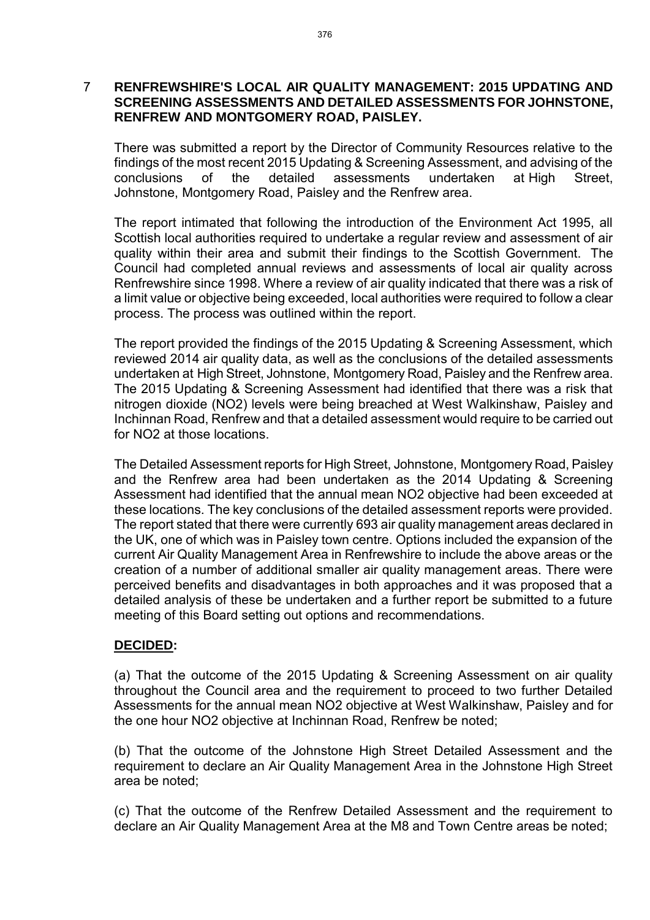## 7 RENFREWSHIRE'S LOCAL AIR QUALITY MANAGEMENT: 2015 UPDATING AND SCREENING ASSESSMENTS AND DETAILED ASSESSMENTS FOR JOHNSTONE, RENFREW AND MONTGOMERY ROAD, PAISLEY.

There was submitted a report by the Director of Community Resources relative to the findings of the most recent 2015 Updating & Screening Assessment, and advising of the conclusions of the detailed assessments undertaken at High Street, Johnstone, Montgomery Road, Paisley and the Renfrew area.

The report intimated that following the introduction of the Environment Act 1995, all Scottish local authorities required to undertake a regular review and assessment of air quality within their area and submit their findings to the Scottish Government. The Council had completed annual reviews and assessments of local air quality across Renfrewshire since 1998. Where a review of air quality indicated that there was a risk of a limit value or objective being exceeded, local authorities were required to follow a clear process. The process was outlined within the report.

The report provided the findings of the 2015 Updating & Screening Assessment, which reviewed 2014 air quality data, as well as the conclusions of the detailed assessments undertaken at High Street, Johnstone, Montgomery Road, Paisley and the Renfrew area. The 2015 Updating & Screening Assessment had identified that there was a risk that nitrogen dioxide ($NO_2$) levels were being breached at West Walkinshaw, Paisley and Inchinnan Road, Renfrew and that a detailed assessment would require to be carried out for $NO_2$ at those locations.

The Detailed Assessment reports for High Street, Johnstone, Montgomery Road, Paisley and the Renfrew area had been undertaken as the 2014 Updating & Screening Assessment had identified that the annual mean $NO_2$ objective had been exceeded at these locations. The key conclusions of the detailed assessment reports were provided. The report stated that there were currently 693 air quality management areas declared in the UK, one of which was in Paisley town centre. Options included the expansion of the current Air Quality Management Area in Renfrewshire to include the above areas or the creation of a number of additional smaller air quality management areas. There were perceived benefits and disadvantages in both approaches and it was proposed that a detailed analysis of these be undertaken and a further report be submitted to a future meeting of this Board setting out options and recommendations.

**DECIDED:**

(a) That the outcome of the 2015 Updating & Screening Assessment on air quality throughout the Council area and the requirement to proceed to two further Detailed Assessments for the annual mean $NO_2$ objective at West Walkinshaw, Paisley and for the one hour $NO_2$ objective at Inchinnan Road, Renfrew be noted;

(b) That the outcome of the Johnstone High Street Detailed Assessment and the requirement to declare an Air Quality Management Area in the Johnstone High Street area be noted;

(c) That the outcome of the Renfrew Detailed Assessment and the requirement to declare an Air Quality Management Area at the M8 and Town Centre areas be noted;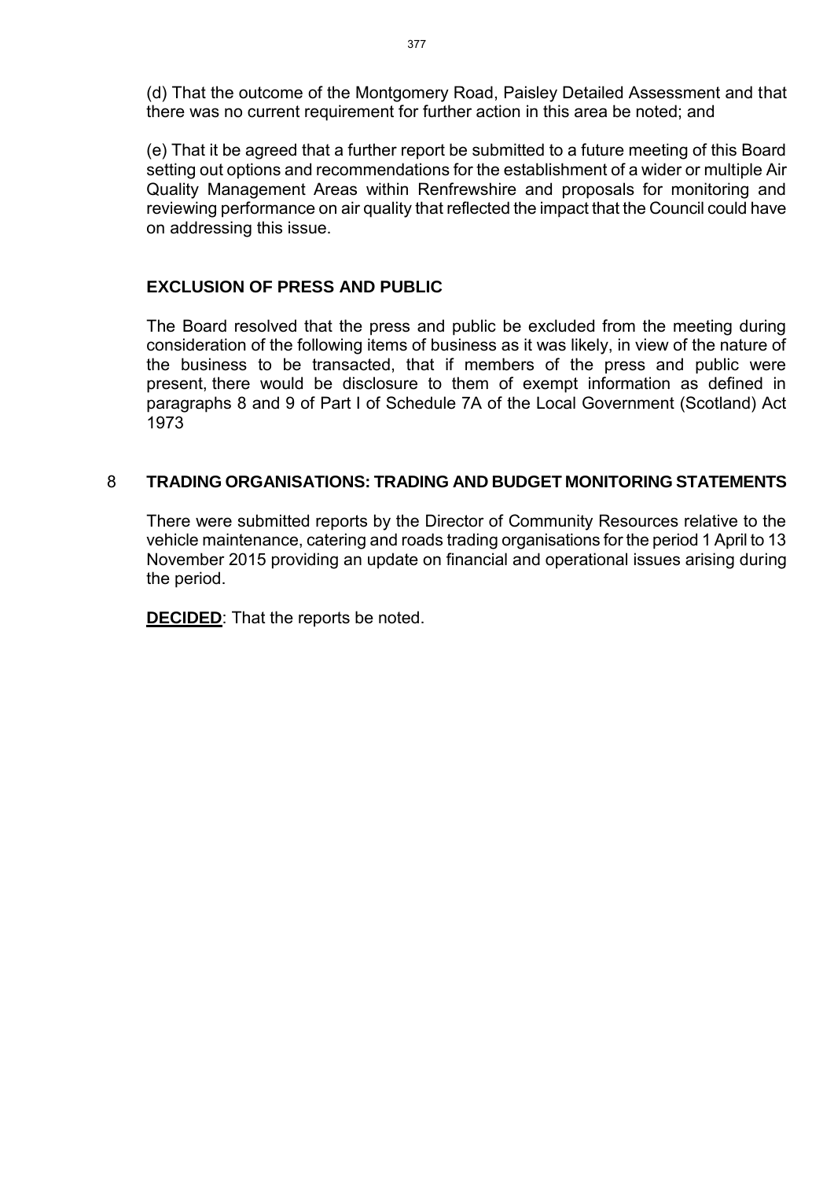(d) That the outcome of the Montgomery Road, Paisley Detailed Assessment and that there was no current requirement for further action in this area be noted; and

(e) That it be agreed that a further report be submitted to a future meeting of this Board setting out options and recommendations for the establishment of a wider or multiple Air Quality Management Areas within Renfrewshire and proposals for monitoring and reviewing performance on air quality that reflected the impact that the Council could have on addressing this issue.

**EXCLUSION OF PRESS AND PUBLIC**

The Board resolved that the press and public be excluded from the meeting during consideration of the following items of business as it was likely, in view of the nature of the business to be transacted, that if members of the press and public were present, there would be disclosure to them of exempt information as defined in paragraphs 8 and 9 of Part I of Schedule 7A of the Local Government (Scotland) Act 1973

## 8 TRADING ORGANISATIONS: TRADING AND BUDGET MONITORING STATEMENTS

There were submitted reports by the Director of Community Resources relative to the vehicle maintenance, catering and roads trading organisations for the period 1 April to 13 November 2015 providing an update on financial and operational issues arising during the period.

**DECIDED**: That the reports be noted.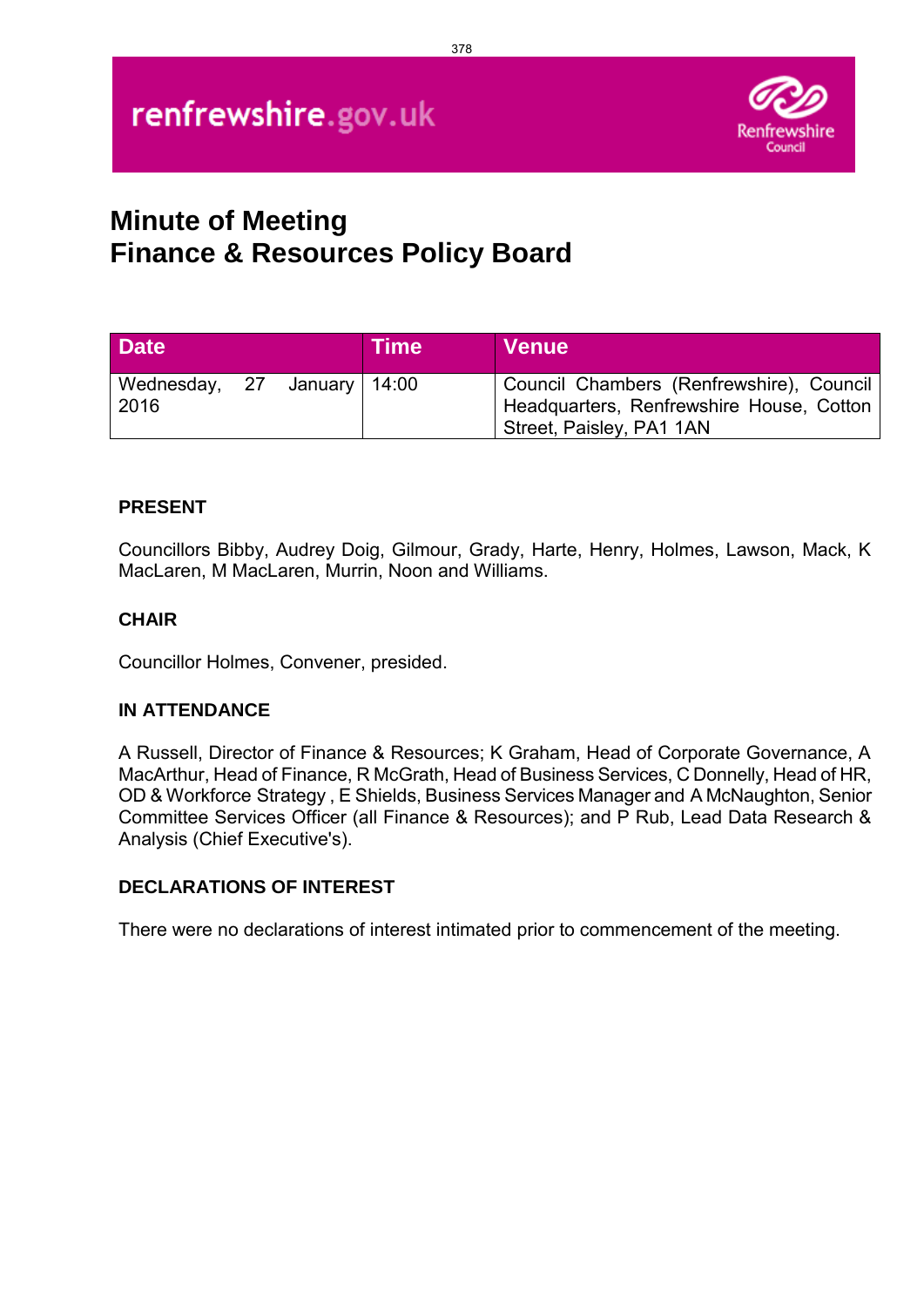renfrewshire.gov.uk

Renfrewshire Council

# Minute of Meeting
# Finance & Resources Policy Board

| Date | Time | Venue |
|---|---|---|
| Wednesday, 27 January 2016 | 14:00 | Council Chambers (Renfrewshire), Council Headquarters, Renfrewshire House, Cotton Street, Paisley, PA1 1AN |

### PRESENT

Councillors Bibby, Audrey Doig, Gilmour, Grady, Harte, Henry, Holmes, Lawson, Mack, K MacLaren, M MacLaren, Murrin, Noon and Williams.

### CHAIR

Councillor Holmes, Convener, presided.

### IN ATTENDANCE

A Russell, Director of Finance & Resources; K Graham, Head of Corporate Governance, A MacArthur, Head of Finance, R McGrath, Head of Business Services, C Donnelly, Head of HR, OD & Workforce Strategy , E Shields, Business Services Manager and A McNaughton, Senior Committee Services Officer (all Finance & Resources); and P Rub, Lead Data Research & Analysis (Chief Executive's).

### DECLARATIONS OF INTEREST

There were no declarations of interest intimated prior to commencement of the meeting.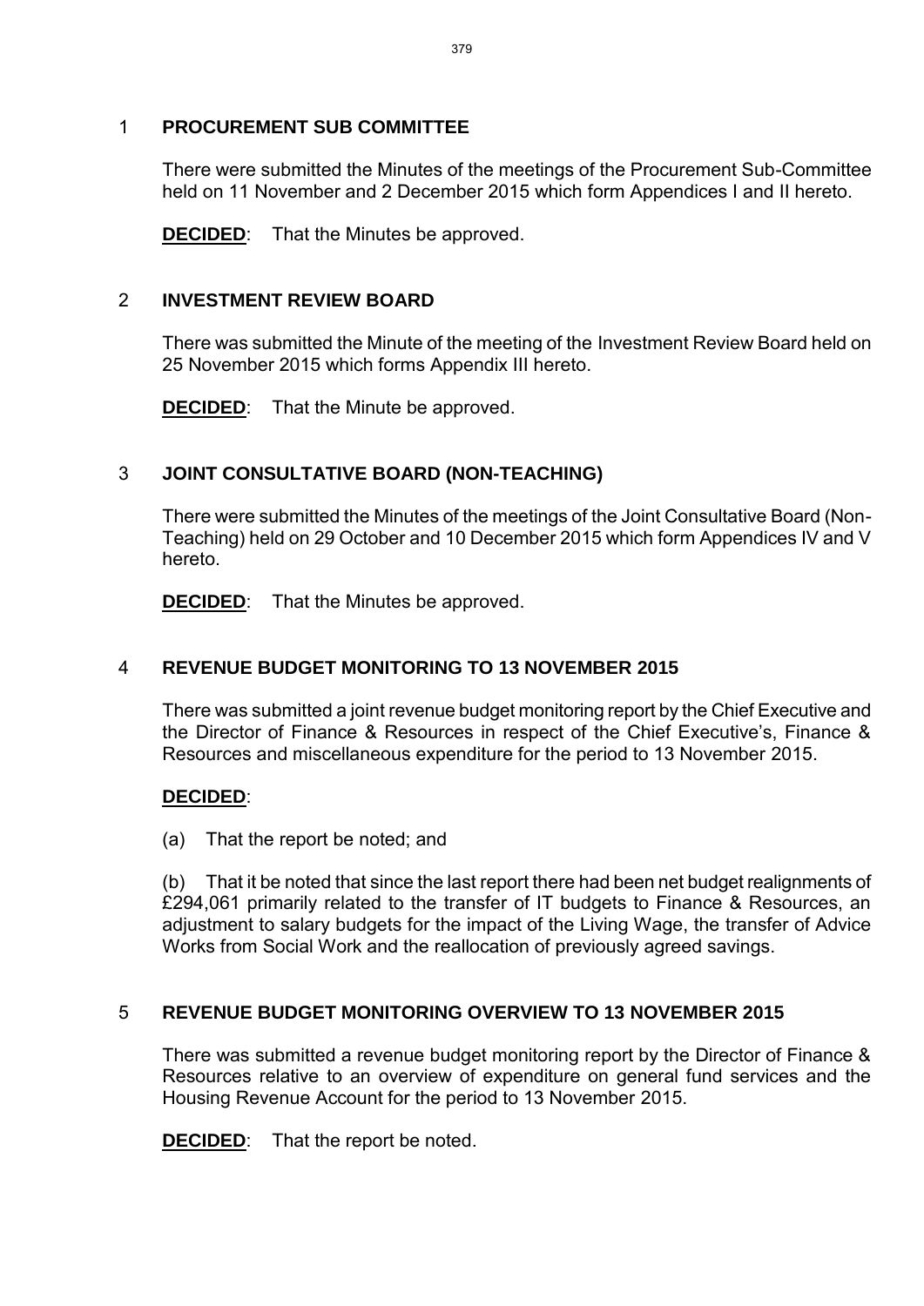## 1 PROCUREMENT SUB COMMITTEE

There were submitted the Minutes of the meetings of the Procurement Sub-Committee held on 11 November and 2 December 2015 which form Appendices I and II hereto.

**DECIDED**: That the Minutes be approved.

## 2 INVESTMENT REVIEW BOARD

There was submitted the Minute of the meeting of the Investment Review Board held on 25 November 2015 which forms Appendix III hereto.

**DECIDED**: That the Minute be approved.

## 3 JOINT CONSULTATIVE BOARD (NON-TEACHING)

There were submitted the Minutes of the meetings of the Joint Consultative Board (Non-Teaching) held on 29 October and 10 December 2015 which form Appendices IV and V hereto.

**DECIDED**: That the Minutes be approved.

## 4 REVENUE BUDGET MONITORING TO 13 NOVEMBER 2015

There was submitted a joint revenue budget monitoring report by the Chief Executive and the Director of Finance & Resources in respect of the Chief Executive's, Finance & Resources and miscellaneous expenditure for the period to 13 November 2015.

**DECIDED**:

(a) That the report be noted; and

(b) That it be noted that since the last report there had been net budget realignments of £294,061 primarily related to the transfer of IT budgets to Finance & Resources, an adjustment to salary budgets for the impact of the Living Wage, the transfer of Advice Works from Social Work and the reallocation of previously agreed savings.

## 5 REVENUE BUDGET MONITORING OVERVIEW TO 13 NOVEMBER 2015

There was submitted a revenue budget monitoring report by the Director of Finance & Resources relative to an overview of expenditure on general fund services and the Housing Revenue Account for the period to 13 November 2015.

**DECIDED**: That the report be noted.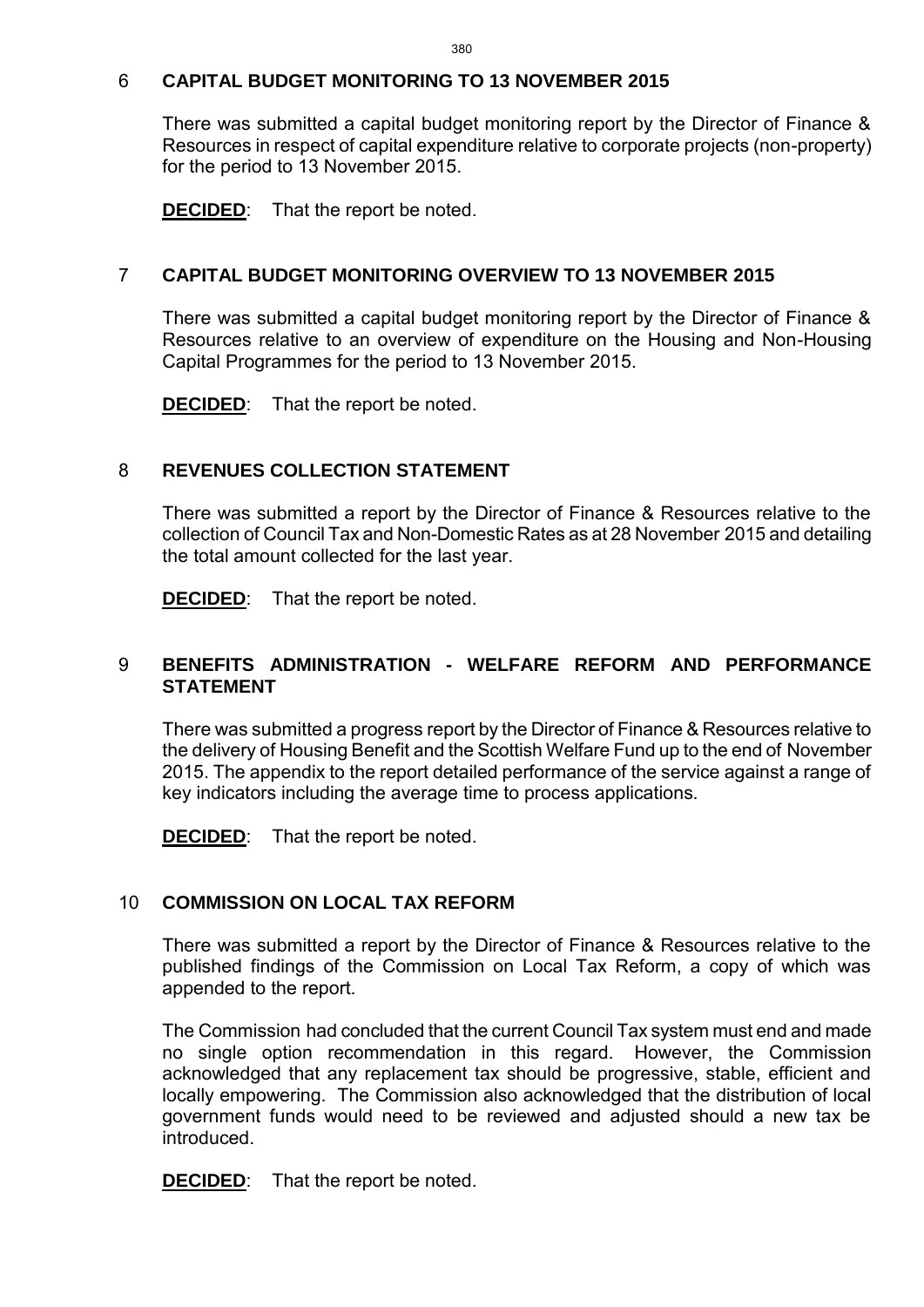## 6 CAPITAL BUDGET MONITORING TO 13 NOVEMBER 2015

There was submitted a capital budget monitoring report by the Director of Finance & Resources in respect of capital expenditure relative to corporate projects (non-property) for the period to 13 November 2015.

**DECIDED**: That the report be noted.

## 7 CAPITAL BUDGET MONITORING OVERVIEW TO 13 NOVEMBER 2015

There was submitted a capital budget monitoring report by the Director of Finance & Resources relative to an overview of expenditure on the Housing and Non-Housing Capital Programmes for the period to 13 November 2015.

**DECIDED**: That the report be noted.

## 8 REVENUES COLLECTION STATEMENT

There was submitted a report by the Director of Finance & Resources relative to the collection of Council Tax and Non-Domestic Rates as at 28 November 2015 and detailing the total amount collected for the last year.

**DECIDED**: That the report be noted.

## 9 BENEFITS ADMINISTRATION - WELFARE REFORM AND PERFORMANCE STATEMENT

There was submitted a progress report by the Director of Finance & Resources relative to the delivery of Housing Benefit and the Scottish Welfare Fund up to the end of November 2015. The appendix to the report detailed performance of the service against a range of key indicators including the average time to process applications.

**DECIDED**: That the report be noted.

## 10 COMMISSION ON LOCAL TAX REFORM

There was submitted a report by the Director of Finance & Resources relative to the published findings of the Commission on Local Tax Reform, a copy of which was appended to the report.

The Commission had concluded that the current Council Tax system must end and made no single option recommendation in this regard. However, the Commission acknowledged that any replacement tax should be progressive, stable, efficient and locally empowering. The Commission also acknowledged that the distribution of local government funds would need to be reviewed and adjusted should a new tax be introduced.

**DECIDED**: That the report be noted.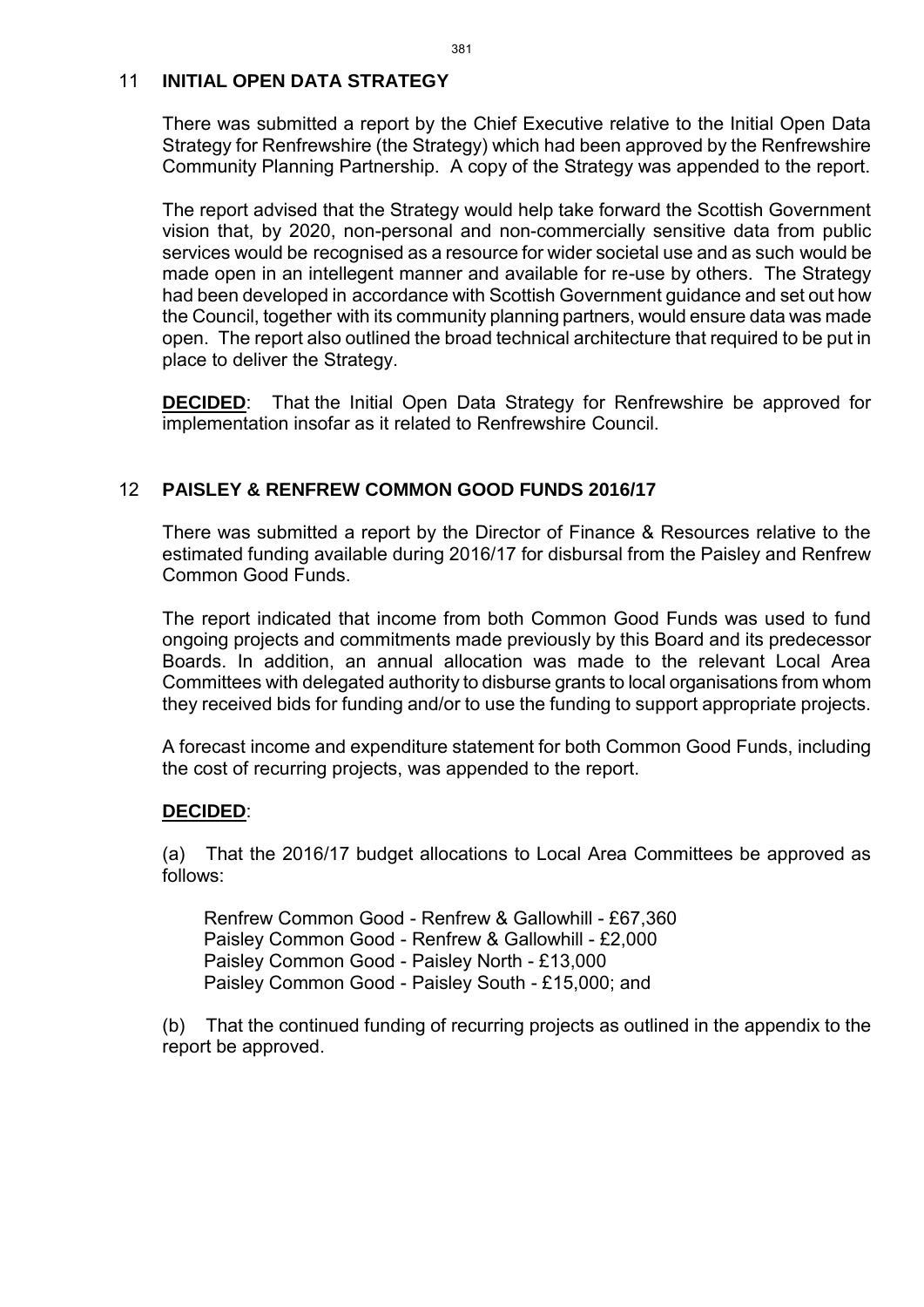## 11 INITIAL OPEN DATA STRATEGY

There was submitted a report by the Chief Executive relative to the Initial Open Data Strategy for Renfrewshire (the Strategy) which had been approved by the Renfrewshire Community Planning Partnership. A copy of the Strategy was appended to the report.

The report advised that the Strategy would help take forward the Scottish Government vision that, by 2020, non-personal and non-commercially sensitive data from public services would be recognised as a resource for wider societal use and as such would be made open in an intellegent manner and available for re-use by others. The Strategy had been developed in accordance with Scottish Government guidance and set out how the Council, together with its community planning partners, would ensure data was made open. The report also outlined the broad technical architecture that required to be put in place to deliver the Strategy.

**DECIDED**: That the Initial Open Data Strategy for Renfrewshire be approved for implementation insofar as it related to Renfrewshire Council.

## 12 PAISLEY & RENFREW COMMON GOOD FUNDS 2016/17

There was submitted a report by the Director of Finance & Resources relative to the estimated funding available during 2016/17 for disbursal from the Paisley and Renfrew Common Good Funds.

The report indicated that income from both Common Good Funds was used to fund ongoing projects and commitments made previously by this Board and its predecessor Boards. In addition, an annual allocation was made to the relevant Local Area Committees with delegated authority to disburse grants to local organisations from whom they received bids for funding and/or to use the funding to support appropriate projects.

A forecast income and expenditure statement for both Common Good Funds, including the cost of recurring projects, was appended to the report.

**DECIDED**:

(a) That the 2016/17 budget allocations to Local Area Committees be approved as follows:

Renfrew Common Good - Renfrew & Gallowhill - £67,360
Paisley Common Good - Renfrew & Gallowhill - £2,000
Paisley Common Good - Paisley North - £13,000
Paisley Common Good - Paisley South - £15,000; and

(b) That the continued funding of recurring projects as outlined in the appendix to the report be approved.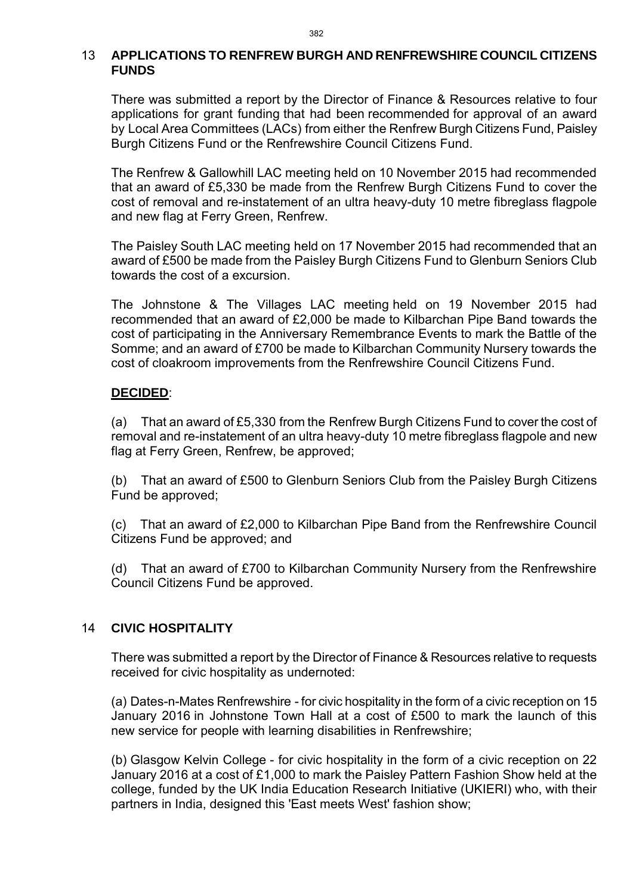## 13 APPLICATIONS TO RENFREW BURGH AND RENFREWSHIRE COUNCIL CITIZENS FUNDS

There was submitted a report by the Director of Finance & Resources relative to four applications for grant funding that had been recommended for approval of an award by Local Area Committees (LACs) from either the Renfrew Burgh Citizens Fund, Paisley Burgh Citizens Fund or the Renfrewshire Council Citizens Fund.

The Renfrew & Gallowhill LAC meeting held on 10 November 2015 had recommended that an award of £5,330 be made from the Renfrew Burgh Citizens Fund to cover the cost of removal and re-instatement of an ultra heavy-duty 10 metre fibreglass flagpole and new flag at Ferry Green, Renfrew.

The Paisley South LAC meeting held on 17 November 2015 had recommended that an award of £500 be made from the Paisley Burgh Citizens Fund to Glenburn Seniors Club towards the cost of a excursion.

The Johnstone & The Villages LAC meeting held on 19 November 2015 had recommended that an award of £2,000 be made to Kilbarchan Pipe Band towards the cost of participating in the Anniversary Remembrance Events to mark the Battle of the Somme; and an award of £700 be made to Kilbarchan Community Nursery towards the cost of cloakroom improvements from the Renfrewshire Council Citizens Fund.

**DECIDED**:

(a) That an award of £5,330 from the Renfrew Burgh Citizens Fund to cover the cost of removal and re-instatement of an ultra heavy-duty 10 metre fibreglass flagpole and new flag at Ferry Green, Renfrew, be approved;

(b) That an award of £500 to Glenburn Seniors Club from the Paisley Burgh Citizens Fund be approved;

(c) That an award of £2,000 to Kilbarchan Pipe Band from the Renfrewshire Council Citizens Fund be approved; and

(d) That an award of £700 to Kilbarchan Community Nursery from the Renfrewshire Council Citizens Fund be approved.

## 14 CIVIC HOSPITALITY

There was submitted a report by the Director of Finance & Resources relative to requests received for civic hospitality as undernoted:

(a) Dates-n-Mates Renfrewshire - for civic hospitality in the form of a civic reception on 15 January 2016 in Johnstone Town Hall at a cost of £500 to mark the launch of this new service for people with learning disabilities in Renfrewshire;

(b) Glasgow Kelvin College - for civic hospitality in the form of a civic reception on 22 January 2016 at a cost of £1,000 to mark the Paisley Pattern Fashion Show held at the college, funded by the UK India Education Research Initiative (UKIERI) who, with their partners in India, designed this 'East meets West' fashion show;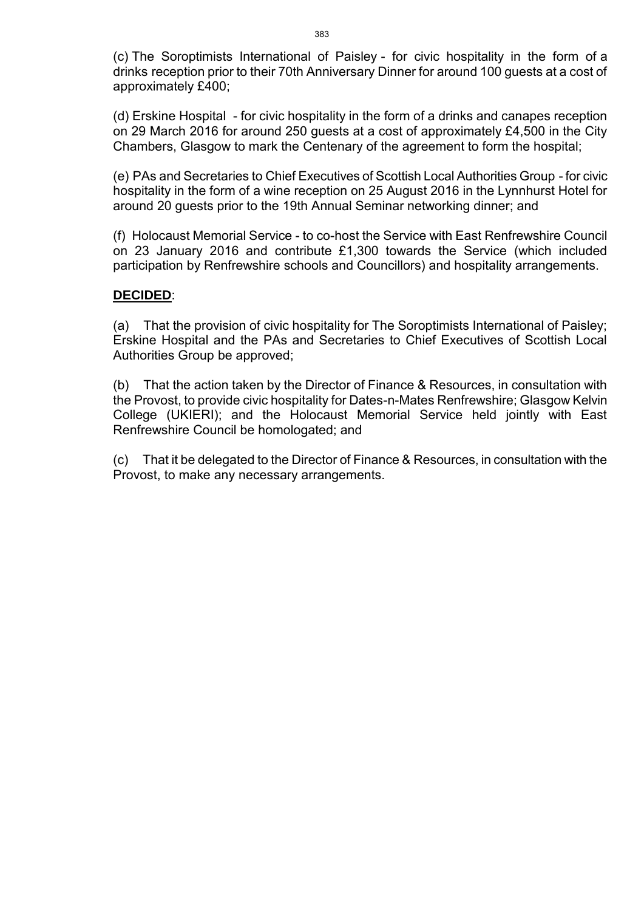(c) The Soroptimists International of Paisley - for civic hospitality in the form of a drinks reception prior to their 70th Anniversary Dinner for around 100 guests at a cost of approximately £400;

(d) Erskine Hospital - for civic hospitality in the form of a drinks and canapes reception on 29 March 2016 for around 250 guests at a cost of approximately £4,500 in the City Chambers, Glasgow to mark the Centenary of the agreement to form the hospital;

(e) PAs and Secretaries to Chief Executives of Scottish Local Authorities Group - for civic hospitality in the form of a wine reception on 25 August 2016 in the Lynnhurst Hotel for around 20 guests prior to the 19th Annual Seminar networking dinner; and

(f) Holocaust Memorial Service - to co-host the Service with East Renfrewshire Council on 23 January 2016 and contribute £1,300 towards the Service (which included participation by Renfrewshire schools and Councillors) and hospitality arrangements.

**DECIDED**:

(a) That the provision of civic hospitality for The Soroptimists International of Paisley; Erskine Hospital and the PAs and Secretaries to Chief Executives of Scottish Local Authorities Group be approved;

(b) That the action taken by the Director of Finance & Resources, in consultation with the Provost, to provide civic hospitality for Dates-n-Mates Renfrewshire; Glasgow Kelvin College (UKIERI); and the Holocaust Memorial Service held jointly with East Renfrewshire Council be homologated; and

(c) That it be delegated to the Director of Finance & Resources, in consultation with the Provost, to make any necessary arrangements.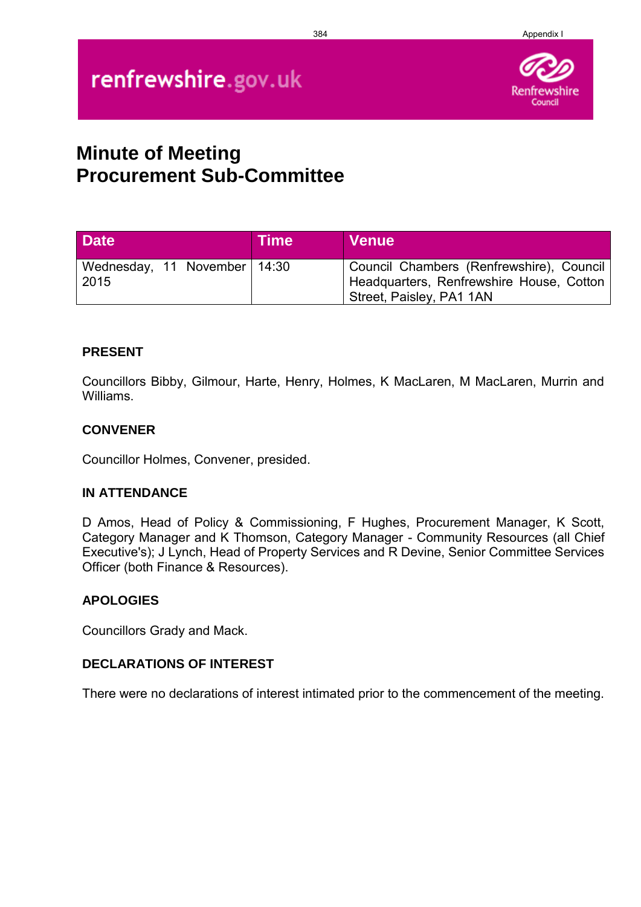renfrewshire.gov.uk

# Minute of Meeting
# Procurement Sub-Committee

| Date | Time | Venue |
| --- | --- | --- |
| Wednesday, 11 November 2015 | 14:30 | Council Chambers (Renfrewshire), Council Headquarters, Renfrewshire House, Cotton Street, Paisley, PA1 1AN |

## PRESENT

Councillors Bibby, Gilmour, Harte, Henry, Holmes, K MacLaren, M MacLaren, Murrin and Williams.

## CONVENER

Councillor Holmes, Convener, presided.

## IN ATTENDANCE

D Amos, Head of Policy & Commissioning, F Hughes, Procurement Manager, K Scott, Category Manager and K Thomson, Category Manager - Community Resources (all Chief Executive's); J Lynch, Head of Property Services and R Devine, Senior Committee Services Officer (both Finance & Resources).

## APOLOGIES

Councillors Grady and Mack.

## DECLARATIONS OF INTEREST

There were no declarations of interest intimated prior to the commencement of the meeting.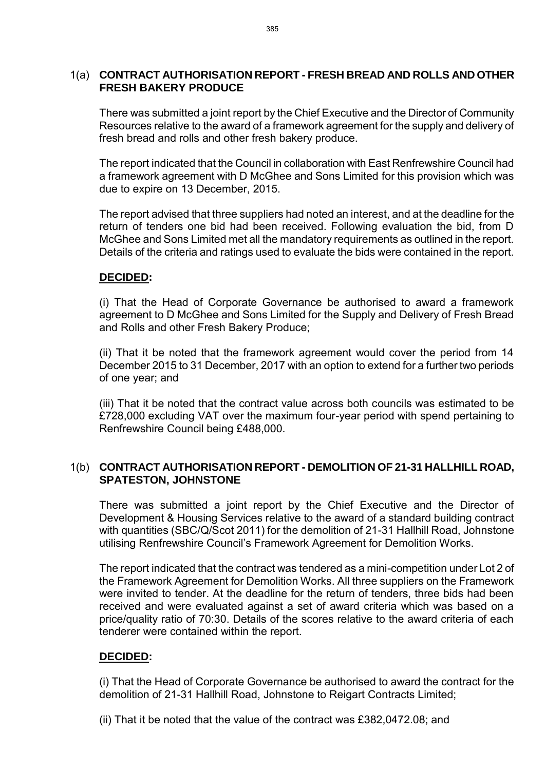## 1(a) CONTRACT AUTHORISATION REPORT - FRESH BREAD AND ROLLS AND OTHER FRESH BAKERY PRODUCE

There was submitted a joint report by the Chief Executive and the Director of Community Resources relative to the award of a framework agreement for the supply and delivery of fresh bread and rolls and other fresh bakery produce.

The report indicated that the Council in collaboration with East Renfrewshire Council had a framework agreement with D McGhee and Sons Limited for this provision which was due to expire on 13 December, 2015.

The report advised that three suppliers had noted an interest, and at the deadline for the return of tenders one bid had been received. Following evaluation the bid, from D McGhee and Sons Limited met all the mandatory requirements as outlined in the report. Details of the criteria and ratings used to evaluate the bids were contained in the report.

**DECIDED:**

(i) That the Head of Corporate Governance be authorised to award a framework agreement to D McGhee and Sons Limited for the Supply and Delivery of Fresh Bread and Rolls and other Fresh Bakery Produce;

(ii) That it be noted that the framework agreement would cover the period from 14 December 2015 to 31 December, 2017 with an option to extend for a further two periods of one year; and

(iii) That it be noted that the contract value across both councils was estimated to be £728,000 excluding VAT over the maximum four-year period with spend pertaining to Renfrewshire Council being £488,000.

## 1(b) CONTRACT AUTHORISATION REPORT - DEMOLITION OF 21-31 HALLHILL ROAD, SPATESTON, JOHNSTONE

There was submitted a joint report by the Chief Executive and the Director of Development & Housing Services relative to the award of a standard building contract with quantities (SBC/Q/Scot 2011) for the demolition of 21-31 Hallhill Road, Johnstone utilising Renfrewshire Council's Framework Agreement for Demolition Works.

The report indicated that the contract was tendered as a mini-competition under Lot 2 of the Framework Agreement for Demolition Works. All three suppliers on the Framework were invited to tender. At the deadline for the return of tenders, three bids had been received and were evaluated against a set of award criteria which was based on a price/quality ratio of 70:30. Details of the scores relative to the award criteria of each tenderer were contained within the report.

**DECIDED:**

(i) That the Head of Corporate Governance be authorised to award the contract for the demolition of 21-31 Hallhill Road, Johnstone to Reigart Contracts Limited;

(ii) That it be noted that the value of the contract was £382,0472.08; and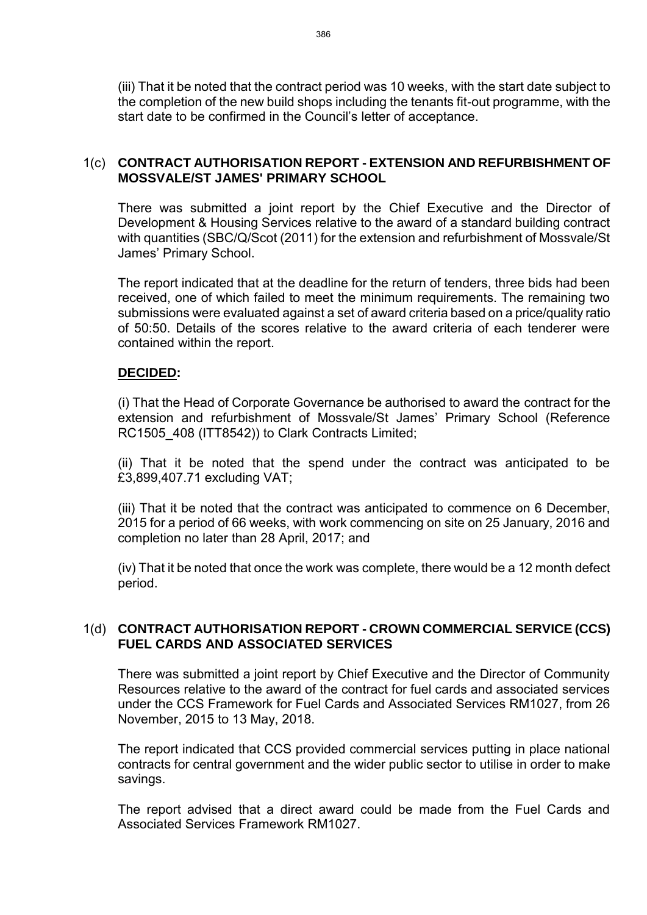(iii) That it be noted that the contract period was 10 weeks, with the start date subject to the completion of the new build shops including the tenants fit-out programme, with the start date to be confirmed in the Council's letter of acceptance.

### 1(c) CONTRACT AUTHORISATION REPORT - EXTENSION AND REFURBISHMENT OF MOSSVALE/ST JAMES' PRIMARY SCHOOL

There was submitted a joint report by the Chief Executive and the Director of Development & Housing Services relative to the award of a standard building contract with quantities (SBC/Q/Scot (2011) for the extension and refurbishment of Mossvale/St James' Primary School.

The report indicated that at the deadline for the return of tenders, three bids had been received, one of which failed to meet the minimum requirements. The remaining two submissions were evaluated against a set of award criteria based on a price/quality ratio of 50:50. Details of the scores relative to the award criteria of each tenderer were contained within the report.

**DECIDED:**

(i) That the Head of Corporate Governance be authorised to award the contract for the extension and refurbishment of Mossvale/St James' Primary School (Reference RC1505_408 (ITT8542)) to Clark Contracts Limited;

(ii) That it be noted that the spend under the contract was anticipated to be £3,899,407.71 excluding VAT;

(iii) That it be noted that the contract was anticipated to commence on 6 December, 2015 for a period of 66 weeks, with work commencing on site on 25 January, 2016 and completion no later than 28 April, 2017; and

(iv) That it be noted that once the work was complete, there would be a 12 month defect period.

### 1(d) CONTRACT AUTHORISATION REPORT - CROWN COMMERCIAL SERVICE (CCS) FUEL CARDS AND ASSOCIATED SERVICES

There was submitted a joint report by Chief Executive and the Director of Community Resources relative to the award of the contract for fuel cards and associated services under the CCS Framework for Fuel Cards and Associated Services RM1027, from 26 November, 2015 to 13 May, 2018.

The report indicated that CCS provided commercial services putting in place national contracts for central government and the wider public sector to utilise in order to make savings.

The report advised that a direct award could be made from the Fuel Cards and Associated Services Framework RM1027.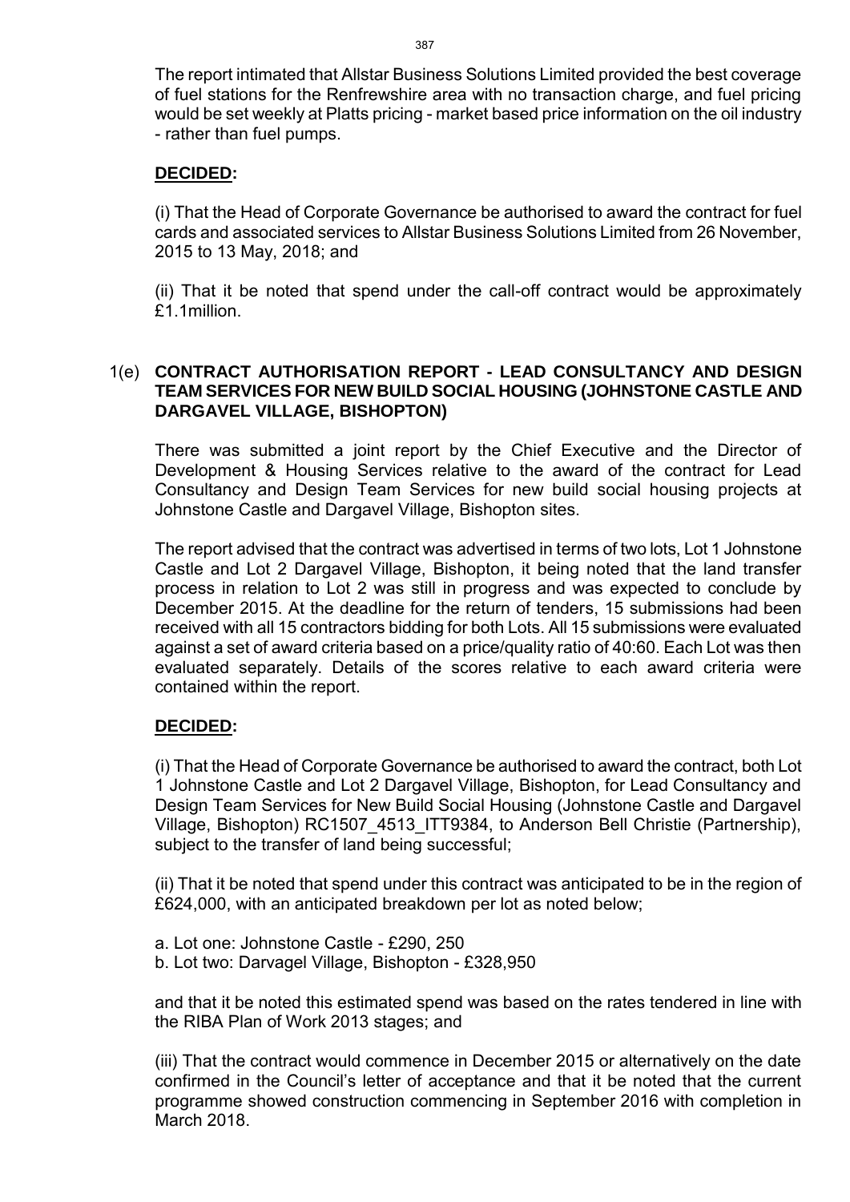The report intimated that Allstar Business Solutions Limited provided the best coverage of fuel stations for the Renfrewshire area with no transaction charge, and fuel pricing would be set weekly at Platts pricing - market based price information on the oil industry - rather than fuel pumps.

**DECIDED:**

(i) That the Head of Corporate Governance be authorised to award the contract for fuel cards and associated services to Allstar Business Solutions Limited from 26 November, 2015 to 13 May, 2018; and

(ii) That it be noted that spend under the call-off contract would be approximately £1.1million.

## 1(e) CONTRACT AUTHORISATION REPORT - LEAD CONSULTANCY AND DESIGN TEAM SERVICES FOR NEW BUILD SOCIAL HOUSING (JOHNSTONE CASTLE AND DARGAVEL VILLAGE, BISHOPTON)

There was submitted a joint report by the Chief Executive and the Director of Development & Housing Services relative to the award of the contract for Lead Consultancy and Design Team Services for new build social housing projects at Johnstone Castle and Dargavel Village, Bishopton sites.

The report advised that the contract was advertised in terms of two lots, Lot 1 Johnstone Castle and Lot 2 Dargavel Village, Bishopton, it being noted that the land transfer process in relation to Lot 2 was still in progress and was expected to conclude by December 2015. At the deadline for the return of tenders, 15 submissions had been received with all 15 contractors bidding for both Lots. All 15 submissions were evaluated against a set of award criteria based on a price/quality ratio of 40:60. Each Lot was then evaluated separately. Details of the scores relative to each award criteria were contained within the report.

**DECIDED:**

(i) That the Head of Corporate Governance be authorised to award the contract, both Lot 1 Johnstone Castle and Lot 2 Dargavel Village, Bishopton, for Lead Consultancy and Design Team Services for New Build Social Housing (Johnstone Castle and Dargavel Village, Bishopton) RC1507_4513_ITT9384, to Anderson Bell Christie (Partnership), subject to the transfer of land being successful;

(ii) That it be noted that spend under this contract was anticipated to be in the region of £624,000, with an anticipated breakdown per lot as noted below;

a. Lot one: Johnstone Castle - £290, 250
b. Lot two: Darvagel Village, Bishopton - £328,950

and that it be noted this estimated spend was based on the rates tendered in line with the RIBA Plan of Work 2013 stages; and

(iii) That the contract would commence in December 2015 or alternatively on the date confirmed in the Council's letter of acceptance and that it be noted that the current programme showed construction commencing in September 2016 with completion in March 2018.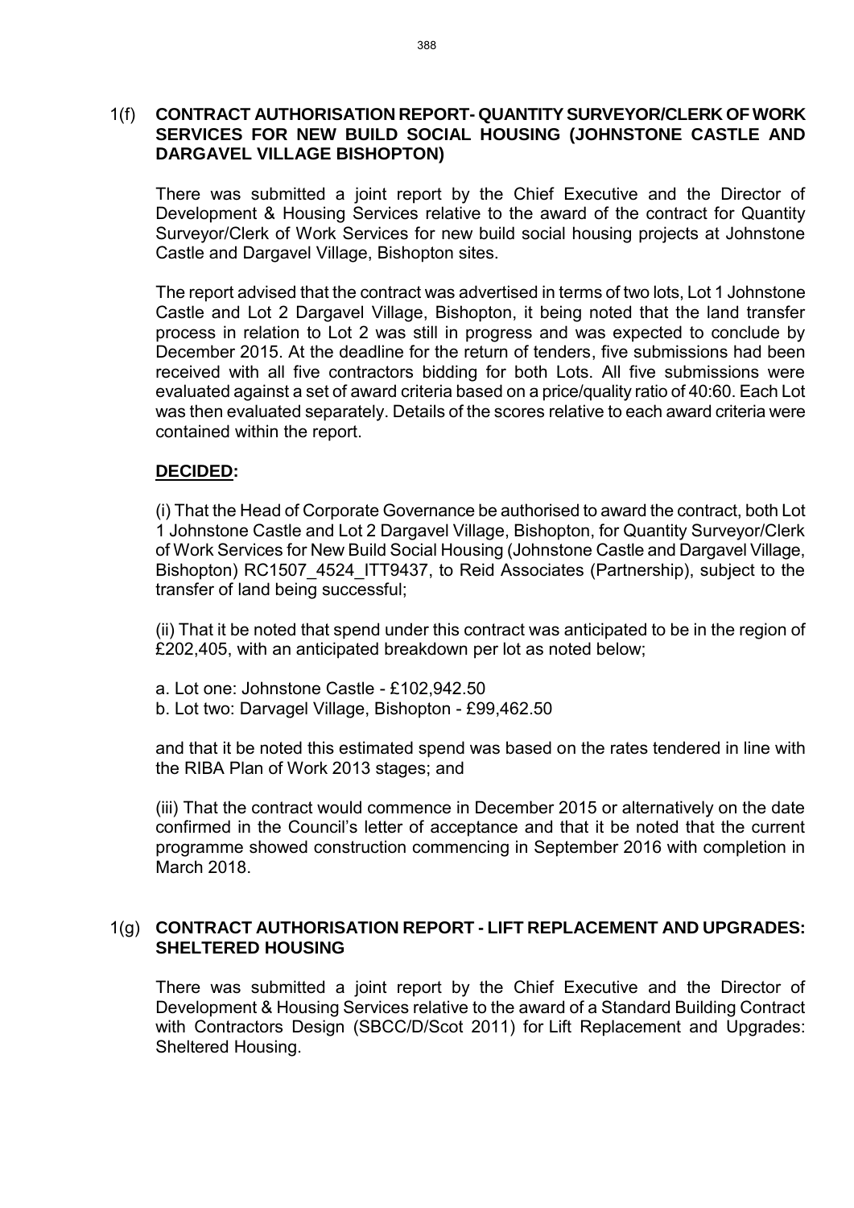1(f) **CONTRACT AUTHORISATION REPORT- QUANTITY SURVEYOR/CLERK OF WORK SERVICES FOR NEW BUILD SOCIAL HOUSING (JOHNSTONE CASTLE AND DARGAVEL VILLAGE BISHOPTON)**

There was submitted a joint report by the Chief Executive and the Director of Development & Housing Services relative to the award of the contract for Quantity Surveyor/Clerk of Work Services for new build social housing projects at Johnstone Castle and Dargavel Village, Bishopton sites.

The report advised that the contract was advertised in terms of two lots, Lot 1 Johnstone Castle and Lot 2 Dargavel Village, Bishopton, it being noted that the land transfer process in relation to Lot 2 was still in progress and was expected to conclude by December 2015. At the deadline for the return of tenders, five submissions had been received with all five contractors bidding for both Lots. All five submissions were evaluated against a set of award criteria based on a price/quality ratio of 40:60. Each Lot was then evaluated separately. Details of the scores relative to each award criteria were contained within the report.

**DECIDED:**

(i) That the Head of Corporate Governance be authorised to award the contract, both Lot 1 Johnstone Castle and Lot 2 Dargavel Village, Bishopton, for Quantity Surveyor/Clerk of Work Services for New Build Social Housing (Johnstone Castle and Dargavel Village, Bishopton) RC1507_4524_ITT9437, to Reid Associates (Partnership), subject to the transfer of land being successful;

(ii) That it be noted that spend under this contract was anticipated to be in the region of £202,405, with an anticipated breakdown per lot as noted below;

a. Lot one: Johnstone Castle - £102,942.50
b. Lot two: Darvagel Village, Bishopton - £99,462.50

and that it be noted this estimated spend was based on the rates tendered in line with the RIBA Plan of Work 2013 stages; and

(iii) That the contract would commence in December 2015 or alternatively on the date confirmed in the Council's letter of acceptance and that it be noted that the current programme showed construction commencing in September 2016 with completion in March 2018.

1(g) **CONTRACT AUTHORISATION REPORT - LIFT REPLACEMENT AND UPGRADES: SHELTERED HOUSING**

There was submitted a joint report by the Chief Executive and the Director of Development & Housing Services relative to the award of a Standard Building Contract with Contractors Design (SBCC/D/Scot 2011) for Lift Replacement and Upgrades: Sheltered Housing.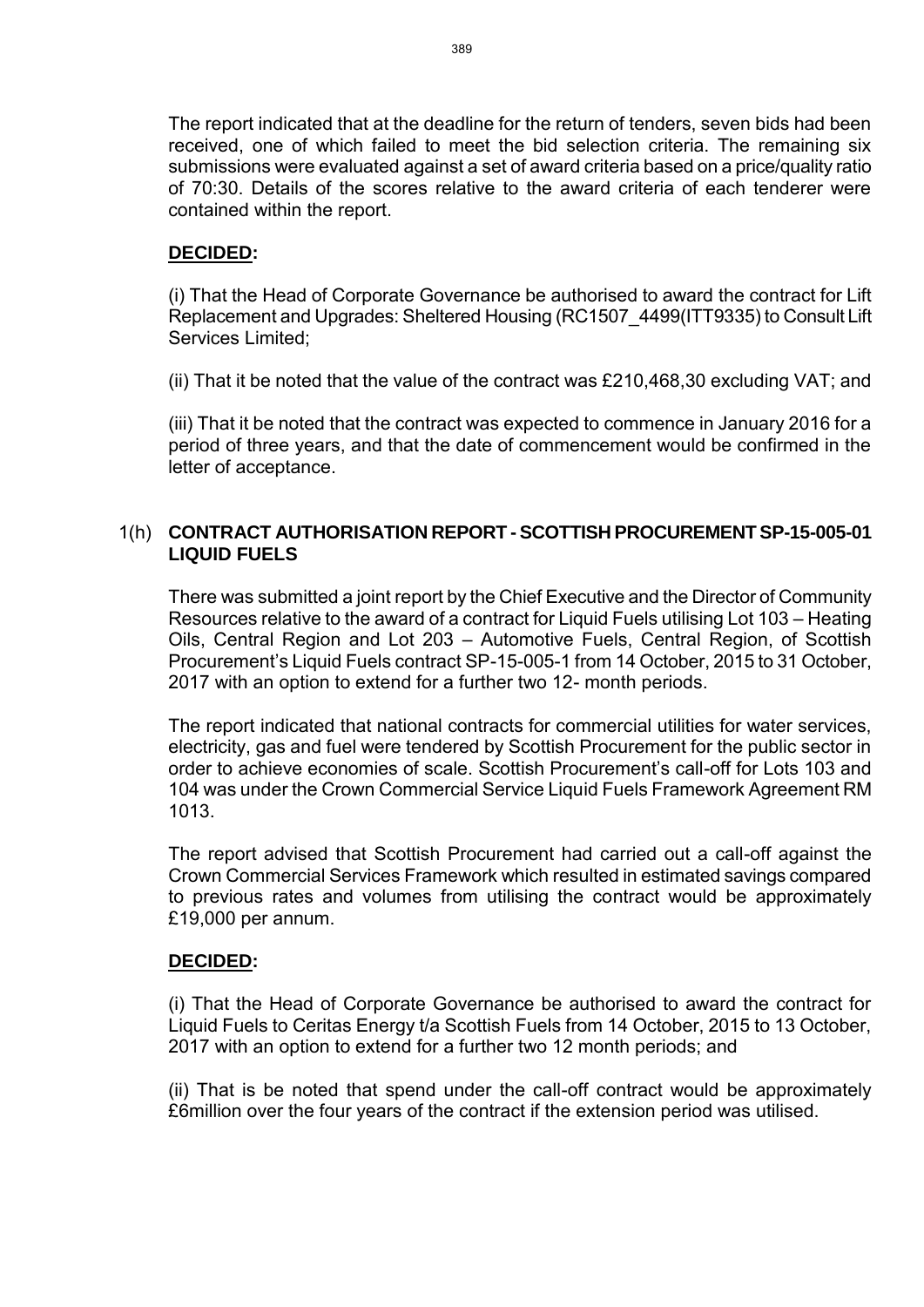The report indicated that at the deadline for the return of tenders, seven bids had been received, one of which failed to meet the bid selection criteria. The remaining six submissions were evaluated against a set of award criteria based on a price/quality ratio of 70:30. Details of the scores relative to the award criteria of each tenderer were contained within the report.

**DECIDED:**

(i) That the Head of Corporate Governance be authorised to award the contract for Lift Replacement and Upgrades: Sheltered Housing (RC1507_4499(ITT9335) to Consult Lift Services Limited;

(ii) That it be noted that the value of the contract was £210,468,30 excluding VAT; and

(iii) That it be noted that the contract was expected to commence in January 2016 for a period of three years, and that the date of commencement would be confirmed in the letter of acceptance.

## 1(h) CONTRACT AUTHORISATION REPORT - SCOTTISH PROCUREMENT SP-15-005-01 LIQUID FUELS

There was submitted a joint report by the Chief Executive and the Director of Community Resources relative to the award of a contract for Liquid Fuels utilising Lot 103 – Heating Oils, Central Region and Lot 203 – Automotive Fuels, Central Region, of Scottish Procurement's Liquid Fuels contract SP-15-005-1 from 14 October, 2015 to 31 October, 2017 with an option to extend for a further two 12- month periods.

The report indicated that national contracts for commercial utilities for water services, electricity, gas and fuel were tendered by Scottish Procurement for the public sector in order to achieve economies of scale. Scottish Procurement's call-off for Lots 103 and 104 was under the Crown Commercial Service Liquid Fuels Framework Agreement RM 1013.

The report advised that Scottish Procurement had carried out a call-off against the Crown Commercial Services Framework which resulted in estimated savings compared to previous rates and volumes from utilising the contract would be approximately £19,000 per annum.

**DECIDED:**

(i) That the Head of Corporate Governance be authorised to award the contract for Liquid Fuels to Ceritas Energy t/a Scottish Fuels from 14 October, 2015 to 13 October, 2017 with an option to extend for a further two 12 month periods; and

(ii) That is be noted that spend under the call-off contract would be approximately £6million over the four years of the contract if the extension period was utilised.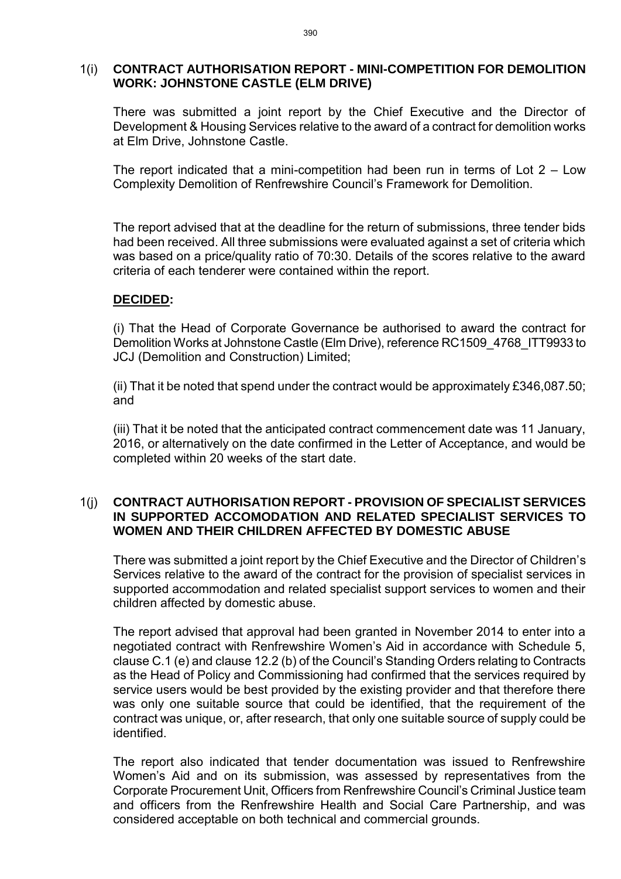## 1(i) CONTRACT AUTHORISATION REPORT - MINI-COMPETITION FOR DEMOLITION WORK: JOHNSTONE CASTLE (ELM DRIVE)

There was submitted a joint report by the Chief Executive and the Director of Development & Housing Services relative to the award of a contract for demolition works at Elm Drive, Johnstone Castle.

The report indicated that a mini-competition had been run in terms of Lot 2 – Low Complexity Demolition of Renfrewshire Council's Framework for Demolition.

The report advised that at the deadline for the return of submissions, three tender bids had been received. All three submissions were evaluated against a set of criteria which was based on a price/quality ratio of 70:30. Details of the scores relative to the award criteria of each tenderer were contained within the report.

**DECIDED:**

(i) That the Head of Corporate Governance be authorised to award the contract for Demolition Works at Johnstone Castle (Elm Drive), reference RC1509_4768_ITT9933 to JCJ (Demolition and Construction) Limited;

(ii) That it be noted that spend under the contract would be approximately £346,087.50; and

(iii) That it be noted that the anticipated contract commencement date was 11 January, 2016, or alternatively on the date confirmed in the Letter of Acceptance, and would be completed within 20 weeks of the start date.

## 1(j) CONTRACT AUTHORISATION REPORT - PROVISION OF SPECIALIST SERVICES IN SUPPORTED ACCOMODATION AND RELATED SPECIALIST SERVICES TO WOMEN AND THEIR CHILDREN AFFECTED BY DOMESTIC ABUSE

There was submitted a joint report by the Chief Executive and the Director of Children's Services relative to the award of the contract for the provision of specialist services in supported accommodation and related specialist support services to women and their children affected by domestic abuse.

The report advised that approval had been granted in November 2014 to enter into a negotiated contract with Renfrewshire Women's Aid in accordance with Schedule 5, clause C.1 (e) and clause 12.2 (b) of the Council's Standing Orders relating to Contracts as the Head of Policy and Commissioning had confirmed that the services required by service users would be best provided by the existing provider and that therefore there was only one suitable source that could be identified, that the requirement of the contract was unique, or, after research, that only one suitable source of supply could be identified.

The report also indicated that tender documentation was issued to Renfrewshire Women's Aid and on its submission, was assessed by representatives from the Corporate Procurement Unit, Officers from Renfrewshire Council's Criminal Justice team and officers from the Renfrewshire Health and Social Care Partnership, and was considered acceptable on both technical and commercial grounds.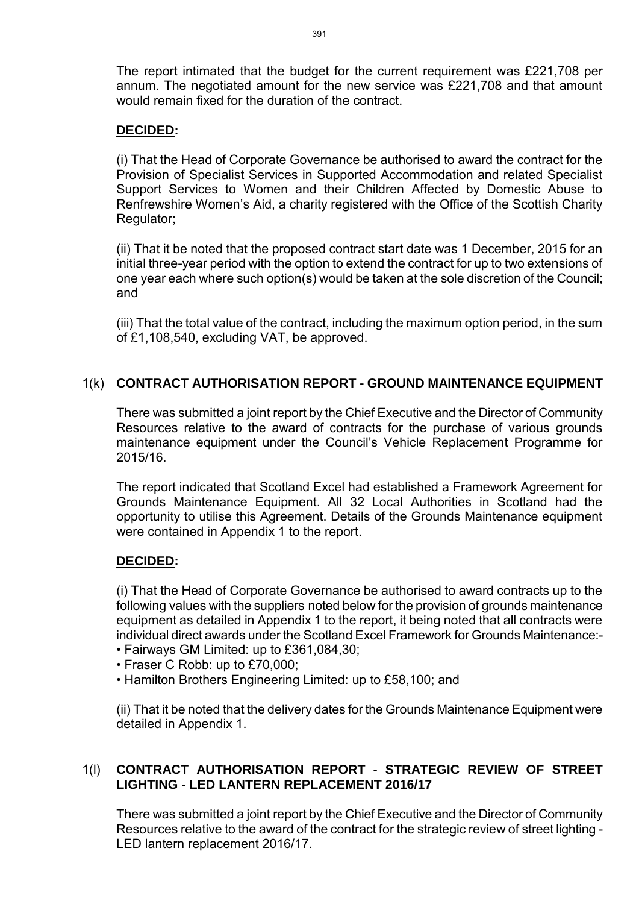The report intimated that the budget for the current requirement was £221,708 per annum. The negotiated amount for the new service was £221,708 and that amount would remain fixed for the duration of the contract.

**DECIDED:**

(i) That the Head of Corporate Governance be authorised to award the contract for the Provision of Specialist Services in Supported Accommodation and related Specialist Support Services to Women and their Children Affected by Domestic Abuse to Renfrewshire Women's Aid, a charity registered with the Office of the Scottish Charity Regulator;

(ii) That it be noted that the proposed contract start date was 1 December, 2015 for an initial three-year period with the option to extend the contract for up to two extensions of one year each where such option(s) would be taken at the sole discretion of the Council; and

(iii) That the total value of the contract, including the maximum option period, in the sum of £1,108,540, excluding VAT, be approved.

## 1(k) CONTRACT AUTHORISATION REPORT - GROUND MAINTENANCE EQUIPMENT

There was submitted a joint report by the Chief Executive and the Director of Community Resources relative to the award of contracts for the purchase of various grounds maintenance equipment under the Council's Vehicle Replacement Programme for 2015/16.

The report indicated that Scotland Excel had established a Framework Agreement for Grounds Maintenance Equipment. All 32 Local Authorities in Scotland had the opportunity to utilise this Agreement. Details of the Grounds Maintenance equipment were contained in Appendix 1 to the report.

**DECIDED:**

(i) That the Head of Corporate Governance be authorised to award contracts up to the following values with the suppliers noted below for the provision of grounds maintenance equipment as detailed in Appendix 1 to the report, it being noted that all contracts were individual direct awards under the Scotland Excel Framework for Grounds Maintenance:-

- Fairways GM Limited: up to £361,084,30;
- Fraser C Robb: up to £70,000;
- Hamilton Brothers Engineering Limited: up to £58,100; and

(ii) That it be noted that the delivery dates for the Grounds Maintenance Equipment were detailed in Appendix 1.

## 1(l) CONTRACT AUTHORISATION REPORT - STRATEGIC REVIEW OF STREET LIGHTING - LED LANTERN REPLACEMENT 2016/17

There was submitted a joint report by the Chief Executive and the Director of Community Resources relative to the award of the contract for the strategic review of street lighting - LED lantern replacement 2016/17.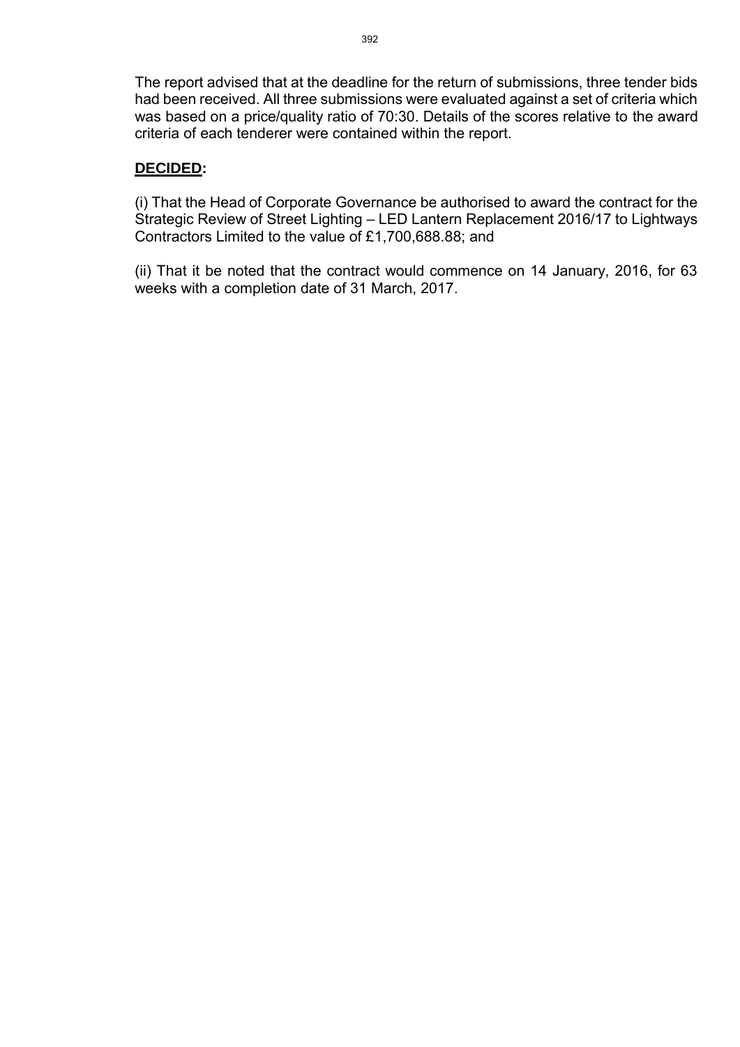The report advised that at the deadline for the return of submissions, three tender bids had been received. All three submissions were evaluated against a set of criteria which was based on a price/quality ratio of 70:30. Details of the scores relative to the award criteria of each tenderer were contained within the report.

**DECIDED:**

(i) That the Head of Corporate Governance be authorised to award the contract for the Strategic Review of Street Lighting – LED Lantern Replacement 2016/17 to Lightways Contractors Limited to the value of £1,700,688.88; and

(ii) That it be noted that the contract would commence on 14 January, 2016, for 63 weeks with a completion date of 31 March, 2017.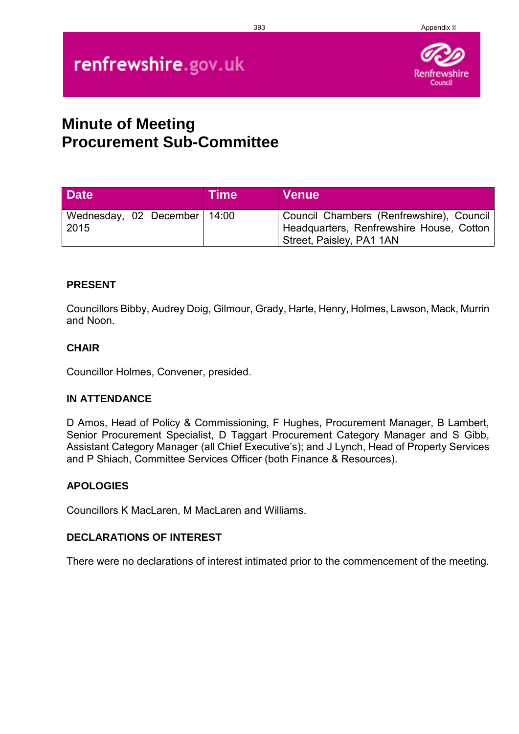# Minute of Meeting
# Procurement Sub-Committee

| Date | Time | Venue |
|---|---|---|
| Wednesday, 02 December 2015 | 14:00 | Council Chambers (Renfrewshire), Council Headquarters, Renfrewshire House, Cotton Street, Paisley, PA1 1AN |

**PRESENT**

Councillors Bibby, Audrey Doig, Gilmour, Grady, Harte, Henry, Holmes, Lawson, Mack, Murrin and Noon.

**CHAIR**

Councillor Holmes, Convener, presided.

**IN ATTENDANCE**

D Amos, Head of Policy & Commissioning, F Hughes, Procurement Manager, B Lambert, Senior Procurement Specialist, D Taggart Procurement Category Manager and S Gibb, Assistant Category Manager (all Chief Executive's); and J Lynch, Head of Property Services and P Shiach, Committee Services Officer (both Finance & Resources).

**APOLOGIES**

Councillors K MacLaren, M MacLaren and Williams.

**DECLARATIONS OF INTEREST**

There were no declarations of interest intimated prior to the commencement of the meeting.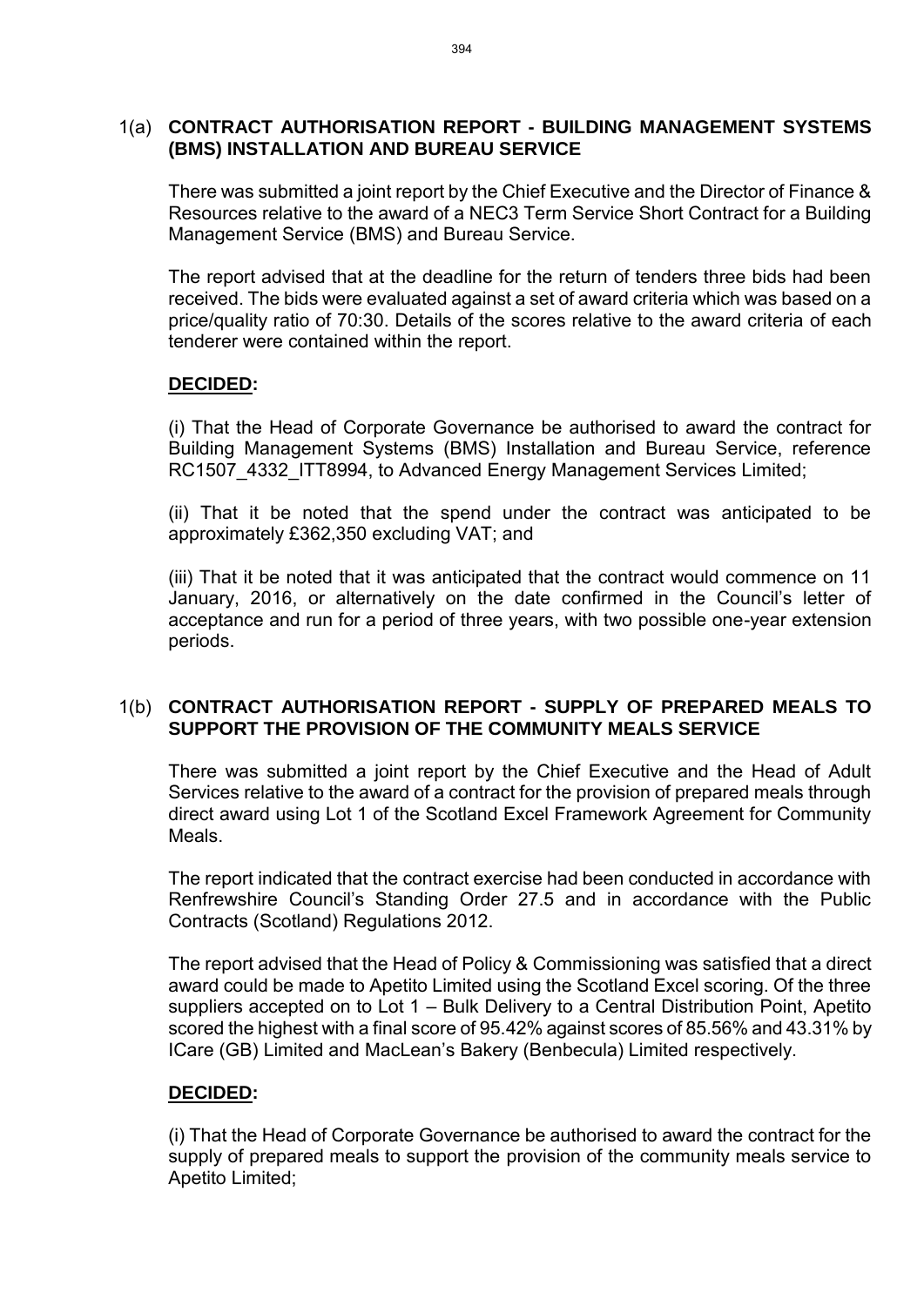## 1(a) CONTRACT AUTHORISATION REPORT - BUILDING MANAGEMENT SYSTEMS (BMS) INSTALLATION AND BUREAU SERVICE

There was submitted a joint report by the Chief Executive and the Director of Finance & Resources relative to the award of a NEC3 Term Service Short Contract for a Building Management Service (BMS) and Bureau Service.

The report advised that at the deadline for the return of tenders three bids had been received. The bids were evaluated against a set of award criteria which was based on a price/quality ratio of 70:30. Details of the scores relative to the award criteria of each tenderer were contained within the report.

**DECIDED:**

(i) That the Head of Corporate Governance be authorised to award the contract for Building Management Systems (BMS) Installation and Bureau Service, reference RC1507_4332_ITT8994, to Advanced Energy Management Services Limited;

(ii) That it be noted that the spend under the contract was anticipated to be approximately £362,350 excluding VAT; and

(iii) That it be noted that it was anticipated that the contract would commence on 11 January, 2016, or alternatively on the date confirmed in the Council's letter of acceptance and run for a period of three years, with two possible one-year extension periods.

## 1(b) CONTRACT AUTHORISATION REPORT - SUPPLY OF PREPARED MEALS TO SUPPORT THE PROVISION OF THE COMMUNITY MEALS SERVICE

There was submitted a joint report by the Chief Executive and the Head of Adult Services relative to the award of a contract for the provision of prepared meals through direct award using Lot 1 of the Scotland Excel Framework Agreement for Community Meals.

The report indicated that the contract exercise had been conducted in accordance with Renfrewshire Council's Standing Order 27.5 and in accordance with the Public Contracts (Scotland) Regulations 2012.

The report advised that the Head of Policy & Commissioning was satisfied that a direct award could be made to Apetito Limited using the Scotland Excel scoring. Of the three suppliers accepted on to Lot 1 – Bulk Delivery to a Central Distribution Point, Apetito scored the highest with a final score of 95.42% against scores of 85.56% and 43.31% by ICare (GB) Limited and MacLean's Bakery (Benbecula) Limited respectively.

**DECIDED:**

(i) That the Head of Corporate Governance be authorised to award the contract for the supply of prepared meals to support the provision of the community meals service to Apetito Limited;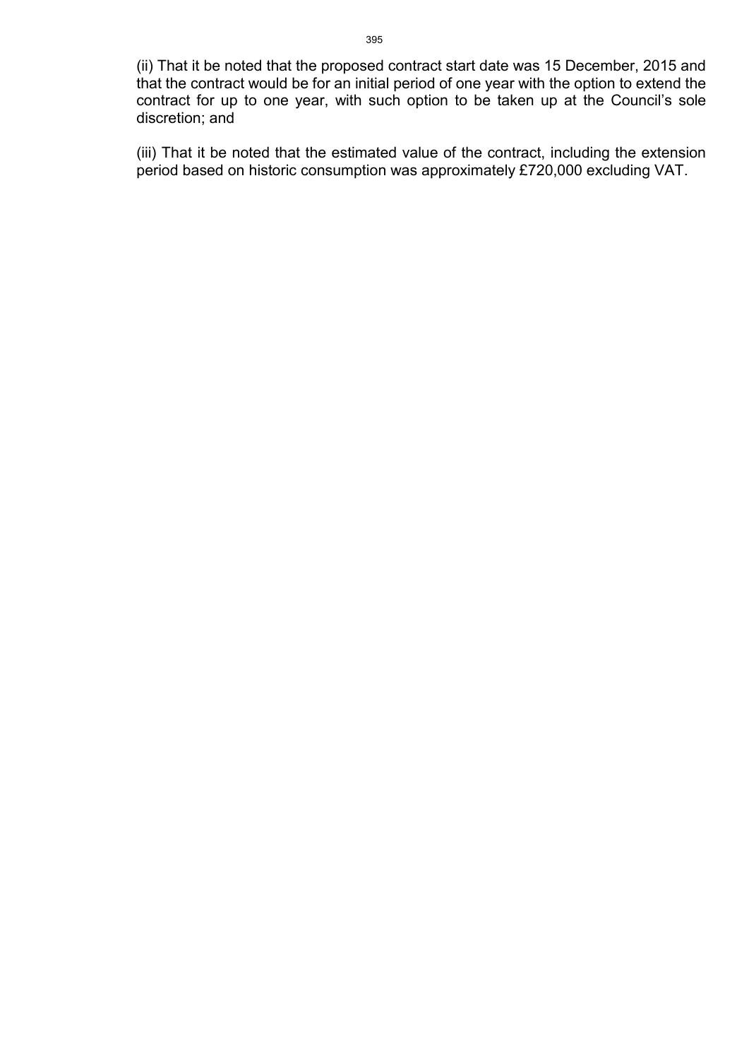(ii) That it be noted that the proposed contract start date was 15 December, 2015 and that the contract would be for an initial period of one year with the option to extend the contract for up to one year, with such option to be taken up at the Council's sole discretion; and

(iii) That it be noted that the estimated value of the contract, including the extension period based on historic consumption was approximately £720,000 excluding VAT.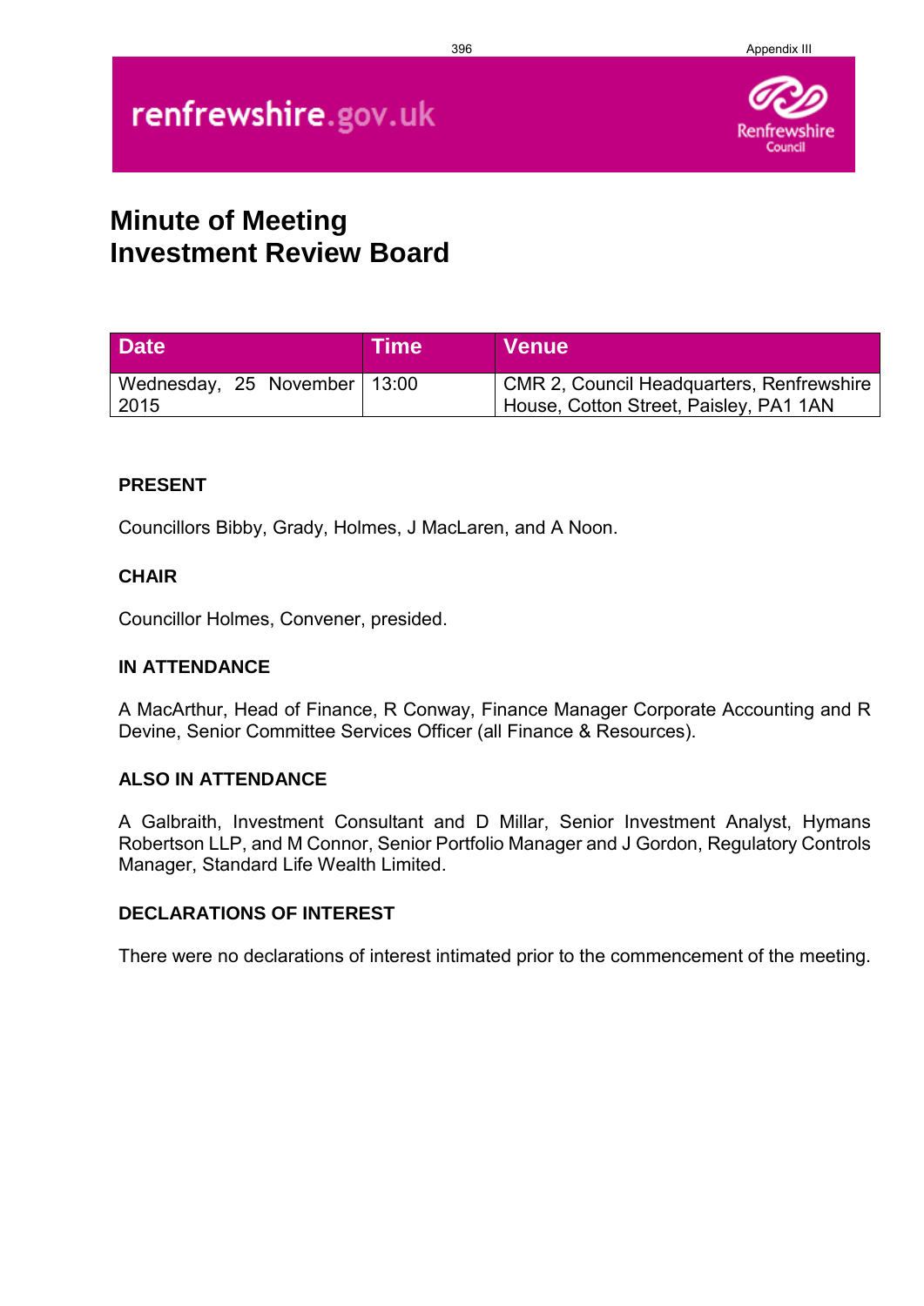Appendix III

renfrewshire.gov.uk

Renfrewshire Council

# Minute of Meeting
# Investment Review Board

| Date | Time | Venue |
|---|---|---|
| Wednesday, 25 November 2015 | 13:00 | CMR 2, Council Headquarters, Renfrewshire House, Cotton Street, Paisley, PA1 1AN |

**PRESENT**

Councillors Bibby, Grady, Holmes, J MacLaren, and A Noon.

**CHAIR**

Councillor Holmes, Convener, presided.

**IN ATTENDANCE**

A MacArthur, Head of Finance, R Conway, Finance Manager Corporate Accounting and R Devine, Senior Committee Services Officer (all Finance & Resources).

**ALSO IN ATTENDANCE**

A Galbraith, Investment Consultant and D Millar, Senior Investment Analyst, Hymans Robertson LLP, and M Connor, Senior Portfolio Manager and J Gordon, Regulatory Controls Manager, Standard Life Wealth Limited.

**DECLARATIONS OF INTEREST**

There were no declarations of interest intimated prior to the commencement of the meeting.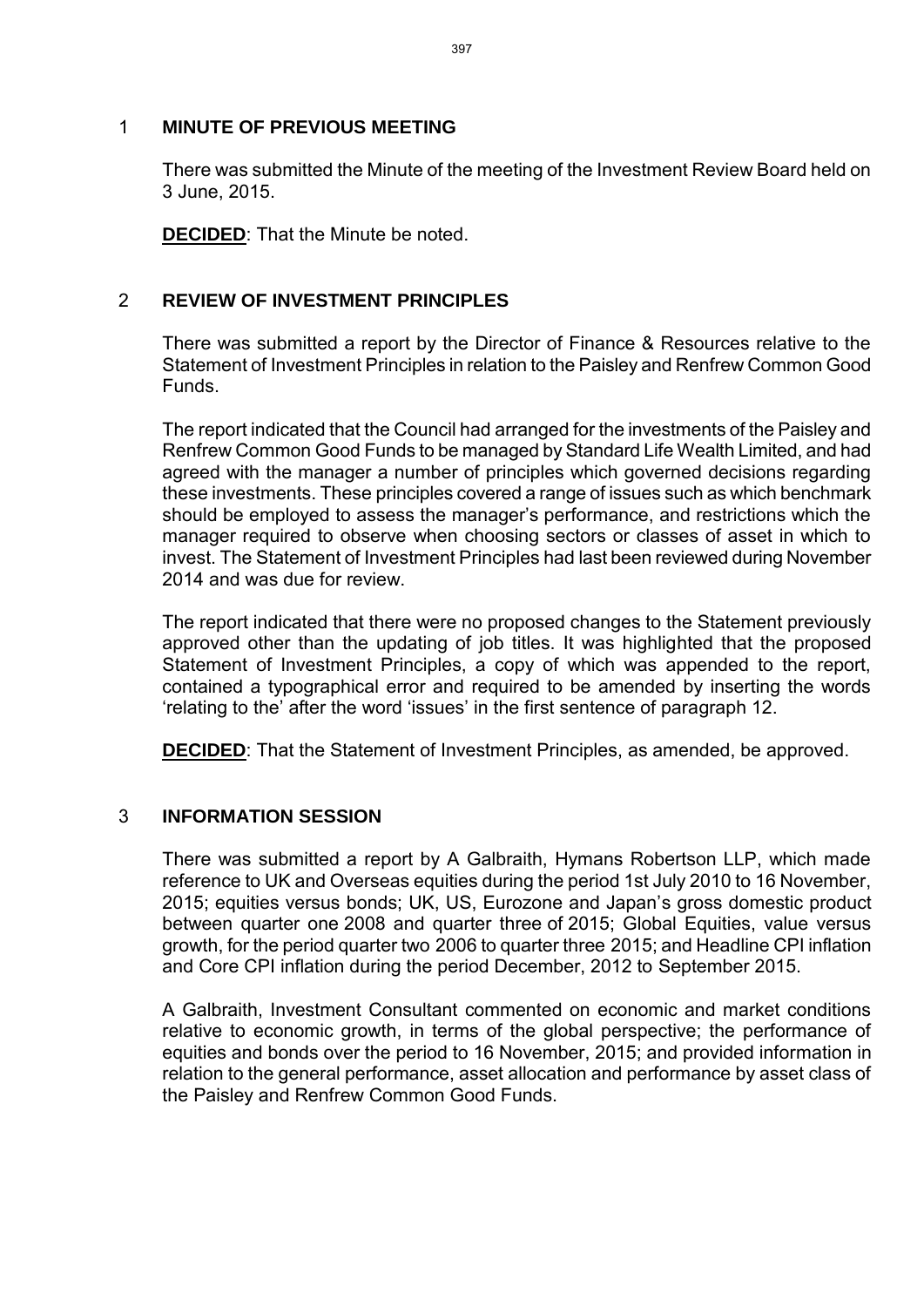## 1 MINUTE OF PREVIOUS MEETING

There was submitted the Minute of the meeting of the Investment Review Board held on 3 June, 2015.

**DECIDED**: That the Minute be noted.

## 2 REVIEW OF INVESTMENT PRINCIPLES

There was submitted a report by the Director of Finance & Resources relative to the Statement of Investment Principles in relation to the Paisley and Renfrew Common Good Funds.

The report indicated that the Council had arranged for the investments of the Paisley and Renfrew Common Good Funds to be managed by Standard Life Wealth Limited, and had agreed with the manager a number of principles which governed decisions regarding these investments. These principles covered a range of issues such as which benchmark should be employed to assess the manager's performance, and restrictions which the manager required to observe when choosing sectors or classes of asset in which to invest. The Statement of Investment Principles had last been reviewed during November 2014 and was due for review.

The report indicated that there were no proposed changes to the Statement previously approved other than the updating of job titles. It was highlighted that the proposed Statement of Investment Principles, a copy of which was appended to the report, contained a typographical error and required to be amended by inserting the words 'relating to the' after the word 'issues' in the first sentence of paragraph 12.

**DECIDED**: That the Statement of Investment Principles, as amended, be approved.

## 3 INFORMATION SESSION

There was submitted a report by A Galbraith, Hymans Robertson LLP, which made reference to UK and Overseas equities during the period 1st July 2010 to 16 November, 2015; equities versus bonds; UK, US, Eurozone and Japan's gross domestic product between quarter one 2008 and quarter three of 2015; Global Equities, value versus growth, for the period quarter two 2006 to quarter three 2015; and Headline CPI inflation and Core CPI inflation during the period December, 2012 to September 2015.

A Galbraith, Investment Consultant commented on economic and market conditions relative to economic growth, in terms of the global perspective; the performance of equities and bonds over the period to 16 November, 2015; and provided information in relation to the general performance, asset allocation and performance by asset class of the Paisley and Renfrew Common Good Funds.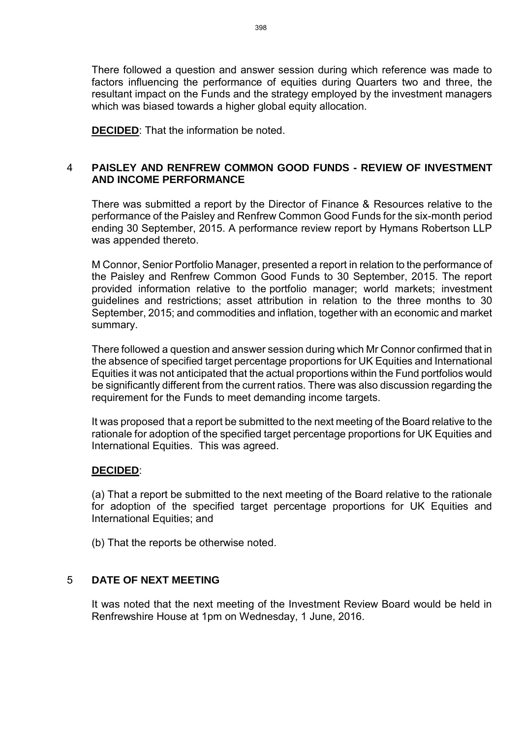There followed a question and answer session during which reference was made to factors influencing the performance of equities during Quarters two and three, the resultant impact on the Funds and the strategy employed by the investment managers which was biased towards a higher global equity allocation.

**DECIDED**: That the information be noted.

## 4 PAISLEY AND RENFREW COMMON GOOD FUNDS - REVIEW OF INVESTMENT AND INCOME PERFORMANCE

There was submitted a report by the Director of Finance & Resources relative to the performance of the Paisley and Renfrew Common Good Funds for the six-month period ending 30 September, 2015. A performance review report by Hymans Robertson LLP was appended thereto.

M Connor, Senior Portfolio Manager, presented a report in relation to the performance of the Paisley and Renfrew Common Good Funds to 30 September, 2015. The report provided information relative to the portfolio manager; world markets; investment guidelines and restrictions; asset attribution in relation to the three months to 30 September, 2015; and commodities and inflation, together with an economic and market summary.

There followed a question and answer session during which Mr Connor confirmed that in the absence of specified target percentage proportions for UK Equities and International Equities it was not anticipated that the actual proportions within the Fund portfolios would be significantly different from the current ratios. There was also discussion regarding the requirement for the Funds to meet demanding income targets.

It was proposed that a report be submitted to the next meeting of the Board relative to the rationale for adoption of the specified target percentage proportions for UK Equities and International Equities. This was agreed.

**DECIDED**:

(a) That a report be submitted to the next meeting of the Board relative to the rationale for adoption of the specified target percentage proportions for UK Equities and International Equities; and

(b) That the reports be otherwise noted.

## 5 DATE OF NEXT MEETING

It was noted that the next meeting of the Investment Review Board would be held in Renfrewshire House at 1pm on Wednesday, 1 June, 2016.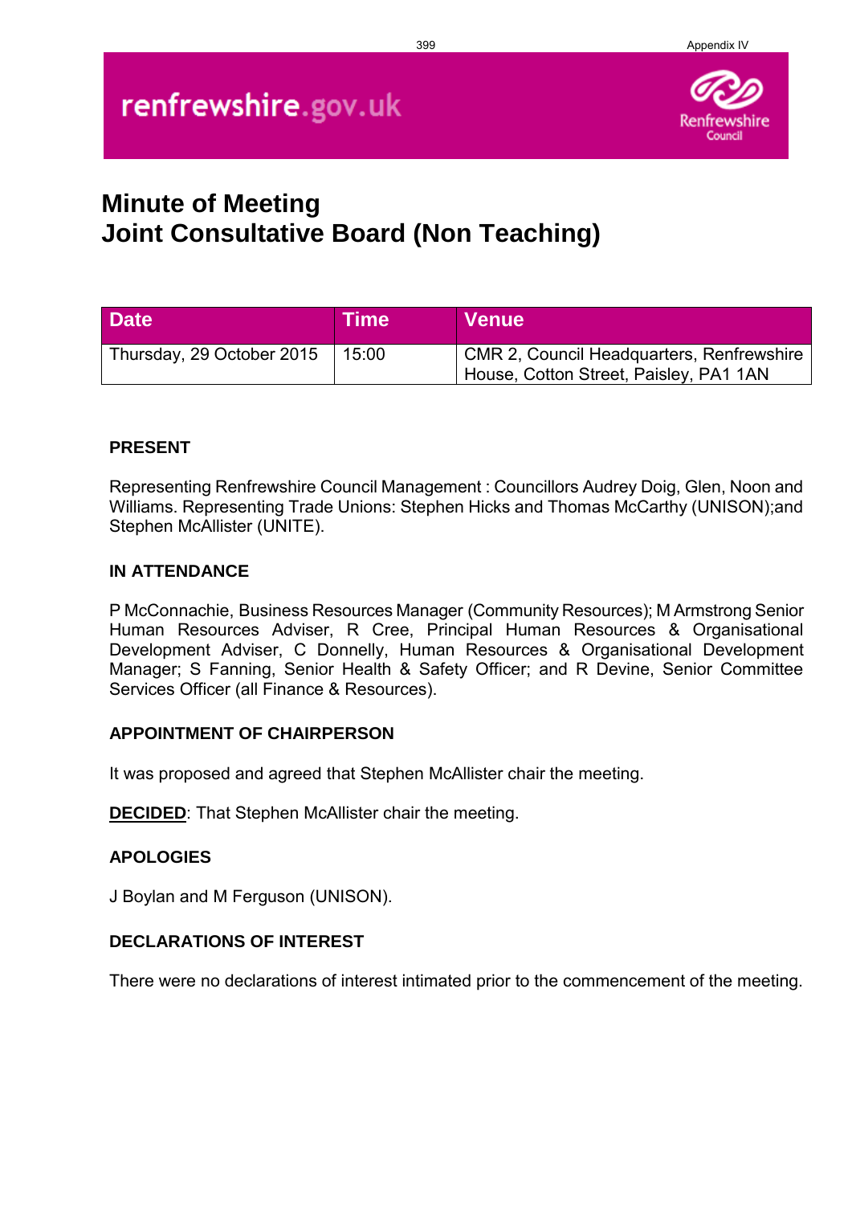renfrewshire.gov.uk

Renfrewshire Council

# Minute of Meeting
# Joint Consultative Board (Non Teaching)

| Date | Time | Venue |
|---|---|---|
| Thursday, 29 October 2015 | 15:00 | CMR 2, Council Headquarters, Renfrewshire House, Cotton Street, Paisley, PA1 1AN |

### PRESENT

Representing Renfrewshire Council Management : Councillors Audrey Doig, Glen, Noon and Williams. Representing Trade Unions: Stephen Hicks and Thomas McCarthy (UNISON);and Stephen McAllister (UNITE).

### IN ATTENDANCE

P McConnachie, Business Resources Manager (Community Resources); M Armstrong Senior Human Resources Adviser, R Cree, Principal Human Resources & Organisational Development Adviser, C Donnelly, Human Resources & Organisational Development Manager; S Fanning, Senior Health & Safety Officer; and R Devine, Senior Committee Services Officer (all Finance & Resources).

### APPOINTMENT OF CHAIRPERSON

It was proposed and agreed that Stephen McAllister chair the meeting.

**DECIDED**: That Stephen McAllister chair the meeting.

### APOLOGIES

J Boylan and M Ferguson (UNISON).

### DECLARATIONS OF INTEREST

There were no declarations of interest intimated prior to the commencement of the meeting.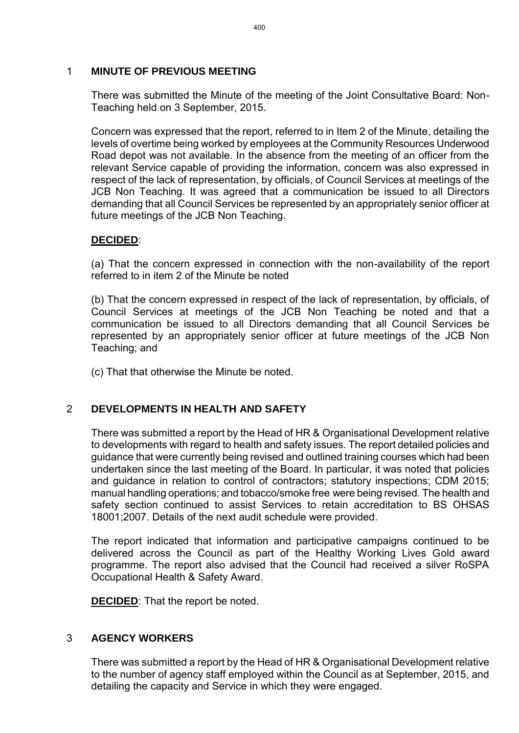## 1 MINUTE OF PREVIOUS MEETING

There was submitted the Minute of the meeting of the Joint Consultative Board: Non-Teaching held on 3 September, 2015.

Concern was expressed that the report, referred to in Item 2 of the Minute, detailing the levels of overtime being worked by employees at the Community Resources Underwood Road depot was not available. In the absence from the meeting of an officer from the relevant Service capable of providing the information, concern was also expressed in respect of the lack of representation, by officials, of Council Services at meetings of the JCB Non Teaching. It was agreed that a communication be issued to all Directors demanding that all Council Services be represented by an appropriately senior officer at future meetings of the JCB Non Teaching.

**DECIDED**:

(a) That the concern expressed in connection with the non-availability of the report referred to in item 2 of the Minute be noted

(b) That the concern expressed in respect of the lack of representation, by officials, of Council Services at meetings of the JCB Non Teaching be noted and that a communication be issued to all Directors demanding that all Council Services be represented by an appropriately senior officer at future meetings of the JCB Non Teaching; and

(c) That that otherwise the Minute be noted.

## 2 DEVELOPMENTS IN HEALTH AND SAFETY

There was submitted a report by the Head of HR & Organisational Development relative to developments with regard to health and safety issues. The report detailed policies and guidance that were currently being revised and outlined training courses which had been undertaken since the last meeting of the Board. In particular, it was noted that policies and guidance in relation to control of contractors; statutory inspections; CDM 2015; manual handling operations; and tobacco/smoke free were being revised. The health and safety section continued to assist Services to retain accreditation to BS OHSAS 18001;2007. Details of the next audit schedule were provided.

The report indicated that information and participative campaigns continued to be delivered across the Council as part of the Healthy Working Lives Gold award programme. The report also advised that the Council had received a silver RoSPA Occupational Health & Safety Award.

**DECIDED**: That the report be noted.

## 3 AGENCY WORKERS

There was submitted a report by the Head of HR & Organisational Development relative to the number of agency staff employed within the Council as at September, 2015, and detailing the capacity and Service in which they were engaged.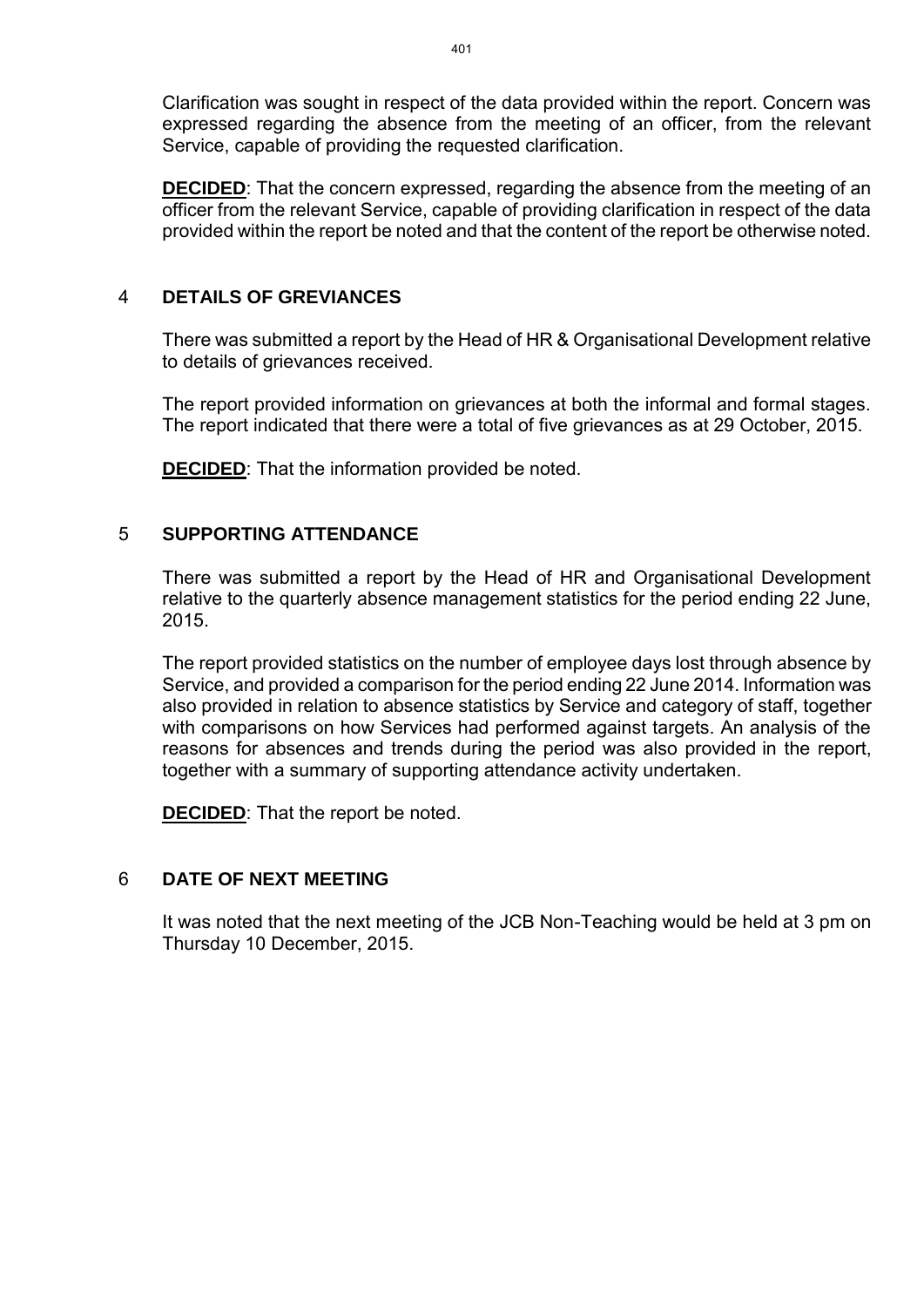Clarification was sought in respect of the data provided within the report. Concern was expressed regarding the absence from the meeting of an officer, from the relevant Service, capable of providing the requested clarification.

**DECIDED**: That the concern expressed, regarding the absence from the meeting of an officer from the relevant Service, capable of providing clarification in respect of the data provided within the report be noted and that the content of the report be otherwise noted.

## 4 DETAILS OF GREVIANCES

There was submitted a report by the Head of HR & Organisational Development relative to details of grievances received.

The report provided information on grievances at both the informal and formal stages. The report indicated that there were a total of five grievances as at 29 October, 2015.

**DECIDED**: That the information provided be noted.

## 5 SUPPORTING ATTENDANCE

There was submitted a report by the Head of HR and Organisational Development relative to the quarterly absence management statistics for the period ending 22 June, 2015.

The report provided statistics on the number of employee days lost through absence by Service, and provided a comparison for the period ending 22 June 2014. Information was also provided in relation to absence statistics by Service and category of staff, together with comparisons on how Services had performed against targets. An analysis of the reasons for absences and trends during the period was also provided in the report, together with a summary of supporting attendance activity undertaken.

**DECIDED**: That the report be noted.

## 6 DATE OF NEXT MEETING

It was noted that the next meeting of the JCB Non-Teaching would be held at 3 pm on Thursday 10 December, 2015.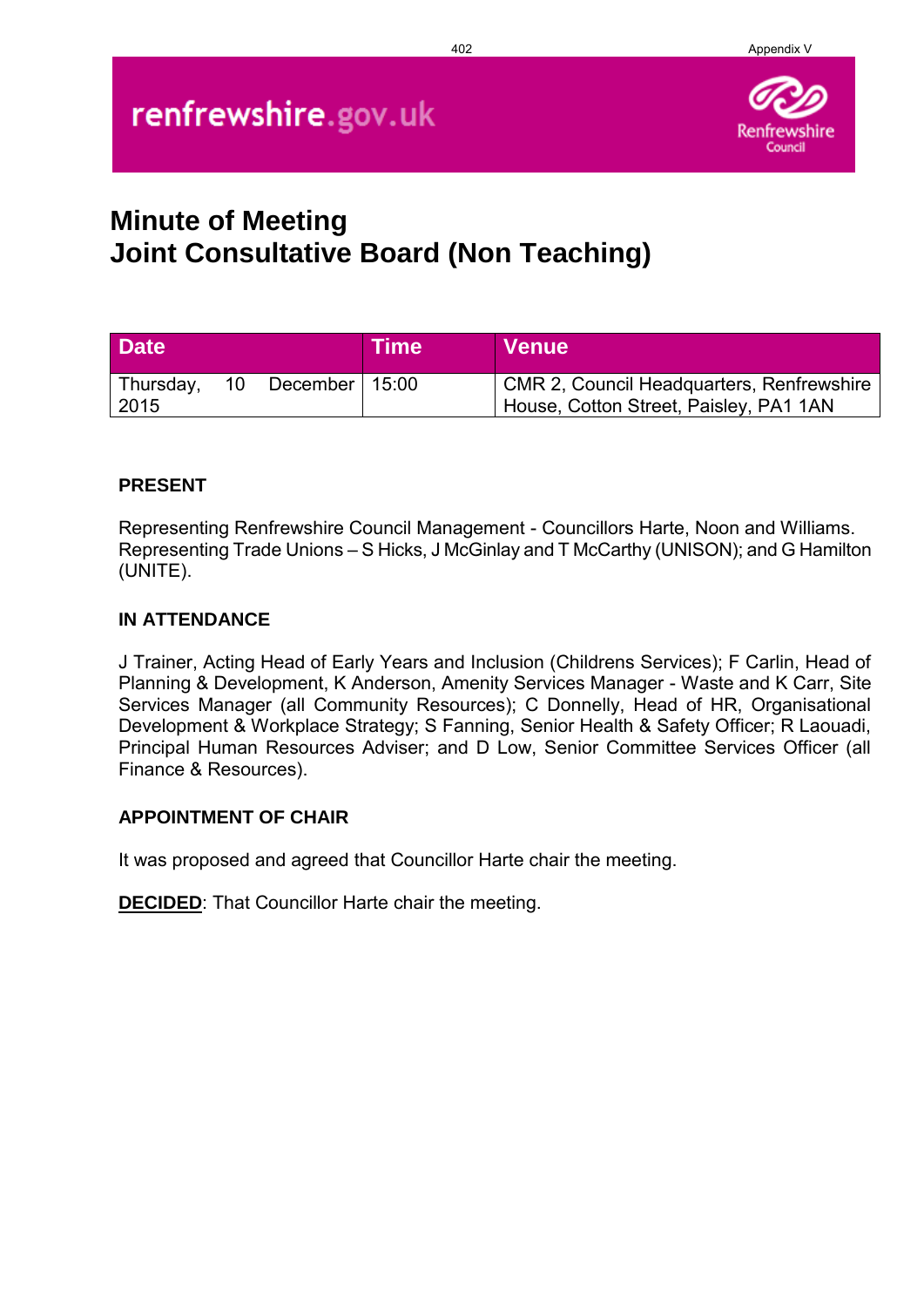# Minute of Meeting
# Joint Consultative Board (Non Teaching)

| Date | Time | Venue |
|---|---|---|
| Thursday, 10 December 2015 | 15:00 | CMR 2, Council Headquarters, Renfrewshire House, Cotton Street, Paisley, PA1 1AN |

**PRESENT**

Representing Renfrewshire Council Management - Councillors Harte, Noon and Williams. Representing Trade Unions – S Hicks, J McGinlay and T McCarthy (UNISON); and G Hamilton (UNITE).

**IN ATTENDANCE**

J Trainer, Acting Head of Early Years and Inclusion (Childrens Services); F Carlin, Head of Planning & Development, K Anderson, Amenity Services Manager - Waste and K Carr, Site Services Manager (all Community Resources); C Donnelly, Head of HR, Organisational Development & Workplace Strategy; S Fanning, Senior Health & Safety Officer; R Laouadi, Principal Human Resources Adviser; and D Low, Senior Committee Services Officer (all Finance & Resources).

**APPOINTMENT OF CHAIR**

It was proposed and agreed that Councillor Harte chair the meeting.

**DECIDED**: That Councillor Harte chair the meeting.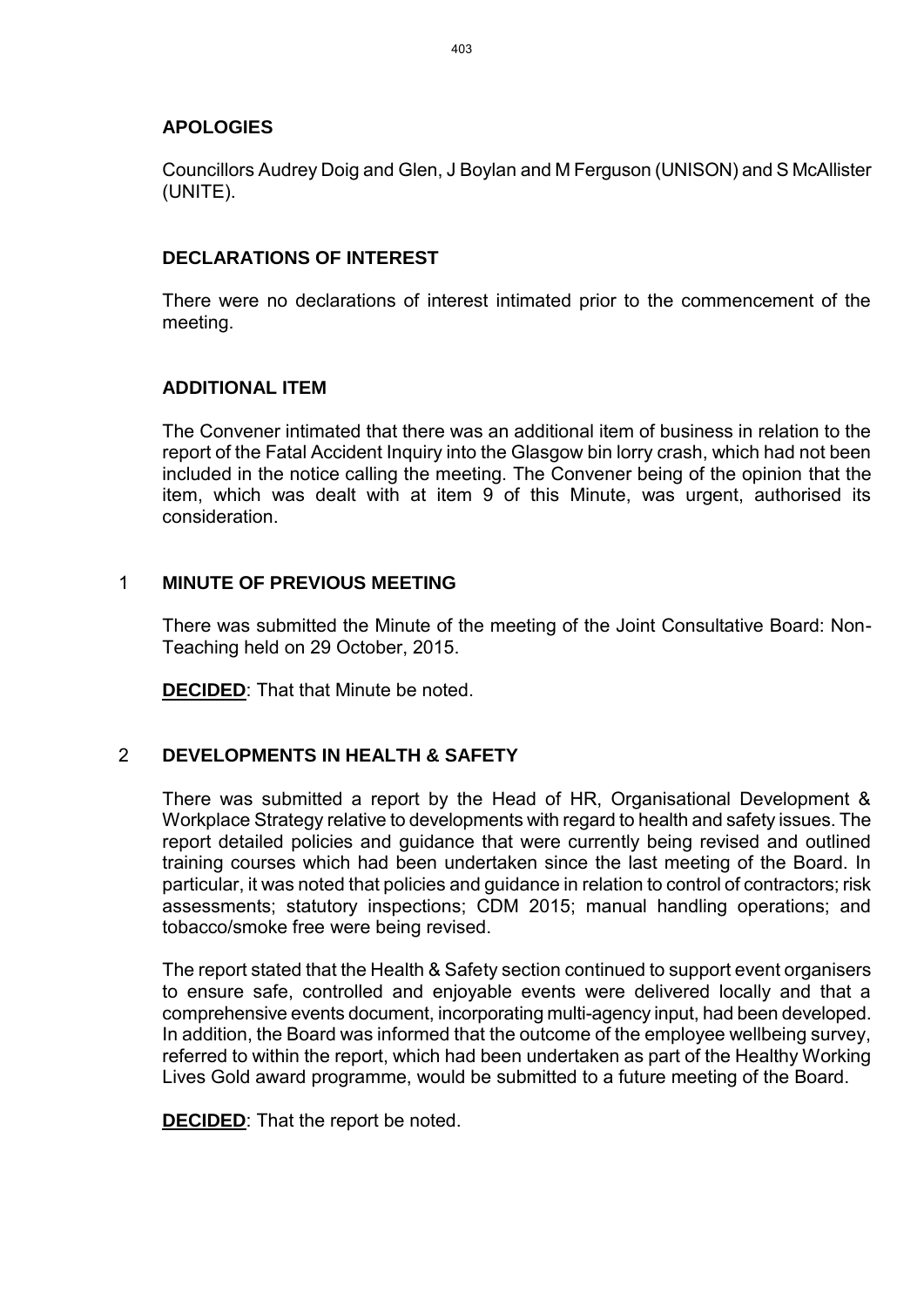## APOLOGIES

Councillors Audrey Doig and Glen, J Boylan and M Ferguson (UNISON) and S McAllister (UNITE).

## DECLARATIONS OF INTEREST

There were no declarations of interest intimated prior to the commencement of the meeting.

## ADDITIONAL ITEM

The Convener intimated that there was an additional item of business in relation to the report of the Fatal Accident Inquiry into the Glasgow bin lorry crash, which had not been included in the notice calling the meeting. The Convener being of the opinion that the item, which was dealt with at item 9 of this Minute, was urgent, authorised its consideration.

## 1 MINUTE OF PREVIOUS MEETING

There was submitted the Minute of the meeting of the Joint Consultative Board: Non-Teaching held on 29 October, 2015.

**DECIDED**: That that Minute be noted.

## 2 DEVELOPMENTS IN HEALTH & SAFETY

There was submitted a report by the Head of HR, Organisational Development & Workplace Strategy relative to developments with regard to health and safety issues. The report detailed policies and guidance that were currently being revised and outlined training courses which had been undertaken since the last meeting of the Board. In particular, it was noted that policies and guidance in relation to control of contractors; risk assessments; statutory inspections; CDM 2015; manual handling operations; and tobacco/smoke free were being revised.

The report stated that the Health & Safety section continued to support event organisers to ensure safe, controlled and enjoyable events were delivered locally and that a comprehensive events document, incorporating multi-agency input, had been developed. In addition, the Board was informed that the outcome of the employee wellbeing survey, referred to within the report, which had been undertaken as part of the Healthy Working Lives Gold award programme, would be submitted to a future meeting of the Board.

**DECIDED**: That the report be noted.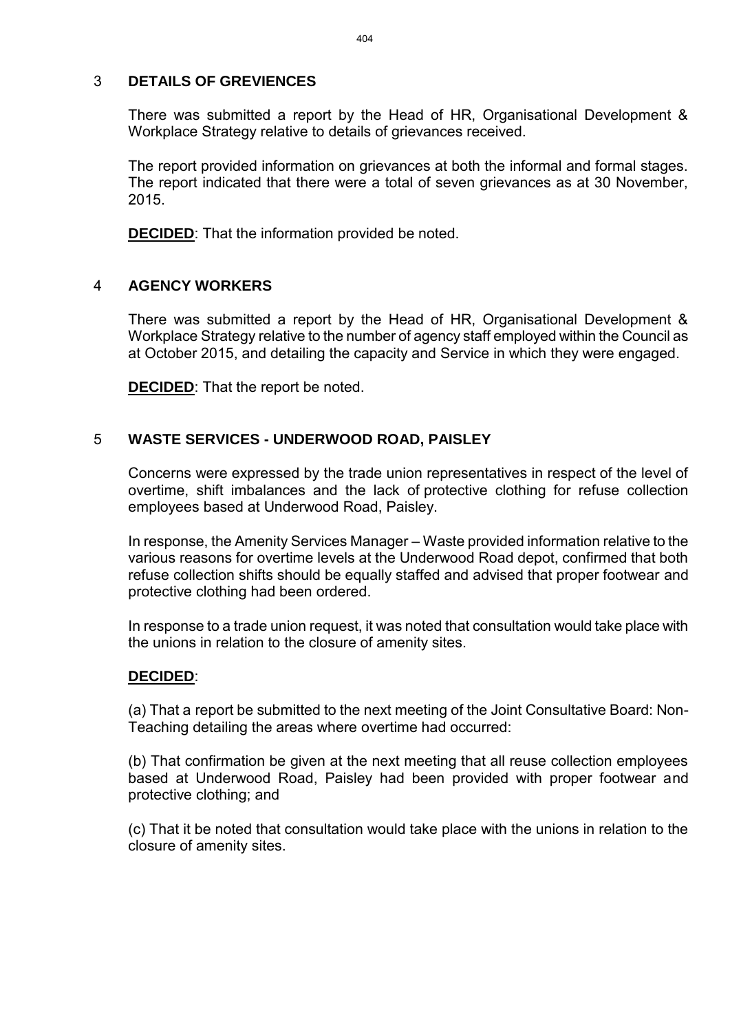## 3 DETAILS OF GREVIENCES

There was submitted a report by the Head of HR, Organisational Development & Workplace Strategy relative to details of grievances received.

The report provided information on grievances at both the informal and formal stages. The report indicated that there were a total of seven grievances as at 30 November, 2015.

**DECIDED**: That the information provided be noted.

## 4 AGENCY WORKERS

There was submitted a report by the Head of HR, Organisational Development & Workplace Strategy relative to the number of agency staff employed within the Council as at October 2015, and detailing the capacity and Service in which they were engaged.

**DECIDED**: That the report be noted.

## 5 WASTE SERVICES - UNDERWOOD ROAD, PAISLEY

Concerns were expressed by the trade union representatives in respect of the level of overtime, shift imbalances and the lack of protective clothing for refuse collection employees based at Underwood Road, Paisley.

In response, the Amenity Services Manager – Waste provided information relative to the various reasons for overtime levels at the Underwood Road depot, confirmed that both refuse collection shifts should be equally staffed and advised that proper footwear and protective clothing had been ordered.

In response to a trade union request, it was noted that consultation would take place with the unions in relation to the closure of amenity sites.

**DECIDED**:

(a) That a report be submitted to the next meeting of the Joint Consultative Board: Non-Teaching detailing the areas where overtime had occurred:

(b) That confirmation be given at the next meeting that all reuse collection employees based at Underwood Road, Paisley had been provided with proper footwear and protective clothing; and

(c) That it be noted that consultation would take place with the unions in relation to the closure of amenity sites.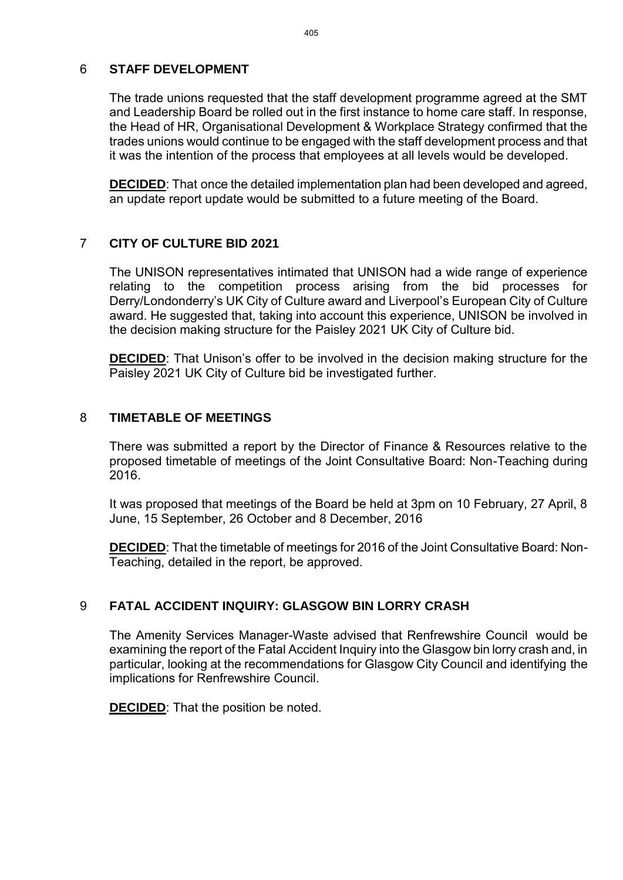## 6 STAFF DEVELOPMENT

The trade unions requested that the staff development programme agreed at the SMT and Leadership Board be rolled out in the first instance to home care staff. In response, the Head of HR, Organisational Development & Workplace Strategy confirmed that the trades unions would continue to be engaged with the staff development process and that it was the intention of the process that employees at all levels would be developed.

**DECIDED**: That once the detailed implementation plan had been developed and agreed, an update report update would be submitted to a future meeting of the Board.

## 7 CITY OF CULTURE BID 2021

The UNISON representatives intimated that UNISON had a wide range of experience relating to the competition process arising from the bid processes for Derry/Londonderry's UK City of Culture award and Liverpool's European City of Culture award. He suggested that, taking into account this experience, UNISON be involved in the decision making structure for the Paisley 2021 UK City of Culture bid.

**DECIDED**: That Unison's offer to be involved in the decision making structure for the Paisley 2021 UK City of Culture bid be investigated further.

## 8 TIMETABLE OF MEETINGS

There was submitted a report by the Director of Finance & Resources relative to the proposed timetable of meetings of the Joint Consultative Board: Non-Teaching during 2016.

It was proposed that meetings of the Board be held at 3pm on 10 February, 27 April, 8 June, 15 September, 26 October and 8 December, 2016

**DECIDED**: That the timetable of meetings for 2016 of the Joint Consultative Board: Non-Teaching, detailed in the report, be approved.

## 9 FATAL ACCIDENT INQUIRY: GLASGOW BIN LORRY CRASH

The Amenity Services Manager-Waste advised that Renfrewshire Council would be examining the report of the Fatal Accident Inquiry into the Glasgow bin lorry crash and, in particular, looking at the recommendations for Glasgow City Council and identifying the implications for Renfrewshire Council.

**DECIDED**: That the position be noted.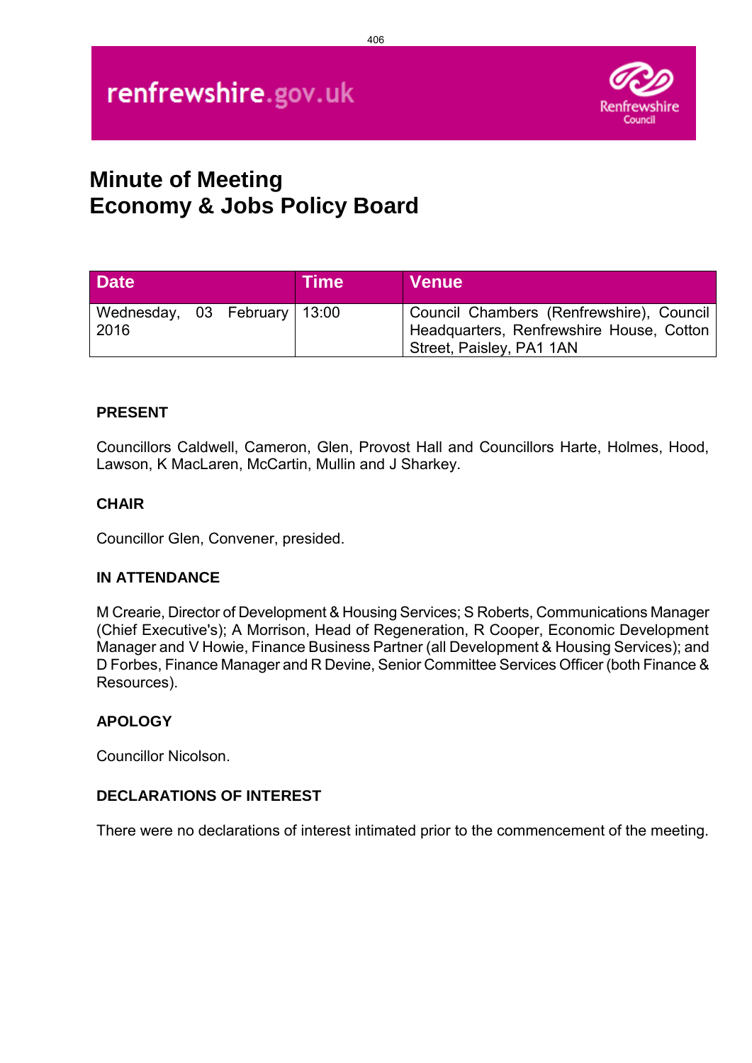renfrewshire.gov.uk

Renfrewshire Council

# Minute of Meeting
# Economy & Jobs Policy Board

| Date | Time | Venue |
| --- | --- | --- |
| Wednesday, 03 February 2016 | 13:00 | Council Chambers (Renfrewshire), Council Headquarters, Renfrewshire House, Cotton Street, Paisley, PA1 1AN |

**PRESENT**

Councillors Caldwell, Cameron, Glen, Provost Hall and Councillors Harte, Holmes, Hood, Lawson, K MacLaren, McCartin, Mullin and J Sharkey.

**CHAIR**

Councillor Glen, Convener, presided.

**IN ATTENDANCE**

M Crearie, Director of Development & Housing Services; S Roberts, Communications Manager (Chief Executive's); A Morrison, Head of Regeneration, R Cooper, Economic Development Manager and V Howie, Finance Business Partner (all Development & Housing Services); and D Forbes, Finance Manager and R Devine, Senior Committee Services Officer (both Finance & Resources).

**APOLOGY**

Councillor Nicolson.

**DECLARATIONS OF INTEREST**

There were no declarations of interest intimated prior to the commencement of the meeting.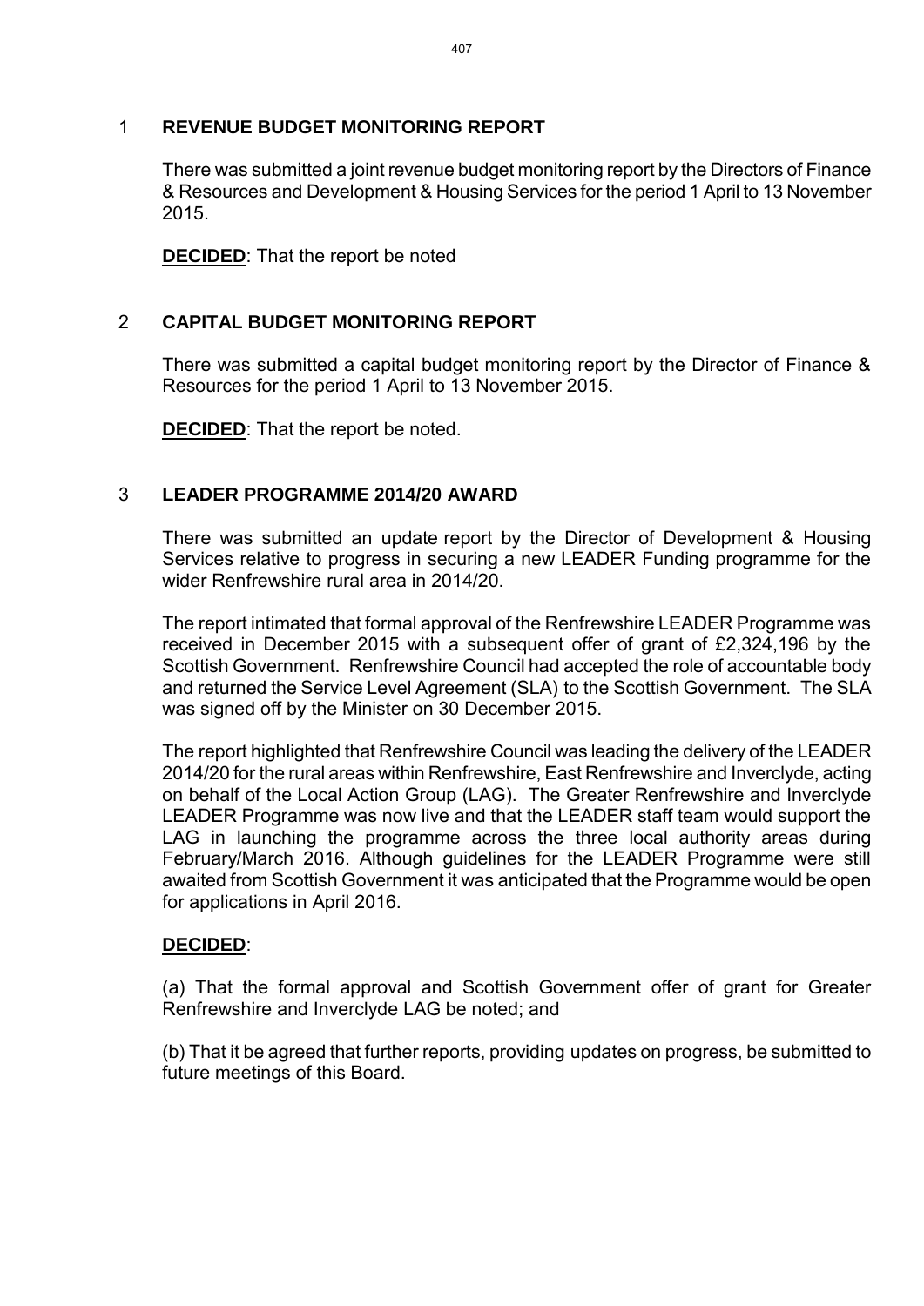## 1 REVENUE BUDGET MONITORING REPORT

There was submitted a joint revenue budget monitoring report by the Directors of Finance & Resources and Development & Housing Services for the period 1 April to 13 November 2015.

**DECIDED**: That the report be noted

## 2 CAPITAL BUDGET MONITORING REPORT

There was submitted a capital budget monitoring report by the Director of Finance & Resources for the period 1 April to 13 November 2015.

**DECIDED**: That the report be noted.

## 3 LEADER PROGRAMME 2014/20 AWARD

There was submitted an update report by the Director of Development & Housing Services relative to progress in securing a new LEADER Funding programme for the wider Renfrewshire rural area in 2014/20.

The report intimated that formal approval of the Renfrewshire LEADER Programme was received in December 2015 with a subsequent offer of grant of £2,324,196 by the Scottish Government. Renfrewshire Council had accepted the role of accountable body and returned the Service Level Agreement (SLA) to the Scottish Government. The SLA was signed off by the Minister on 30 December 2015.

The report highlighted that Renfrewshire Council was leading the delivery of the LEADER 2014/20 for the rural areas within Renfrewshire, East Renfrewshire and Inverclyde, acting on behalf of the Local Action Group (LAG). The Greater Renfrewshire and Inverclyde LEADER Programme was now live and that the LEADER staff team would support the LAG in launching the programme across the three local authority areas during February/March 2016. Although guidelines for the LEADER Programme were still awaited from Scottish Government it was anticipated that the Programme would be open for applications in April 2016.

**DECIDED**:

(a) That the formal approval and Scottish Government offer of grant for Greater Renfrewshire and Inverclyde LAG be noted; and

(b) That it be agreed that further reports, providing updates on progress, be submitted to future meetings of this Board.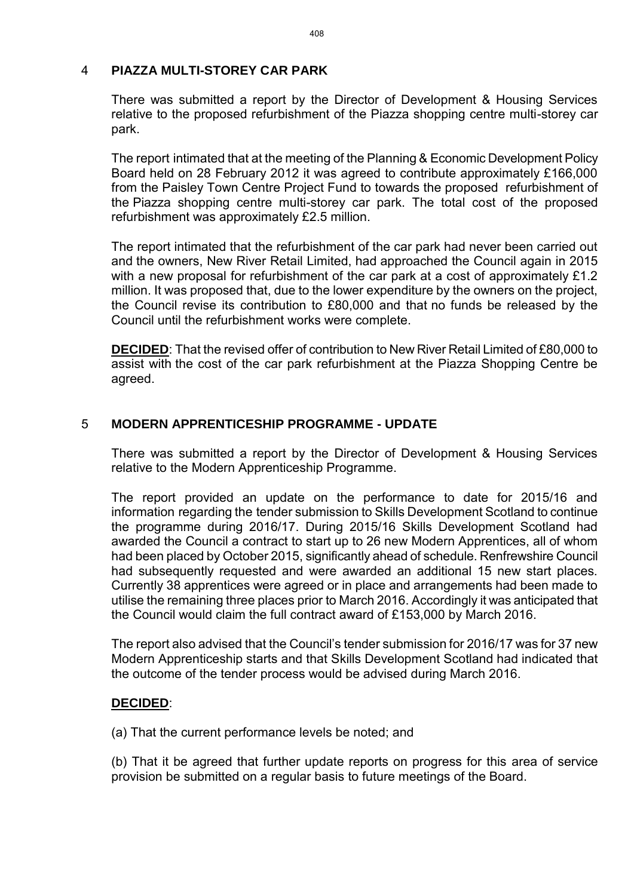## 4 PIAZZA MULTI-STOREY CAR PARK

There was submitted a report by the Director of Development & Housing Services relative to the proposed refurbishment of the Piazza shopping centre multi-storey car park.

The report intimated that at the meeting of the Planning & Economic Development Policy Board held on 28 February 2012 it was agreed to contribute approximately £166,000 from the Paisley Town Centre Project Fund to towards the proposed refurbishment of the Piazza shopping centre multi-storey car park. The total cost of the proposed refurbishment was approximately £2.5 million.

The report intimated that the refurbishment of the car park had never been carried out and the owners, New River Retail Limited, had approached the Council again in 2015 with a new proposal for refurbishment of the car park at a cost of approximately £1.2 million. It was proposed that, due to the lower expenditure by the owners on the project, the Council revise its contribution to £80,000 and that no funds be released by the Council until the refurbishment works were complete.

**DECIDED**: That the revised offer of contribution to New River Retail Limited of £80,000 to assist with the cost of the car park refurbishment at the Piazza Shopping Centre be agreed.

## 5 MODERN APPRENTICESHIP PROGRAMME - UPDATE

There was submitted a report by the Director of Development & Housing Services relative to the Modern Apprenticeship Programme.

The report provided an update on the performance to date for 2015/16 and information regarding the tender submission to Skills Development Scotland to continue the programme during 2016/17. During 2015/16 Skills Development Scotland had awarded the Council a contract to start up to 26 new Modern Apprentices, all of whom had been placed by October 2015, significantly ahead of schedule. Renfrewshire Council had subsequently requested and were awarded an additional 15 new start places. Currently 38 apprentices were agreed or in place and arrangements had been made to utilise the remaining three places prior to March 2016. Accordingly it was anticipated that the Council would claim the full contract award of £153,000 by March 2016.

The report also advised that the Council's tender submission for 2016/17 was for 37 new Modern Apprenticeship starts and that Skills Development Scotland had indicated that the outcome of the tender process would be advised during March 2016.

**DECIDED**:

(a) That the current performance levels be noted; and

(b) That it be agreed that further update reports on progress for this area of service provision be submitted on a regular basis to future meetings of the Board.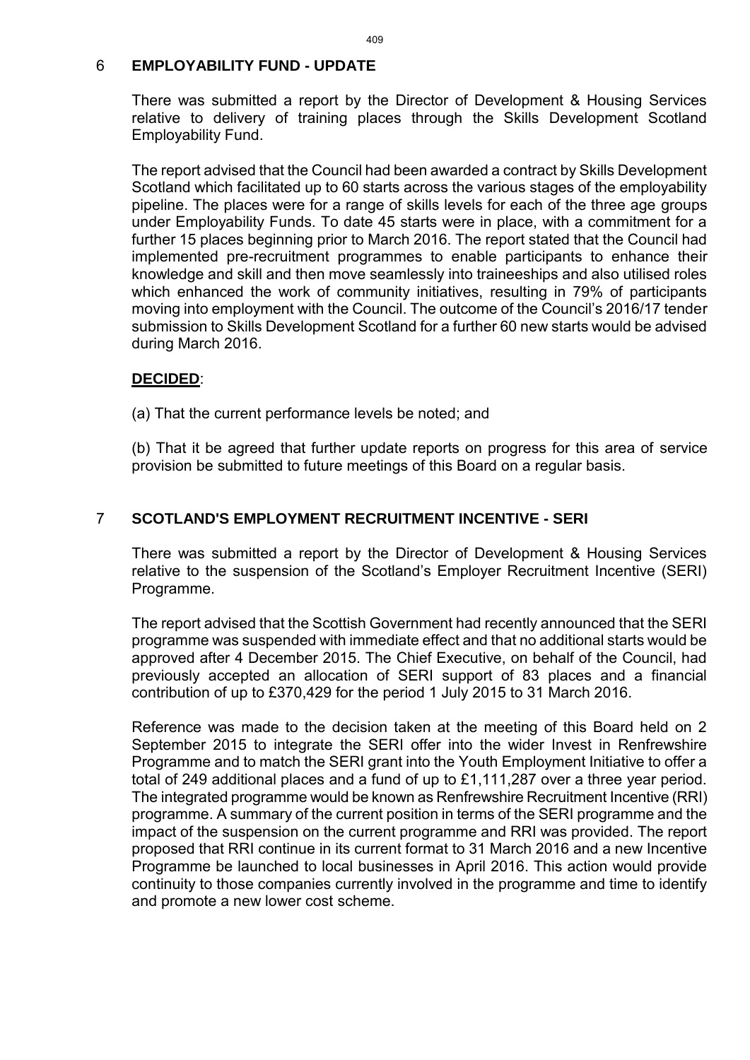## 6 EMPLOYABILITY FUND - UPDATE

There was submitted a report by the Director of Development & Housing Services relative to delivery of training places through the Skills Development Scotland Employability Fund.

The report advised that the Council had been awarded a contract by Skills Development Scotland which facilitated up to 60 starts across the various stages of the employability pipeline. The places were for a range of skills levels for each of the three age groups under Employability Funds. To date 45 starts were in place, with a commitment for a further 15 places beginning prior to March 2016. The report stated that the Council had implemented pre-recruitment programmes to enable participants to enhance their knowledge and skill and then move seamlessly into traineeships and also utilised roles which enhanced the work of community initiatives, resulting in 79% of participants moving into employment with the Council. The outcome of the Council's 2016/17 tender submission to Skills Development Scotland for a further 60 new starts would be advised during March 2016.

**DECIDED**:

(a) That the current performance levels be noted; and

(b) That it be agreed that further update reports on progress for this area of service provision be submitted to future meetings of this Board on a regular basis.

## 7 SCOTLAND'S EMPLOYMENT RECRUITMENT INCENTIVE - SERI

There was submitted a report by the Director of Development & Housing Services relative to the suspension of the Scotland's Employer Recruitment Incentive (SERI) Programme.

The report advised that the Scottish Government had recently announced that the SERI programme was suspended with immediate effect and that no additional starts would be approved after 4 December 2015. The Chief Executive, on behalf of the Council, had previously accepted an allocation of SERI support of 83 places and a financial contribution of up to £370,429 for the period 1 July 2015 to 31 March 2016.

Reference was made to the decision taken at the meeting of this Board held on 2 September 2015 to integrate the SERI offer into the wider Invest in Renfrewshire Programme and to match the SERI grant into the Youth Employment Initiative to offer a total of 249 additional places and a fund of up to £1,111,287 over a three year period. The integrated programme would be known as Renfrewshire Recruitment Incentive (RRI) programme. A summary of the current position in terms of the SERI programme and the impact of the suspension on the current programme and RRI was provided. The report proposed that RRI continue in its current format to 31 March 2016 and a new Incentive Programme be launched to local businesses in April 2016. This action would provide continuity to those companies currently involved in the programme and time to identify and promote a new lower cost scheme.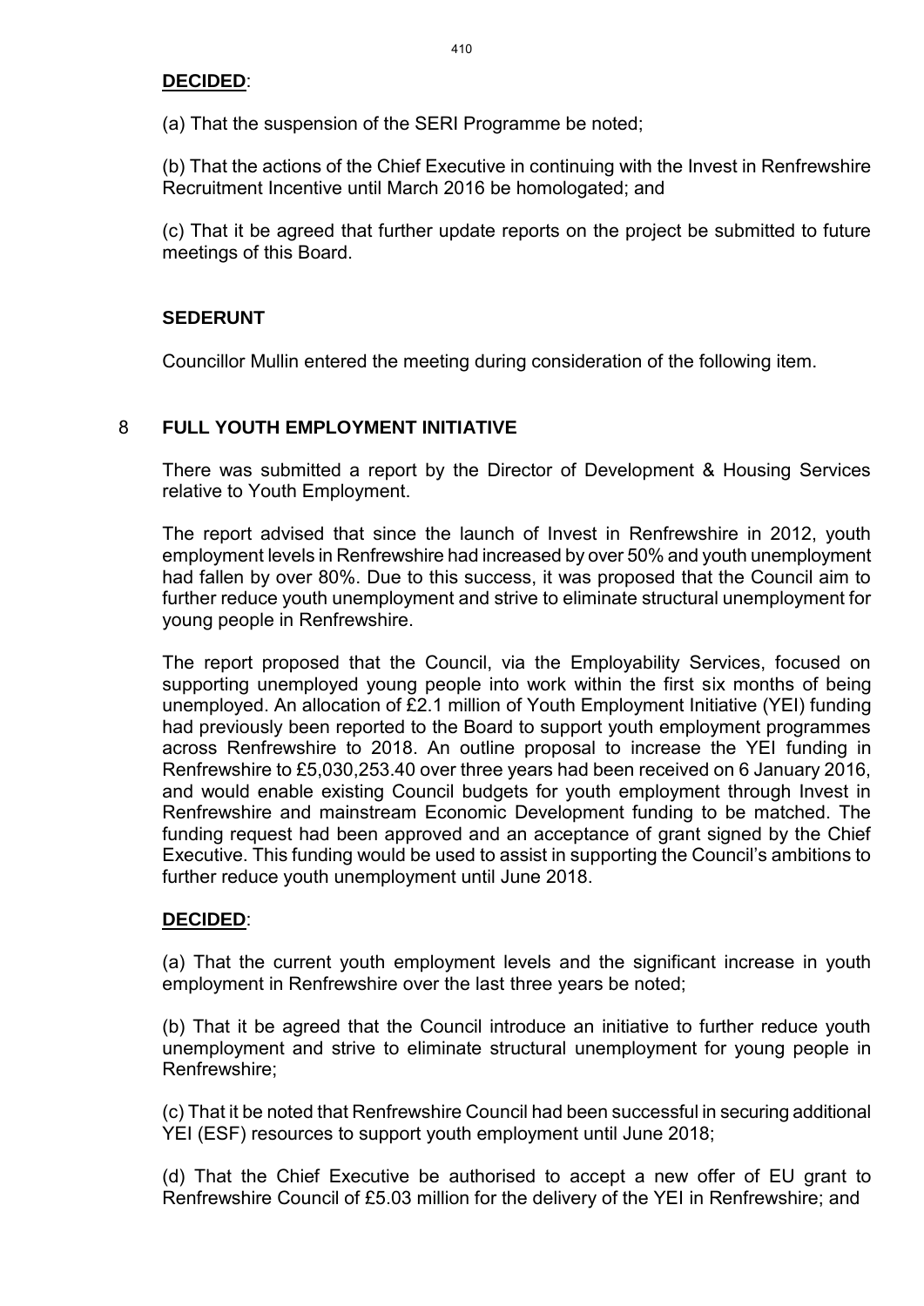**DECIDED**:

(a) That the suspension of the SERI Programme be noted;

(b) That the actions of the Chief Executive in continuing with the Invest in Renfrewshire Recruitment Incentive until March 2016 be homologated; and

(c) That it be agreed that further update reports on the project be submitted to future meetings of this Board.

**SEDERUNT**

Councillor Mullin entered the meeting during consideration of the following item.

## 8 FULL YOUTH EMPLOYMENT INITIATIVE

There was submitted a report by the Director of Development & Housing Services relative to Youth Employment.

The report advised that since the launch of Invest in Renfrewshire in 2012, youth employment levels in Renfrewshire had increased by over 50% and youth unemployment had fallen by over 80%. Due to this success, it was proposed that the Council aim to further reduce youth unemployment and strive to eliminate structural unemployment for young people in Renfrewshire.

The report proposed that the Council, via the Employability Services, focused on supporting unemployed young people into work within the first six months of being unemployed. An allocation of £2.1 million of Youth Employment Initiative (YEI) funding had previously been reported to the Board to support youth employment programmes across Renfrewshire to 2018. An outline proposal to increase the YEI funding in Renfrewshire to £5,030,253.40 over three years had been received on 6 January 2016, and would enable existing Council budgets for youth employment through Invest in Renfrewshire and mainstream Economic Development funding to be matched. The funding request had been approved and an acceptance of grant signed by the Chief Executive. This funding would be used to assist in supporting the Council's ambitions to further reduce youth unemployment until June 2018.

**DECIDED**:

(a) That the current youth employment levels and the significant increase in youth employment in Renfrewshire over the last three years be noted;

(b) That it be agreed that the Council introduce an initiative to further reduce youth unemployment and strive to eliminate structural unemployment for young people in Renfrewshire;

(c) That it be noted that Renfrewshire Council had been successful in securing additional YEI (ESF) resources to support youth employment until June 2018;

(d) That the Chief Executive be authorised to accept a new offer of EU grant to Renfrewshire Council of £5.03 million for the delivery of the YEI in Renfrewshire; and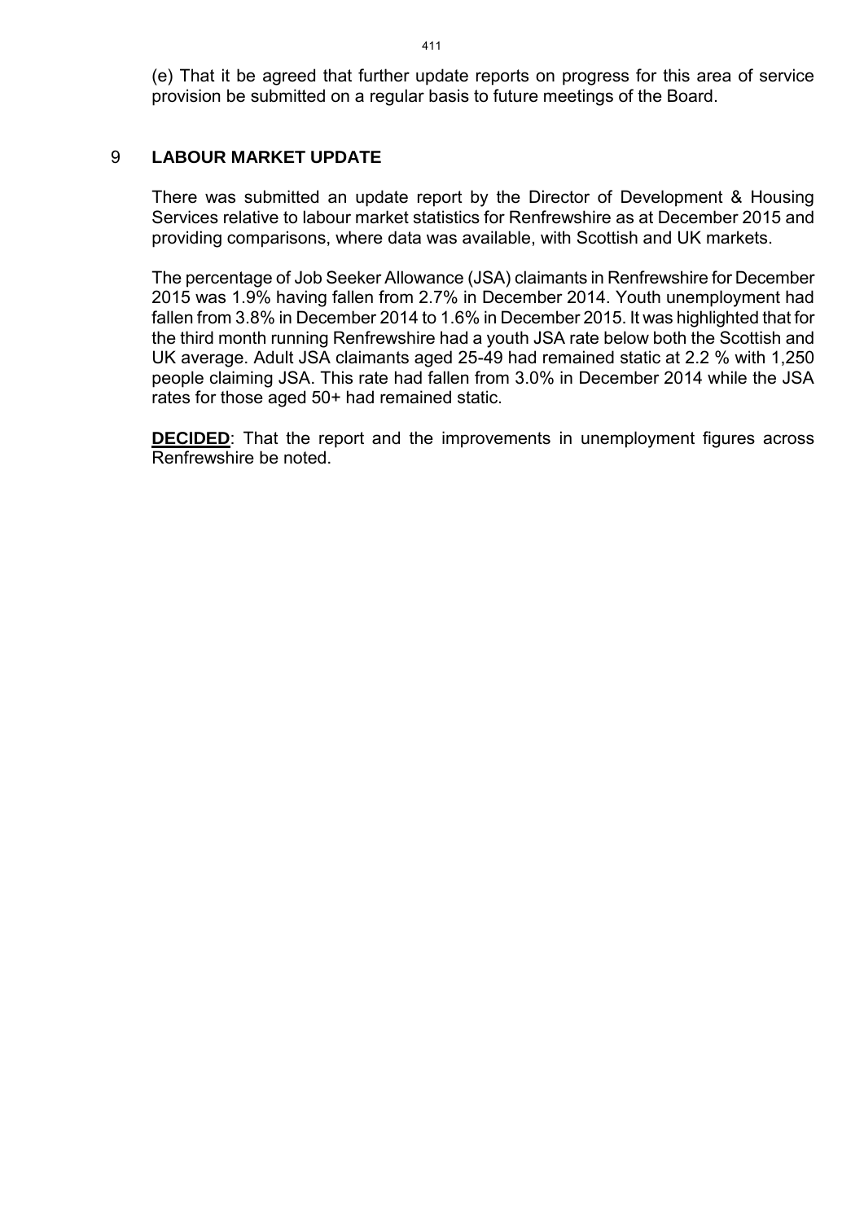(e) That it be agreed that further update reports on progress for this area of service provision be submitted on a regular basis to future meetings of the Board.

## 9 LABOUR MARKET UPDATE

There was submitted an update report by the Director of Development & Housing Services relative to labour market statistics for Renfrewshire as at December 2015 and providing comparisons, where data was available, with Scottish and UK markets.

The percentage of Job Seeker Allowance (JSA) claimants in Renfrewshire for December 2015 was 1.9% having fallen from 2.7% in December 2014. Youth unemployment had fallen from 3.8% in December 2014 to 1.6% in December 2015. It was highlighted that for the third month running Renfrewshire had a youth JSA rate below both the Scottish and UK average. Adult JSA claimants aged 25-49 had remained static at 2.2 % with 1,250 people claiming JSA. This rate had fallen from 3.0% in December 2014 while the JSA rates for those aged 50+ had remained static.

**DECIDED**: That the report and the improvements in unemployment figures across Renfrewshire be noted.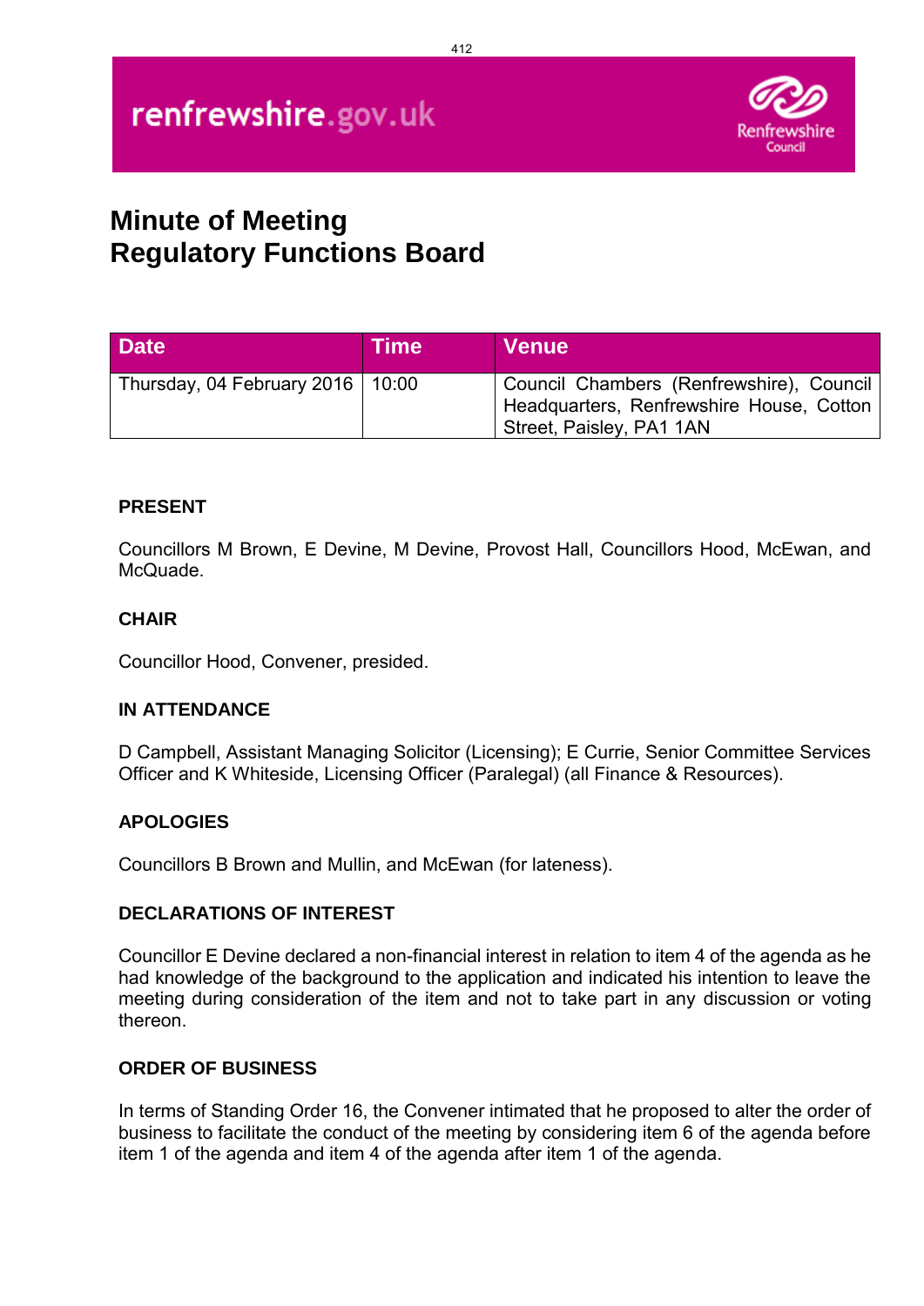renfrewshire.gov.uk

Renfrewshire Council

# Minute of Meeting
# Regulatory Functions Board

| Date | Time | Venue |
|---|---|---|
| Thursday, 04 February 2016 | 10:00 | Council Chambers (Renfrewshire), Council Headquarters, Renfrewshire House, Cotton Street, Paisley, PA1 1AN |

**PRESENT**

Councillors M Brown, E Devine, M Devine, Provost Hall, Councillors Hood, McEwan, and McQuade.

**CHAIR**

Councillor Hood, Convener, presided.

**IN ATTENDANCE**

D Campbell, Assistant Managing Solicitor (Licensing); E Currie, Senior Committee Services Officer and K Whiteside, Licensing Officer (Paralegal) (all Finance & Resources).

**APOLOGIES**

Councillors B Brown and Mullin, and McEwan (for lateness).

**DECLARATIONS OF INTEREST**

Councillor E Devine declared a non-financial interest in relation to item 4 of the agenda as he had knowledge of the background to the application and indicated his intention to leave the meeting during consideration of the item and not to take part in any discussion or voting thereon.

**ORDER OF BUSINESS**

In terms of Standing Order 16, the Convener intimated that he proposed to alter the order of business to facilitate the conduct of the meeting by considering item 6 of the agenda before item 1 of the agenda and item 4 of the agenda after item 1 of the agenda.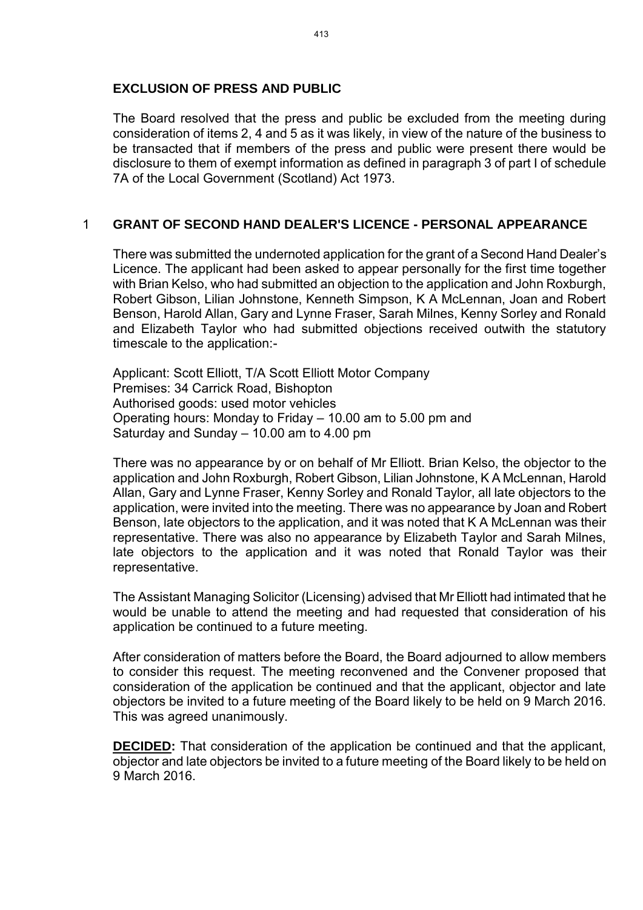## EXCLUSION OF PRESS AND PUBLIC

The Board resolved that the press and public be excluded from the meeting during consideration of items 2, 4 and 5 as it was likely, in view of the nature of the business to be transacted that if members of the press and public were present there would be disclosure to them of exempt information as defined in paragraph 3 of part I of schedule 7A of the Local Government (Scotland) Act 1973.

## 1 GRANT OF SECOND HAND DEALER'S LICENCE - PERSONAL APPEARANCE

There was submitted the undernoted application for the grant of a Second Hand Dealer's Licence. The applicant had been asked to appear personally for the first time together with Brian Kelso, who had submitted an objection to the application and John Roxburgh, Robert Gibson, Lilian Johnstone, Kenneth Simpson, K A McLennan, Joan and Robert Benson, Harold Allan, Gary and Lynne Fraser, Sarah Milnes, Kenny Sorley and Ronald and Elizabeth Taylor who had submitted objections received outwith the statutory timescale to the application:-

Applicant: Scott Elliott, T/A Scott Elliott Motor Company
Premises: 34 Carrick Road, Bishopton
Authorised goods: used motor vehicles
Operating hours: Monday to Friday – 10.00 am to 5.00 pm and
Saturday and Sunday – 10.00 am to 4.00 pm

There was no appearance by or on behalf of Mr Elliott. Brian Kelso, the objector to the application and John Roxburgh, Robert Gibson, Lilian Johnstone, K A McLennan, Harold Allan, Gary and Lynne Fraser, Kenny Sorley and Ronald Taylor, all late objectors to the application, were invited into the meeting. There was no appearance by Joan and Robert Benson, late objectors to the application, and it was noted that K A McLennan was their representative. There was also no appearance by Elizabeth Taylor and Sarah Milnes, late objectors to the application and it was noted that Ronald Taylor was their representative.

The Assistant Managing Solicitor (Licensing) advised that Mr Elliott had intimated that he would be unable to attend the meeting and had requested that consideration of his application be continued to a future meeting.

After consideration of matters before the Board, the Board adjourned to allow members to consider this request. The meeting reconvened and the Convener proposed that consideration of the application be continued and that the applicant, objector and late objectors be invited to a future meeting of the Board likely to be held on 9 March 2016. This was agreed unanimously.

**DECIDED:** That consideration of the application be continued and that the applicant, objector and late objectors be invited to a future meeting of the Board likely to be held on 9 March 2016.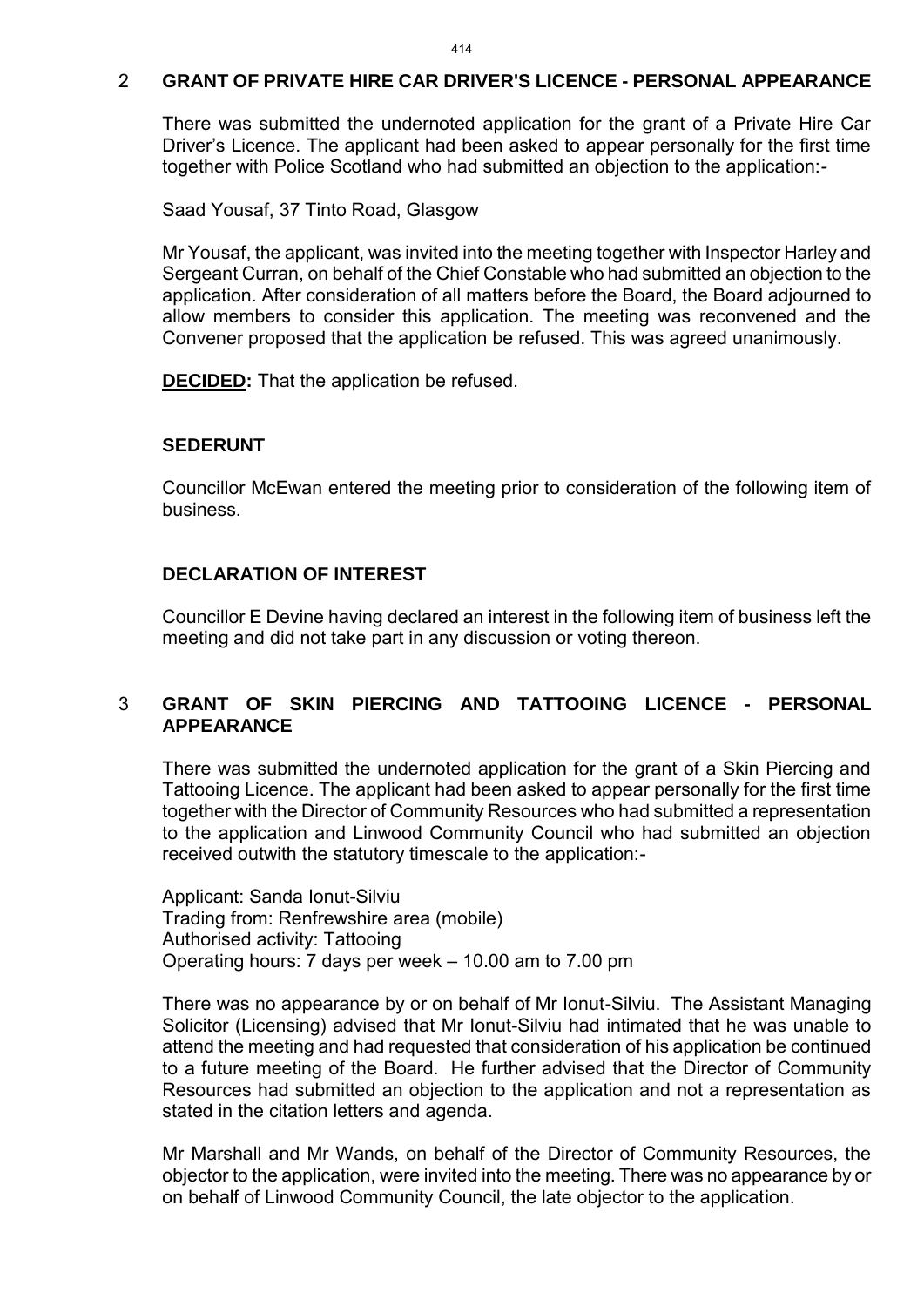## 2 GRANT OF PRIVATE HIRE CAR DRIVER'S LICENCE - PERSONAL APPEARANCE

There was submitted the undernoted application for the grant of a Private Hire Car Driver's Licence. The applicant had been asked to appear personally for the first time together with Police Scotland who had submitted an objection to the application:-

Saad Yousaf, 37 Tinto Road, Glasgow

Mr Yousaf, the applicant, was invited into the meeting together with Inspector Harley and Sergeant Curran, on behalf of the Chief Constable who had submitted an objection to the application. After consideration of all matters before the Board, the Board adjourned to allow members to consider this application. The meeting was reconvened and the Convener proposed that the application be refused. This was agreed unanimously.

**DECIDED:** That the application be refused.

### SEDERUNT

Councillor McEwan entered the meeting prior to consideration of the following item of business.

### DECLARATION OF INTEREST

Councillor E Devine having declared an interest in the following item of business left the meeting and did not take part in any discussion or voting thereon.

## 3 GRANT OF SKIN PIERCING AND TATTOOING LICENCE - PERSONAL APPEARANCE

There was submitted the undernoted application for the grant of a Skin Piercing and Tattooing Licence. The applicant had been asked to appear personally for the first time together with the Director of Community Resources who had submitted a representation to the application and Linwood Community Council who had submitted an objection received outwith the statutory timescale to the application:-

Applicant: Sanda Ionut-Silviu
Trading from: Renfrewshire area (mobile)
Authorised activity: Tattooing
Operating hours: 7 days per week – 10.00 am to 7.00 pm

There was no appearance by or on behalf of Mr Ionut-Silviu. The Assistant Managing Solicitor (Licensing) advised that Mr Ionut-Silviu had intimated that he was unable to attend the meeting and had requested that consideration of his application be continued to a future meeting of the Board. He further advised that the Director of Community Resources had submitted an objection to the application and not a representation as stated in the citation letters and agenda.

Mr Marshall and Mr Wands, on behalf of the Director of Community Resources, the objector to the application, were invited into the meeting. There was no appearance by or on behalf of Linwood Community Council, the late objector to the application.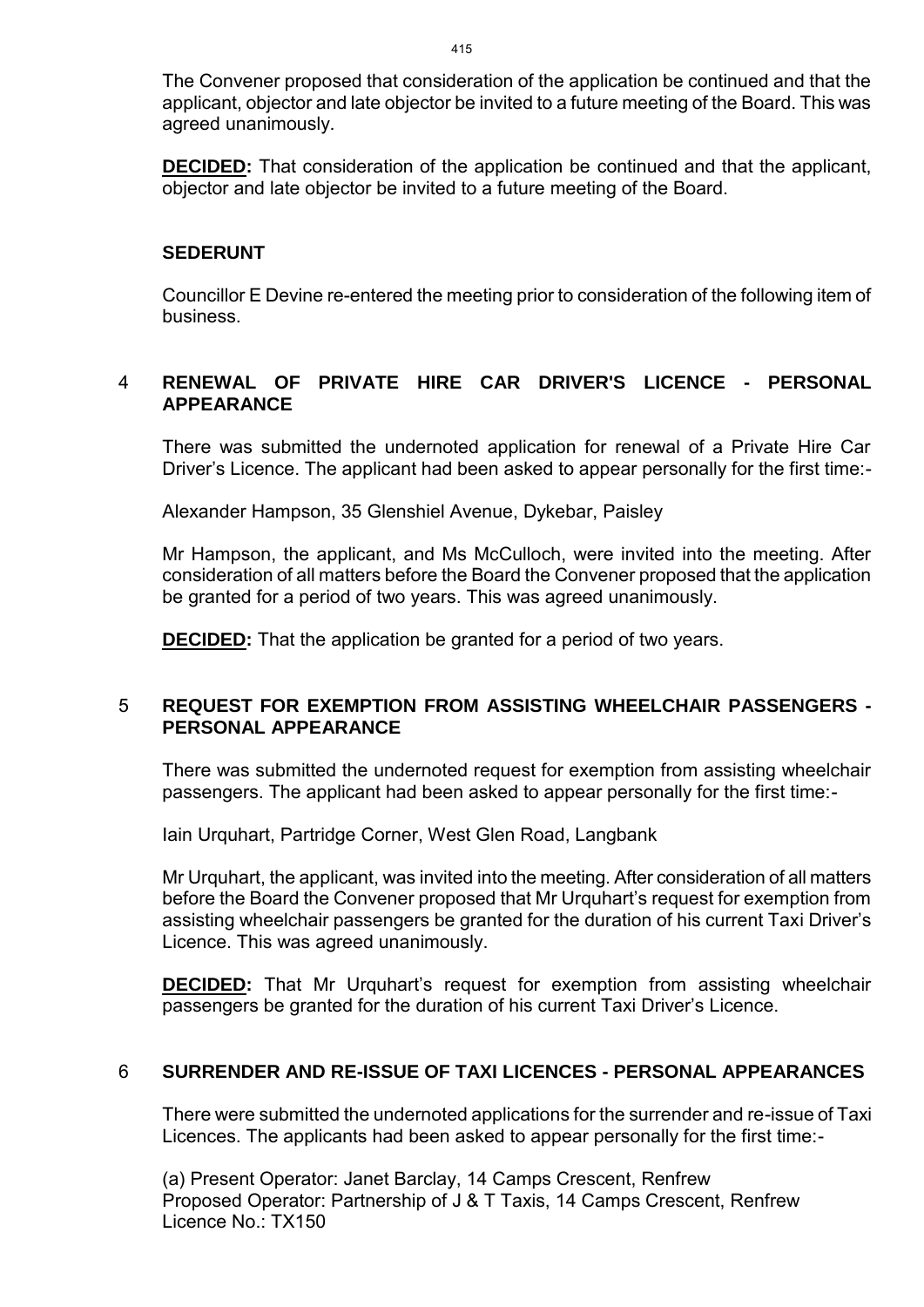The Convener proposed that consideration of the application be continued and that the applicant, objector and late objector be invited to a future meeting of the Board. This was agreed unanimously.

**DECIDED:** That consideration of the application be continued and that the applicant, objector and late objector be invited to a future meeting of the Board.

### SEDERUNT

Councillor E Devine re-entered the meeting prior to consideration of the following item of business.

## 4 RENEWAL OF PRIVATE HIRE CAR DRIVER'S LICENCE - PERSONAL APPEARANCE

There was submitted the undernoted application for renewal of a Private Hire Car Driver's Licence. The applicant had been asked to appear personally for the first time:-

Alexander Hampson, 35 Glenshiel Avenue, Dykebar, Paisley

Mr Hampson, the applicant, and Ms McCulloch, were invited into the meeting. After consideration of all matters before the Board the Convener proposed that the application be granted for a period of two years. This was agreed unanimously.

**DECIDED:** That the application be granted for a period of two years.

## 5 REQUEST FOR EXEMPTION FROM ASSISTING WHEELCHAIR PASSENGERS - PERSONAL APPEARANCE

There was submitted the undernoted request for exemption from assisting wheelchair passengers. The applicant had been asked to appear personally for the first time:-

Iain Urquhart, Partridge Corner, West Glen Road, Langbank

Mr Urquhart, the applicant, was invited into the meeting. After consideration of all matters before the Board the Convener proposed that Mr Urquhart's request for exemption from assisting wheelchair passengers be granted for the duration of his current Taxi Driver's Licence. This was agreed unanimously.

**DECIDED:** That Mr Urquhart's request for exemption from assisting wheelchair passengers be granted for the duration of his current Taxi Driver's Licence.

## 6 SURRENDER AND RE-ISSUE OF TAXI LICENCES - PERSONAL APPEARANCES

There were submitted the undernoted applications for the surrender and re-issue of Taxi Licences. The applicants had been asked to appear personally for the first time:-

(a) Present Operator: Janet Barclay, 14 Camps Crescent, Renfrew
Proposed Operator: Partnership of J & T Taxis, 14 Camps Crescent, Renfrew
Licence No.: TX150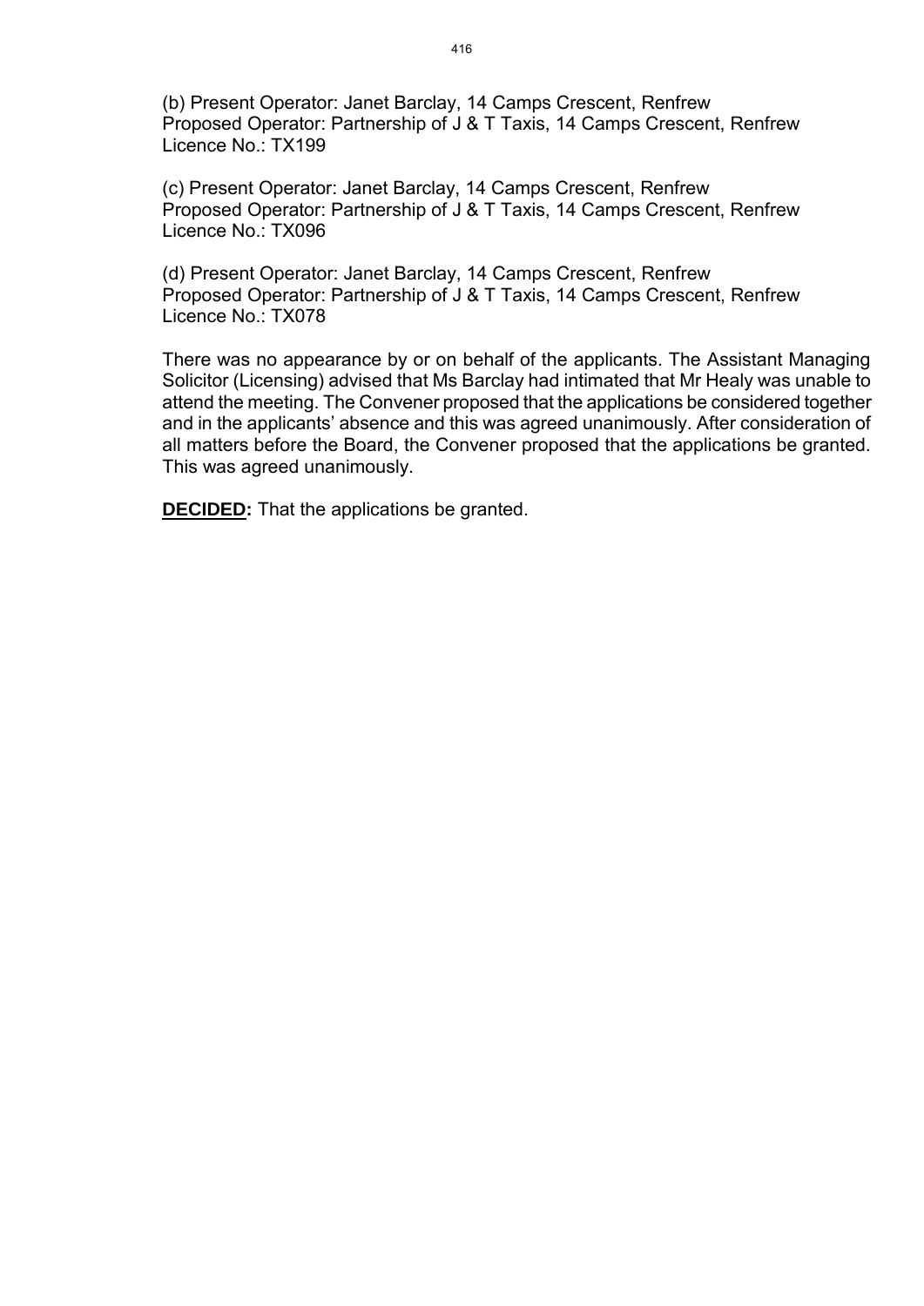(b) Present Operator: Janet Barclay, 14 Camps Crescent, Renfrew
Proposed Operator: Partnership of J & T Taxis, 14 Camps Crescent, Renfrew
Licence No.: TX199

(c) Present Operator: Janet Barclay, 14 Camps Crescent, Renfrew
Proposed Operator: Partnership of J & T Taxis, 14 Camps Crescent, Renfrew
Licence No.: TX096

(d) Present Operator: Janet Barclay, 14 Camps Crescent, Renfrew
Proposed Operator: Partnership of J & T Taxis, 14 Camps Crescent, Renfrew
Licence No.: TX078

There was no appearance by or on behalf of the applicants. The Assistant Managing Solicitor (Licensing) advised that Ms Barclay had intimated that Mr Healy was unable to attend the meeting. The Convener proposed that the applications be considered together and in the applicants' absence and this was agreed unanimously. After consideration of all matters before the Board, the Convener proposed that the applications be granted. This was agreed unanimously.

**DECIDED:** That the applications be granted.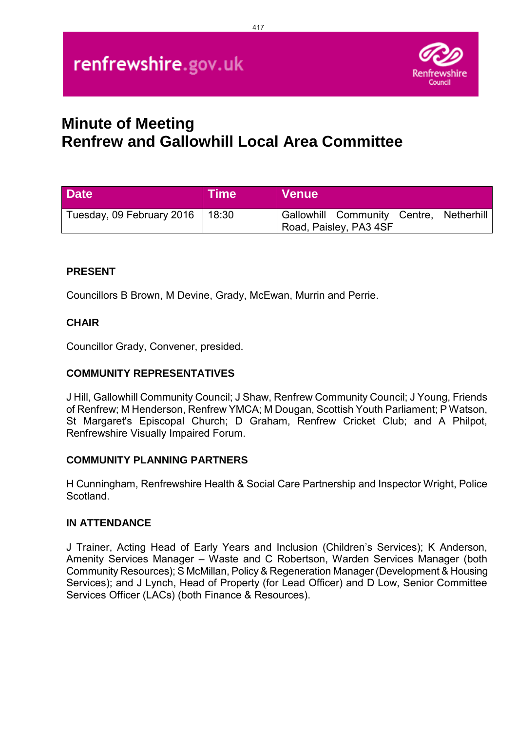renfrewshire.gov.uk

Renfrewshire Council

# Minute of Meeting
# Renfrew and Gallowhill Local Area Committee

| Date | Time | Venue |
| --- | --- | --- |
| Tuesday, 09 February 2016 | 18:30 | Gallowhill Community Centre, Netherhill Road, Paisley, PA3 4SF |

**PRESENT**

Councillors B Brown, M Devine, Grady, McEwan, Murrin and Perrie.

**CHAIR**

Councillor Grady, Convener, presided.

**COMMUNITY REPRESENTATIVES**

J Hill, Gallowhill Community Council; J Shaw, Renfrew Community Council; J Young, Friends of Renfrew; M Henderson, Renfrew YMCA; M Dougan, Scottish Youth Parliament; P Watson, St Margaret's Episcopal Church; D Graham, Renfrew Cricket Club; and A Philpot, Renfrewshire Visually Impaired Forum.

**COMMUNITY PLANNING PARTNERS**

H Cunningham, Renfrewshire Health & Social Care Partnership and Inspector Wright, Police Scotland.

**IN ATTENDANCE**

J Trainer, Acting Head of Early Years and Inclusion (Children's Services); K Anderson, Amenity Services Manager – Waste and C Robertson, Warden Services Manager (both Community Resources); S McMillan, Policy & Regeneration Manager (Development & Housing Services); and J Lynch, Head of Property (for Lead Officer) and D Low, Senior Committee Services Officer (LACs) (both Finance & Resources).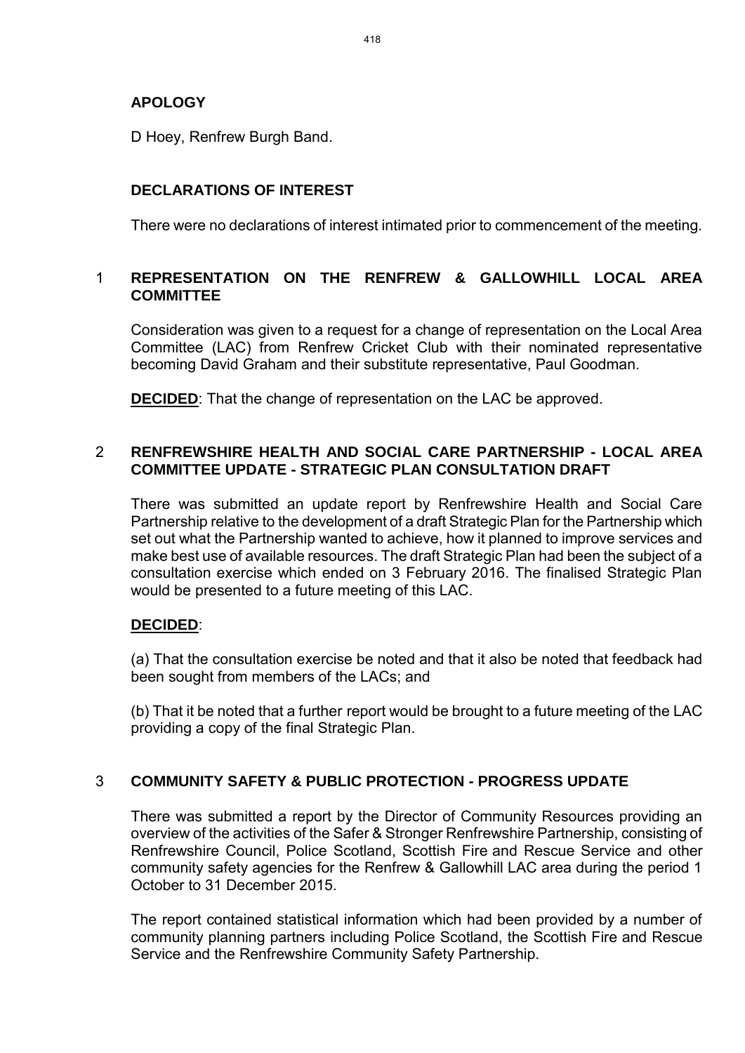## APOLOGY

D Hoey, Renfrew Burgh Band.

## DECLARATIONS OF INTEREST

There were no declarations of interest intimated prior to commencement of the meeting.

## 1 REPRESENTATION ON THE RENFREW & GALLOWHILL LOCAL AREA COMMITTEE

Consideration was given to a request for a change of representation on the Local Area Committee (LAC) from Renfrew Cricket Club with their nominated representative becoming David Graham and their substitute representative, Paul Goodman.

**DECIDED**: That the change of representation on the LAC be approved.

## 2 RENFREWSHIRE HEALTH AND SOCIAL CARE PARTNERSHIP - LOCAL AREA COMMITTEE UPDATE - STRATEGIC PLAN CONSULTATION DRAFT

There was submitted an update report by Renfrewshire Health and Social Care Partnership relative to the development of a draft Strategic Plan for the Partnership which set out what the Partnership wanted to achieve, how it planned to improve services and make best use of available resources. The draft Strategic Plan had been the subject of a consultation exercise which ended on 3 February 2016. The finalised Strategic Plan would be presented to a future meeting of this LAC.

**DECIDED**:

(a) That the consultation exercise be noted and that it also be noted that feedback had been sought from members of the LACs; and

(b) That it be noted that a further report would be brought to a future meeting of the LAC providing a copy of the final Strategic Plan.

## 3 COMMUNITY SAFETY & PUBLIC PROTECTION - PROGRESS UPDATE

There was submitted a report by the Director of Community Resources providing an overview of the activities of the Safer & Stronger Renfrewshire Partnership, consisting of Renfrewshire Council, Police Scotland, Scottish Fire and Rescue Service and other community safety agencies for the Renfrew & Gallowhill LAC area during the period 1 October to 31 December 2015.

The report contained statistical information which had been provided by a number of community planning partners including Police Scotland, the Scottish Fire and Rescue Service and the Renfrewshire Community Safety Partnership.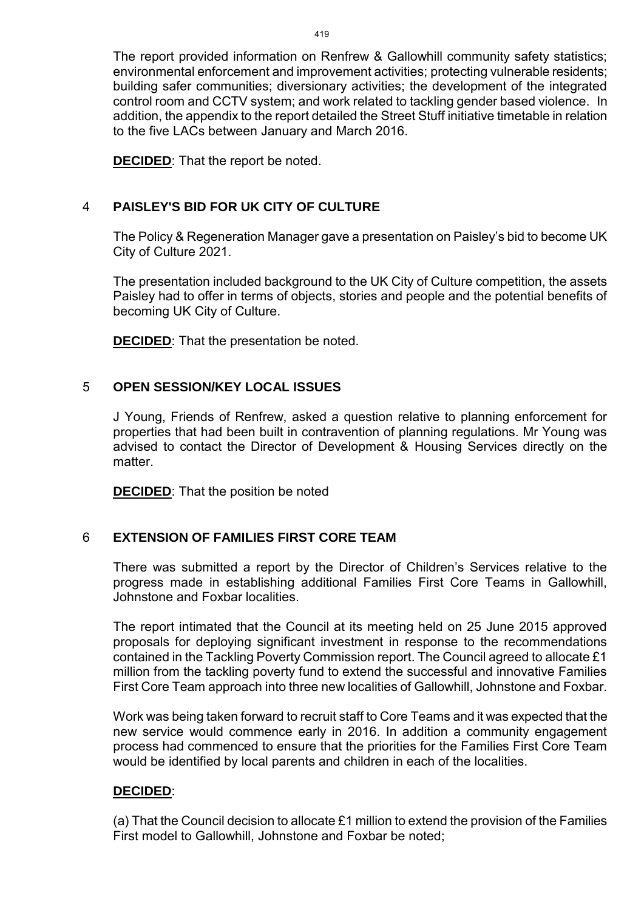The report provided information on Renfrew & Gallowhill community safety statistics; environmental enforcement and improvement activities; protecting vulnerable residents; building safer communities; diversionary activities; the development of the integrated control room and CCTV system; and work related to tackling gender based violence. In addition, the appendix to the report detailed the Street Stuff initiative timetable in relation to the five LACs between January and March 2016.

**DECIDED**: That the report be noted.

## 4 PAISLEY'S BID FOR UK CITY OF CULTURE

The Policy & Regeneration Manager gave a presentation on Paisley's bid to become UK City of Culture 2021.

The presentation included background to the UK City of Culture competition, the assets Paisley had to offer in terms of objects, stories and people and the potential benefits of becoming UK City of Culture.

**DECIDED**: That the presentation be noted.

## 5 OPEN SESSION/KEY LOCAL ISSUES

J Young, Friends of Renfrew, asked a question relative to planning enforcement for properties that had been built in contravention of planning regulations. Mr Young was advised to contact the Director of Development & Housing Services directly on the matter.

**DECIDED**: That the position be noted

## 6 EXTENSION OF FAMILIES FIRST CORE TEAM

There was submitted a report by the Director of Children's Services relative to the progress made in establishing additional Families First Core Teams in Gallowhill, Johnstone and Foxbar localities.

The report intimated that the Council at its meeting held on 25 June 2015 approved proposals for deploying significant investment in response to the recommendations contained in the Tackling Poverty Commission report. The Council agreed to allocate £1 million from the tackling poverty fund to extend the successful and innovative Families First Core Team approach into three new localities of Gallowhill, Johnstone and Foxbar.

Work was being taken forward to recruit staff to Core Teams and it was expected that the new service would commence early in 2016. In addition a community engagement process had commenced to ensure that the priorities for the Families First Core Team would be identified by local parents and children in each of the localities.

**DECIDED**:

(a) That the Council decision to allocate £1 million to extend the provision of the Families First model to Gallowhill, Johnstone and Foxbar be noted;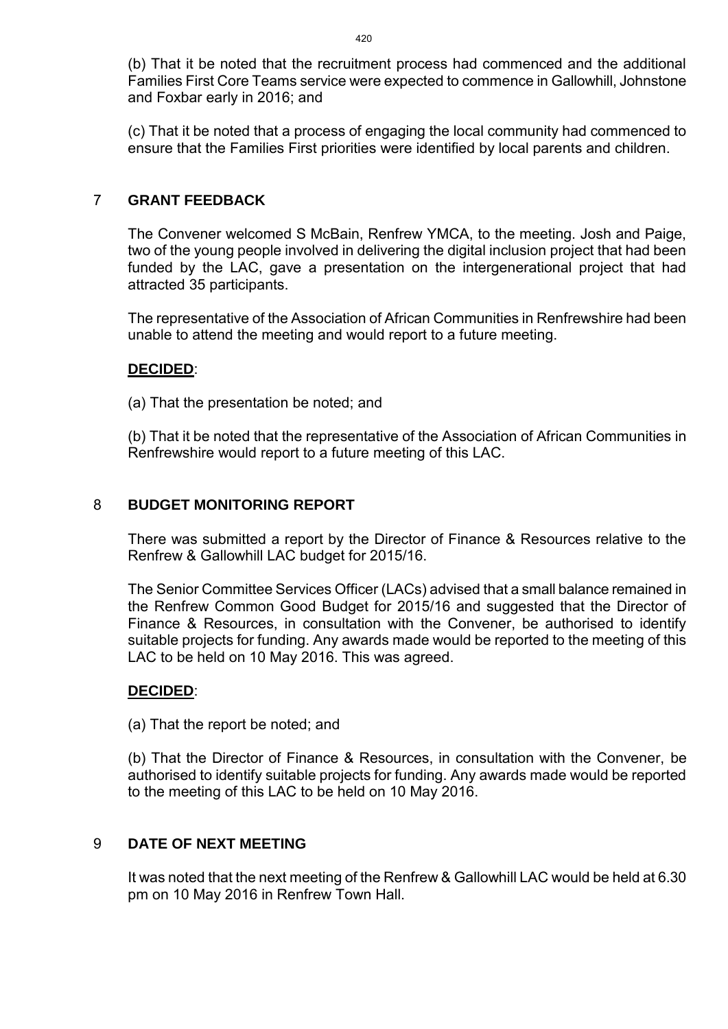(b) That it be noted that the recruitment process had commenced and the additional Families First Core Teams service were expected to commence in Gallowhill, Johnstone and Foxbar early in 2016; and

(c) That it be noted that a process of engaging the local community had commenced to ensure that the Families First priorities were identified by local parents and children.

## 7 GRANT FEEDBACK

The Convener welcomed S McBain, Renfrew YMCA, to the meeting. Josh and Paige, two of the young people involved in delivering the digital inclusion project that had been funded by the LAC, gave a presentation on the intergenerational project that had attracted 35 participants.

The representative of the Association of African Communities in Renfrewshire had been unable to attend the meeting and would report to a future meeting.

**DECIDED**:

(a) That the presentation be noted; and

(b) That it be noted that the representative of the Association of African Communities in Renfrewshire would report to a future meeting of this LAC.

## 8 BUDGET MONITORING REPORT

There was submitted a report by the Director of Finance & Resources relative to the Renfrew & Gallowhill LAC budget for 2015/16.

The Senior Committee Services Officer (LACs) advised that a small balance remained in the Renfrew Common Good Budget for 2015/16 and suggested that the Director of Finance & Resources, in consultation with the Convener, be authorised to identify suitable projects for funding. Any awards made would be reported to the meeting of this LAC to be held on 10 May 2016. This was agreed.

**DECIDED**:

(a) That the report be noted; and

(b) That the Director of Finance & Resources, in consultation with the Convener, be authorised to identify suitable projects for funding. Any awards made would be reported to the meeting of this LAC to be held on 10 May 2016.

## 9 DATE OF NEXT MEETING

It was noted that the next meeting of the Renfrew & Gallowhill LAC would be held at 6.30 pm on 10 May 2016 in Renfrew Town Hall.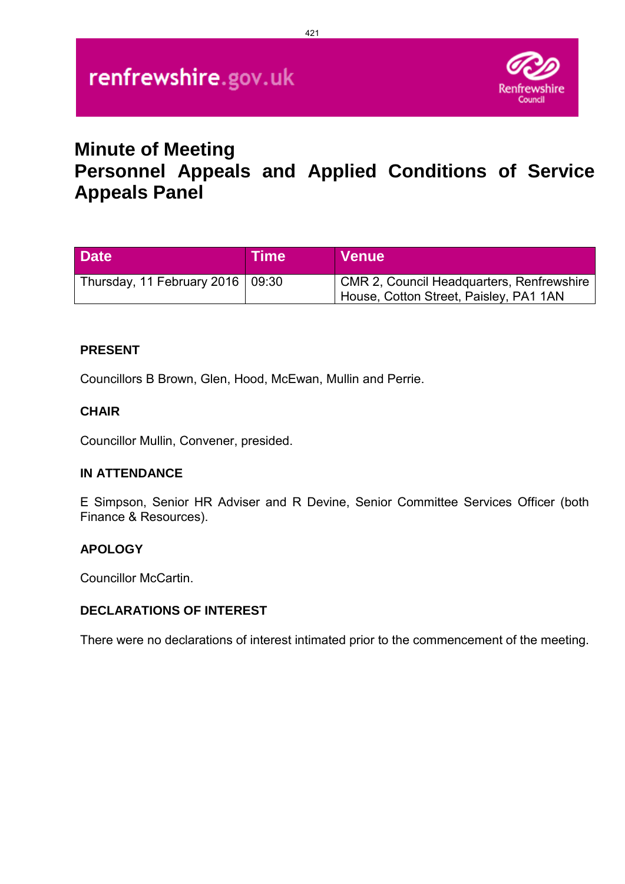renfrewshire.gov.uk

# Minute of Meeting
# Personnel Appeals and Applied Conditions of Service Appeals Panel

| Date | Time | Venue |
|---|---|---|
| Thursday, 11 February 2016 | 09:30 | CMR 2, Council Headquarters, Renfrewshire House, Cotton Street, Paisley, PA1 1AN |

**PRESENT**

Councillors B Brown, Glen, Hood, McEwan, Mullin and Perrie.

**CHAIR**

Councillor Mullin, Convener, presided.

**IN ATTENDANCE**

E Simpson, Senior HR Adviser and R Devine, Senior Committee Services Officer (both Finance & Resources).

**APOLOGY**

Councillor McCartin.

**DECLARATIONS OF INTEREST**

There were no declarations of interest intimated prior to the commencement of the meeting.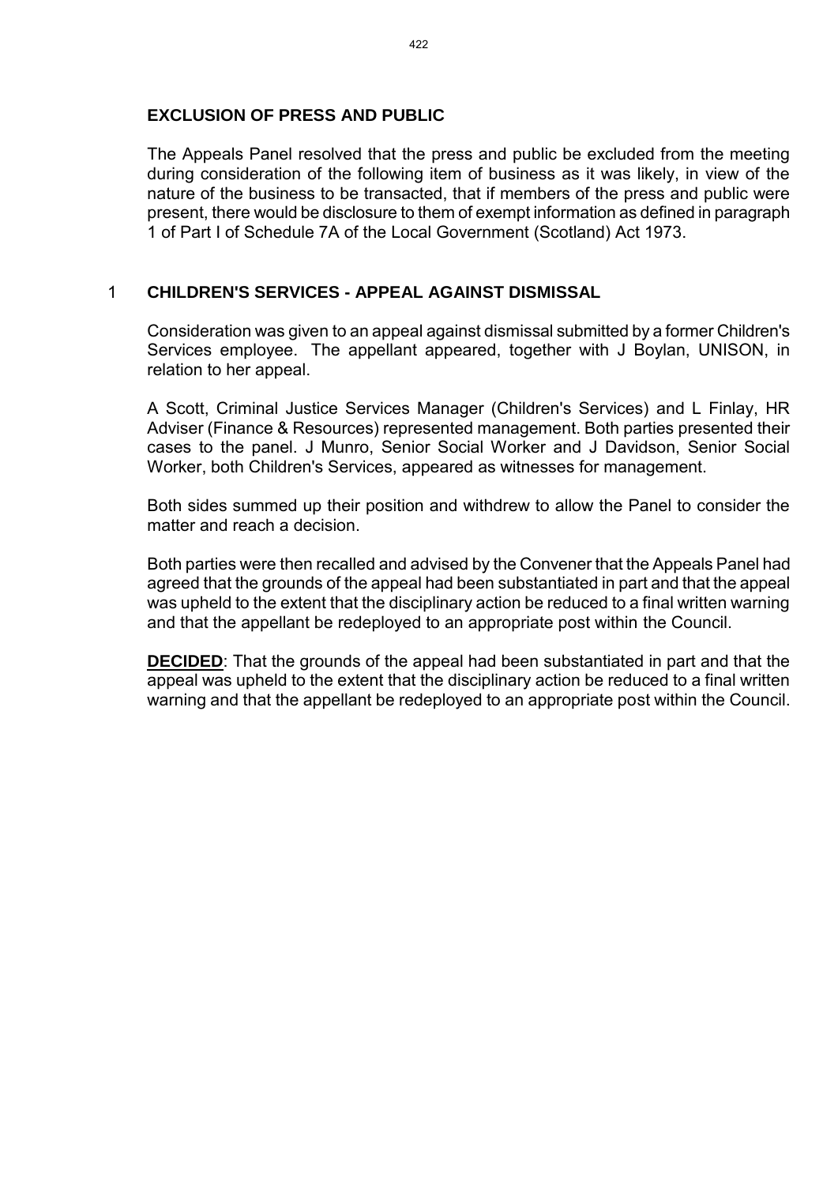## EXCLUSION OF PRESS AND PUBLIC

The Appeals Panel resolved that the press and public be excluded from the meeting during consideration of the following item of business as it was likely, in view of the nature of the business to be transacted, that if members of the press and public were present, there would be disclosure to them of exempt information as defined in paragraph 1 of Part I of Schedule 7A of the Local Government (Scotland) Act 1973.

## 1 CHILDREN'S SERVICES - APPEAL AGAINST DISMISSAL

Consideration was given to an appeal against dismissal submitted by a former Children's Services employee. The appellant appeared, together with J Boylan, UNISON, in relation to her appeal.

A Scott, Criminal Justice Services Manager (Children's Services) and L Finlay, HR Adviser (Finance & Resources) represented management. Both parties presented their cases to the panel. J Munro, Senior Social Worker and J Davidson, Senior Social Worker, both Children's Services, appeared as witnesses for management.

Both sides summed up their position and withdrew to allow the Panel to consider the matter and reach a decision.

Both parties were then recalled and advised by the Convener that the Appeals Panel had agreed that the grounds of the appeal had been substantiated in part and that the appeal was upheld to the extent that the disciplinary action be reduced to a final written warning and that the appellant be redeployed to an appropriate post within the Council.

**DECIDED**: That the grounds of the appeal had been substantiated in part and that the appeal was upheld to the extent that the disciplinary action be reduced to a final written warning and that the appellant be redeployed to an appropriate post within the Council.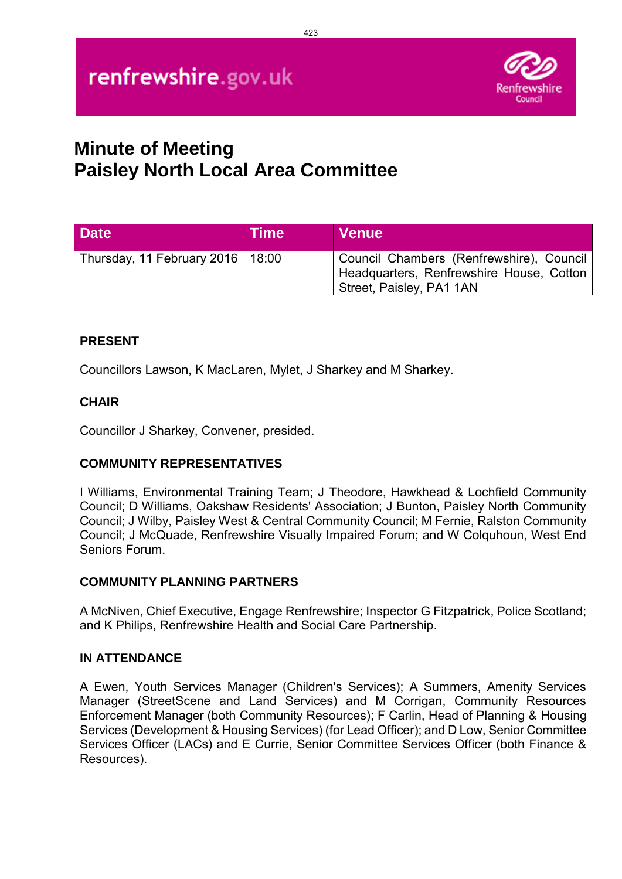renfrewshire.gov.uk

# Minute of Meeting
# Paisley North Local Area Committee

| Date | Time | Venue |
| --- | --- | --- |
| Thursday, 11 February 2016 | 18:00 | Council Chambers (Renfrewshire), Council Headquarters, Renfrewshire House, Cotton Street, Paisley, PA1 1AN |

### PRESENT

Councillors Lawson, K MacLaren, Mylet, J Sharkey and M Sharkey.

### CHAIR

Councillor J Sharkey, Convener, presided.

### COMMUNITY REPRESENTATIVES

I Williams, Environmental Training Team; J Theodore, Hawkhead & Lochfield Community Council; D Williams, Oakshaw Residents' Association; J Bunton, Paisley North Community Council; J Wilby, Paisley West & Central Community Council; M Fernie, Ralston Community Council; J McQuade, Renfrewshire Visually Impaired Forum; and W Colquhoun, West End Seniors Forum.

### COMMUNITY PLANNING PARTNERS

A McNiven, Chief Executive, Engage Renfrewshire; Inspector G Fitzpatrick, Police Scotland; and K Philips, Renfrewshire Health and Social Care Partnership.

### IN ATTENDANCE

A Ewen, Youth Services Manager (Children's Services); A Summers, Amenity Services Manager (StreetScene and Land Services) and M Corrigan, Community Resources Enforcement Manager (both Community Resources); F Carlin, Head of Planning & Housing Services (Development & Housing Services) (for Lead Officer); and D Low, Senior Committee Services Officer (LACs) and E Currie, Senior Committee Services Officer (both Finance & Resources).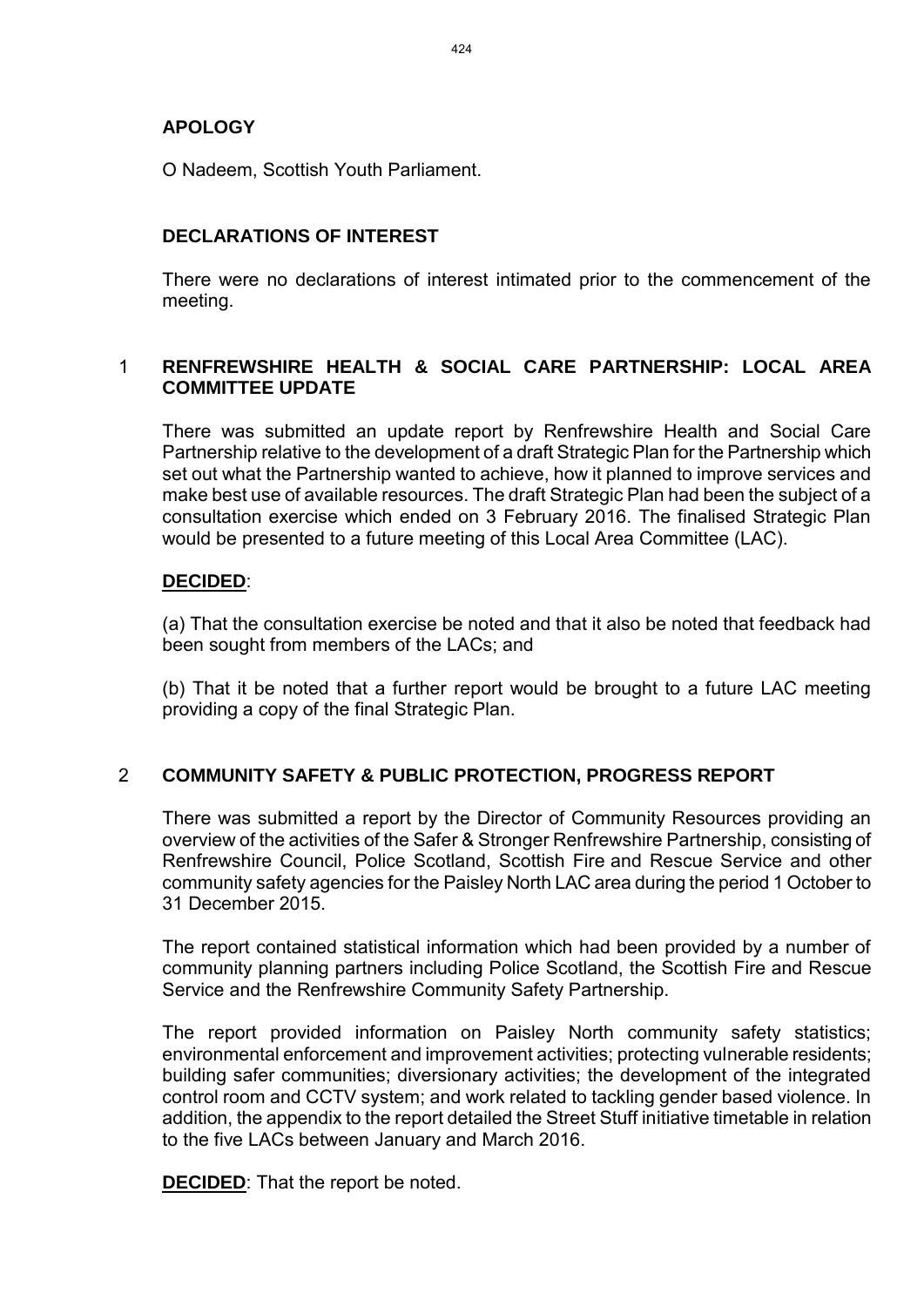## APOLOGY

O Nadeem, Scottish Youth Parliament.

## DECLARATIONS OF INTEREST

There were no declarations of interest intimated prior to the commencement of the meeting.

## 1 RENFREWSHIRE HEALTH & SOCIAL CARE PARTNERSHIP: LOCAL AREA COMMITTEE UPDATE

There was submitted an update report by Renfrewshire Health and Social Care Partnership relative to the development of a draft Strategic Plan for the Partnership which set out what the Partnership wanted to achieve, how it planned to improve services and make best use of available resources. The draft Strategic Plan had been the subject of a consultation exercise which ended on 3 February 2016. The finalised Strategic Plan would be presented to a future meeting of this Local Area Committee (LAC).

**DECIDED**:

(a) That the consultation exercise be noted and that it also be noted that feedback had been sought from members of the LACs; and

(b) That it be noted that a further report would be brought to a future LAC meeting providing a copy of the final Strategic Plan.

## 2 COMMUNITY SAFETY & PUBLIC PROTECTION, PROGRESS REPORT

There was submitted a report by the Director of Community Resources providing an overview of the activities of the Safer & Stronger Renfrewshire Partnership, consisting of Renfrewshire Council, Police Scotland, Scottish Fire and Rescue Service and other community safety agencies for the Paisley North LAC area during the period 1 October to 31 December 2015.

The report contained statistical information which had been provided by a number of community planning partners including Police Scotland, the Scottish Fire and Rescue Service and the Renfrewshire Community Safety Partnership.

The report provided information on Paisley North community safety statistics; environmental enforcement and improvement activities; protecting vulnerable residents; building safer communities; diversionary activities; the development of the integrated control room and CCTV system; and work related to tackling gender based violence. In addition, the appendix to the report detailed the Street Stuff initiative timetable in relation to the five LACs between January and March 2016.

**DECIDED**: That the report be noted.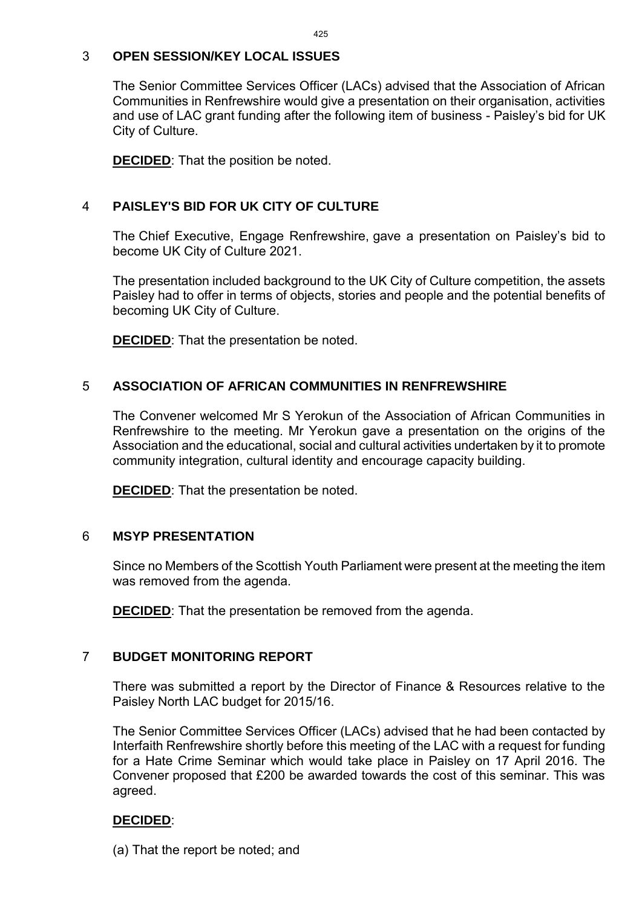## 3 OPEN SESSION/KEY LOCAL ISSUES

The Senior Committee Services Officer (LACs) advised that the Association of African Communities in Renfrewshire would give a presentation on their organisation, activities and use of LAC grant funding after the following item of business - Paisley's bid for UK City of Culture.

**DECIDED**: That the position be noted.

## 4 PAISLEY'S BID FOR UK CITY OF CULTURE

The Chief Executive, Engage Renfrewshire, gave a presentation on Paisley's bid to become UK City of Culture 2021.

The presentation included background to the UK City of Culture competition, the assets Paisley had to offer in terms of objects, stories and people and the potential benefits of becoming UK City of Culture.

**DECIDED**: That the presentation be noted.

## 5 ASSOCIATION OF AFRICAN COMMUNITIES IN RENFREWSHIRE

The Convener welcomed Mr S Yerokun of the Association of African Communities in Renfrewshire to the meeting. Mr Yerokun gave a presentation on the origins of the Association and the educational, social and cultural activities undertaken by it to promote community integration, cultural identity and encourage capacity building.

**DECIDED**: That the presentation be noted.

## 6 MSYP PRESENTATION

Since no Members of the Scottish Youth Parliament were present at the meeting the item was removed from the agenda.

**DECIDED**: That the presentation be removed from the agenda.

## 7 BUDGET MONITORING REPORT

There was submitted a report by the Director of Finance & Resources relative to the Paisley North LAC budget for 2015/16.

The Senior Committee Services Officer (LACs) advised that he had been contacted by Interfaith Renfrewshire shortly before this meeting of the LAC with a request for funding for a Hate Crime Seminar which would take place in Paisley on 17 April 2016. The Convener proposed that £200 be awarded towards the cost of this seminar. This was agreed.

**DECIDED**:

(a) That the report be noted; and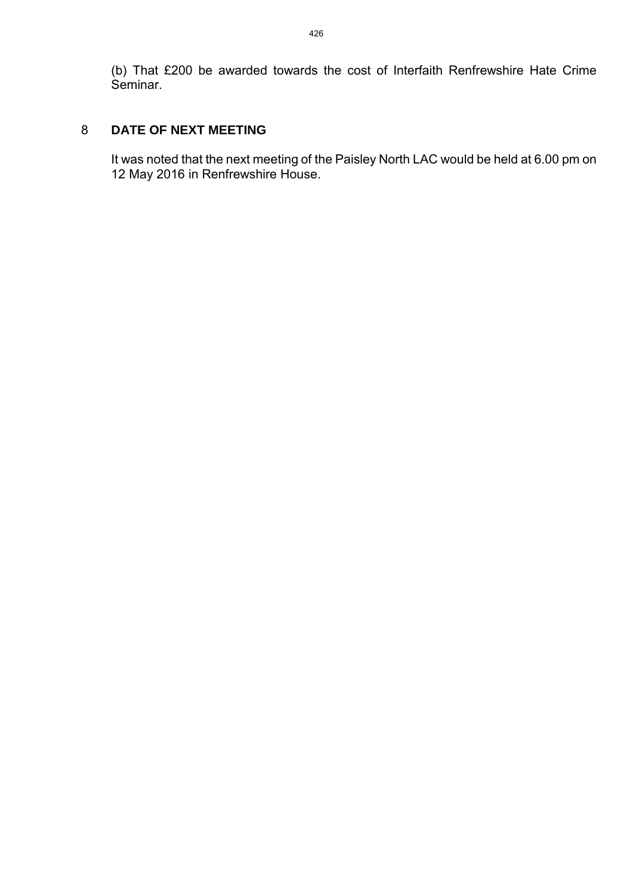(b) That £200 be awarded towards the cost of Interfaith Renfrewshire Hate Crime Seminar.

## 8 DATE OF NEXT MEETING

It was noted that the next meeting of the Paisley North LAC would be held at 6.00 pm on 12 May 2016 in Renfrewshire House.